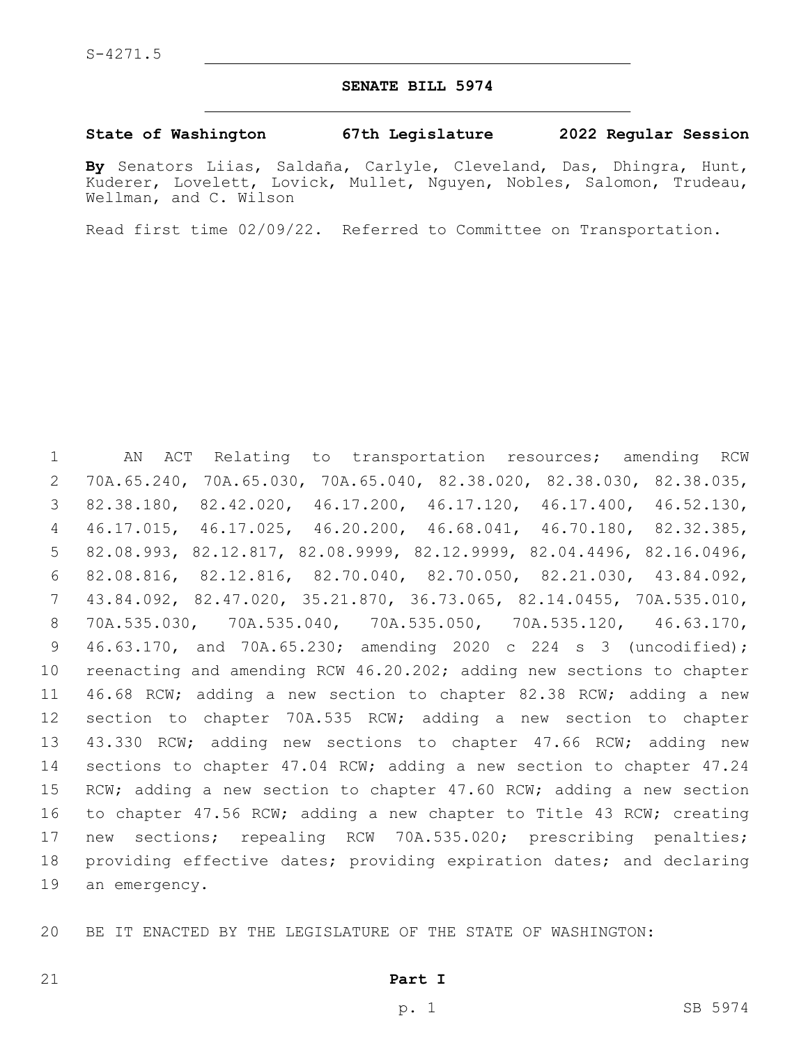S-4271.5

# SENATE BILL 5974

**State of Washington 67th Legislature 2022 Regular Session**

**By** Senators Liias, Saldaña, Carlyle, Cleveland, Das, Dhingra, Hunt, Kuderer, Lovelett, Lovick, Mullet, Nguyen, Nobles, Salomon, Trudeau, Wellman, and C. Wilson

Read first time 02/09/22. Referred to Committee on Transportation.

AN ACT Relating to transportation resources; amending RCW 70A.65.240, 70A.65.030, 70A.65.040, 82.38.020, 82.38.030, 82.38.035, 82.38.180, 82.42.020, 46.17.200, 46.17.120, 46.17.400, 46.52.130, 46.17.015, 46.17.025, 46.20.200, 46.68.041, 46.70.180, 82.32.385, 82.08.993, 82.12.817, 82.08.9999, 82.12.9999, 82.04.4496, 82.16.0496, 82.08.816, 82.12.816, 82.70.040, 82.70.050, 82.21.030, 43.84.092, 43.84.092, 82.47.020, 35.21.870, 36.73.065, 82.14.0455, 70A.535.010, 70A.535.030, 70A.535.040, 70A.535.050, 70A.535.120, 46.63.170, 46.63.170, and 70A.65.230; amending 2020 c 224 s 3 (uncodified); reenacting and amending RCW 46.20.202; adding new sections to chapter 46.68 RCW; adding a new section to chapter 82.38 RCW; adding a new section to chapter 70A.535 RCW; adding a new section to chapter 43.330 RCW; adding new sections to chapter 47.66 RCW; adding new sections to chapter 47.04 RCW; adding a new section to chapter 47.24 RCW; adding a new section to chapter 47.60 RCW; adding a new section to chapter 47.56 RCW; adding a new chapter to Title 43 RCW; creating new sections; repealing RCW 70A.535.020; prescribing penalties; providing effective dates; providing expiration dates; and declaring an emergency.

BE IT ENACTED BY THE LEGISLATURE OF THE STATE OF WASHINGTON:

**Part I**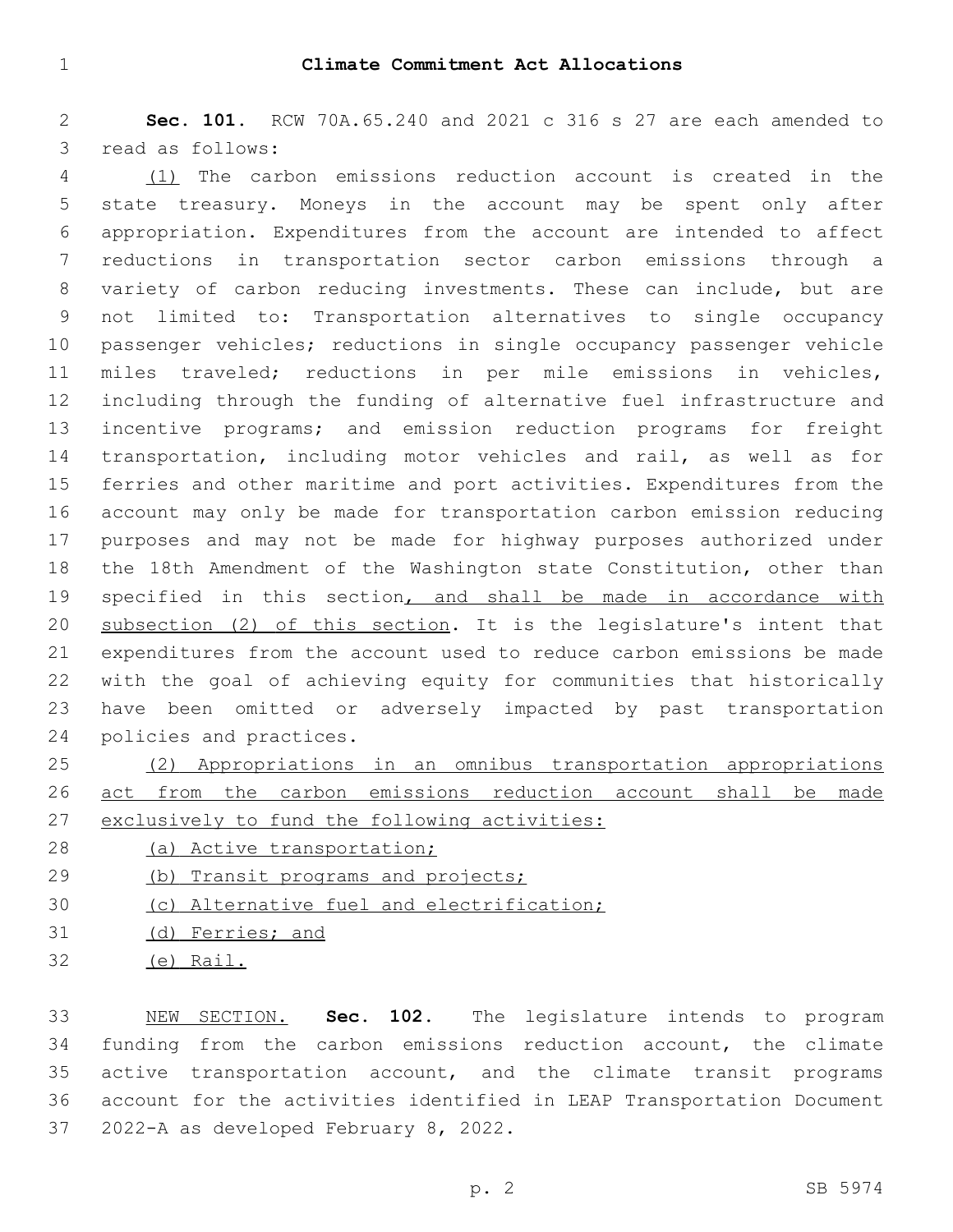# Climate Commitment Act Allocations

**Sec. 101.** RCW 70A.65.240 and 2021 c 316 s 27 are each amended to read as follows:

<u>(1)</u> The carbon emissions reduction account is created in the state treasury. Moneys in the account may be spent only after appropriation. Expenditures from the account are intended to affect reductions in transportation sector carbon emissions through a variety of carbon reducing investments. These can include, but are not limited to: Transportation alternatives to single occupancy passenger vehicles; reductions in single occupancy passenger vehicle miles traveled; reductions in per mile emissions in vehicles, including through the funding of alternative fuel infrastructure and incentive programs; and emission reduction programs for freight transportation, including motor vehicles and rail, as well as for ferries and other maritime and port activities. Expenditures from the account may only be made for transportation carbon emission reducing purposes and may not be made for highway purposes authorized under the 18th Amendment of the Washington state Constitution, other than specified in this section<u>, and shall be made in accordance with subsection (2) of this section</u>. It is the legislature's intent that expenditures from the account used to reduce carbon emissions be made with the goal of achieving equity for communities that historically have been omitted or adversely impacted by past transportation policies and practices.

<u>(2) Appropriations in an omnibus transportation appropriations act from the carbon emissions reduction account shall be made exclusively to fund the following activities:</u>

<u>(a) Active transportation;</u>

<u>(b) Transit programs and projects;</u>

<u>(c) Alternative fuel and electrification;</u>

<u>(d) Ferries; and</u>

<u>(e) Rail.</u>

<u>NEW SECTION.</u> **Sec. 102.** The legislature intends to program funding from the carbon emissions reduction account, the climate active transportation account, and the climate transit programs account for the activities identified in LEAP Transportation Document 2022-A as developed February 8, 2022.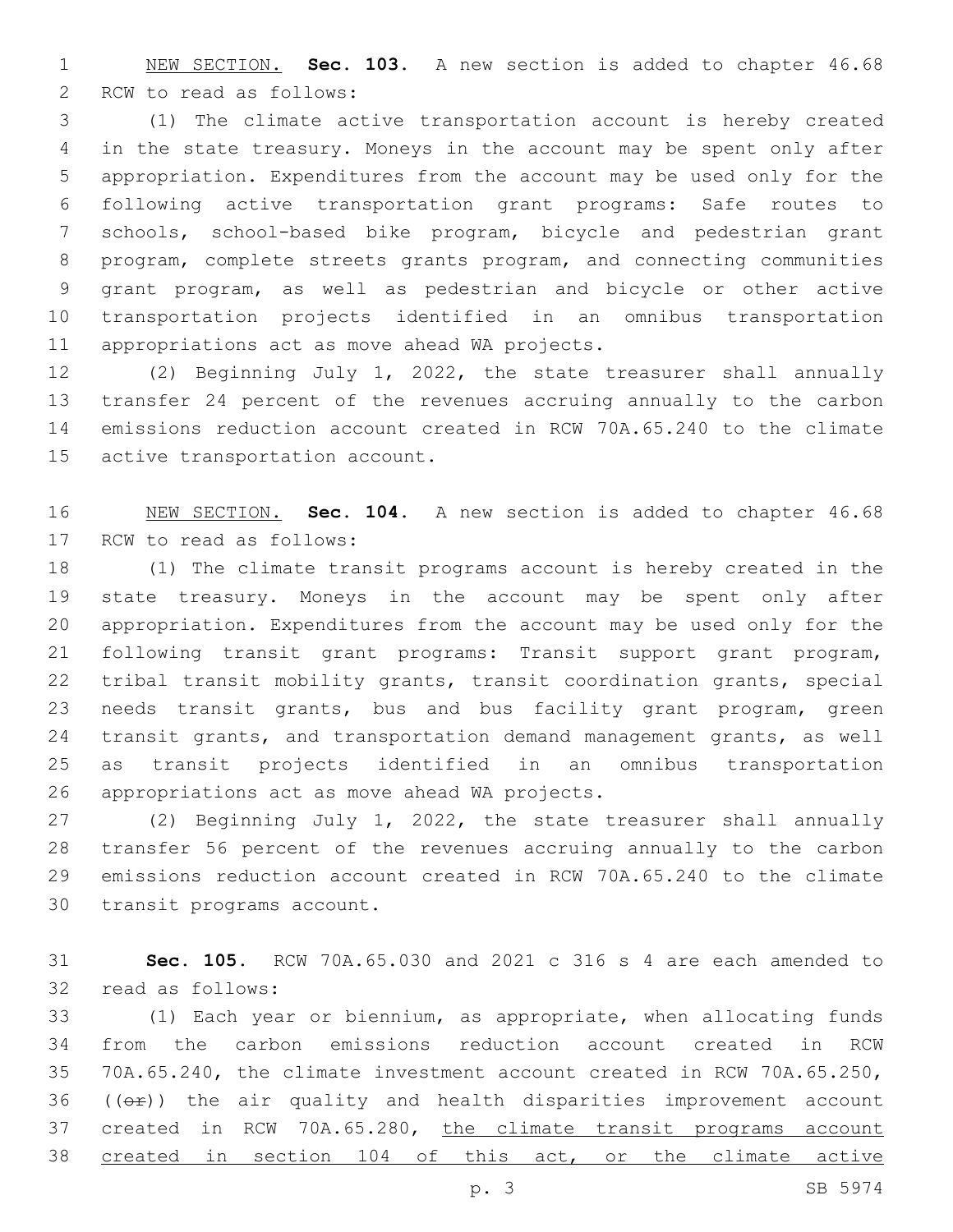NEW SECTION. **Sec. 103.** A new section is added to chapter 46.68 RCW to read as follows:

(1) The climate active transportation account is hereby created in the state treasury. Moneys in the account may be spent only after appropriation. Expenditures from the account may be used only for the following active transportation grant programs: Safe routes to schools, school-based bike program, bicycle and pedestrian grant program, complete streets grants program, and connecting communities grant program, as well as pedestrian and bicycle or other active transportation projects identified in an omnibus transportation appropriations act as move ahead WA projects.

(2) Beginning July 1, 2022, the state treasurer shall annually transfer 24 percent of the revenues accruing annually to the carbon emissions reduction account created in RCW 70A.65.240 to the climate active transportation account.

NEW SECTION. **Sec. 104.** A new section is added to chapter 46.68 RCW to read as follows:

(1) The climate transit programs account is hereby created in the state treasury. Moneys in the account may be spent only after appropriation. Expenditures from the account may be used only for the following transit grant programs: Transit support grant program, tribal transit mobility grants, transit coordination grants, special needs transit grants, bus and bus facility grant program, green transit grants, and transportation demand management grants, as well as transit projects identified in an omnibus transportation appropriations act as move ahead WA projects.

(2) Beginning July 1, 2022, the state treasurer shall annually transfer 56 percent of the revenues accruing annually to the carbon emissions reduction account created in RCW 70A.65.240 to the climate transit programs account.

**Sec. 105.** RCW 70A.65.030 and 2021 c 316 s 4 are each amended to read as follows:

(1) Each year or biennium, as appropriate, when allocating funds from the carbon emissions reduction account created in RCW 70A.65.240, the climate investment account created in RCW 70A.65.250, ((~~or~~)) the air quality and health disparities improvement account created in RCW 70A.65.280, <u>the climate transit programs account created in section 104 of this act, or the climate active</u>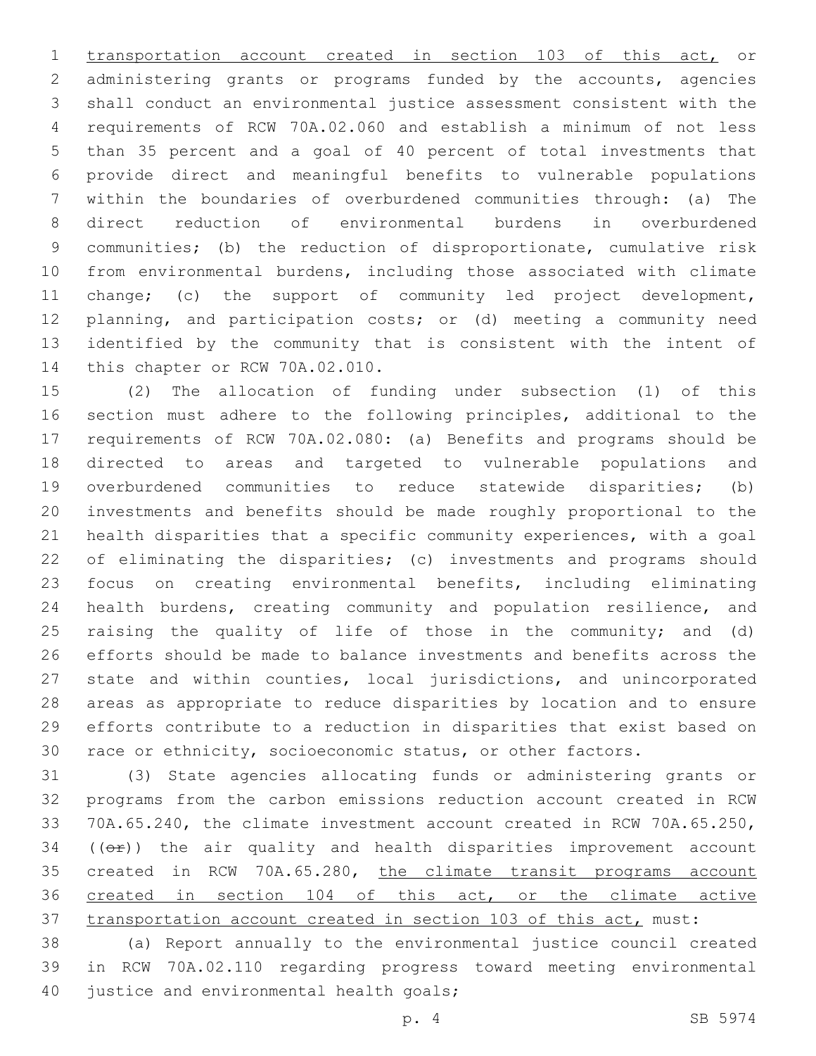transportation account created in section 103 of this act, or administering grants or programs funded by the accounts, agencies shall conduct an environmental justice assessment consistent with the requirements of RCW 70A.02.060 and establish a minimum of not less than 35 percent and a goal of 40 percent of total investments that provide direct and meaningful benefits to vulnerable populations within the boundaries of overburdened communities through: (a) The direct reduction of environmental burdens in overburdened communities; (b) the reduction of disproportionate, cumulative risk from environmental burdens, including those associated with climate change; (c) the support of community led project development, planning, and participation costs; or (d) meeting a community need identified by the community that is consistent with the intent of this chapter or RCW 70A.02.010.

(2) The allocation of funding under subsection (1) of this section must adhere to the following principles, additional to the requirements of RCW 70A.02.080: (a) Benefits and programs should be directed to areas and targeted to vulnerable populations and overburdened communities to reduce statewide disparities; (b) investments and benefits should be made roughly proportional to the health disparities that a specific community experiences, with a goal of eliminating the disparities; (c) investments and programs should focus on creating environmental benefits, including eliminating health burdens, creating community and population resilience, and raising the quality of life of those in the community; and (d) efforts should be made to balance investments and benefits across the state and within counties, local jurisdictions, and unincorporated areas as appropriate to reduce disparities by location and to ensure efforts contribute to a reduction in disparities that exist based on race or ethnicity, socioeconomic status, or other factors.

(3) State agencies allocating funds or administering grants or programs from the carbon emissions reduction account created in RCW 70A.65.240, the climate investment account created in RCW 70A.65.250, ((~~or~~)) the air quality and health disparities improvement account created in RCW 70A.65.280, the climate transit programs account created in section 104 of this act, or the climate active transportation account created in section 103 of this act, must:

(a) Report annually to the environmental justice council created in RCW 70A.02.110 regarding progress toward meeting environmental justice and environmental health goals;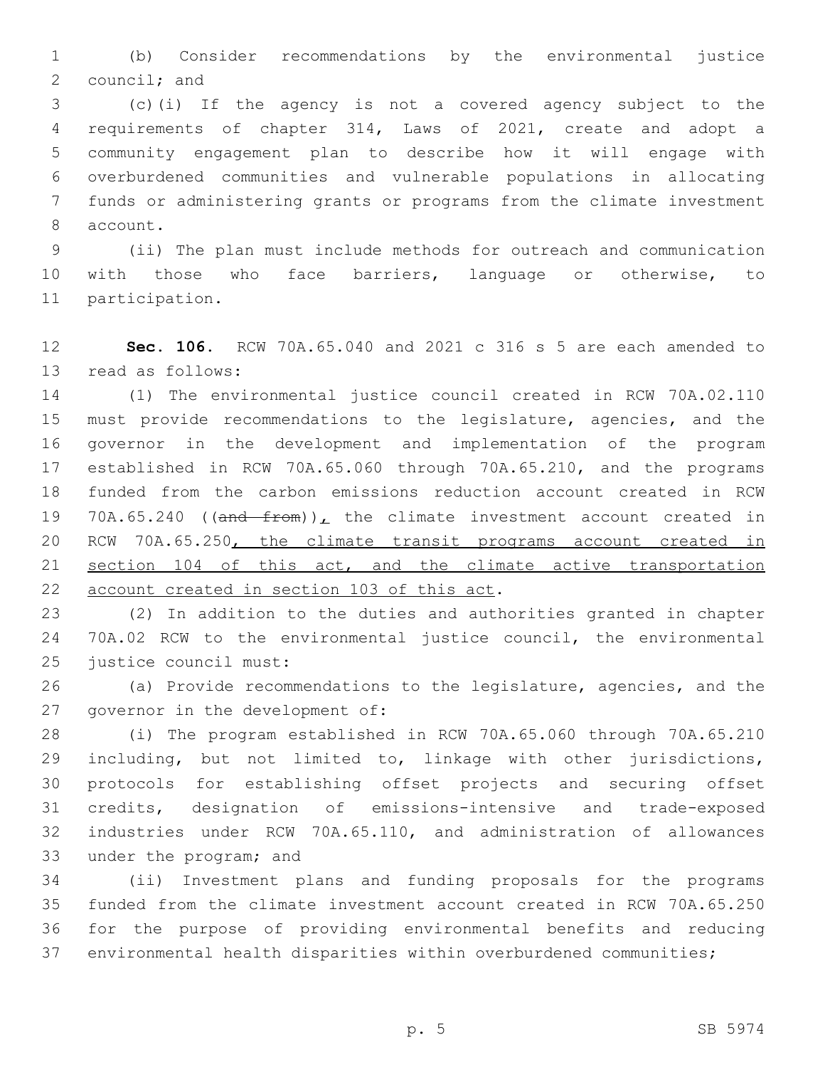(b) Consider recommendations by the environmental justice council; and

(c)(i) If the agency is not a covered agency subject to the requirements of chapter 314, Laws of 2021, create and adopt a community engagement plan to describe how it will engage with overburdened communities and vulnerable populations in allocating funds or administering grants or programs from the climate investment account.

(ii) The plan must include methods for outreach and communication with those who face barriers, language or otherwise, to participation.

**Sec. 106.** RCW 70A.65.040 and 2021 c 316 s 5 are each amended to read as follows:

(1) The environmental justice council created in RCW 70A.02.110 must provide recommendations to the legislature, agencies, and the governor in the development and implementation of the program established in RCW 70A.65.060 through 70A.65.210, and the programs funded from the carbon emissions reduction account created in RCW 70A.65.240 ((~~and from~~))<u>,</u> the climate investment account created in RCW 70A.65.250<u>, the climate transit programs account created in section 104 of this act, and the climate active transportation account created in section 103 of this act</u>.

(2) In addition to the duties and authorities granted in chapter 70A.02 RCW to the environmental justice council, the environmental justice council must:

(a) Provide recommendations to the legislature, agencies, and the governor in the development of:

(i) The program established in RCW 70A.65.060 through 70A.65.210 including, but not limited to, linkage with other jurisdictions, protocols for establishing offset projects and securing offset credits, designation of emissions-intensive and trade-exposed industries under RCW 70A.65.110, and administration of allowances under the program; and

(ii) Investment plans and funding proposals for the programs funded from the climate investment account created in RCW 70A.65.250 for the purpose of providing environmental benefits and reducing environmental health disparities within overburdened communities;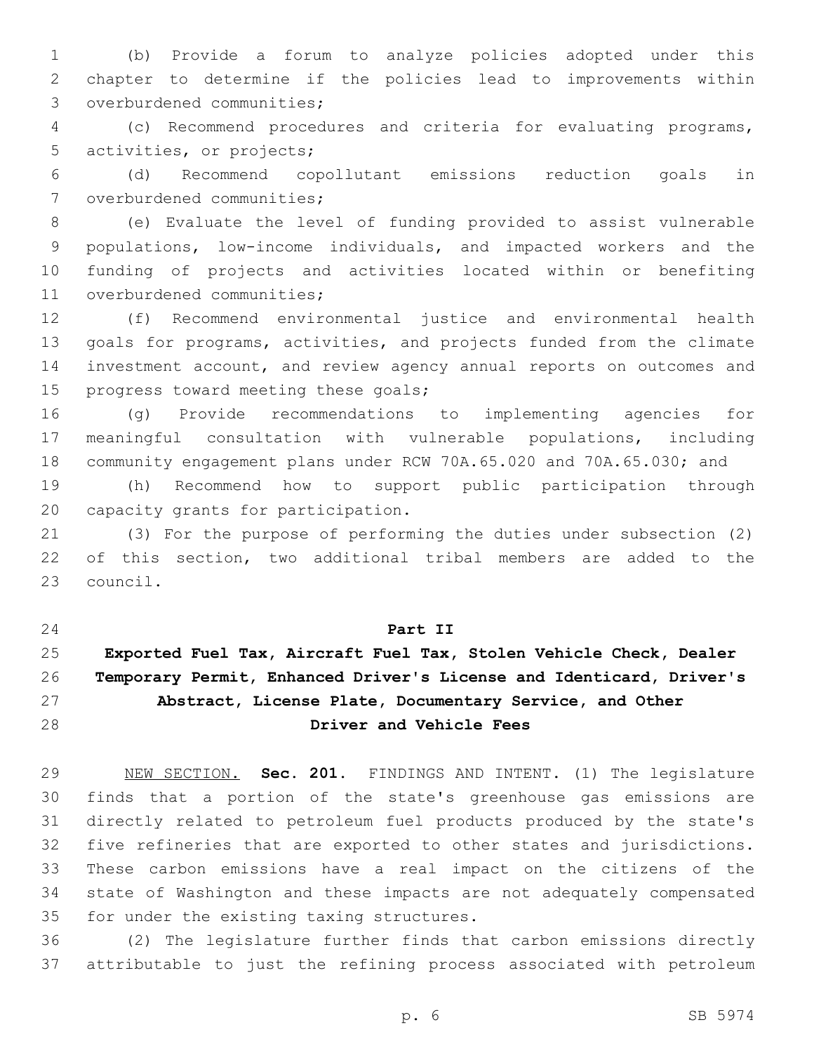(b) Provide a forum to analyze policies adopted under this chapter to determine if the policies lead to improvements within overburdened communities;

(c) Recommend procedures and criteria for evaluating programs, activities, or projects;

(d) Recommend copollutant emissions reduction goals in overburdened communities;

(e) Evaluate the level of funding provided to assist vulnerable populations, low-income individuals, and impacted workers and the funding of projects and activities located within or benefiting overburdened communities;

(f) Recommend environmental justice and environmental health goals for programs, activities, and projects funded from the climate investment account, and review agency annual reports on outcomes and progress toward meeting these goals;

(g) Provide recommendations to implementing agencies for meaningful consultation with vulnerable populations, including community engagement plans under RCW 70A.65.020 and 70A.65.030; and

(h) Recommend how to support public participation through capacity grants for participation.

(3) For the purpose of performing the duties under subsection (2) of this section, two additional tribal members are added to the council.

## Part II
## Exported Fuel Tax, Aircraft Fuel Tax, Stolen Vehicle Check, Dealer Temporary Permit, Enhanced Driver's License and Identicard, Driver's Abstract, License Plate, Documentary Service, and Other Driver and Vehicle Fees

NEW SECTION. **Sec. 201.** FINDINGS AND INTENT. (1) The legislature finds that a portion of the state's greenhouse gas emissions are directly related to petroleum fuel products produced by the state's five refineries that are exported to other states and jurisdictions. These carbon emissions have a real impact on the citizens of the state of Washington and these impacts are not adequately compensated for under the existing taxing structures.

(2) The legislature further finds that carbon emissions directly attributable to just the refining process associated with petroleum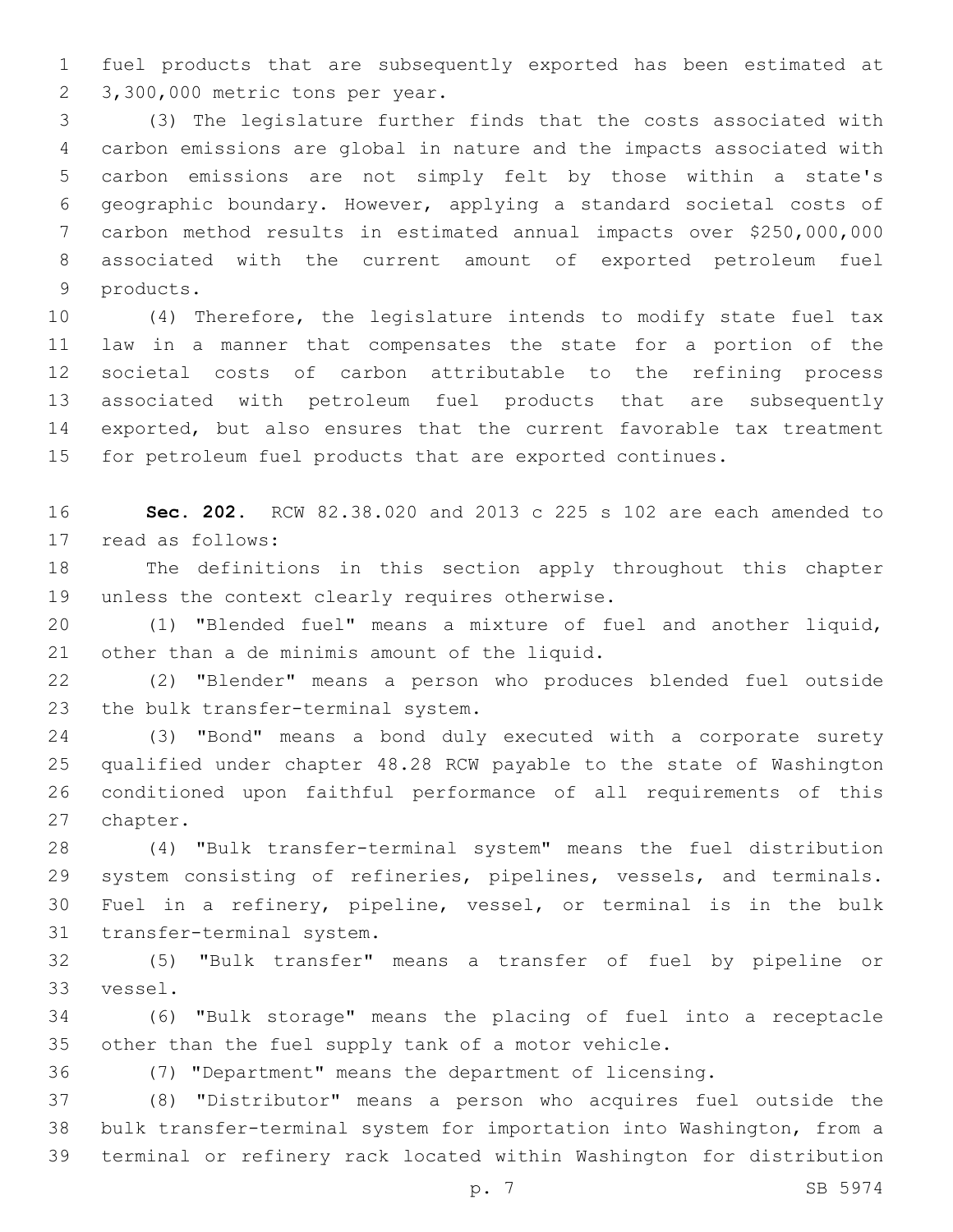fuel products that are subsequently exported has been estimated at 3,300,000 metric tons per year.

(3) The legislature further finds that the costs associated with carbon emissions are global in nature and the impacts associated with carbon emissions are not simply felt by those within a state's geographic boundary. However, applying a standard societal costs of carbon method results in estimated annual impacts over $250,000,000 associated with the current amount of exported petroleum fuel products.

(4) Therefore, the legislature intends to modify state fuel tax law in a manner that compensates the state for a portion of the societal costs of carbon attributable to the refining process associated with petroleum fuel products that are subsequently exported, but also ensures that the current favorable tax treatment for petroleum fuel products that are exported continues.

**Sec. 202.** RCW 82.38.020 and 2013 c 225 s 102 are each amended to read as follows:

The definitions in this section apply throughout this chapter unless the context clearly requires otherwise.

(1) "Blended fuel" means a mixture of fuel and another liquid, other than a de minimis amount of the liquid.

(2) "Blender" means a person who produces blended fuel outside the bulk transfer-terminal system.

(3) "Bond" means a bond duly executed with a corporate surety qualified under chapter 48.28 RCW payable to the state of Washington conditioned upon faithful performance of all requirements of this chapter.

(4) "Bulk transfer-terminal system" means the fuel distribution system consisting of refineries, pipelines, vessels, and terminals. Fuel in a refinery, pipeline, vessel, or terminal is in the bulk transfer-terminal system.

(5) "Bulk transfer" means a transfer of fuel by pipeline or vessel.

(6) "Bulk storage" means the placing of fuel into a receptacle other than the fuel supply tank of a motor vehicle.

(7) "Department" means the department of licensing.

(8) "Distributor" means a person who acquires fuel outside the bulk transfer-terminal system for importation into Washington, from a terminal or refinery rack located within Washington for distribution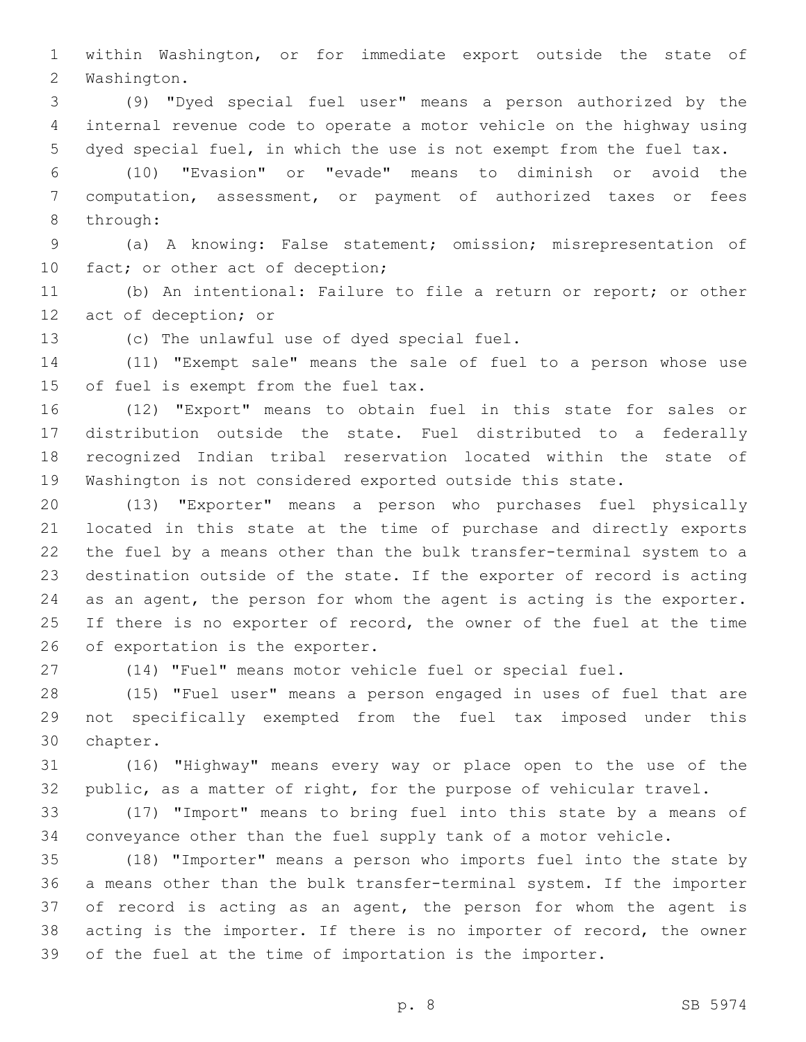within Washington, or for immediate export outside the state of Washington.

(9) "Dyed special fuel user" means a person authorized by the internal revenue code to operate a motor vehicle on the highway using dyed special fuel, in which the use is not exempt from the fuel tax.

(10) "Evasion" or "evade" means to diminish or avoid the computation, assessment, or payment of authorized taxes or fees through:

(a) A knowing: False statement; omission; misrepresentation of fact; or other act of deception;

(b) An intentional: Failure to file a return or report; or other act of deception; or

(c) The unlawful use of dyed special fuel.

(11) "Exempt sale" means the sale of fuel to a person whose use of fuel is exempt from the fuel tax.

(12) "Export" means to obtain fuel in this state for sales or distribution outside the state. Fuel distributed to a federally recognized Indian tribal reservation located within the state of Washington is not considered exported outside this state.

(13) "Exporter" means a person who purchases fuel physically located in this state at the time of purchase and directly exports the fuel by a means other than the bulk transfer-terminal system to a destination outside of the state. If the exporter of record is acting as an agent, the person for whom the agent is acting is the exporter. If there is no exporter of record, the owner of the fuel at the time of exportation is the exporter.

(14) "Fuel" means motor vehicle fuel or special fuel.

(15) "Fuel user" means a person engaged in uses of fuel that are not specifically exempted from the fuel tax imposed under this chapter.

(16) "Highway" means every way or place open to the use of the public, as a matter of right, for the purpose of vehicular travel.

(17) "Import" means to bring fuel into this state by a means of conveyance other than the fuel supply tank of a motor vehicle.

(18) "Importer" means a person who imports fuel into the state by a means other than the bulk transfer-terminal system. If the importer of record is acting as an agent, the person for whom the agent is acting is the importer. If there is no importer of record, the owner of the fuel at the time of importation is the importer.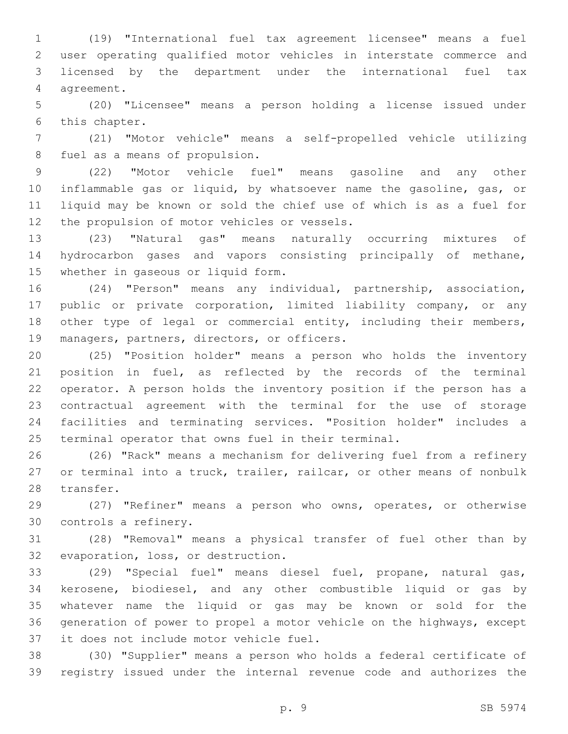(19) "International fuel tax agreement licensee" means a fuel user operating qualified motor vehicles in interstate commerce and licensed by the department under the international fuel tax agreement.

(20) "Licensee" means a person holding a license issued under this chapter.

(21) "Motor vehicle" means a self-propelled vehicle utilizing fuel as a means of propulsion.

(22) "Motor vehicle fuel" means gasoline and any other inflammable gas or liquid, by whatsoever name the gasoline, gas, or liquid may be known or sold the chief use of which is as a fuel for the propulsion of motor vehicles or vessels.

(23) "Natural gas" means naturally occurring mixtures of hydrocarbon gases and vapors consisting principally of methane, whether in gaseous or liquid form.

(24) "Person" means any individual, partnership, association, public or private corporation, limited liability company, or any other type of legal or commercial entity, including their members, managers, partners, directors, or officers.

(25) "Position holder" means a person who holds the inventory position in fuel, as reflected by the records of the terminal operator. A person holds the inventory position if the person has a contractual agreement with the terminal for the use of storage facilities and terminating services. "Position holder" includes a terminal operator that owns fuel in their terminal.

(26) "Rack" means a mechanism for delivering fuel from a refinery or terminal into a truck, trailer, railcar, or other means of nonbulk transfer.

(27) "Refiner" means a person who owns, operates, or otherwise controls a refinery.

(28) "Removal" means a physical transfer of fuel other than by evaporation, loss, or destruction.

(29) "Special fuel" means diesel fuel, propane, natural gas, kerosene, biodiesel, and any other combustible liquid or gas by whatever name the liquid or gas may be known or sold for the generation of power to propel a motor vehicle on the highways, except it does not include motor vehicle fuel.

(30) "Supplier" means a person who holds a federal certificate of registry issued under the internal revenue code and authorizes the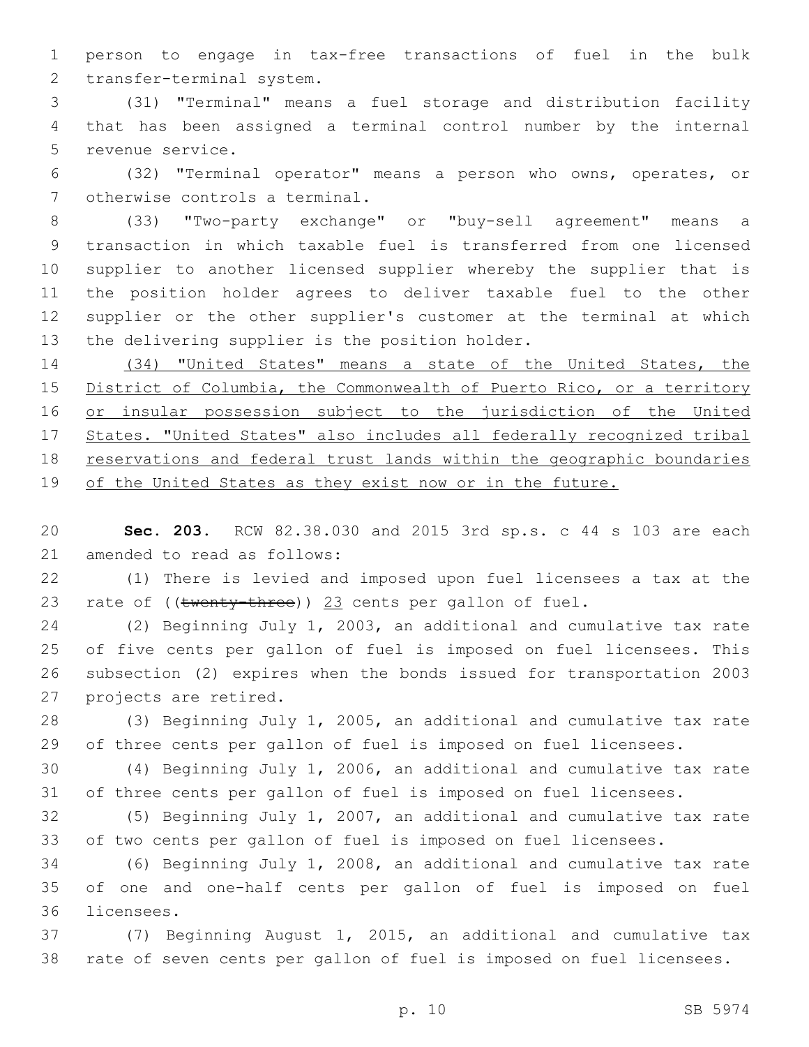person to engage in tax-free transactions of fuel in the bulk transfer-terminal system.

(31) "Terminal" means a fuel storage and distribution facility that has been assigned a terminal control number by the internal revenue service.

(32) "Terminal operator" means a person who owns, operates, or otherwise controls a terminal.

(33) "Two-party exchange" or "buy-sell agreement" means a transaction in which taxable fuel is transferred from one licensed supplier to another licensed supplier whereby the supplier that is the position holder agrees to deliver taxable fuel to the other supplier or the other supplier's customer at the terminal at which the delivering supplier is the position holder.

<u>(34) "United States" means a state of the United States, the District of Columbia, the Commonwealth of Puerto Rico, or a territory or insular possession subject to the jurisdiction of the United States. "United States" also includes all federally recognized tribal reservations and federal trust lands within the geographic boundaries of the United States as they exist now or in the future.</u>

**Sec. 203.** RCW 82.38.030 and 2015 3rd sp.s. c 44 s 103 are each amended to read as follows:

(1) There is levied and imposed upon fuel licensees a tax at the rate of ((~~twenty-three~~)) <u>23</u> cents per gallon of fuel.

(2) Beginning July 1, 2003, an additional and cumulative tax rate of five cents per gallon of fuel is imposed on fuel licensees. This subsection (2) expires when the bonds issued for transportation 2003 projects are retired.

(3) Beginning July 1, 2005, an additional and cumulative tax rate of three cents per gallon of fuel is imposed on fuel licensees.

(4) Beginning July 1, 2006, an additional and cumulative tax rate of three cents per gallon of fuel is imposed on fuel licensees.

(5) Beginning July 1, 2007, an additional and cumulative tax rate of two cents per gallon of fuel is imposed on fuel licensees.

(6) Beginning July 1, 2008, an additional and cumulative tax rate of one and one-half cents per gallon of fuel is imposed on fuel licensees.

(7) Beginning August 1, 2015, an additional and cumulative tax rate of seven cents per gallon of fuel is imposed on fuel licensees.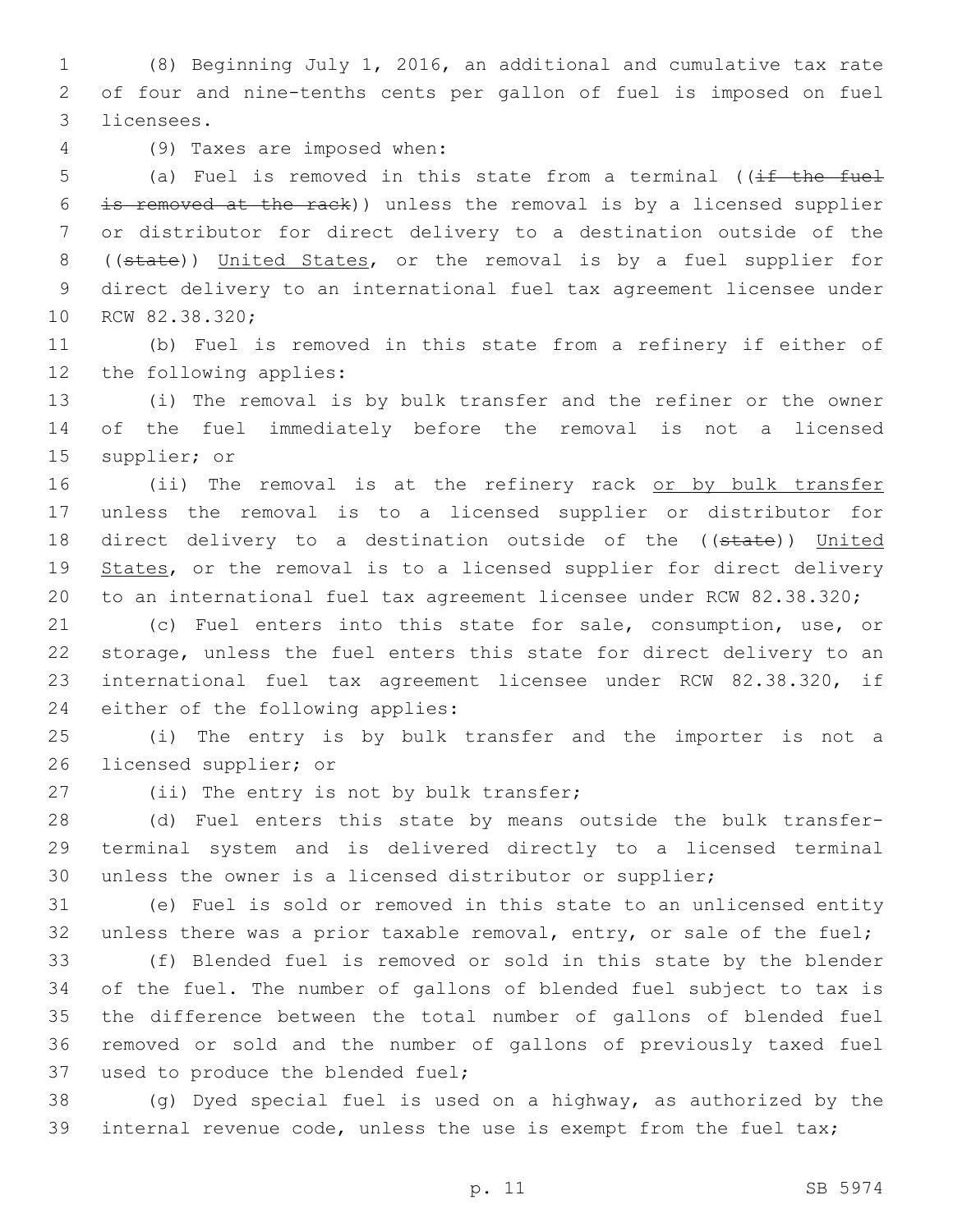(8) Beginning July 1, 2016, an additional and cumulative tax rate of four and nine-tenths cents per gallon of fuel is imposed on fuel licensees.

(9) Taxes are imposed when:

(a) Fuel is removed in this state from a terminal ((~~if the fuel is removed at the rack~~)) unless the removal is by a licensed supplier or distributor for direct delivery to a destination outside of the ((~~state~~)) <u>United States</u>, or the removal is by a fuel supplier for direct delivery to an international fuel tax agreement licensee under RCW 82.38.320;

(b) Fuel is removed in this state from a refinery if either of the following applies:

(i) The removal is by bulk transfer and the refiner or the owner of the fuel immediately before the removal is not a licensed supplier; or

(ii) The removal is at the refinery rack <u>or by bulk transfer</u> unless the removal is to a licensed supplier or distributor for direct delivery to a destination outside of the ((~~state~~)) <u>United States</u>, or the removal is to a licensed supplier for direct delivery to an international fuel tax agreement licensee under RCW 82.38.320;

(c) Fuel enters into this state for sale, consumption, use, or storage, unless the fuel enters this state for direct delivery to an international fuel tax agreement licensee under RCW 82.38.320, if either of the following applies:

(i) The entry is by bulk transfer and the importer is not a licensed supplier; or

(ii) The entry is not by bulk transfer;

(d) Fuel enters this state by means outside the bulk transfer-terminal system and is delivered directly to a licensed terminal unless the owner is a licensed distributor or supplier;

(e) Fuel is sold or removed in this state to an unlicensed entity unless there was a prior taxable removal, entry, or sale of the fuel;

(f) Blended fuel is removed or sold in this state by the blender of the fuel. The number of gallons of blended fuel subject to tax is the difference between the total number of gallons of blended fuel removed or sold and the number of gallons of previously taxed fuel used to produce the blended fuel;

(g) Dyed special fuel is used on a highway, as authorized by the internal revenue code, unless the use is exempt from the fuel tax;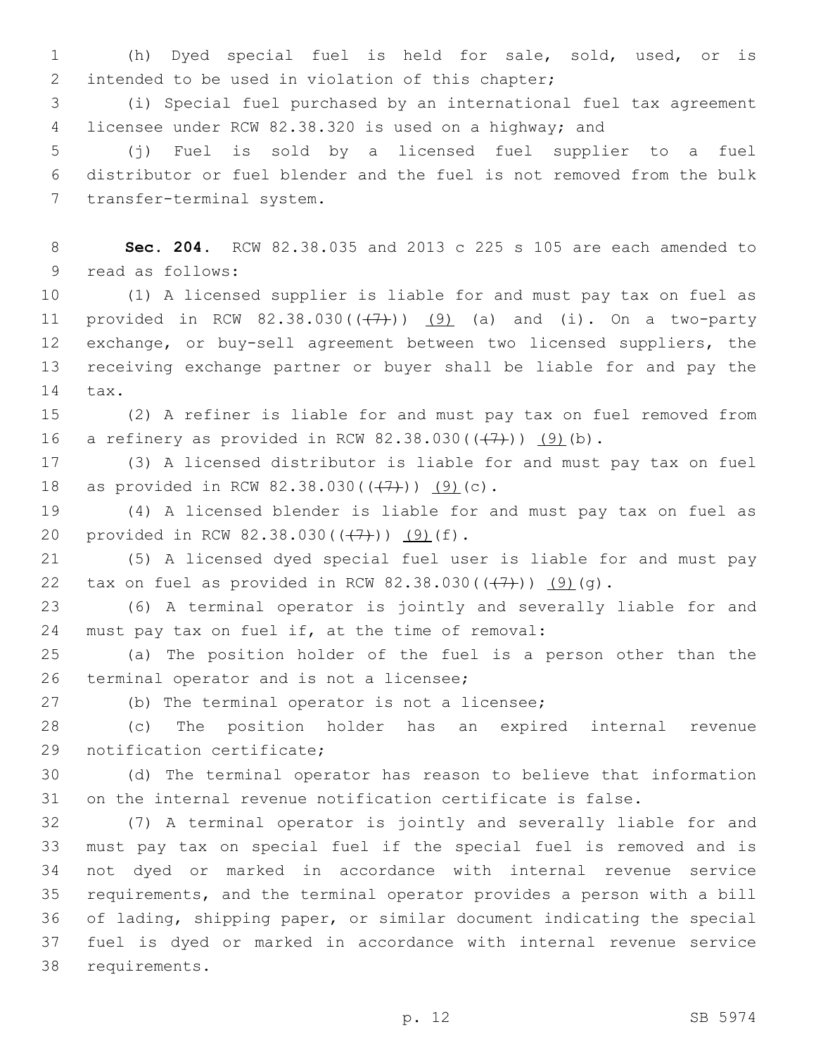(h) Dyed special fuel is held for sale, sold, used, or is intended to be used in violation of this chapter;

(i) Special fuel purchased by an international fuel tax agreement licensee under RCW 82.38.320 is used on a highway; and

(j) Fuel is sold by a licensed fuel supplier to a fuel distributor or fuel blender and the fuel is not removed from the bulk transfer-terminal system.

**Sec. 204.** RCW 82.38.035 and 2013 c 225 s 105 are each amended to read as follows:

(1) A licensed supplier is liable for and must pay tax on fuel as provided in RCW 82.38.030(((7))) (9) (a) and (i). On a two-party exchange, or buy-sell agreement between two licensed suppliers, the receiving exchange partner or buyer shall be liable for and pay the tax.

(2) A refiner is liable for and must pay tax on fuel removed from a refinery as provided in RCW 82.38.030(((7))) (9)(b).

(3) A licensed distributor is liable for and must pay tax on fuel as provided in RCW 82.38.030(((7))) (9)(c).

(4) A licensed blender is liable for and must pay tax on fuel as provided in RCW 82.38.030(((7))) (9)(f).

(5) A licensed dyed special fuel user is liable for and must pay tax on fuel as provided in RCW 82.38.030(((7))) (9)(g).

(6) A terminal operator is jointly and severally liable for and must pay tax on fuel if, at the time of removal:

(a) The position holder of the fuel is a person other than the terminal operator and is not a licensee;

(b) The terminal operator is not a licensee;

(c) The position holder has an expired internal revenue notification certificate;

(d) The terminal operator has reason to believe that information on the internal revenue notification certificate is false.

(7) A terminal operator is jointly and severally liable for and must pay tax on special fuel if the special fuel is removed and is not dyed or marked in accordance with internal revenue service requirements, and the terminal operator provides a person with a bill of lading, shipping paper, or similar document indicating the special fuel is dyed or marked in accordance with internal revenue service requirements.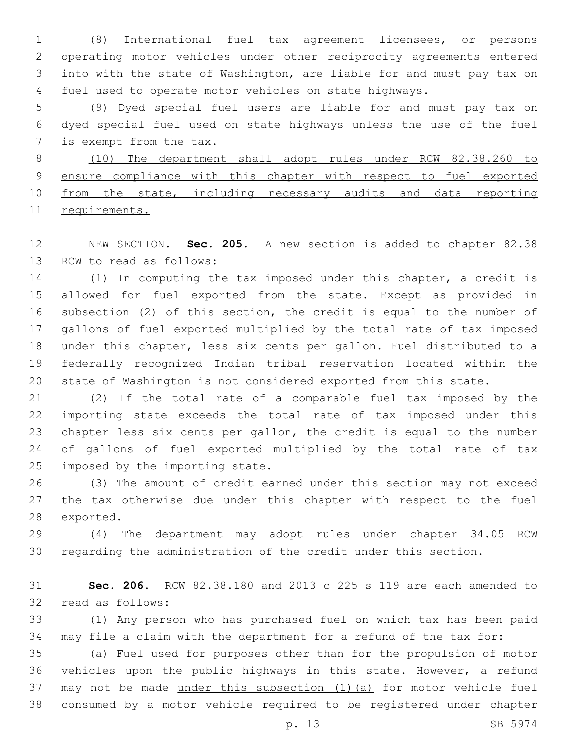(8) International fuel tax agreement licensees, or persons operating motor vehicles under other reciprocity agreements entered into with the state of Washington, are liable for and must pay tax on fuel used to operate motor vehicles on state highways.

(9) Dyed special fuel users are liable for and must pay tax on dyed special fuel used on state highways unless the use of the fuel is exempt from the tax.

<u>(10) The department shall adopt rules under RCW 82.38.260 to ensure compliance with this chapter with respect to fuel exported from the state, including necessary audits and data reporting requirements.</u>

<u>NEW SECTION.</u> **Sec. 205.** A new section is added to chapter 82.38 RCW to read as follows:

(1) In computing the tax imposed under this chapter, a credit is allowed for fuel exported from the state. Except as provided in subsection (2) of this section, the credit is equal to the number of gallons of fuel exported multiplied by the total rate of tax imposed under this chapter, less six cents per gallon. Fuel distributed to a federally recognized Indian tribal reservation located within the state of Washington is not considered exported from this state.

(2) If the total rate of a comparable fuel tax imposed by the importing state exceeds the total rate of tax imposed under this chapter less six cents per gallon, the credit is equal to the number of gallons of fuel exported multiplied by the total rate of tax imposed by the importing state.

(3) The amount of credit earned under this section may not exceed the tax otherwise due under this chapter with respect to the fuel exported.

(4) The department may adopt rules under chapter 34.05 RCW regarding the administration of the credit under this section.

**Sec. 206.** RCW 82.38.180 and 2013 c 225 s 119 are each amended to read as follows:

(1) Any person who has purchased fuel on which tax has been paid may file a claim with the department for a refund of the tax for:

(a) Fuel used for purposes other than for the propulsion of motor vehicles upon the public highways in this state. However, a refund may not be made <u>under this subsection (1)(a)</u> for motor vehicle fuel consumed by a motor vehicle required to be registered under chapter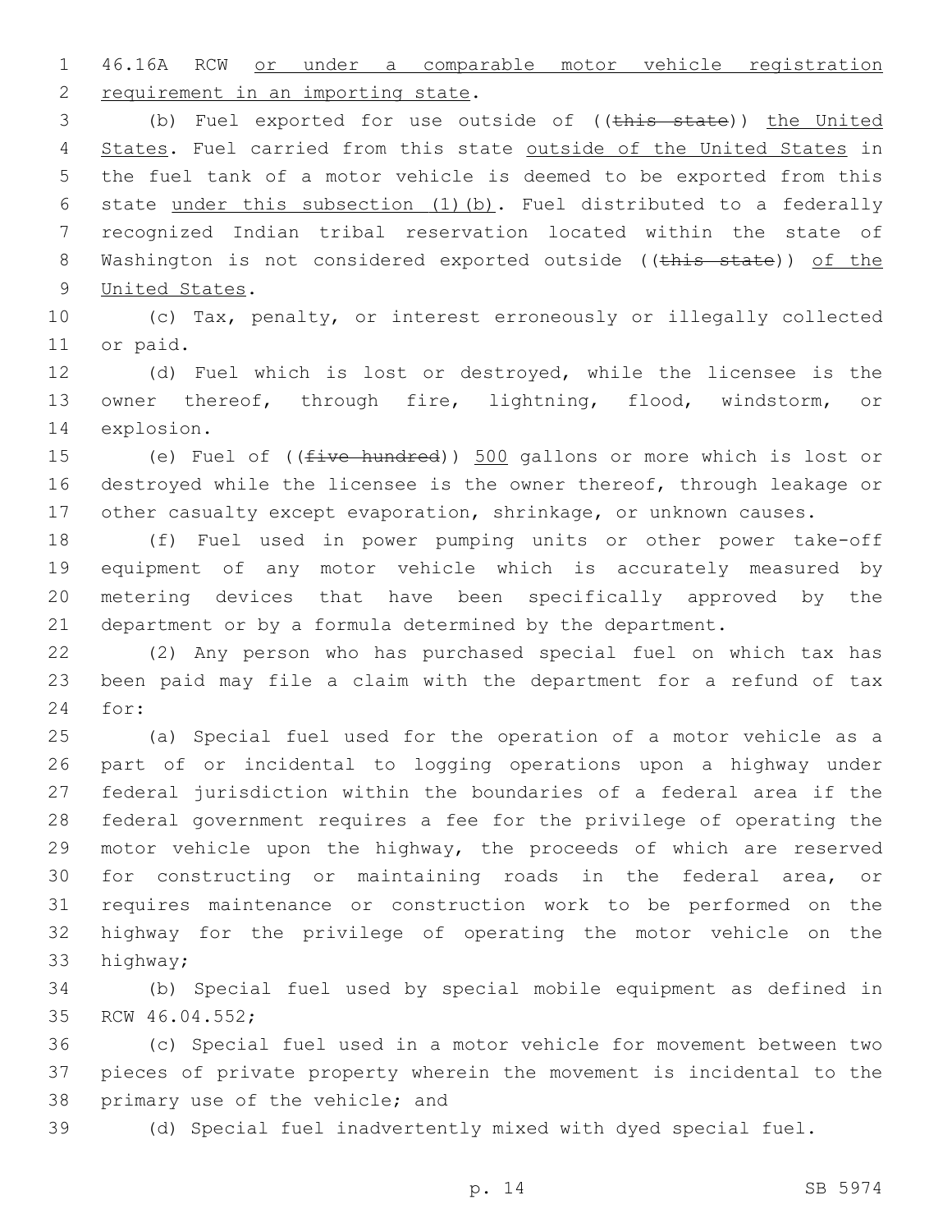46.16A RCW <u>or under a comparable motor vehicle registration requirement in an importing state</u>.

(b) Fuel exported for use outside of ((~~this state~~)) <u>the United States</u>. Fuel carried from this state <u>outside of the United States</u> in the fuel tank of a motor vehicle is deemed to be exported from this state <u>under this subsection (1)(b)</u>. Fuel distributed to a federally recognized Indian tribal reservation located within the state of Washington is not considered exported outside ((~~this state~~)) <u>of the United States</u>.

(c) Tax, penalty, or interest erroneously or illegally collected or paid.

(d) Fuel which is lost or destroyed, while the licensee is the owner thereof, through fire, lightning, flood, windstorm, or explosion.

(e) Fuel of ((~~five hundred~~)) <u>500</u> gallons or more which is lost or destroyed while the licensee is the owner thereof, through leakage or other casualty except evaporation, shrinkage, or unknown causes.

(f) Fuel used in power pumping units or other power take-off equipment of any motor vehicle which is accurately measured by metering devices that have been specifically approved by the department or by a formula determined by the department.

(2) Any person who has purchased special fuel on which tax has been paid may file a claim with the department for a refund of tax for:

(a) Special fuel used for the operation of a motor vehicle as a part of or incidental to logging operations upon a highway under federal jurisdiction within the boundaries of a federal area if the federal government requires a fee for the privilege of operating the motor vehicle upon the highway, the proceeds of which are reserved for constructing or maintaining roads in the federal area, or requires maintenance or construction work to be performed on the highway for the privilege of operating the motor vehicle on the highway;

(b) Special fuel used by special mobile equipment as defined in RCW 46.04.552;

(c) Special fuel used in a motor vehicle for movement between two pieces of private property wherein the movement is incidental to the primary use of the vehicle; and

(d) Special fuel inadvertently mixed with dyed special fuel.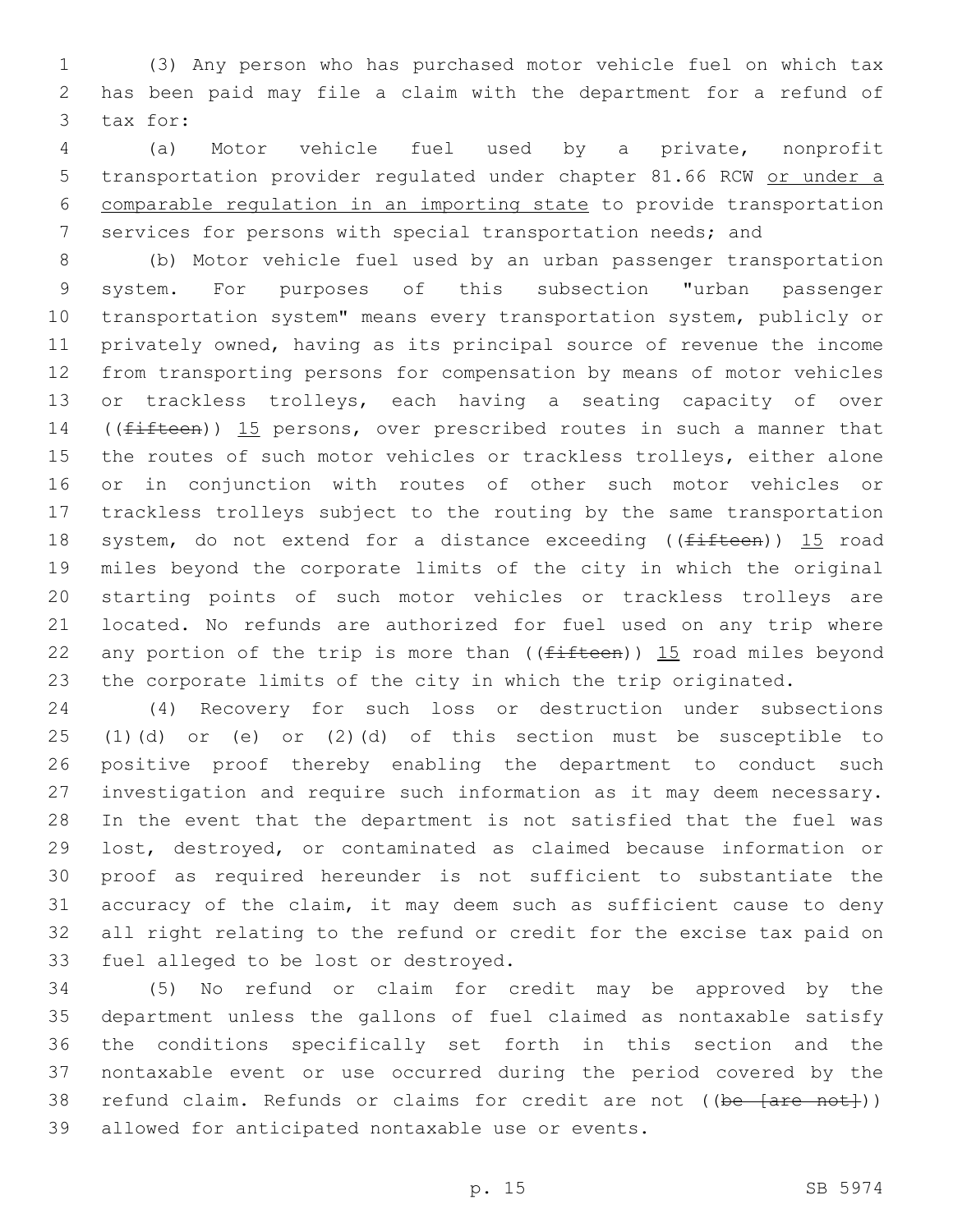(3) Any person who has purchased motor vehicle fuel on which tax has been paid may file a claim with the department for a refund of tax for:

(a) Motor vehicle fuel used by a private, nonprofit transportation provider regulated under chapter 81.66 RCW <u>or under a comparable regulation in an importing state</u> to provide transportation services for persons with special transportation needs; and

(b) Motor vehicle fuel used by an urban passenger transportation system. For purposes of this subsection "urban passenger transportation system" means every transportation system, publicly or privately owned, having as its principal source of revenue the income from transporting persons for compensation by means of motor vehicles or trackless trolleys, each having a seating capacity of over ((~~fifteen~~)) <u>15</u> persons, over prescribed routes in such a manner that the routes of such motor vehicles or trackless trolleys, either alone or in conjunction with routes of other such motor vehicles or trackless trolleys subject to the routing by the same transportation system, do not extend for a distance exceeding ((~~fifteen~~)) <u>15</u> road miles beyond the corporate limits of the city in which the original starting points of such motor vehicles or trackless trolleys are located. No refunds are authorized for fuel used on any trip where any portion of the trip is more than ((~~fifteen~~)) <u>15</u> road miles beyond the corporate limits of the city in which the trip originated.

(4) Recovery for such loss or destruction under subsections (1)(d) or (e) or (2)(d) of this section must be susceptible to positive proof thereby enabling the department to conduct such investigation and require such information as it may deem necessary. In the event that the department is not satisfied that the fuel was lost, destroyed, or contaminated as claimed because information or proof as required hereunder is not sufficient to substantiate the accuracy of the claim, it may deem such as sufficient cause to deny all right relating to the refund or credit for the excise tax paid on fuel alleged to be lost or destroyed.

(5) No refund or claim for credit may be approved by the department unless the gallons of fuel claimed as nontaxable satisfy the conditions specifically set forth in this section and the nontaxable event or use occurred during the period covered by the refund claim. Refunds or claims for credit are not ((~~be [are not]~~)) allowed for anticipated nontaxable use or events.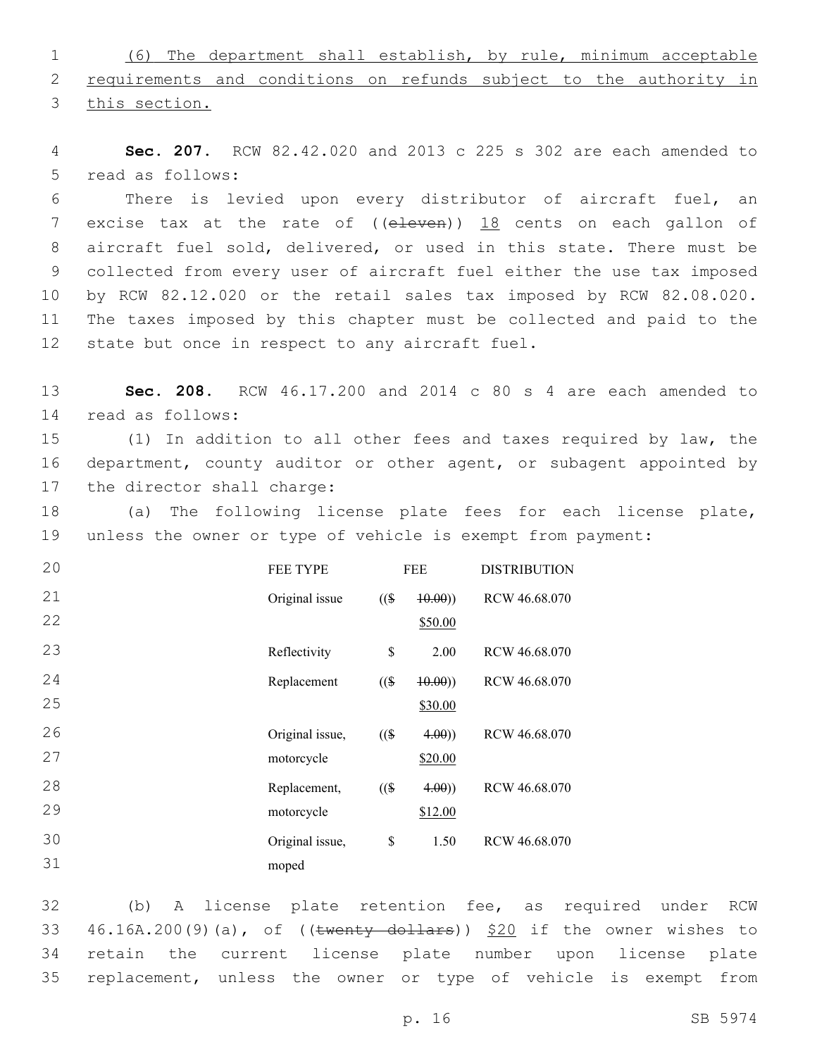(6) The department shall establish, by rule, minimum acceptable requirements and conditions on refunds subject to the authority in this section.

**Sec. 207.** RCW 82.42.020 and 2013 c 225 s 302 are each amended to read as follows:

There is levied upon every distributor of aircraft fuel, an excise tax at the rate of ((~~eleven~~)) 18 cents on each gallon of aircraft fuel sold, delivered, or used in this state. There must be collected from every user of aircraft fuel either the use tax imposed by RCW 82.12.020 or the retail sales tax imposed by RCW 82.08.020. The taxes imposed by this chapter must be collected and paid to the state but once in respect to any aircraft fuel.

**Sec. 208.** RCW 46.17.200 and 2014 c 80 s 4 are each amended to read as follows:

(1) In addition to all other fees and taxes required by law, the department, county auditor or other agent, or subagent appointed by the director shall charge:

(a) The following license plate fees for each license plate, unless the owner or type of vehicle is exempt from payment:

| FEE TYPE | FEE | DISTRIBUTION |
|---|---|---|
| Original issue | ((~~$ 10.00~~)) $50.00 | RCW 46.68.070 |
| Reflectivity | $ 2.00 | RCW 46.68.070 |
| Replacement | ((~~$ 10.00~~)) $30.00 | RCW 46.68.070 |
| Original issue, motorcycle | ((~~$ 4.00~~)) $20.00 | RCW 46.68.070 |
| Replacement, motorcycle | ((~~$ 4.00~~)) $12.00 | RCW 46.68.070 |
| Original issue, moped | $ 1.50 | RCW 46.68.070 |

(b) A license plate retention fee, as required under RCW 46.16A.200(9)(a), of ((~~twenty dollars~~)) $20 if the owner wishes to retain the current license plate number upon license plate replacement, unless the owner or type of vehicle is exempt from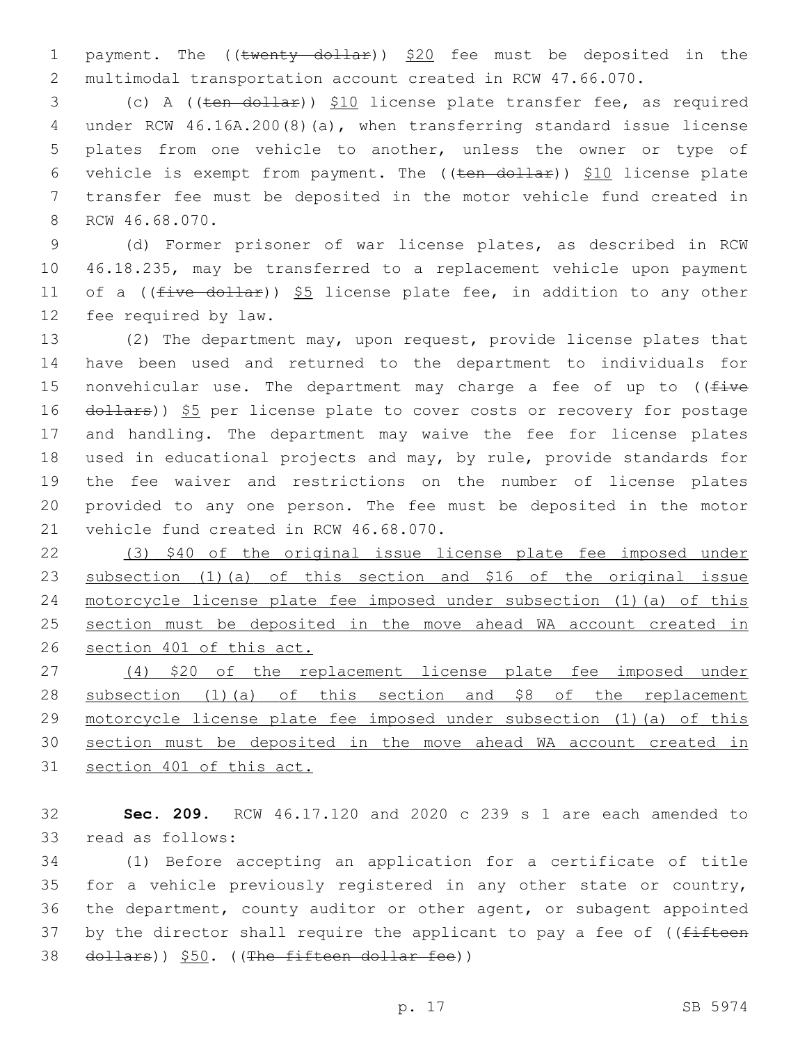payment. The ((~~twenty dollar~~)) <u>$20</u> fee must be deposited in the multimodal transportation account created in RCW 47.66.070.

(c) A ((~~ten dollar~~)) <u>$10</u> license plate transfer fee, as required under RCW 46.16A.200(8)(a), when transferring standard issue license plates from one vehicle to another, unless the owner or type of vehicle is exempt from payment. The ((~~ten dollar~~)) <u>$10</u> license plate transfer fee must be deposited in the motor vehicle fund created in RCW 46.68.070.

(d) Former prisoner of war license plates, as described in RCW 46.18.235, may be transferred to a replacement vehicle upon payment of a ((~~five dollar~~)) <u>$5</u> license plate fee, in addition to any other fee required by law.

(2) The department may, upon request, provide license plates that have been used and returned to the department to individuals for nonvehicular use. The department may charge a fee of up to ((~~five dollars~~)) <u>$5</u> per license plate to cover costs or recovery for postage and handling. The department may waive the fee for license plates used in educational projects and may, by rule, provide standards for the fee waiver and restrictions on the number of license plates provided to any one person. The fee must be deposited in the motor vehicle fund created in RCW 46.68.070.

<u>(3) $40 of the original issue license plate fee imposed under subsection (1)(a) of this section and $16 of the original issue motorcycle license plate fee imposed under subsection (1)(a) of this section must be deposited in the move ahead WA account created in section 401 of this act.</u>

<u>(4) $20 of the replacement license plate fee imposed under subsection (1)(a) of this section and $8 of the replacement motorcycle license plate fee imposed under subsection (1)(a) of this section must be deposited in the move ahead WA account created in section 401 of this act.</u>

**Sec. 209.** RCW 46.17.120 and 2020 c 239 s 1 are each amended to read as follows:

(1) Before accepting an application for a certificate of title for a vehicle previously registered in any other state or country, the department, county auditor or other agent, or subagent appointed by the director shall require the applicant to pay a fee of ((~~fifteen dollars~~)) <u>$50</u>. ((~~The fifteen dollar fee~~))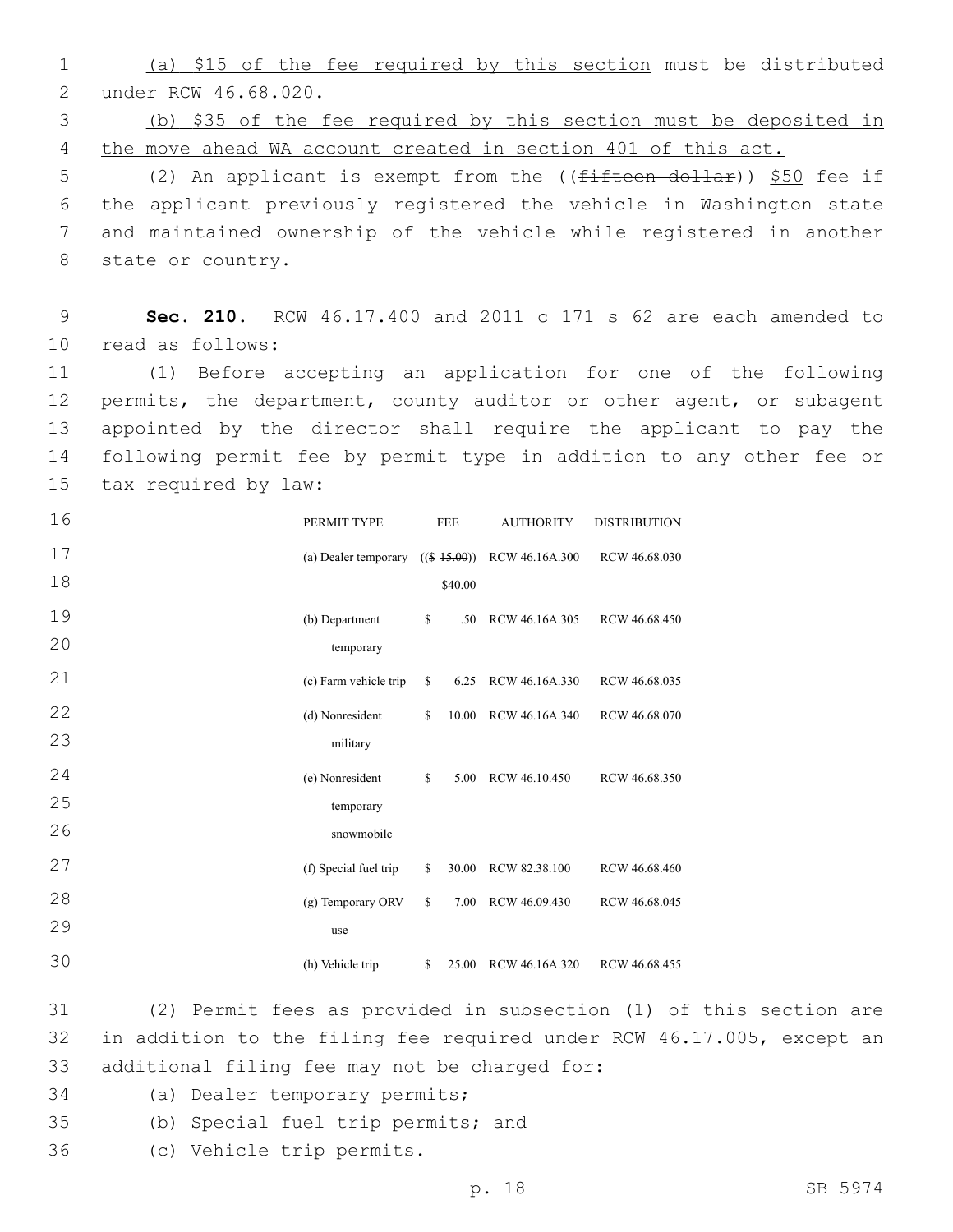(a) $15 of the fee required by this section must be distributed under RCW 46.68.020.

(b) $35 of the fee required by this section must be deposited in the move ahead WA account created in section 401 of this act.

(2) An applicant is exempt from the ((~~fifteen dollar~~)) $50 fee if the applicant previously registered the vehicle in Washington state and maintained ownership of the vehicle while registered in another state or country.

**Sec. 210.** RCW 46.17.400 and 2011 c 171 s 62 are each amended to read as follows:

(1) Before accepting an application for one of the following permits, the department, county auditor or other agent, or subagent appointed by the director shall require the applicant to pay the following permit fee by permit type in addition to any other fee or tax required by law:

| PERMIT TYPE | FEE | AUTHORITY | DISTRIBUTION |
|---|---|---|---|
| (a) Dealer temporary | ((~~$ 15.00~~)) $40.00 | RCW 46.16A.300 | RCW 46.68.030 |
| (b) Department temporary | $ .50 | RCW 46.16A.305 | RCW 46.68.450 |
| (c) Farm vehicle trip | $ 6.25 | RCW 46.16A.330 | RCW 46.68.035 |
| (d) Nonresident military | $ 10.00 | RCW 46.16A.340 | RCW 46.68.070 |
| (e) Nonresident temporary snowmobile | $ 5.00 | RCW 46.10.450 | RCW 46.68.350 |
| (f) Special fuel trip | $ 30.00 | RCW 82.38.100 | RCW 46.68.460 |
| (g) Temporary ORV use | $ 7.00 | RCW 46.09.430 | RCW 46.68.045 |
| (h) Vehicle trip | $ 25.00 | RCW 46.16A.320 | RCW 46.68.455 |

(2) Permit fees as provided in subsection (1) of this section are in addition to the filing fee required under RCW 46.17.005, except an additional filing fee may not be charged for:

(a) Dealer temporary permits;

(b) Special fuel trip permits; and

(c) Vehicle trip permits.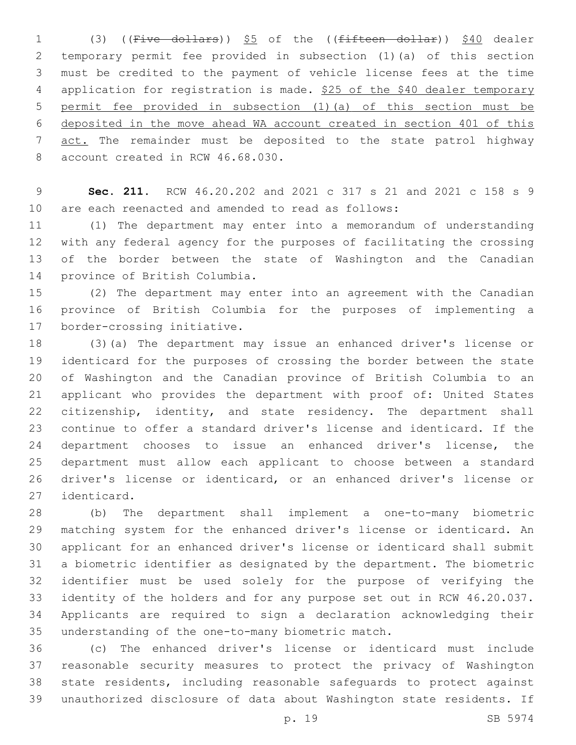(3) ((~~Five dollars~~)) <u>$5</u> of the ((~~fifteen dollar~~)) <u>$40</u> dealer temporary permit fee provided in subsection (1)(a) of this section must be credited to the payment of vehicle license fees at the time application for registration is made. <u>$25 of the $40 dealer temporary permit fee provided in subsection (1)(a) of this section must be deposited in the move ahead WA account created in section 401 of this act.</u> The remainder must be deposited to the state patrol highway account created in RCW 46.68.030.

**Sec. 211.** RCW 46.20.202 and 2021 c 317 s 21 and 2021 c 158 s 9 are each reenacted and amended to read as follows:

(1) The department may enter into a memorandum of understanding with any federal agency for the purposes of facilitating the crossing of the border between the state of Washington and the Canadian province of British Columbia.

(2) The department may enter into an agreement with the Canadian province of British Columbia for the purposes of implementing a border-crossing initiative.

(3)(a) The department may issue an enhanced driver's license or identicard for the purposes of crossing the border between the state of Washington and the Canadian province of British Columbia to an applicant who provides the department with proof of: United States citizenship, identity, and state residency. The department shall continue to offer a standard driver's license and identicard. If the department chooses to issue an enhanced driver's license, the department must allow each applicant to choose between a standard driver's license or identicard, or an enhanced driver's license or identicard.

(b) The department shall implement a one-to-many biometric matching system for the enhanced driver's license or identicard. An applicant for an enhanced driver's license or identicard shall submit a biometric identifier as designated by the department. The biometric identifier must be used solely for the purpose of verifying the identity of the holders and for any purpose set out in RCW 46.20.037. Applicants are required to sign a declaration acknowledging their understanding of the one-to-many biometric match.

(c) The enhanced driver's license or identicard must include reasonable security measures to protect the privacy of Washington state residents, including reasonable safeguards to protect against unauthorized disclosure of data about Washington state residents. If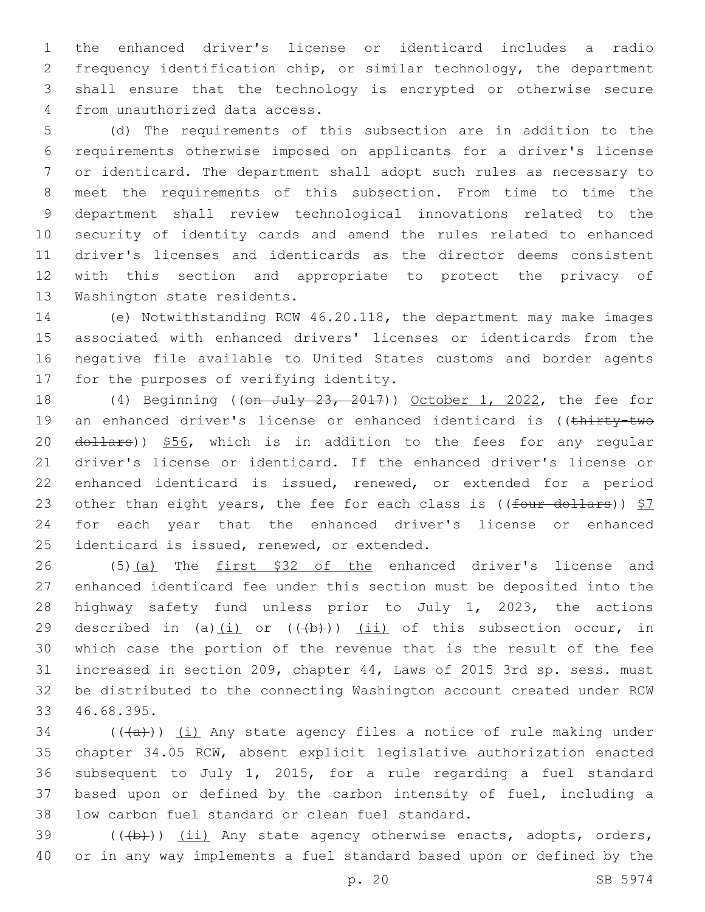the enhanced driver's license or identicard includes a radio frequency identification chip, or similar technology, the department shall ensure that the technology is encrypted or otherwise secure from unauthorized data access.

(d) The requirements of this subsection are in addition to the requirements otherwise imposed on applicants for a driver's license or identicard. The department shall adopt such rules as necessary to meet the requirements of this subsection. From time to time the department shall review technological innovations related to the security of identity cards and amend the rules related to enhanced driver's licenses and identicards as the director deems consistent with this section and appropriate to protect the privacy of Washington state residents.

(e) Notwithstanding RCW 46.20.118, the department may make images associated with enhanced drivers' licenses or identicards from the negative file available to United States customs and border agents for the purposes of verifying identity.

(4) Beginning ((~~on July 23, 2017~~)) October 1, 2022, the fee for an enhanced driver's license or enhanced identicard is ((~~thirty-two dollars~~)) $56, which is in addition to the fees for any regular driver's license or identicard. If the enhanced driver's license or enhanced identicard is issued, renewed, or extended for a period other than eight years, the fee for each class is ((~~four dollars~~)) $7 for each year that the enhanced driver's license or enhanced identicard is issued, renewed, or extended.

(5)(a) The first $32 of the enhanced driver's license and enhanced identicard fee under this section must be deposited into the highway safety fund unless prior to July 1, 2023, the actions described in (a)(i) or ((~~(b)~~)) (ii) of this subsection occur, in which case the portion of the revenue that is the result of the fee increased in section 209, chapter 44, Laws of 2015 3rd sp. sess. must be distributed to the connecting Washington account created under RCW 46.68.395.

((~~(a)~~)) (i) Any state agency files a notice of rule making under chapter 34.05 RCW, absent explicit legislative authorization enacted subsequent to July 1, 2015, for a rule regarding a fuel standard based upon or defined by the carbon intensity of fuel, including a low carbon fuel standard or clean fuel standard.

((~~(b)~~)) (ii) Any state agency otherwise enacts, adopts, orders, or in any way implements a fuel standard based upon or defined by the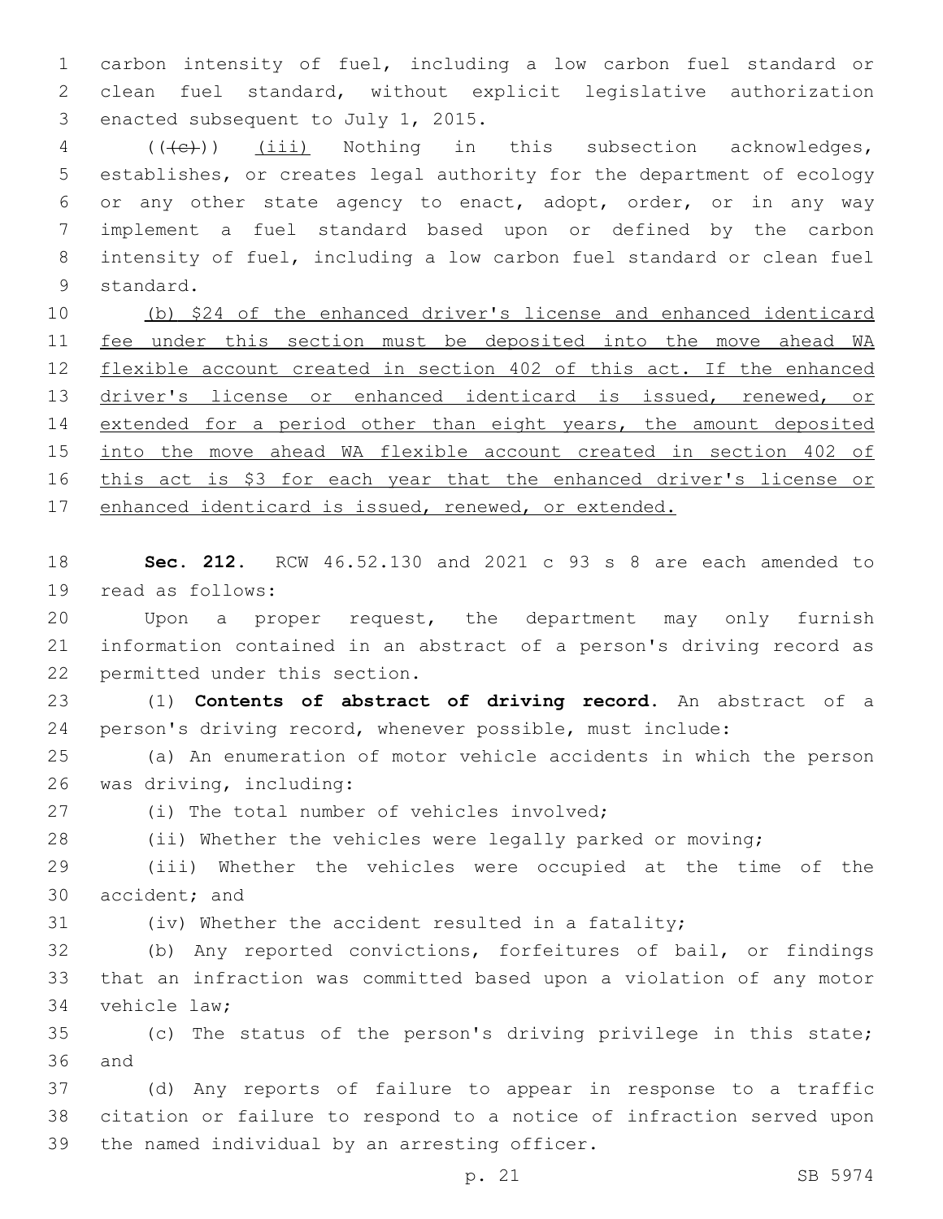carbon intensity of fuel, including a low carbon fuel standard or clean fuel standard, without explicit legislative authorization enacted subsequent to July 1, 2015.

(((c))) <u>(iii)</u> Nothing in this subsection acknowledges, establishes, or creates legal authority for the department of ecology or any other state agency to enact, adopt, order, or in any way implement a fuel standard based upon or defined by the carbon intensity of fuel, including a low carbon fuel standard or clean fuel standard.

<u>(b) $24 of the enhanced driver's license and enhanced identicard fee under this section must be deposited into the move ahead WA flexible account created in section 402 of this act. If the enhanced driver's license or enhanced identicard is issued, renewed, or extended for a period other than eight years, the amount deposited into the move ahead WA flexible account created in section 402 of this act is $3 for each year that the enhanced driver's license or enhanced identicard is issued, renewed, or extended.</u>

**Sec. 212.** RCW 46.52.130 and 2021 c 93 s 8 are each amended to read as follows:

Upon a proper request, the department may only furnish information contained in an abstract of a person's driving record as permitted under this section.

(1) **Contents of abstract of driving record.** An abstract of a person's driving record, whenever possible, must include:

(a) An enumeration of motor vehicle accidents in which the person was driving, including:

(i) The total number of vehicles involved;

(ii) Whether the vehicles were legally parked or moving;

(iii) Whether the vehicles were occupied at the time of the accident; and

(iv) Whether the accident resulted in a fatality;

(b) Any reported convictions, forfeitures of bail, or findings that an infraction was committed based upon a violation of any motor vehicle law;

(c) The status of the person's driving privilege in this state; and

(d) Any reports of failure to appear in response to a traffic citation or failure to respond to a notice of infraction served upon the named individual by an arresting officer.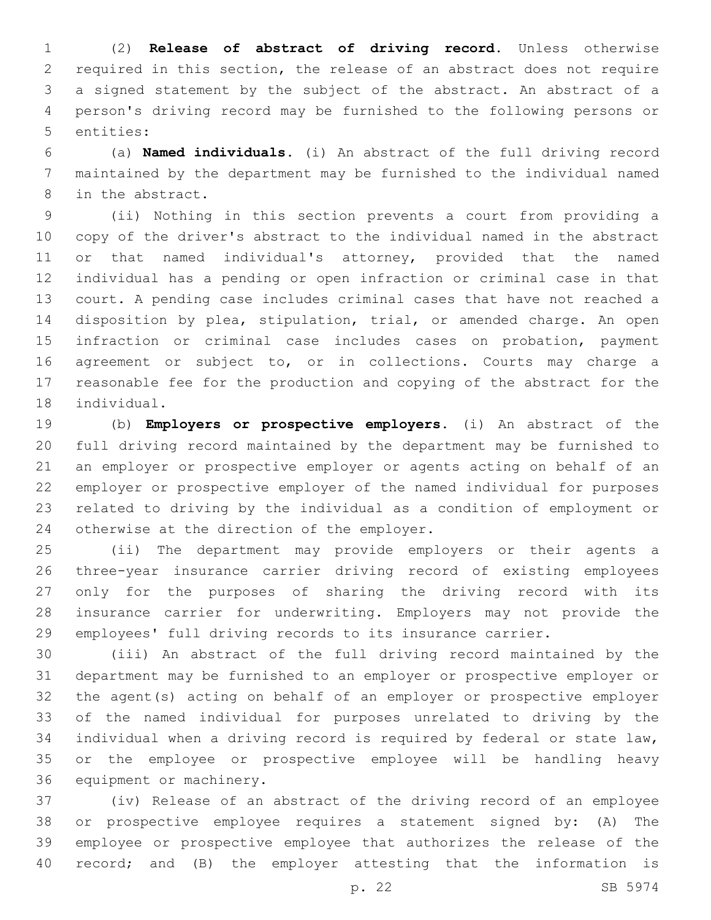(2) **Release of abstract of driving record.** Unless otherwise required in this section, the release of an abstract does not require a signed statement by the subject of the abstract. An abstract of a person's driving record may be furnished to the following persons or entities:

(a) **Named individuals.** (i) An abstract of the full driving record maintained by the department may be furnished to the individual named in the abstract.

(ii) Nothing in this section prevents a court from providing a copy of the driver's abstract to the individual named in the abstract or that named individual's attorney, provided that the named individual has a pending or open infraction or criminal case in that court. A pending case includes criminal cases that have not reached a disposition by plea, stipulation, trial, or amended charge. An open infraction or criminal case includes cases on probation, payment agreement or subject to, or in collections. Courts may charge a reasonable fee for the production and copying of the abstract for the individual.

(b) **Employers or prospective employers.** (i) An abstract of the full driving record maintained by the department may be furnished to an employer or prospective employer or agents acting on behalf of an employer or prospective employer of the named individual for purposes related to driving by the individual as a condition of employment or otherwise at the direction of the employer.

(ii) The department may provide employers or their agents a three-year insurance carrier driving record of existing employees only for the purposes of sharing the driving record with its insurance carrier for underwriting. Employers may not provide the employees' full driving records to its insurance carrier.

(iii) An abstract of the full driving record maintained by the department may be furnished to an employer or prospective employer or the agent(s) acting on behalf of an employer or prospective employer of the named individual for purposes unrelated to driving by the individual when a driving record is required by federal or state law, or the employee or prospective employee will be handling heavy equipment or machinery.

(iv) Release of an abstract of the driving record of an employee or prospective employee requires a statement signed by: (A) The employee or prospective employee that authorizes the release of the record; and (B) the employer attesting that the information is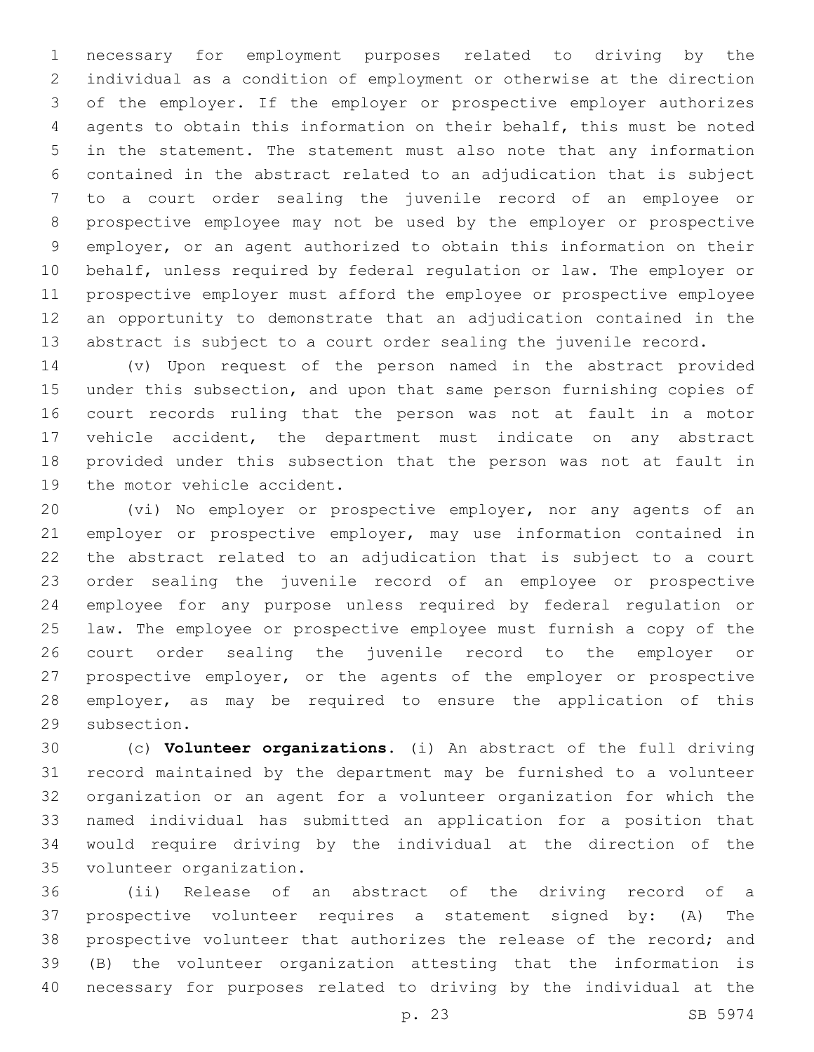necessary for employment purposes related to driving by the individual as a condition of employment or otherwise at the direction of the employer. If the employer or prospective employer authorizes agents to obtain this information on their behalf, this must be noted in the statement. The statement must also note that any information contained in the abstract related to an adjudication that is subject to a court order sealing the juvenile record of an employee or prospective employee may not be used by the employer or prospective employer, or an agent authorized to obtain this information on their behalf, unless required by federal regulation or law. The employer or prospective employer must afford the employee or prospective employee an opportunity to demonstrate that an adjudication contained in the abstract is subject to a court order sealing the juvenile record.

(v) Upon request of the person named in the abstract provided under this subsection, and upon that same person furnishing copies of court records ruling that the person was not at fault in a motor vehicle accident, the department must indicate on any abstract provided under this subsection that the person was not at fault in the motor vehicle accident.

(vi) No employer or prospective employer, nor any agents of an employer or prospective employer, may use information contained in the abstract related to an adjudication that is subject to a court order sealing the juvenile record of an employee or prospective employee for any purpose unless required by federal regulation or law. The employee or prospective employee must furnish a copy of the court order sealing the juvenile record to the employer or prospective employer, or the agents of the employer or prospective employer, as may be required to ensure the application of this subsection.

(c) **Volunteer organizations.** (i) An abstract of the full driving record maintained by the department may be furnished to a volunteer organization or an agent for a volunteer organization for which the named individual has submitted an application for a position that would require driving by the individual at the direction of the volunteer organization.

(ii) Release of an abstract of the driving record of a prospective volunteer requires a statement signed by: (A) The prospective volunteer that authorizes the release of the record; and (B) the volunteer organization attesting that the information is necessary for purposes related to driving by the individual at the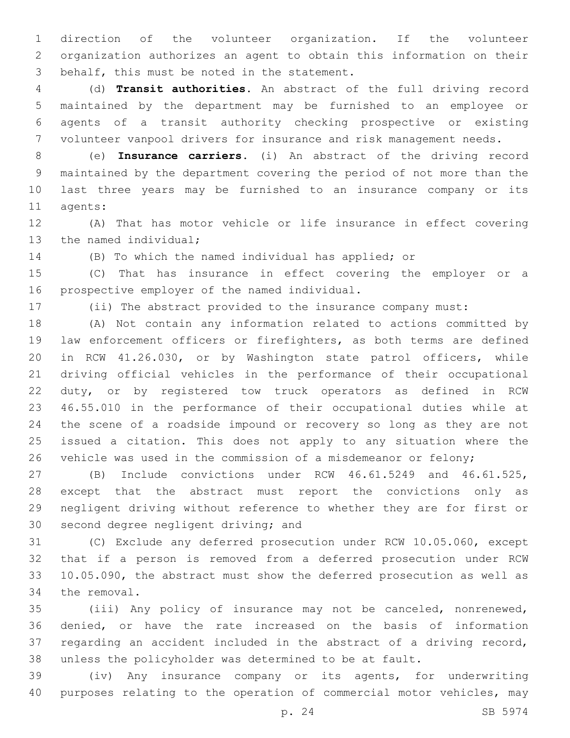direction of the volunteer organization. If the volunteer organization authorizes an agent to obtain this information on their behalf, this must be noted in the statement.

(d) **Transit authorities.** An abstract of the full driving record maintained by the department may be furnished to an employee or agents of a transit authority checking prospective or existing volunteer vanpool drivers for insurance and risk management needs.

(e) **Insurance carriers.** (i) An abstract of the driving record maintained by the department covering the period of not more than the last three years may be furnished to an insurance company or its agents:

(A) That has motor vehicle or life insurance in effect covering the named individual;

(B) To which the named individual has applied; or

(C) That has insurance in effect covering the employer or a prospective employer of the named individual.

(ii) The abstract provided to the insurance company must:

(A) Not contain any information related to actions committed by law enforcement officers or firefighters, as both terms are defined in RCW 41.26.030, or by Washington state patrol officers, while driving official vehicles in the performance of their occupational duty, or by registered tow truck operators as defined in RCW 46.55.010 in the performance of their occupational duties while at the scene of a roadside impound or recovery so long as they are not issued a citation. This does not apply to any situation where the vehicle was used in the commission of a misdemeanor or felony;

(B) Include convictions under RCW 46.61.5249 and 46.61.525, except that the abstract must report the convictions only as negligent driving without reference to whether they are for first or second degree negligent driving; and

(C) Exclude any deferred prosecution under RCW 10.05.060, except that if a person is removed from a deferred prosecution under RCW 10.05.090, the abstract must show the deferred prosecution as well as the removal.

(iii) Any policy of insurance may not be canceled, nonrenewed, denied, or have the rate increased on the basis of information regarding an accident included in the abstract of a driving record, unless the policyholder was determined to be at fault.

(iv) Any insurance company or its agents, for underwriting purposes relating to the operation of commercial motor vehicles, may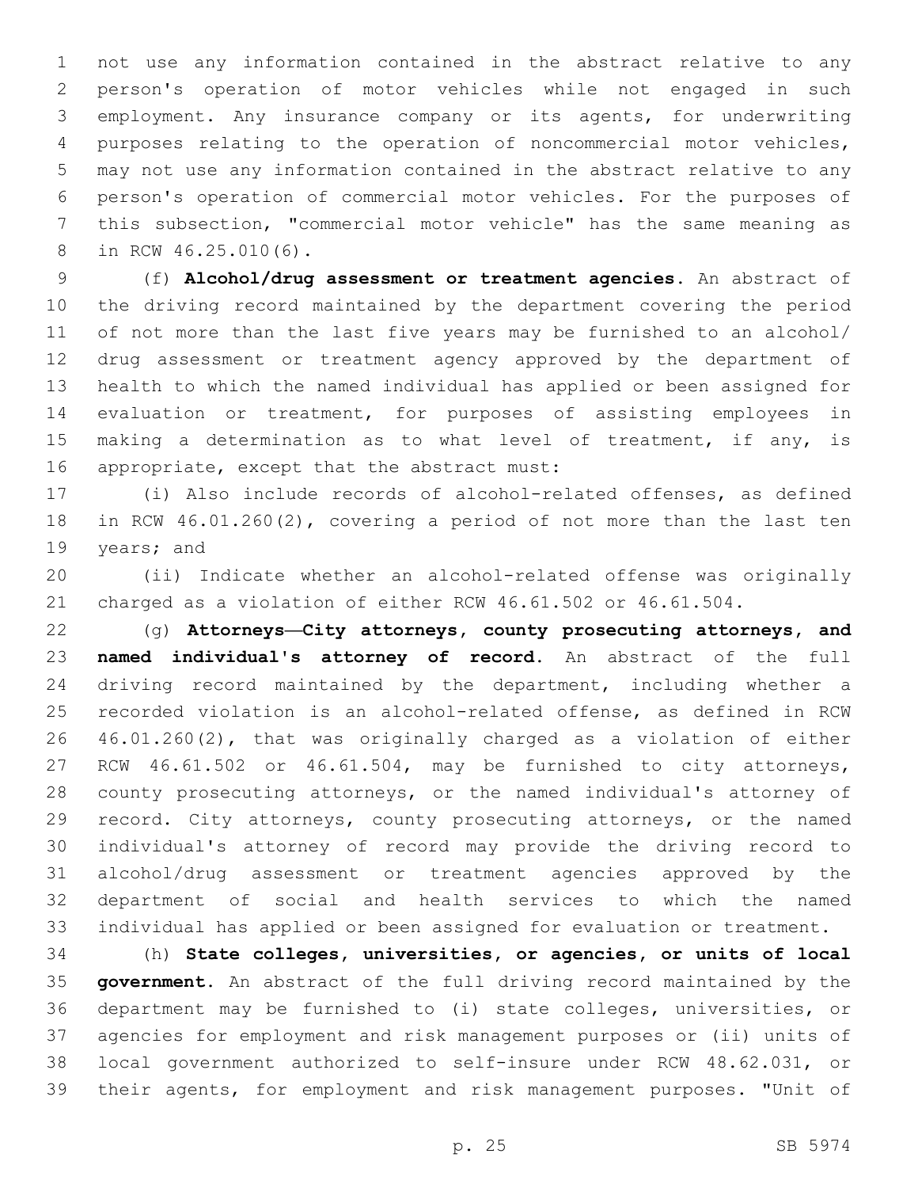not use any information contained in the abstract relative to any person's operation of motor vehicles while not engaged in such employment. Any insurance company or its agents, for underwriting purposes relating to the operation of noncommercial motor vehicles, may not use any information contained in the abstract relative to any person's operation of commercial motor vehicles. For the purposes of this subsection, "commercial motor vehicle" has the same meaning as in RCW 46.25.010(6).

(f) **Alcohol/drug assessment or treatment agencies.** An abstract of the driving record maintained by the department covering the period of not more than the last five years may be furnished to an alcohol/drug assessment or treatment agency approved by the department of health to which the named individual has applied or been assigned for evaluation or treatment, for purposes of assisting employees in making a determination as to what level of treatment, if any, is appropriate, except that the abstract must:

(i) Also include records of alcohol-related offenses, as defined in RCW 46.01.260(2), covering a period of not more than the last ten years; and

(ii) Indicate whether an alcohol-related offense was originally charged as a violation of either RCW 46.61.502 or 46.61.504.

(g) **Attorneys—City attorneys, county prosecuting attorneys, and named individual's attorney of record.** An abstract of the full driving record maintained by the department, including whether a recorded violation is an alcohol-related offense, as defined in RCW 46.01.260(2), that was originally charged as a violation of either RCW 46.61.502 or 46.61.504, may be furnished to city attorneys, county prosecuting attorneys, or the named individual's attorney of record. City attorneys, county prosecuting attorneys, or the named individual's attorney of record may provide the driving record to alcohol/drug assessment or treatment agencies approved by the department of social and health services to which the named individual has applied or been assigned for evaluation or treatment.

(h) **State colleges, universities, or agencies, or units of local government.** An abstract of the full driving record maintained by the department may be furnished to (i) state colleges, universities, or agencies for employment and risk management purposes or (ii) units of local government authorized to self-insure under RCW 48.62.031, or their agents, for employment and risk management purposes. "Unit of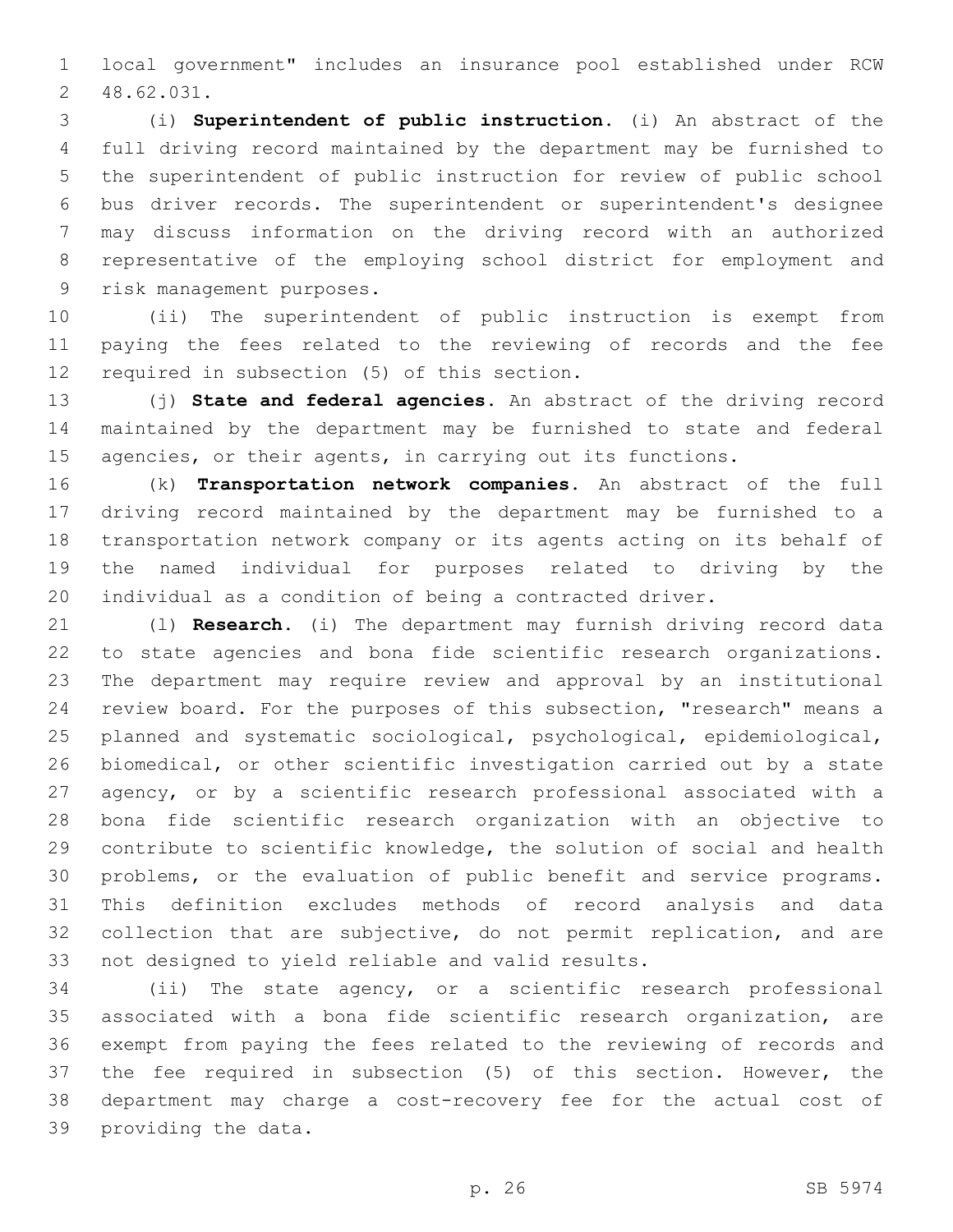local government" includes an insurance pool established under RCW 48.62.031.

(i) **Superintendent of public instruction.** (i) An abstract of the full driving record maintained by the department may be furnished to the superintendent of public instruction for review of public school bus driver records. The superintendent or superintendent's designee may discuss information on the driving record with an authorized representative of the employing school district for employment and risk management purposes.

(ii) The superintendent of public instruction is exempt from paying the fees related to the reviewing of records and the fee required in subsection (5) of this section.

(j) **State and federal agencies.** An abstract of the driving record maintained by the department may be furnished to state and federal agencies, or their agents, in carrying out its functions.

(k) **Transportation network companies.** An abstract of the full driving record maintained by the department may be furnished to a transportation network company or its agents acting on its behalf of the named individual for purposes related to driving by the individual as a condition of being a contracted driver.

(l) **Research.** (i) The department may furnish driving record data to state agencies and bona fide scientific research organizations. The department may require review and approval by an institutional review board. For the purposes of this subsection, "research" means a planned and systematic sociological, psychological, epidemiological, biomedical, or other scientific investigation carried out by a state agency, or by a scientific research professional associated with a bona fide scientific research organization with an objective to contribute to scientific knowledge, the solution of social and health problems, or the evaluation of public benefit and service programs. This definition excludes methods of record analysis and data collection that are subjective, do not permit replication, and are not designed to yield reliable and valid results.

(ii) The state agency, or a scientific research professional associated with a bona fide scientific research organization, are exempt from paying the fees related to the reviewing of records and the fee required in subsection (5) of this section. However, the department may charge a cost-recovery fee for the actual cost of providing the data.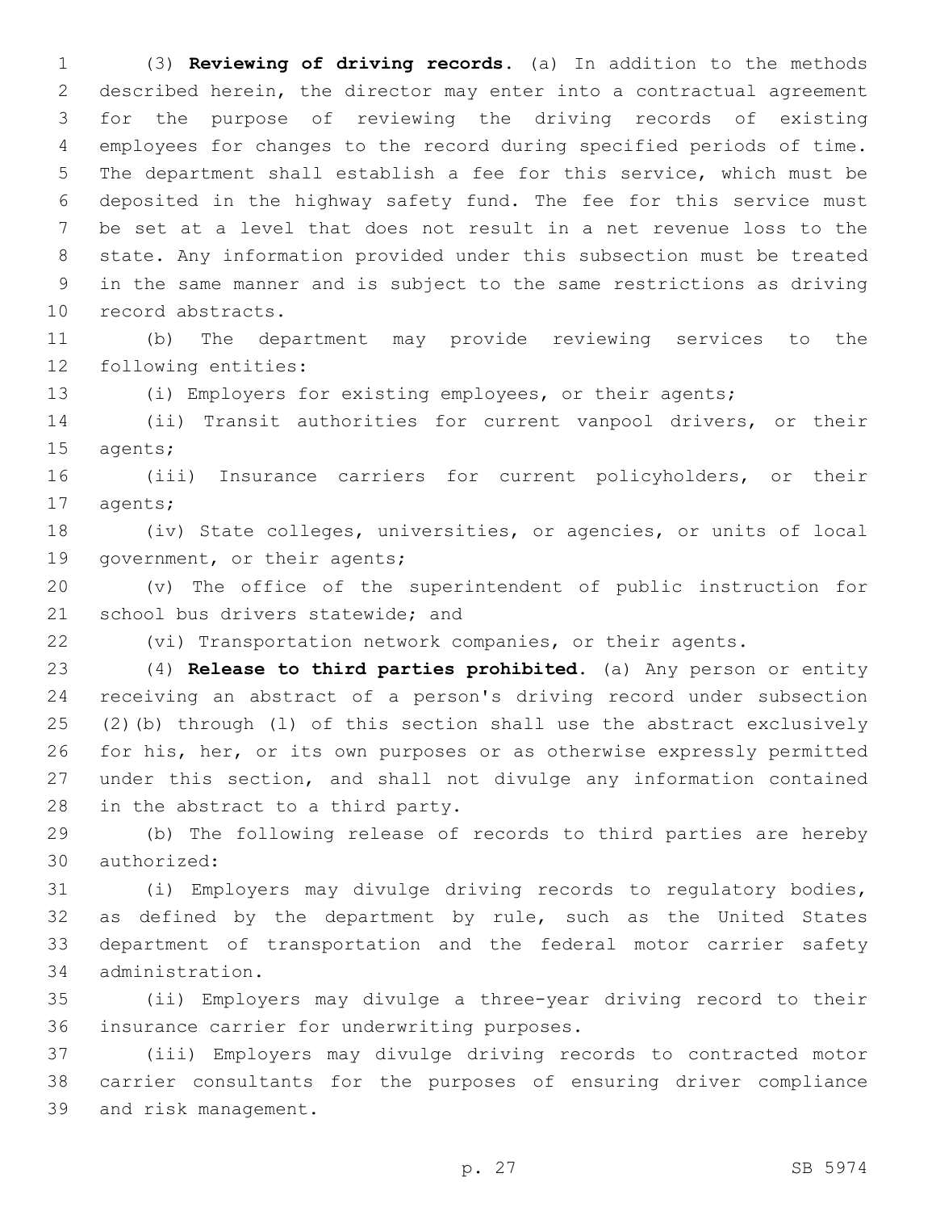(3) **Reviewing of driving records.** (a) In addition to the methods described herein, the director may enter into a contractual agreement for the purpose of reviewing the driving records of existing employees for changes to the record during specified periods of time. The department shall establish a fee for this service, which must be deposited in the highway safety fund. The fee for this service must be set at a level that does not result in a net revenue loss to the state. Any information provided under this subsection must be treated in the same manner and is subject to the same restrictions as driving record abstracts.

(b) The department may provide reviewing services to the following entities:

(i) Employers for existing employees, or their agents;

(ii) Transit authorities for current vanpool drivers, or their agents;

(iii) Insurance carriers for current policyholders, or their agents;

(iv) State colleges, universities, or agencies, or units of local government, or their agents;

(v) The office of the superintendent of public instruction for school bus drivers statewide; and

(vi) Transportation network companies, or their agents.

(4) **Release to third parties prohibited.** (a) Any person or entity receiving an abstract of a person's driving record under subsection (2)(b) through (l) of this section shall use the abstract exclusively for his, her, or its own purposes or as otherwise expressly permitted under this section, and shall not divulge any information contained in the abstract to a third party.

(b) The following release of records to third parties are hereby authorized:

(i) Employers may divulge driving records to regulatory bodies, as defined by the department by rule, such as the United States department of transportation and the federal motor carrier safety administration.

(ii) Employers may divulge a three-year driving record to their insurance carrier for underwriting purposes.

(iii) Employers may divulge driving records to contracted motor carrier consultants for the purposes of ensuring driver compliance and risk management.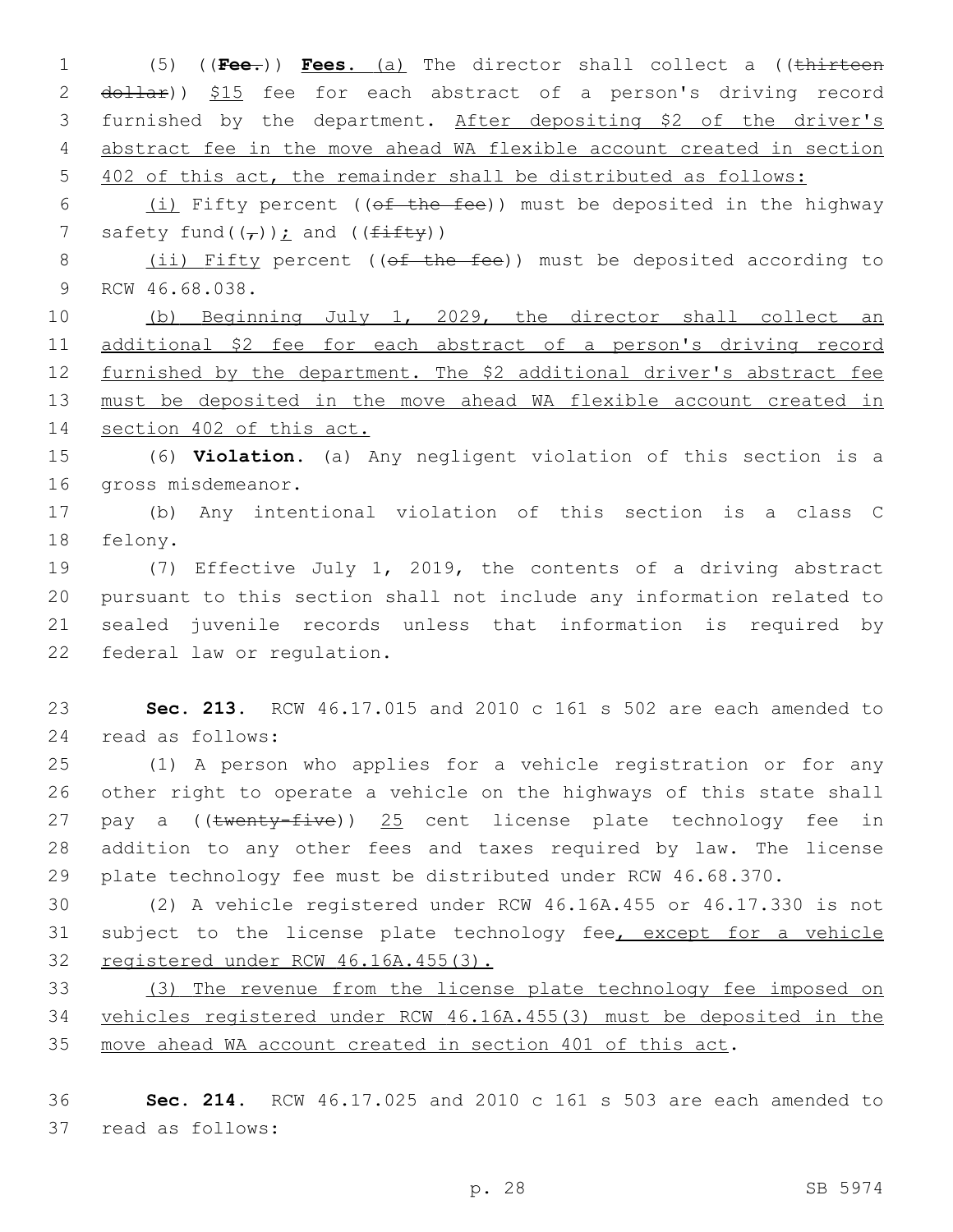(5) ((**Fee.**)) **Fees.** (a) The director shall collect a ((~~thirteen dollar~~)) $15 fee for each abstract of a person's driving record furnished by the department. After depositing $2 of the driver's abstract fee in the move ahead WA flexible account created in section 402 of this act, the remainder shall be distributed as follows:

(i) Fifty percent ((~~of the fee~~)) must be deposited in the highway safety fund((~~,~~)); and ((~~fifty~~))

(ii) Fifty percent ((~~of the fee~~)) must be deposited according to RCW 46.68.038.

(b) Beginning July 1, 2029, the director shall collect an additional $2 fee for each abstract of a person's driving record furnished by the department. The $2 additional driver's abstract fee must be deposited in the move ahead WA flexible account created in section 402 of this act.

(6) **Violation.** (a) Any negligent violation of this section is a gross misdemeanor.

(b) Any intentional violation of this section is a class C felony.

(7) Effective July 1, 2019, the contents of a driving abstract pursuant to this section shall not include any information related to sealed juvenile records unless that information is required by federal law or regulation.

**Sec. 213.** RCW 46.17.015 and 2010 c 161 s 502 are each amended to read as follows:

(1) A person who applies for a vehicle registration or for any other right to operate a vehicle on the highways of this state shall pay a ((~~twenty-five~~)) 25 cent license plate technology fee in addition to any other fees and taxes required by law. The license plate technology fee must be distributed under RCW 46.68.370.

(2) A vehicle registered under RCW 46.16A.455 or 46.17.330 is not subject to the license plate technology fee, except for a vehicle registered under RCW 46.16A.455(3).

(3) The revenue from the license plate technology fee imposed on vehicles registered under RCW 46.16A.455(3) must be deposited in the move ahead WA account created in section 401 of this act.

**Sec. 214.** RCW 46.17.025 and 2010 c 161 s 503 are each amended to read as follows: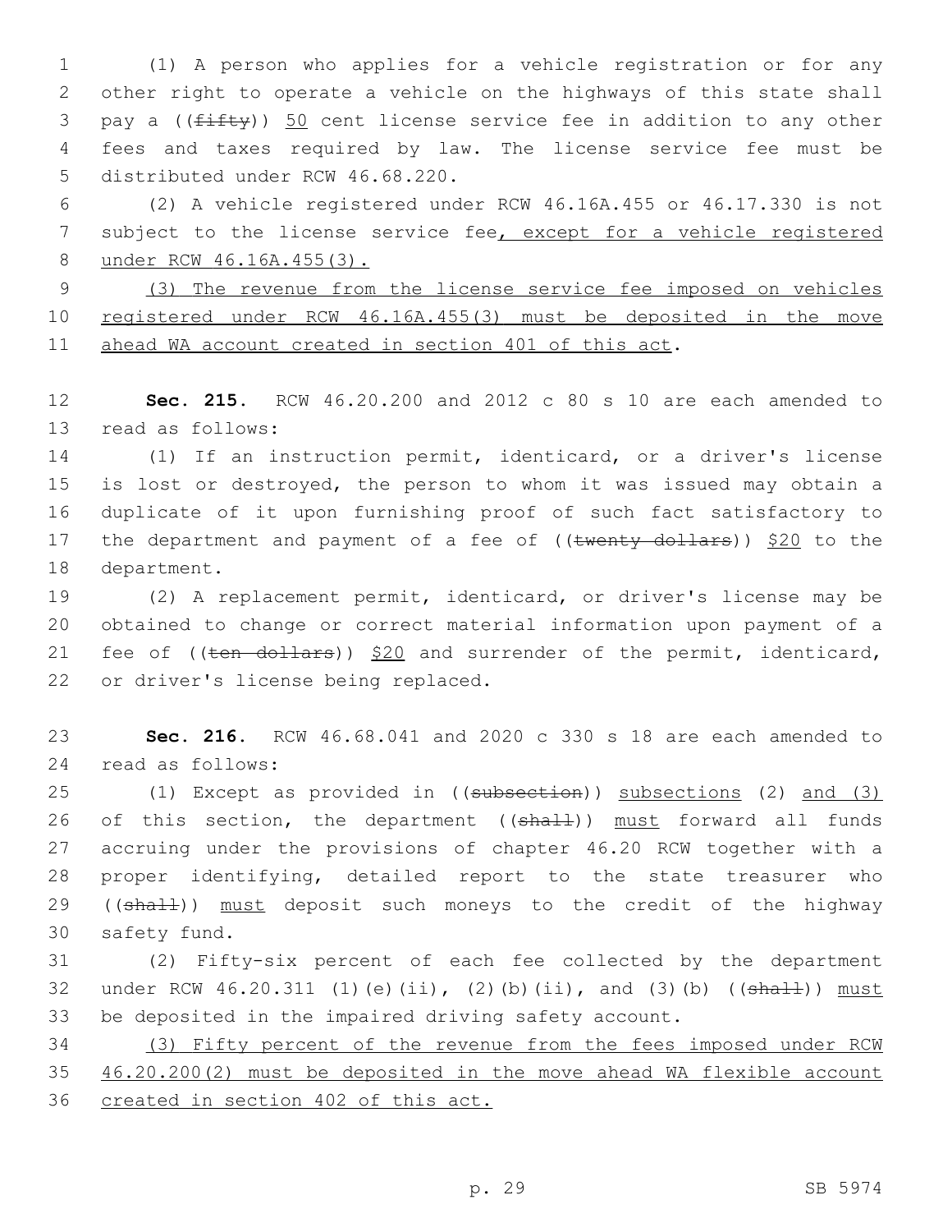(1) A person who applies for a vehicle registration or for any other right to operate a vehicle on the highways of this state shall pay a ((~~fifty~~)) 50 cent license service fee in addition to any other fees and taxes required by law. The license service fee must be distributed under RCW 46.68.220.

(2) A vehicle registered under RCW 46.16A.455 or 46.17.330 is not subject to the license service fee, except for a vehicle registered under RCW 46.16A.455(3).

(3) The revenue from the license service fee imposed on vehicles registered under RCW 46.16A.455(3) must be deposited in the move ahead WA account created in section 401 of this act.

**Sec. 215.** RCW 46.20.200 and 2012 c 80 s 10 are each amended to read as follows:

(1) If an instruction permit, identicard, or a driver's license is lost or destroyed, the person to whom it was issued may obtain a duplicate of it upon furnishing proof of such fact satisfactory to the department and payment of a fee of ((~~twenty dollars~~)) $20 to the department.

(2) A replacement permit, identicard, or driver's license may be obtained to change or correct material information upon payment of a fee of ((~~ten dollars~~)) $20 and surrender of the permit, identicard, or driver's license being replaced.

**Sec. 216.** RCW 46.68.041 and 2020 c 330 s 18 are each amended to read as follows:

(1) Except as provided in ((~~subsection~~)) subsections (2) and (3) of this section, the department ((~~shall~~)) must forward all funds accruing under the provisions of chapter 46.20 RCW together with a proper identifying, detailed report to the state treasurer who ((~~shall~~)) must deposit such moneys to the credit of the highway safety fund.

(2) Fifty-six percent of each fee collected by the department under RCW 46.20.311 (1)(e)(ii), (2)(b)(ii), and (3)(b) ((~~shall~~)) must be deposited in the impaired driving safety account.

(3) Fifty percent of the revenue from the fees imposed under RCW 46.20.200(2) must be deposited in the move ahead WA flexible account created in section 402 of this act.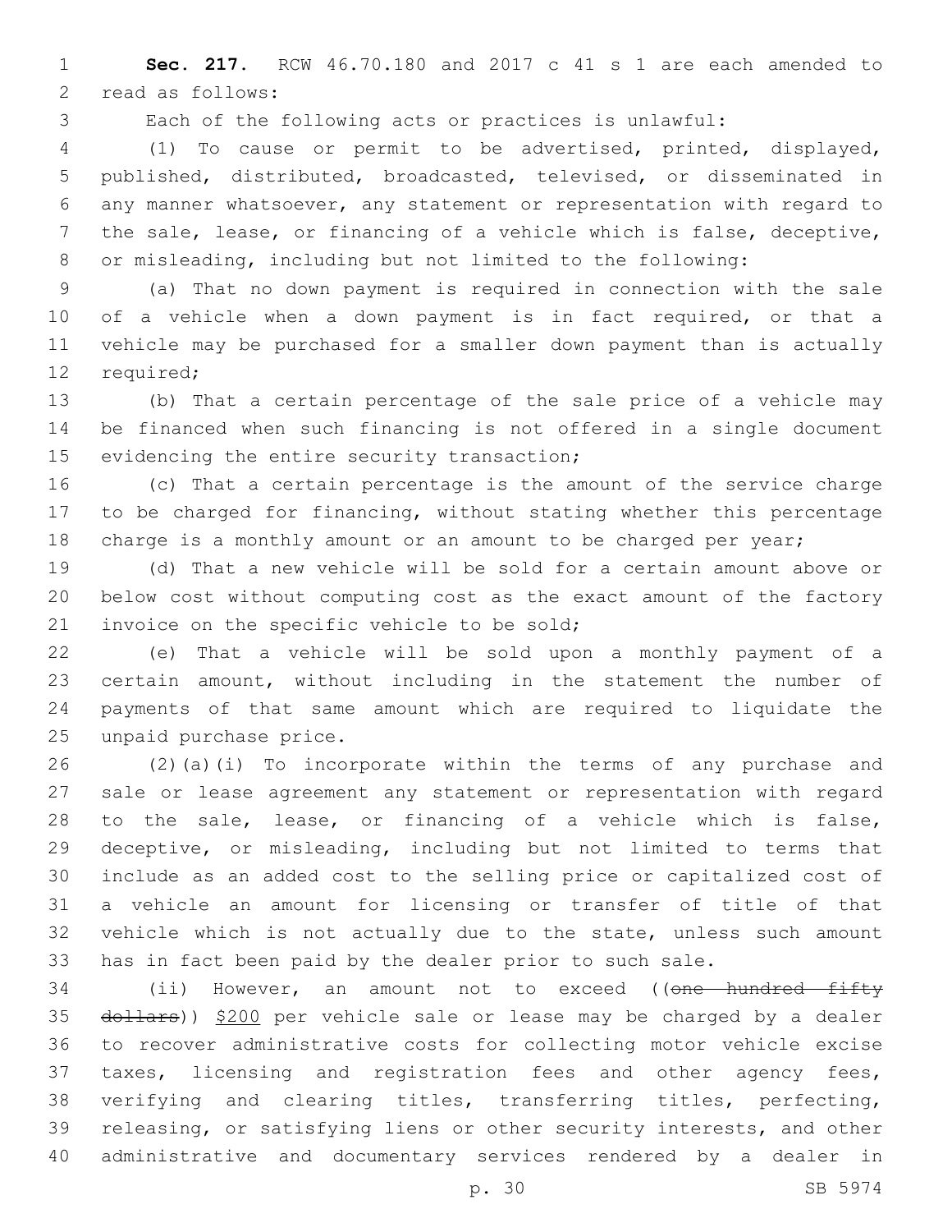**Sec. 217.** RCW 46.70.180 and 2017 c 41 s 1 are each amended to read as follows:

Each of the following acts or practices is unlawful:

(1) To cause or permit to be advertised, printed, displayed, published, distributed, broadcasted, televised, or disseminated in any manner whatsoever, any statement or representation with regard to the sale, lease, or financing of a vehicle which is false, deceptive, or misleading, including but not limited to the following:

(a) That no down payment is required in connection with the sale of a vehicle when a down payment is in fact required, or that a vehicle may be purchased for a smaller down payment than is actually required;

(b) That a certain percentage of the sale price of a vehicle may be financed when such financing is not offered in a single document evidencing the entire security transaction;

(c) That a certain percentage is the amount of the service charge to be charged for financing, without stating whether this percentage charge is a monthly amount or an amount to be charged per year;

(d) That a new vehicle will be sold for a certain amount above or below cost without computing cost as the exact amount of the factory invoice on the specific vehicle to be sold;

(e) That a vehicle will be sold upon a monthly payment of a certain amount, without including in the statement the number of payments of that same amount which are required to liquidate the unpaid purchase price.

(2)(a)(i) To incorporate within the terms of any purchase and sale or lease agreement any statement or representation with regard to the sale, lease, or financing of a vehicle which is false, deceptive, or misleading, including but not limited to terms that include as an added cost to the selling price or capitalized cost of a vehicle an amount for licensing or transfer of title of that vehicle which is not actually due to the state, unless such amount has in fact been paid by the dealer prior to such sale.

(ii) However, an amount not to exceed ((~~one hundred fifty dollars~~)) <u>$200</u> per vehicle sale or lease may be charged by a dealer to recover administrative costs for collecting motor vehicle excise taxes, licensing and registration fees and other agency fees, verifying and clearing titles, transferring titles, perfecting, releasing, or satisfying liens or other security interests, and other administrative and documentary services rendered by a dealer in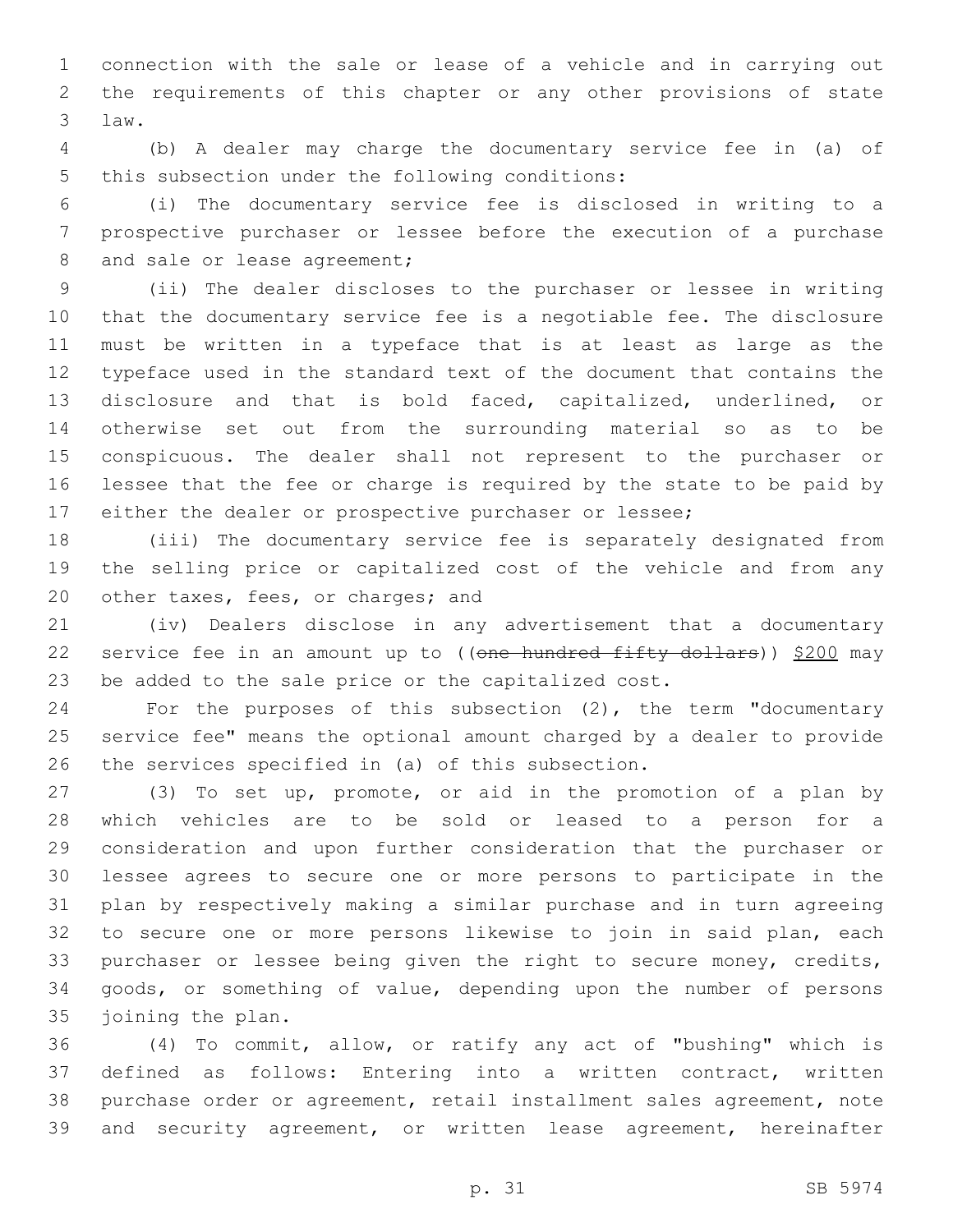connection with the sale or lease of a vehicle and in carrying out the requirements of this chapter or any other provisions of state law.

(b) A dealer may charge the documentary service fee in (a) of this subsection under the following conditions:

(i) The documentary service fee is disclosed in writing to a prospective purchaser or lessee before the execution of a purchase and sale or lease agreement;

(ii) The dealer discloses to the purchaser or lessee in writing that the documentary service fee is a negotiable fee. The disclosure must be written in a typeface that is at least as large as the typeface used in the standard text of the document that contains the disclosure and that is bold faced, capitalized, underlined, or otherwise set out from the surrounding material so as to be conspicuous. The dealer shall not represent to the purchaser or lessee that the fee or charge is required by the state to be paid by either the dealer or prospective purchaser or lessee;

(iii) The documentary service fee is separately designated from the selling price or capitalized cost of the vehicle and from any other taxes, fees, or charges; and

(iv) Dealers disclose in any advertisement that a documentary service fee in an amount up to ((~~one hundred fifty dollars~~)) <u>$200</u> may be added to the sale price or the capitalized cost.

For the purposes of this subsection (2), the term "documentary service fee" means the optional amount charged by a dealer to provide the services specified in (a) of this subsection.

(3) To set up, promote, or aid in the promotion of a plan by which vehicles are to be sold or leased to a person for a consideration and upon further consideration that the purchaser or lessee agrees to secure one or more persons to participate in the plan by respectively making a similar purchase and in turn agreeing to secure one or more persons likewise to join in said plan, each purchaser or lessee being given the right to secure money, credits, goods, or something of value, depending upon the number of persons joining the plan.

(4) To commit, allow, or ratify any act of "bushing" which is defined as follows: Entering into a written contract, written purchase order or agreement, retail installment sales agreement, note and security agreement, or written lease agreement, hereinafter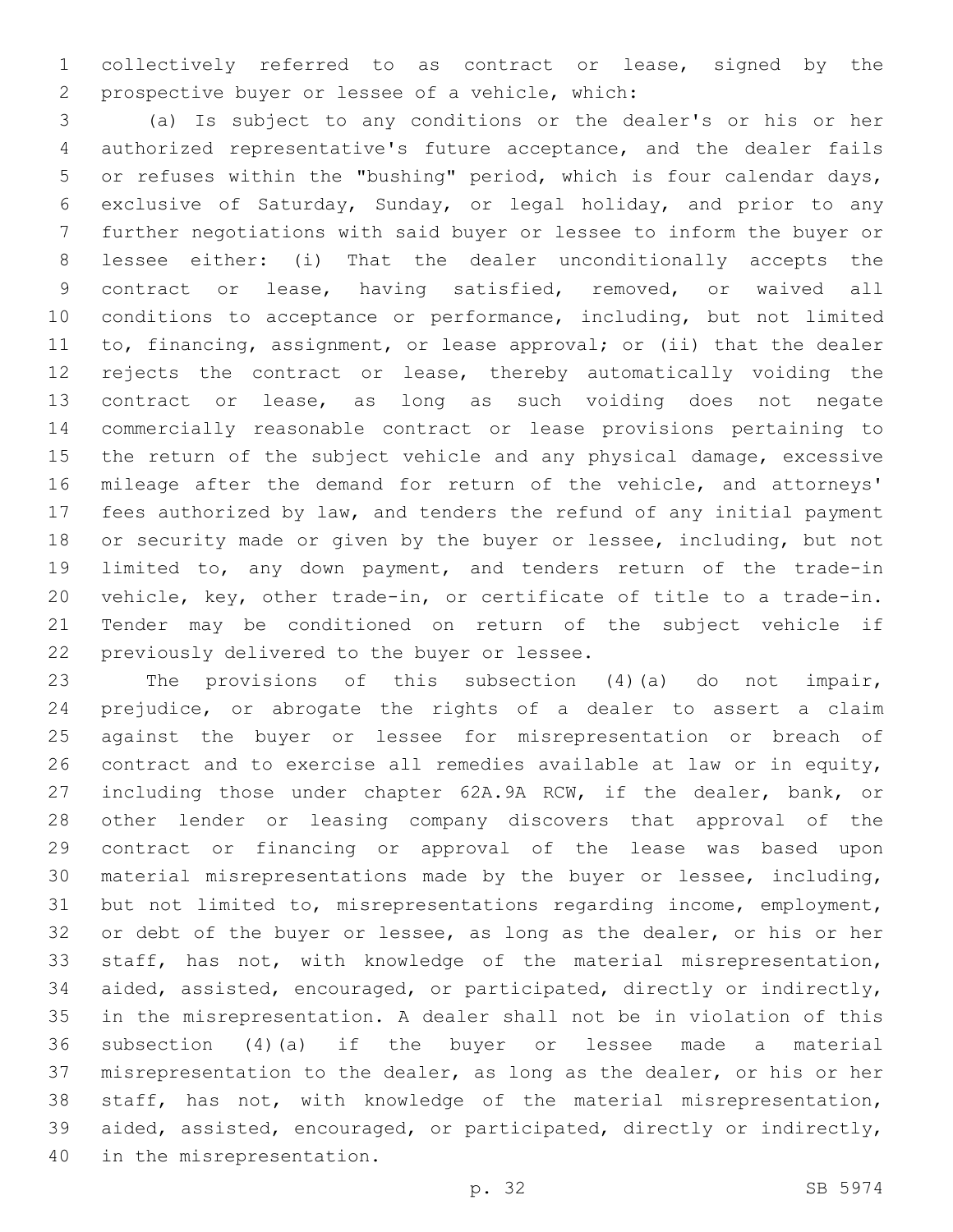collectively referred to as contract or lease, signed by the prospective buyer or lessee of a vehicle, which:

(a) Is subject to any conditions or the dealer's or his or her authorized representative's future acceptance, and the dealer fails or refuses within the "bushing" period, which is four calendar days, exclusive of Saturday, Sunday, or legal holiday, and prior to any further negotiations with said buyer or lessee to inform the buyer or lessee either: (i) That the dealer unconditionally accepts the contract or lease, having satisfied, removed, or waived all conditions to acceptance or performance, including, but not limited to, financing, assignment, or lease approval; or (ii) that the dealer rejects the contract or lease, thereby automatically voiding the contract or lease, as long as such voiding does not negate commercially reasonable contract or lease provisions pertaining to the return of the subject vehicle and any physical damage, excessive mileage after the demand for return of the vehicle, and attorneys' fees authorized by law, and tenders the refund of any initial payment or security made or given by the buyer or lessee, including, but not limited to, any down payment, and tenders return of the trade-in vehicle, key, other trade-in, or certificate of title to a trade-in. Tender may be conditioned on return of the subject vehicle if previously delivered to the buyer or lessee.

The provisions of this subsection (4)(a) do not impair, prejudice, or abrogate the rights of a dealer to assert a claim against the buyer or lessee for misrepresentation or breach of contract and to exercise all remedies available at law or in equity, including those under chapter 62A.9A RCW, if the dealer, bank, or other lender or leasing company discovers that approval of the contract or financing or approval of the lease was based upon material misrepresentations made by the buyer or lessee, including, but not limited to, misrepresentations regarding income, employment, or debt of the buyer or lessee, as long as the dealer, or his or her staff, has not, with knowledge of the material misrepresentation, aided, assisted, encouraged, or participated, directly or indirectly, in the misrepresentation. A dealer shall not be in violation of this subsection (4)(a) if the buyer or lessee made a material misrepresentation to the dealer, as long as the dealer, or his or her staff, has not, with knowledge of the material misrepresentation, aided, assisted, encouraged, or participated, directly or indirectly, in the misrepresentation.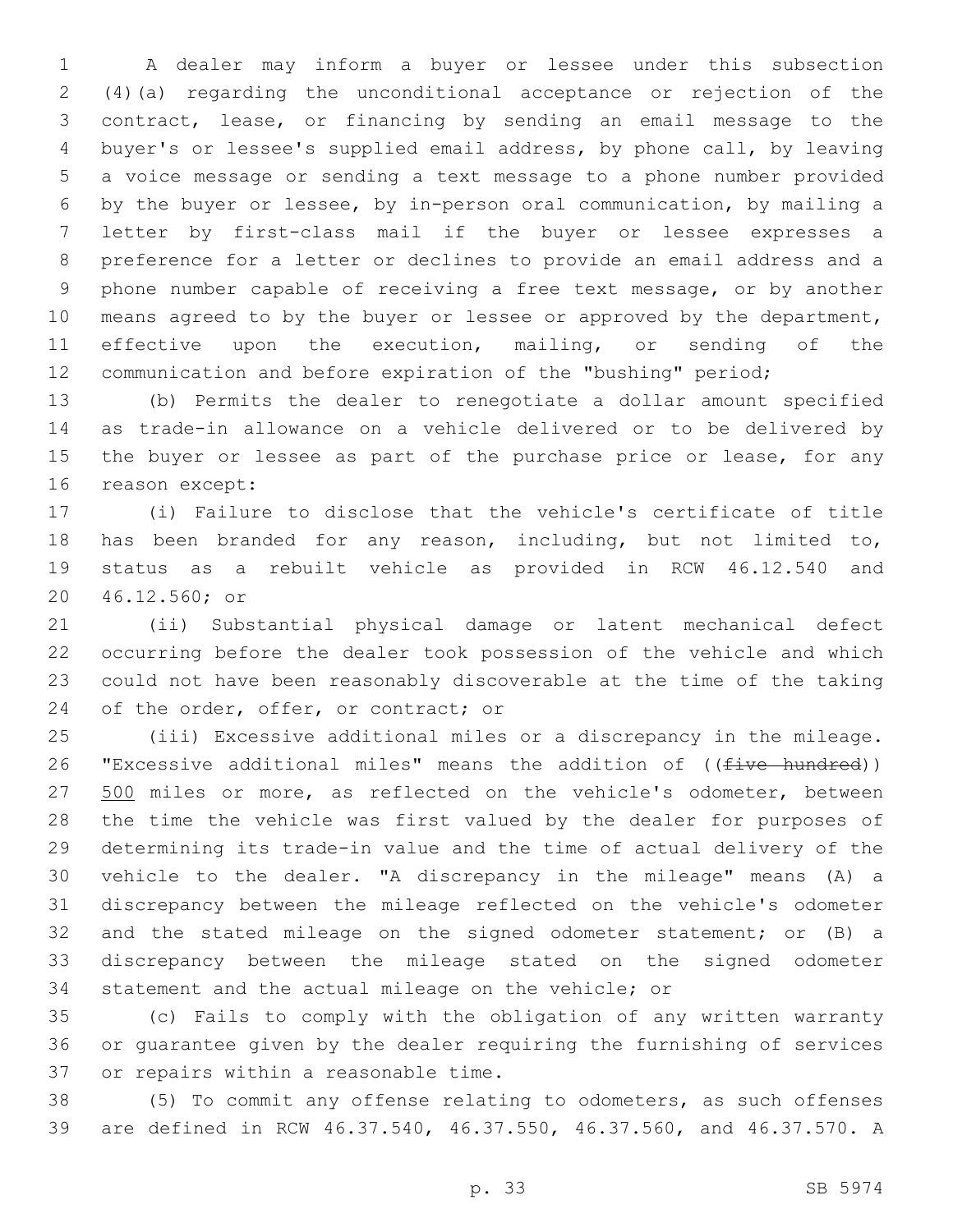A dealer may inform a buyer or lessee under this subsection (4)(a) regarding the unconditional acceptance or rejection of the contract, lease, or financing by sending an email message to the buyer's or lessee's supplied email address, by phone call, by leaving a voice message or sending a text message to a phone number provided by the buyer or lessee, by in-person oral communication, by mailing a letter by first-class mail if the buyer or lessee expresses a preference for a letter or declines to provide an email address and a phone number capable of receiving a free text message, or by another means agreed to by the buyer or lessee or approved by the department, effective upon the execution, mailing, or sending of the communication and before expiration of the "bushing" period;

(b) Permits the dealer to renegotiate a dollar amount specified as trade-in allowance on a vehicle delivered or to be delivered by the buyer or lessee as part of the purchase price or lease, for any reason except:

(i) Failure to disclose that the vehicle's certificate of title has been branded for any reason, including, but not limited to, status as a rebuilt vehicle as provided in RCW 46.12.540 and 46.12.560; or

(ii) Substantial physical damage or latent mechanical defect occurring before the dealer took possession of the vehicle and which could not have been reasonably discoverable at the time of the taking of the order, offer, or contract; or

(iii) Excessive additional miles or a discrepancy in the mileage. "Excessive additional miles" means the addition of ((~~five hundred~~)) 500 miles or more, as reflected on the vehicle's odometer, between the time the vehicle was first valued by the dealer for purposes of determining its trade-in value and the time of actual delivery of the vehicle to the dealer. "A discrepancy in the mileage" means (A) a discrepancy between the mileage reflected on the vehicle's odometer and the stated mileage on the signed odometer statement; or (B) a discrepancy between the mileage stated on the signed odometer statement and the actual mileage on the vehicle; or

(c) Fails to comply with the obligation of any written warranty or guarantee given by the dealer requiring the furnishing of services or repairs within a reasonable time.

(5) To commit any offense relating to odometers, as such offenses are defined in RCW 46.37.540, 46.37.550, 46.37.560, and 46.37.570. A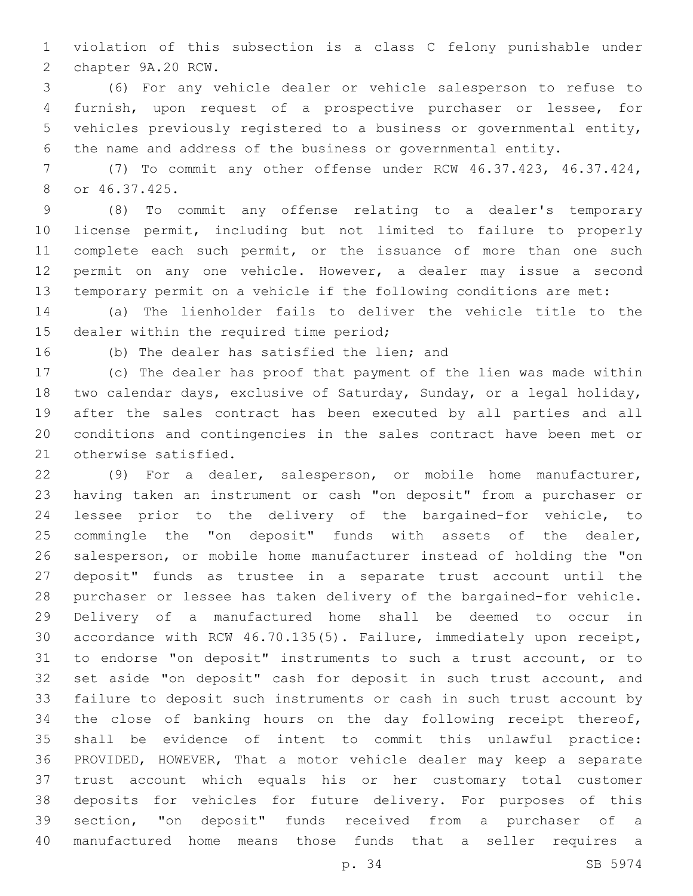violation of this subsection is a class C felony punishable under chapter 9A.20 RCW.

(6) For any vehicle dealer or vehicle salesperson to refuse to furnish, upon request of a prospective purchaser or lessee, for vehicles previously registered to a business or governmental entity, the name and address of the business or governmental entity.

(7) To commit any other offense under RCW 46.37.423, 46.37.424, or 46.37.425.

(8) To commit any offense relating to a dealer's temporary license permit, including but not limited to failure to properly complete each such permit, or the issuance of more than one such permit on any one vehicle. However, a dealer may issue a second temporary permit on a vehicle if the following conditions are met:

(a) The lienholder fails to deliver the vehicle title to the dealer within the required time period;

(b) The dealer has satisfied the lien; and

(c) The dealer has proof that payment of the lien was made within two calendar days, exclusive of Saturday, Sunday, or a legal holiday, after the sales contract has been executed by all parties and all conditions and contingencies in the sales contract have been met or otherwise satisfied.

(9) For a dealer, salesperson, or mobile home manufacturer, having taken an instrument or cash "on deposit" from a purchaser or lessee prior to the delivery of the bargained-for vehicle, to commingle the "on deposit" funds with assets of the dealer, salesperson, or mobile home manufacturer instead of holding the "on deposit" funds as trustee in a separate trust account until the purchaser or lessee has taken delivery of the bargained-for vehicle. Delivery of a manufactured home shall be deemed to occur in accordance with RCW 46.70.135(5). Failure, immediately upon receipt, to endorse "on deposit" instruments to such a trust account, or to set aside "on deposit" cash for deposit in such trust account, and failure to deposit such instruments or cash in such trust account by the close of banking hours on the day following receipt thereof, shall be evidence of intent to commit this unlawful practice: PROVIDED, HOWEVER, That a motor vehicle dealer may keep a separate trust account which equals his or her customary total customer deposits for vehicles for future delivery. For purposes of this section, "on deposit" funds received from a purchaser of a manufactured home means those funds that a seller requires a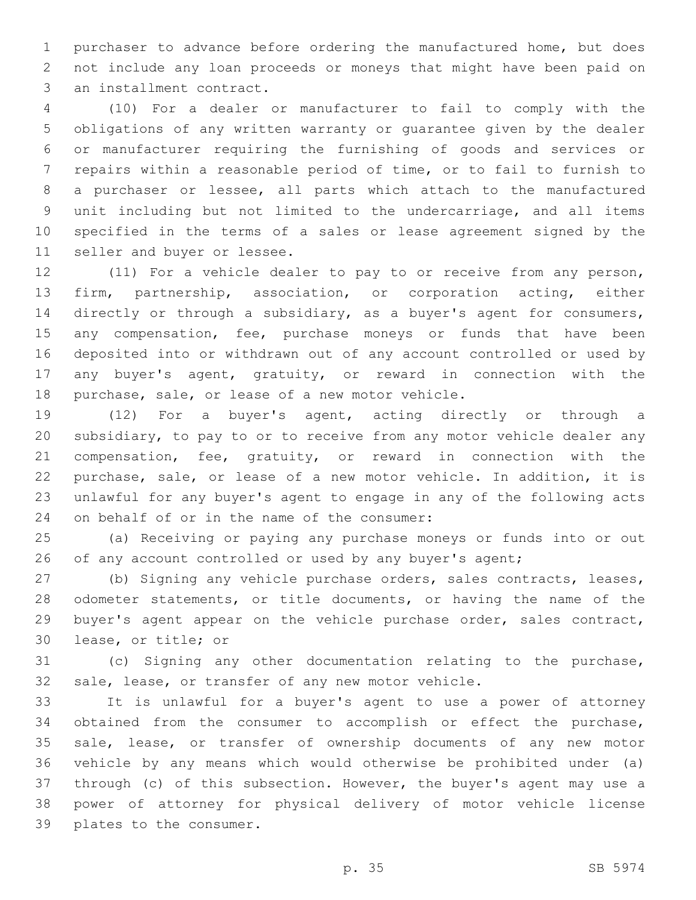purchaser to advance before ordering the manufactured home, but does not include any loan proceeds or moneys that might have been paid on an installment contract.

(10) For a dealer or manufacturer to fail to comply with the obligations of any written warranty or guarantee given by the dealer or manufacturer requiring the furnishing of goods and services or repairs within a reasonable period of time, or to fail to furnish to a purchaser or lessee, all parts which attach to the manufactured unit including but not limited to the undercarriage, and all items specified in the terms of a sales or lease agreement signed by the seller and buyer or lessee.

(11) For a vehicle dealer to pay to or receive from any person, firm, partnership, association, or corporation acting, either directly or through a subsidiary, as a buyer's agent for consumers, any compensation, fee, purchase moneys or funds that have been deposited into or withdrawn out of any account controlled or used by any buyer's agent, gratuity, or reward in connection with the purchase, sale, or lease of a new motor vehicle.

(12) For a buyer's agent, acting directly or through a subsidiary, to pay to or to receive from any motor vehicle dealer any compensation, fee, gratuity, or reward in connection with the purchase, sale, or lease of a new motor vehicle. In addition, it is unlawful for any buyer's agent to engage in any of the following acts on behalf of or in the name of the consumer:

(a) Receiving or paying any purchase moneys or funds into or out of any account controlled or used by any buyer's agent;

(b) Signing any vehicle purchase orders, sales contracts, leases, odometer statements, or title documents, or having the name of the buyer's agent appear on the vehicle purchase order, sales contract, lease, or title; or

(c) Signing any other documentation relating to the purchase, sale, lease, or transfer of any new motor vehicle.

It is unlawful for a buyer's agent to use a power of attorney obtained from the consumer to accomplish or effect the purchase, sale, lease, or transfer of ownership documents of any new motor vehicle by any means which would otherwise be prohibited under (a) through (c) of this subsection. However, the buyer's agent may use a power of attorney for physical delivery of motor vehicle license plates to the consumer.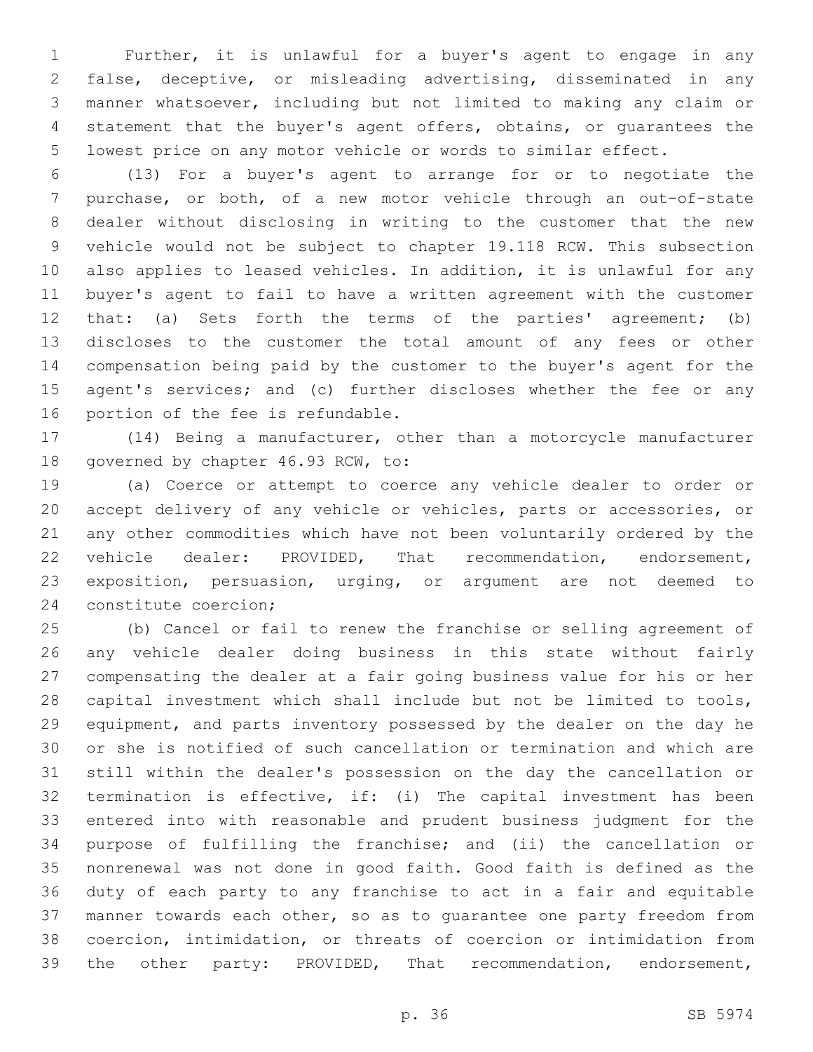Further, it is unlawful for a buyer's agent to engage in any false, deceptive, or misleading advertising, disseminated in any manner whatsoever, including but not limited to making any claim or statement that the buyer's agent offers, obtains, or guarantees the lowest price on any motor vehicle or words to similar effect.

(13) For a buyer's agent to arrange for or to negotiate the purchase, or both, of a new motor vehicle through an out-of-state dealer without disclosing in writing to the customer that the new vehicle would not be subject to chapter 19.118 RCW. This subsection also applies to leased vehicles. In addition, it is unlawful for any buyer's agent to fail to have a written agreement with the customer that: (a) Sets forth the terms of the parties' agreement; (b) discloses to the customer the total amount of any fees or other compensation being paid by the customer to the buyer's agent for the agent's services; and (c) further discloses whether the fee or any portion of the fee is refundable.

(14) Being a manufacturer, other than a motorcycle manufacturer governed by chapter 46.93 RCW, to:

(a) Coerce or attempt to coerce any vehicle dealer to order or accept delivery of any vehicle or vehicles, parts or accessories, or any other commodities which have not been voluntarily ordered by the vehicle dealer: PROVIDED, That recommendation, endorsement, exposition, persuasion, urging, or argument are not deemed to constitute coercion;

(b) Cancel or fail to renew the franchise or selling agreement of any vehicle dealer doing business in this state without fairly compensating the dealer at a fair going business value for his or her capital investment which shall include but not be limited to tools, equipment, and parts inventory possessed by the dealer on the day he or she is notified of such cancellation or termination and which are still within the dealer's possession on the day the cancellation or termination is effective, if: (i) The capital investment has been entered into with reasonable and prudent business judgment for the purpose of fulfilling the franchise; and (ii) the cancellation or nonrenewal was not done in good faith. Good faith is defined as the duty of each party to any franchise to act in a fair and equitable manner towards each other, so as to guarantee one party freedom from coercion, intimidation, or threats of coercion or intimidation from the other party: PROVIDED, That recommendation, endorsement,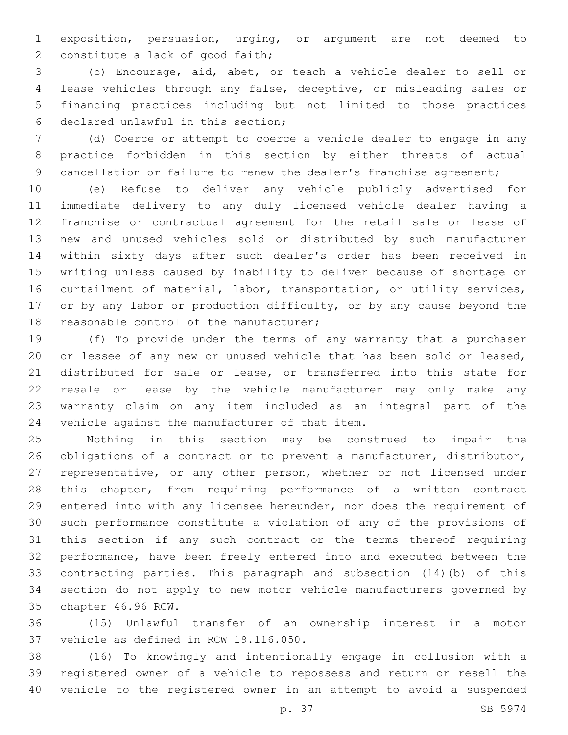exposition, persuasion, urging, or argument are not deemed to constitute a lack of good faith;

(c) Encourage, aid, abet, or teach a vehicle dealer to sell or lease vehicles through any false, deceptive, or misleading sales or financing practices including but not limited to those practices declared unlawful in this section;

(d) Coerce or attempt to coerce a vehicle dealer to engage in any practice forbidden in this section by either threats of actual cancellation or failure to renew the dealer's franchise agreement;

(e) Refuse to deliver any vehicle publicly advertised for immediate delivery to any duly licensed vehicle dealer having a franchise or contractual agreement for the retail sale or lease of new and unused vehicles sold or distributed by such manufacturer within sixty days after such dealer's order has been received in writing unless caused by inability to deliver because of shortage or curtailment of material, labor, transportation, or utility services, or by any labor or production difficulty, or by any cause beyond the reasonable control of the manufacturer;

(f) To provide under the terms of any warranty that a purchaser or lessee of any new or unused vehicle that has been sold or leased, distributed for sale or lease, or transferred into this state for resale or lease by the vehicle manufacturer may only make any warranty claim on any item included as an integral part of the vehicle against the manufacturer of that item.

Nothing in this section may be construed to impair the obligations of a contract or to prevent a manufacturer, distributor, representative, or any other person, whether or not licensed under this chapter, from requiring performance of a written contract entered into with any licensee hereunder, nor does the requirement of such performance constitute a violation of any of the provisions of this section if any such contract or the terms thereof requiring performance, have been freely entered into and executed between the contracting parties. This paragraph and subsection (14)(b) of this section do not apply to new motor vehicle manufacturers governed by chapter 46.96 RCW.

(15) Unlawful transfer of an ownership interest in a motor vehicle as defined in RCW 19.116.050.

(16) To knowingly and intentionally engage in collusion with a registered owner of a vehicle to repossess and return or resell the vehicle to the registered owner in an attempt to avoid a suspended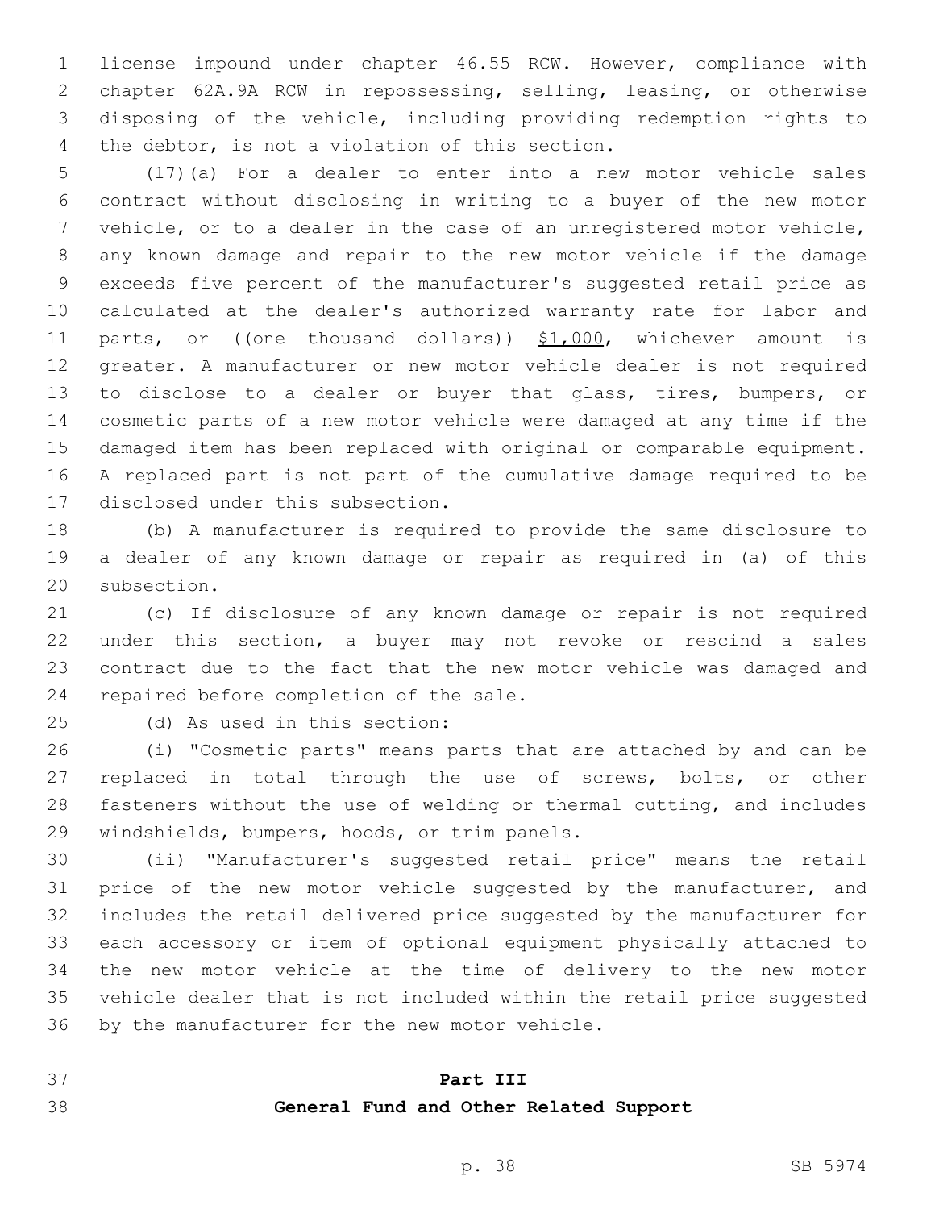license impound under chapter 46.55 RCW. However, compliance with chapter 62A.9A RCW in repossessing, selling, leasing, or otherwise disposing of the vehicle, including providing redemption rights to the debtor, is not a violation of this section.

(17)(a) For a dealer to enter into a new motor vehicle sales contract without disclosing in writing to a buyer of the new motor vehicle, or to a dealer in the case of an unregistered motor vehicle, any known damage and repair to the new motor vehicle if the damage exceeds five percent of the manufacturer's suggested retail price as calculated at the dealer's authorized warranty rate for labor and parts, or ((~~one thousand dollars~~)) $1,000, whichever amount is greater. A manufacturer or new motor vehicle dealer is not required to disclose to a dealer or buyer that glass, tires, bumpers, or cosmetic parts of a new motor vehicle were damaged at any time if the damaged item has been replaced with original or comparable equipment. A replaced part is not part of the cumulative damage required to be disclosed under this subsection.

(b) A manufacturer is required to provide the same disclosure to a dealer of any known damage or repair as required in (a) of this subsection.

(c) If disclosure of any known damage or repair is not required under this section, a buyer may not revoke or rescind a sales contract due to the fact that the new motor vehicle was damaged and repaired before completion of the sale.

(d) As used in this section:

(i) "Cosmetic parts" means parts that are attached by and can be replaced in total through the use of screws, bolts, or other fasteners without the use of welding or thermal cutting, and includes windshields, bumpers, hoods, or trim panels.

(ii) "Manufacturer's suggested retail price" means the retail price of the new motor vehicle suggested by the manufacturer, and includes the retail delivered price suggested by the manufacturer for each accessory or item of optional equipment physically attached to the new motor vehicle at the time of delivery to the new motor vehicle dealer that is not included within the retail price suggested by the manufacturer for the new motor vehicle.

## Part III
## General Fund and Other Related Support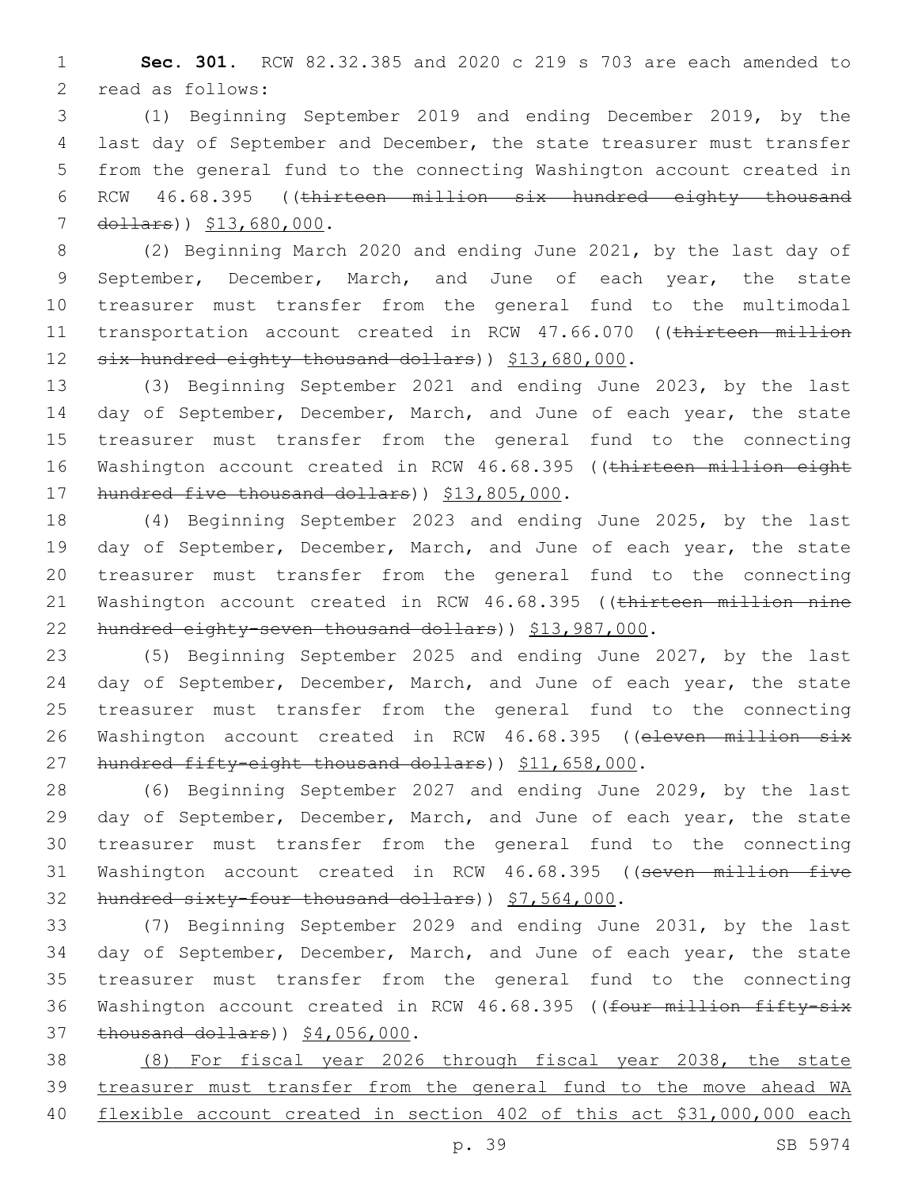**Sec. 301.** RCW 82.32.385 and 2020 c 219 s 703 are each amended to read as follows:

(1) Beginning September 2019 and ending December 2019, by the last day of September and December, the state treasurer must transfer from the general fund to the connecting Washington account created in RCW 46.68.395 ((~~thirteen million six hundred eighty thousand dollars~~)) <u>$13,680,000</u>.

(2) Beginning March 2020 and ending June 2021, by the last day of September, December, March, and June of each year, the state treasurer must transfer from the general fund to the multimodal transportation account created in RCW 47.66.070 ((~~thirteen million six hundred eighty thousand dollars~~)) <u>$13,680,000</u>.

(3) Beginning September 2021 and ending June 2023, by the last day of September, December, March, and June of each year, the state treasurer must transfer from the general fund to the connecting Washington account created in RCW 46.68.395 ((~~thirteen million eight hundred five thousand dollars~~)) <u>$13,805,000</u>.

(4) Beginning September 2023 and ending June 2025, by the last day of September, December, March, and June of each year, the state treasurer must transfer from the general fund to the connecting Washington account created in RCW 46.68.395 ((~~thirteen million nine hundred eighty-seven thousand dollars~~)) <u>$13,987,000</u>.

(5) Beginning September 2025 and ending June 2027, by the last day of September, December, March, and June of each year, the state treasurer must transfer from the general fund to the connecting Washington account created in RCW 46.68.395 ((~~eleven million six hundred fifty-eight thousand dollars~~)) <u>$11,658,000</u>.

(6) Beginning September 2027 and ending June 2029, by the last day of September, December, March, and June of each year, the state treasurer must transfer from the general fund to the connecting Washington account created in RCW 46.68.395 ((~~seven million five hundred sixty-four thousand dollars~~)) <u>$7,564,000</u>.

(7) Beginning September 2029 and ending June 2031, by the last day of September, December, March, and June of each year, the state treasurer must transfer from the general fund to the connecting Washington account created in RCW 46.68.395 ((~~four million fifty-six thousand dollars~~)) <u>$4,056,000</u>.

<u>(8) For fiscal year 2026 through fiscal year 2038, the state treasurer must transfer from the general fund to the move ahead WA flexible account created in section 402 of this act $31,000,000 each</u>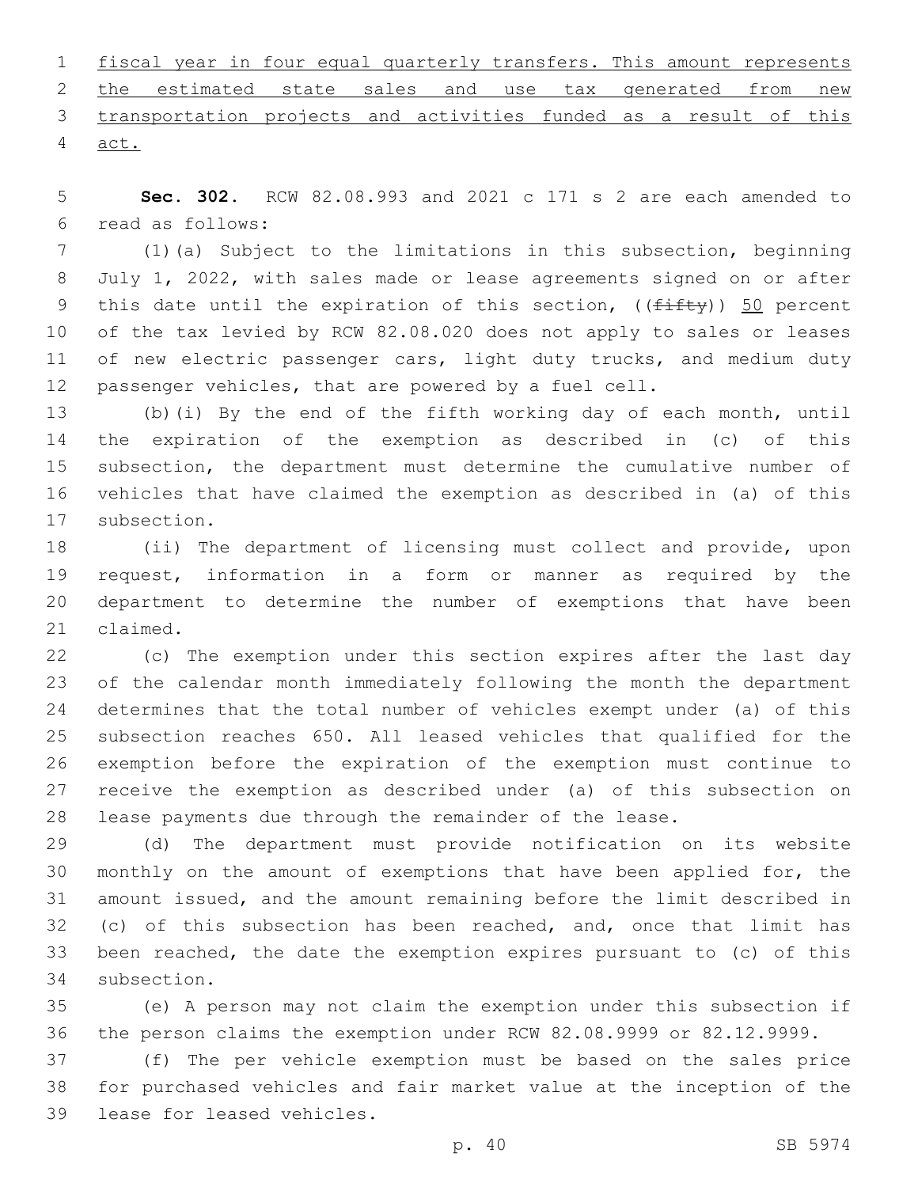fiscal year in four equal quarterly transfers. This amount represents the estimated state sales and use tax generated from new transportation projects and activities funded as a result of this act.

**Sec. 302.** RCW 82.08.993 and 2021 c 171 s 2 are each amended to read as follows:

(1)(a) Subject to the limitations in this subsection, beginning July 1, 2022, with sales made or lease agreements signed on or after this date until the expiration of this section, ((~~fifty~~)) 50 percent of the tax levied by RCW 82.08.020 does not apply to sales or leases of new electric passenger cars, light duty trucks, and medium duty passenger vehicles, that are powered by a fuel cell.

(b)(i) By the end of the fifth working day of each month, until the expiration of the exemption as described in (c) of this subsection, the department must determine the cumulative number of vehicles that have claimed the exemption as described in (a) of this subsection.

(ii) The department of licensing must collect and provide, upon request, information in a form or manner as required by the department to determine the number of exemptions that have been claimed.

(c) The exemption under this section expires after the last day of the calendar month immediately following the month the department determines that the total number of vehicles exempt under (a) of this subsection reaches 650. All leased vehicles that qualified for the exemption before the expiration of the exemption must continue to receive the exemption as described under (a) of this subsection on lease payments due through the remainder of the lease.

(d) The department must provide notification on its website monthly on the amount of exemptions that have been applied for, the amount issued, and the amount remaining before the limit described in (c) of this subsection has been reached, and, once that limit has been reached, the date the exemption expires pursuant to (c) of this subsection.

(e) A person may not claim the exemption under this subsection if the person claims the exemption under RCW 82.08.9999 or 82.12.9999.

(f) The per vehicle exemption must be based on the sales price for purchased vehicles and fair market value at the inception of the lease for leased vehicles.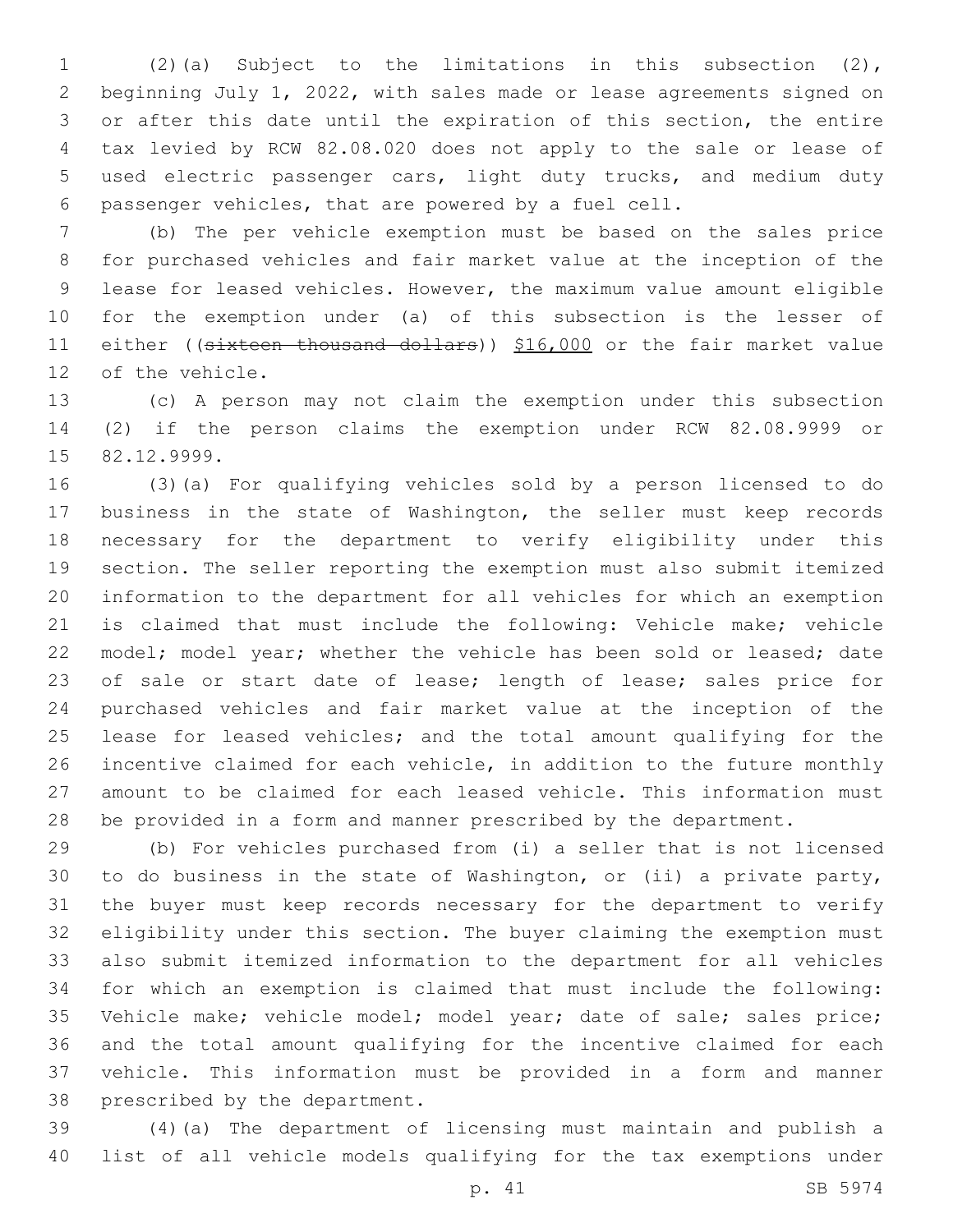(2)(a) Subject to the limitations in this subsection (2), beginning July 1, 2022, with sales made or lease agreements signed on or after this date until the expiration of this section, the entire tax levied by RCW 82.08.020 does not apply to the sale or lease of used electric passenger cars, light duty trucks, and medium duty passenger vehicles, that are powered by a fuel cell.

(b) The per vehicle exemption must be based on the sales price for purchased vehicles and fair market value at the inception of the lease for leased vehicles. However, the maximum value amount eligible for the exemption under (a) of this subsection is the lesser of either ((~~sixteen thousand dollars~~)) <u>$16,000</u> or the fair market value of the vehicle.

(c) A person may not claim the exemption under this subsection (2) if the person claims the exemption under RCW 82.08.9999 or 82.12.9999.

(3)(a) For qualifying vehicles sold by a person licensed to do business in the state of Washington, the seller must keep records necessary for the department to verify eligibility under this section. The seller reporting the exemption must also submit itemized information to the department for all vehicles for which an exemption is claimed that must include the following: Vehicle make; vehicle model; model year; whether the vehicle has been sold or leased; date of sale or start date of lease; length of lease; sales price for purchased vehicles and fair market value at the inception of the lease for leased vehicles; and the total amount qualifying for the incentive claimed for each vehicle, in addition to the future monthly amount to be claimed for each leased vehicle. This information must be provided in a form and manner prescribed by the department.

(b) For vehicles purchased from (i) a seller that is not licensed to do business in the state of Washington, or (ii) a private party, the buyer must keep records necessary for the department to verify eligibility under this section. The buyer claiming the exemption must also submit itemized information to the department for all vehicles for which an exemption is claimed that must include the following: Vehicle make; vehicle model; model year; date of sale; sales price; and the total amount qualifying for the incentive claimed for each vehicle. This information must be provided in a form and manner prescribed by the department.

(4)(a) The department of licensing must maintain and publish a list of all vehicle models qualifying for the tax exemptions under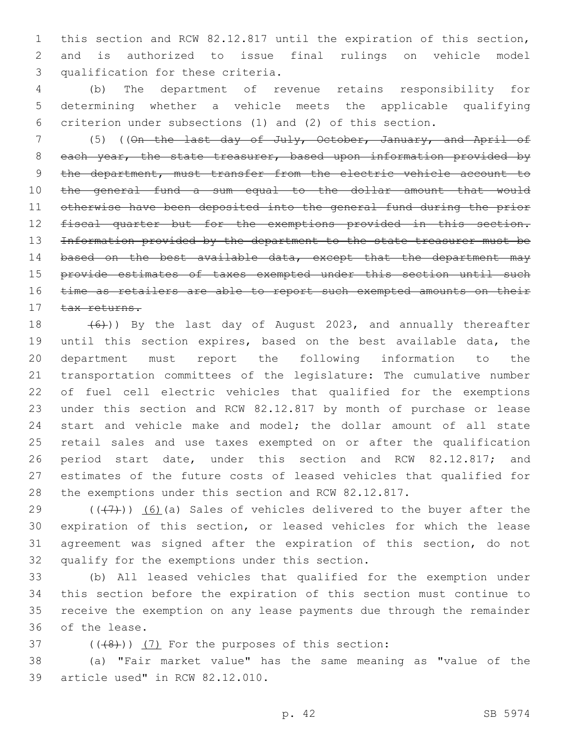this section and RCW 82.12.817 until the expiration of this section, and is authorized to issue final rulings on vehicle model qualification for these criteria.

(b) The department of revenue retains responsibility for determining whether a vehicle meets the applicable qualifying criterion under subsections (1) and (2) of this section.

(5) ((~~On the last day of July, October, January, and April of each year, the state treasurer, based upon information provided by the department, must transfer from the electric vehicle account to the general fund a sum equal to the dollar amount that would otherwise have been deposited into the general fund during the prior fiscal quarter but for the exemptions provided in this section. Information provided by the department to the state treasurer must be based on the best available data, except that the department may provide estimates of taxes exempted under this section until such time as retailers are able to report such exempted amounts on their tax returns.~~

~~(6)~~)) By the last day of August 2023, and annually thereafter until this section expires, based on the best available data, the department must report the following information to the transportation committees of the legislature: The cumulative number of fuel cell electric vehicles that qualified for the exemptions under this section and RCW 82.12.817 by month of purchase or lease start and vehicle make and model; the dollar amount of all state retail sales and use taxes exempted on or after the qualification period start date, under this section and RCW 82.12.817; and estimates of the future costs of leased vehicles that qualified for the exemptions under this section and RCW 82.12.817.

((~~(7)~~)) (6)(a) Sales of vehicles delivered to the buyer after the expiration of this section, or leased vehicles for which the lease agreement was signed after the expiration of this section, do not qualify for the exemptions under this section.

(b) All leased vehicles that qualified for the exemption under this section before the expiration of this section must continue to receive the exemption on any lease payments due through the remainder of the lease.

((~~(8)~~)) (7) For the purposes of this section:

(a) "Fair market value" has the same meaning as "value of the article used" in RCW 82.12.010.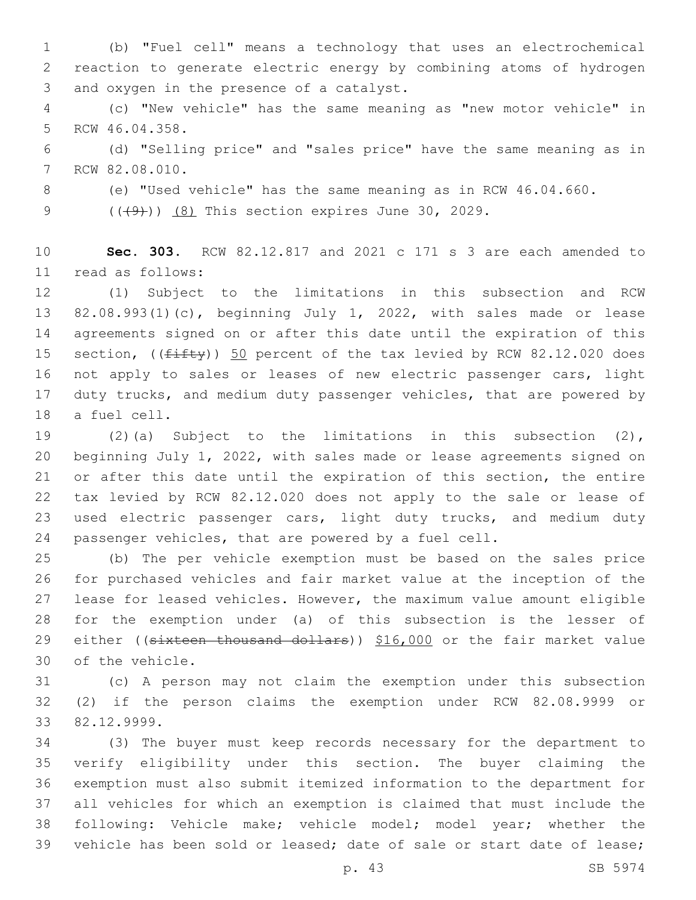(b) "Fuel cell" means a technology that uses an electrochemical reaction to generate electric energy by combining atoms of hydrogen and oxygen in the presence of a catalyst.

(c) "New vehicle" has the same meaning as "new motor vehicle" in RCW 46.04.358.

(d) "Selling price" and "sales price" have the same meaning as in RCW 82.08.010.

(e) "Used vehicle" has the same meaning as in RCW 46.04.660.

~~((9))~~ (8) This section expires June 30, 2029.

**Sec. 303.** RCW 82.12.817 and 2021 c 171 s 3 are each amended to read as follows:

(1) Subject to the limitations in this subsection and RCW 82.08.993(1)(c), beginning July 1, 2022, with sales made or lease agreements signed on or after this date until the expiration of this section, ((~~fifty~~)) 50 percent of the tax levied by RCW 82.12.020 does not apply to sales or leases of new electric passenger cars, light duty trucks, and medium duty passenger vehicles, that are powered by a fuel cell.

(2)(a) Subject to the limitations in this subsection (2), beginning July 1, 2022, with sales made or lease agreements signed on or after this date until the expiration of this section, the entire tax levied by RCW 82.12.020 does not apply to the sale or lease of used electric passenger cars, light duty trucks, and medium duty passenger vehicles, that are powered by a fuel cell.

(b) The per vehicle exemption must be based on the sales price for purchased vehicles and fair market value at the inception of the lease for leased vehicles. However, the maximum value amount eligible for the exemption under (a) of this subsection is the lesser of either ((~~sixteen thousand dollars~~)) $16,000 or the fair market value of the vehicle.

(c) A person may not claim the exemption under this subsection (2) if the person claims the exemption under RCW 82.08.9999 or 82.12.9999.

(3) The buyer must keep records necessary for the department to verify eligibility under this section. The buyer claiming the exemption must also submit itemized information to the department for all vehicles for which an exemption is claimed that must include the following: Vehicle make; vehicle model; model year; whether the vehicle has been sold or leased; date of sale or start date of lease;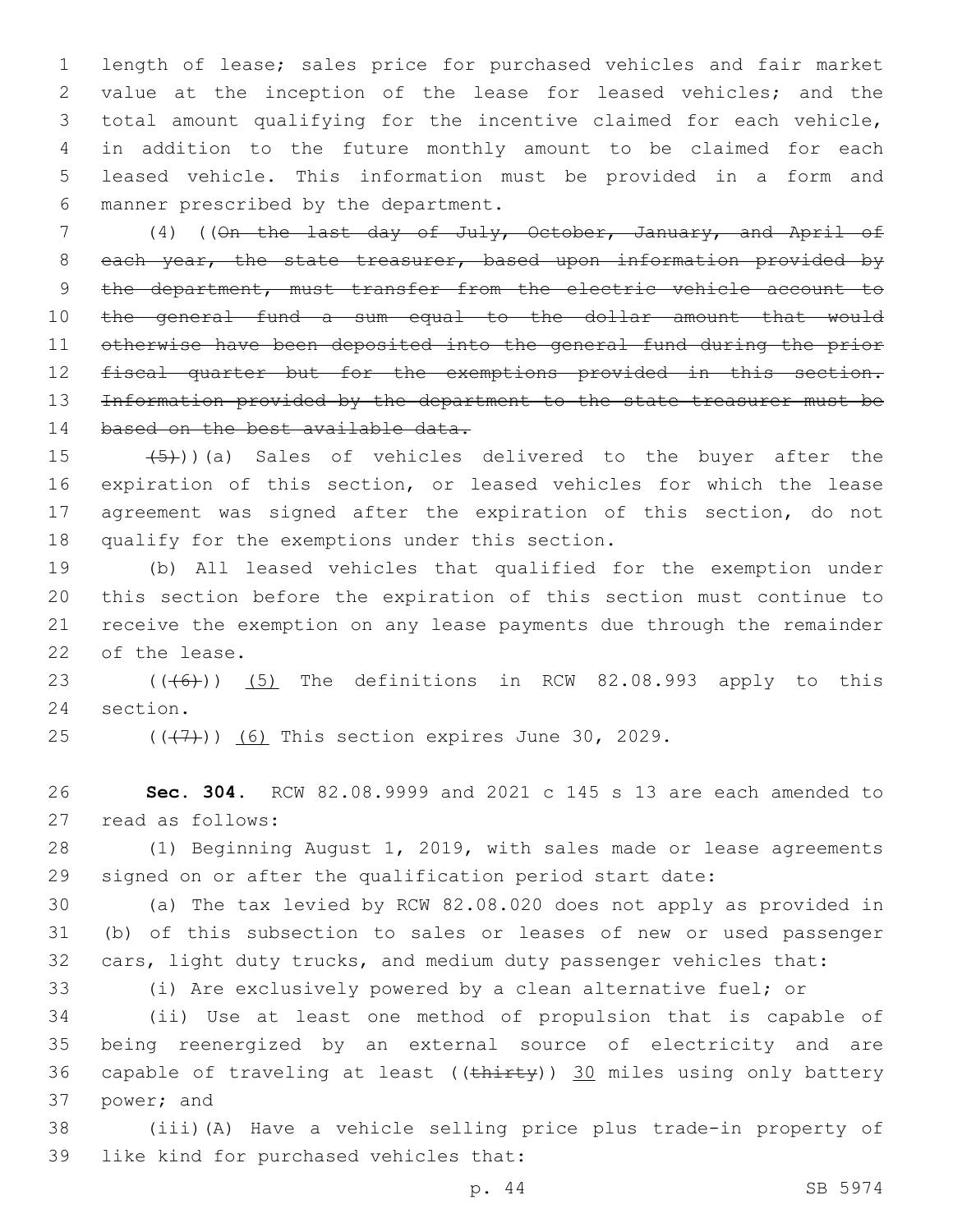length of lease; sales price for purchased vehicles and fair market value at the inception of the lease for leased vehicles; and the total amount qualifying for the incentive claimed for each vehicle, in addition to the future monthly amount to be claimed for each leased vehicle. This information must be provided in a form and manner prescribed by the department.

(4) ((~~On the last day of July, October, January, and April of each year, the state treasurer, based upon information provided by the department, must transfer from the electric vehicle account to the general fund a sum equal to the dollar amount that would otherwise have been deposited into the general fund during the prior fiscal quarter but for the exemptions provided in this section. Information provided by the department to the state treasurer must be based on the best available data.~~

~~(5)~~))(a) Sales of vehicles delivered to the buyer after the expiration of this section, or leased vehicles for which the lease agreement was signed after the expiration of this section, do not qualify for the exemptions under this section.

(b) All leased vehicles that qualified for the exemption under this section before the expiration of this section must continue to receive the exemption on any lease payments due through the remainder of the lease.

((~~(6)~~)) <u>(5)</u> The definitions in RCW 82.08.993 apply to this section.

((~~(7)~~)) <u>(6)</u> This section expires June 30, 2029.

**Sec. 304.** RCW 82.08.9999 and 2021 c 145 s 13 are each amended to read as follows:

(1) Beginning August 1, 2019, with sales made or lease agreements signed on or after the qualification period start date:

(a) The tax levied by RCW 82.08.020 does not apply as provided in (b) of this subsection to sales or leases of new or used passenger cars, light duty trucks, and medium duty passenger vehicles that:

(i) Are exclusively powered by a clean alternative fuel; or

(ii) Use at least one method of propulsion that is capable of being reenergized by an external source of electricity and are capable of traveling at least ((~~thirty~~)) <u>30</u> miles using only battery power; and

(iii)(A) Have a vehicle selling price plus trade-in property of like kind for purchased vehicles that: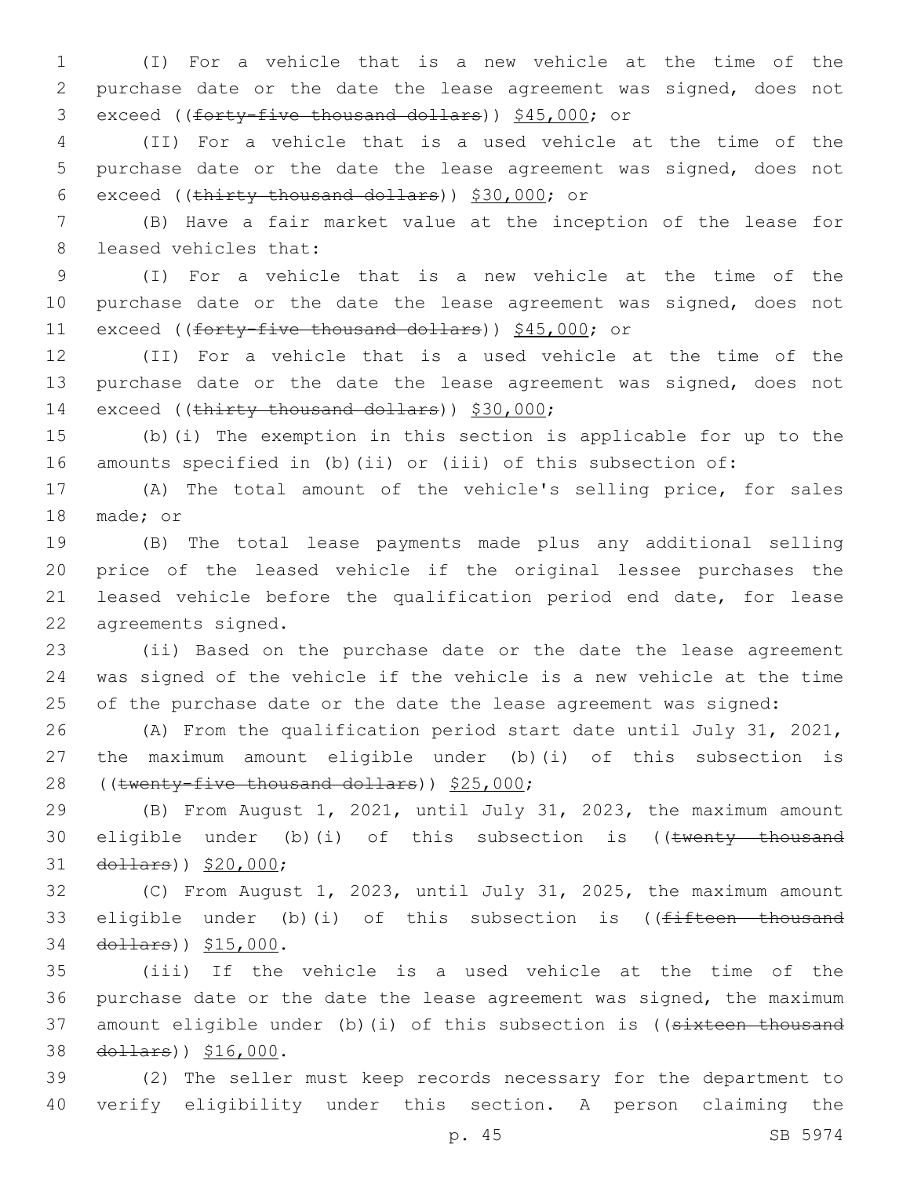(I) For a vehicle that is a new vehicle at the time of the purchase date or the date the lease agreement was signed, does not exceed ((~~forty-five thousand dollars~~)) $45,000; or

(II) For a vehicle that is a used vehicle at the time of the purchase date or the date the lease agreement was signed, does not exceed ((~~thirty thousand dollars~~)) $30,000; or

(B) Have a fair market value at the inception of the lease for leased vehicles that:

(I) For a vehicle that is a new vehicle at the time of the purchase date or the date the lease agreement was signed, does not exceed ((~~forty-five thousand dollars~~)) $45,000; or

(II) For a vehicle that is a used vehicle at the time of the purchase date or the date the lease agreement was signed, does not exceed ((~~thirty thousand dollars~~)) $30,000;

(b)(i) The exemption in this section is applicable for up to the amounts specified in (b)(ii) or (iii) of this subsection of:

(A) The total amount of the vehicle's selling price, for sales made; or

(B) The total lease payments made plus any additional selling price of the leased vehicle if the original lessee purchases the leased vehicle before the qualification period end date, for lease agreements signed.

(ii) Based on the purchase date or the date the lease agreement was signed of the vehicle if the vehicle is a new vehicle at the time of the purchase date or the date the lease agreement was signed:

(A) From the qualification period start date until July 31, 2021, the maximum amount eligible under (b)(i) of this subsection is ((~~twenty-five thousand dollars~~)) $25,000;

(B) From August 1, 2021, until July 31, 2023, the maximum amount eligible under (b)(i) of this subsection is ((~~twenty thousand dollars~~)) $20,000;

(C) From August 1, 2023, until July 31, 2025, the maximum amount eligible under (b)(i) of this subsection is ((~~fifteen thousand dollars~~)) $15,000.

(iii) If the vehicle is a used vehicle at the time of the purchase date or the date the lease agreement was signed, the maximum amount eligible under (b)(i) of this subsection is ((~~sixteen thousand dollars~~)) $16,000.

(2) The seller must keep records necessary for the department to verify eligibility under this section. A person claiming the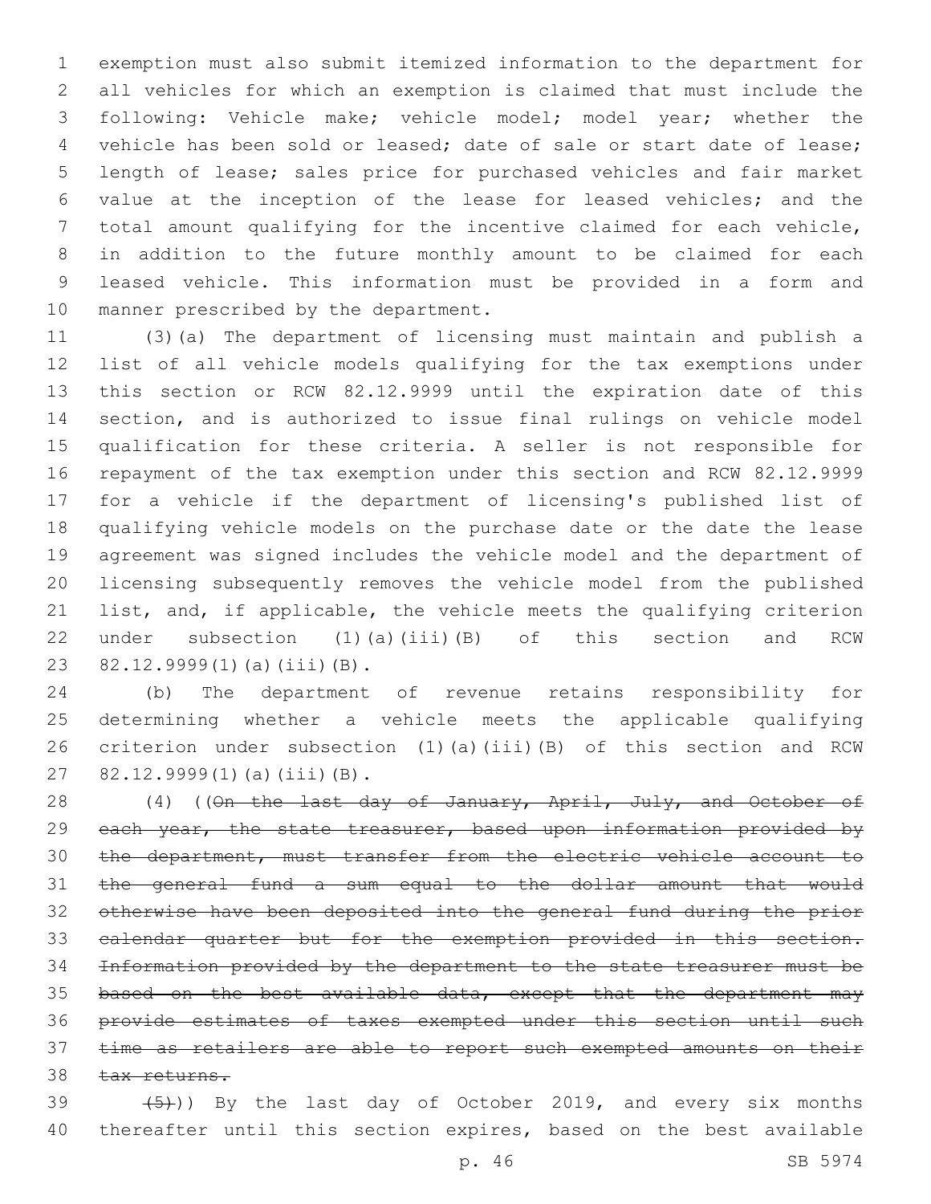exemption must also submit itemized information to the department for all vehicles for which an exemption is claimed that must include the following: Vehicle make; vehicle model; model year; whether the vehicle has been sold or leased; date of sale or start date of lease; length of lease; sales price for purchased vehicles and fair market value at the inception of the lease for leased vehicles; and the total amount qualifying for the incentive claimed for each vehicle, in addition to the future monthly amount to be claimed for each leased vehicle. This information must be provided in a form and manner prescribed by the department.

(3)(a) The department of licensing must maintain and publish a list of all vehicle models qualifying for the tax exemptions under this section or RCW 82.12.9999 until the expiration date of this section, and is authorized to issue final rulings on vehicle model qualification for these criteria. A seller is not responsible for repayment of the tax exemption under this section and RCW 82.12.9999 for a vehicle if the department of licensing's published list of qualifying vehicle models on the purchase date or the date the lease agreement was signed includes the vehicle model and the department of licensing subsequently removes the vehicle model from the published list, and, if applicable, the vehicle meets the qualifying criterion under subsection (1)(a)(iii)(B) of this section and RCW 82.12.9999(1)(a)(iii)(B).

(b) The department of revenue retains responsibility for determining whether a vehicle meets the applicable qualifying criterion under subsection (1)(a)(iii)(B) of this section and RCW 82.12.9999(1)(a)(iii)(B).

(4) ((~~On the last day of January, April, July, and October of each year, the state treasurer, based upon information provided by the department, must transfer from the electric vehicle account to the general fund a sum equal to the dollar amount that would otherwise have been deposited into the general fund during the prior calendar quarter but for the exemption provided in this section. Information provided by the department to the state treasurer must be based on the best available data, except that the department may provide estimates of taxes exempted under this section until such time as retailers are able to report such exempted amounts on their tax returns.~~

~~(5)~~)) By the last day of October 2019, and every six months thereafter until this section expires, based on the best available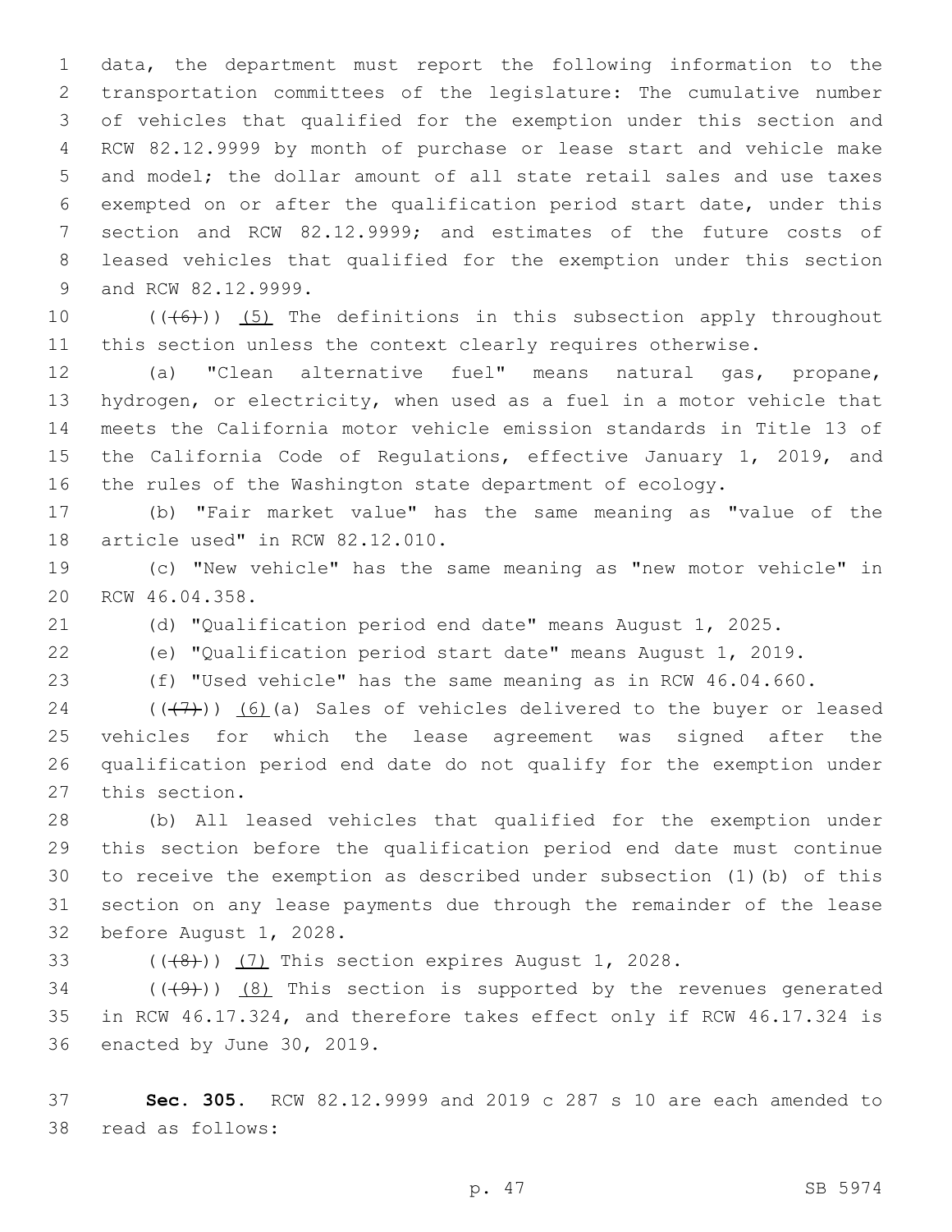data, the department must report the following information to the transportation committees of the legislature: The cumulative number of vehicles that qualified for the exemption under this section and RCW 82.12.9999 by month of purchase or lease start and vehicle make and model; the dollar amount of all state retail sales and use taxes exempted on or after the qualification period start date, under this section and RCW 82.12.9999; and estimates of the future costs of leased vehicles that qualified for the exemption under this section and RCW 82.12.9999.

((~~(6)~~)) (5) The definitions in this subsection apply throughout this section unless the context clearly requires otherwise.

(a) "Clean alternative fuel" means natural gas, propane, hydrogen, or electricity, when used as a fuel in a motor vehicle that meets the California motor vehicle emission standards in Title 13 of the California Code of Regulations, effective January 1, 2019, and the rules of the Washington state department of ecology.

(b) "Fair market value" has the same meaning as "value of the article used" in RCW 82.12.010.

(c) "New vehicle" has the same meaning as "new motor vehicle" in RCW 46.04.358.

(d) "Qualification period end date" means August 1, 2025.

(e) "Qualification period start date" means August 1, 2019.

(f) "Used vehicle" has the same meaning as in RCW 46.04.660.

((~~(7)~~)) (6)(a) Sales of vehicles delivered to the buyer or leased vehicles for which the lease agreement was signed after the qualification period end date do not qualify for the exemption under this section.

(b) All leased vehicles that qualified for the exemption under this section before the qualification period end date must continue to receive the exemption as described under subsection (1)(b) of this section on any lease payments due through the remainder of the lease before August 1, 2028.

((~~(8)~~)) (7) This section expires August 1, 2028.

((~~(9)~~)) (8) This section is supported by the revenues generated in RCW 46.17.324, and therefore takes effect only if RCW 46.17.324 is enacted by June 30, 2019.

**Sec. 305.** RCW 82.12.9999 and 2019 c 287 s 10 are each amended to read as follows: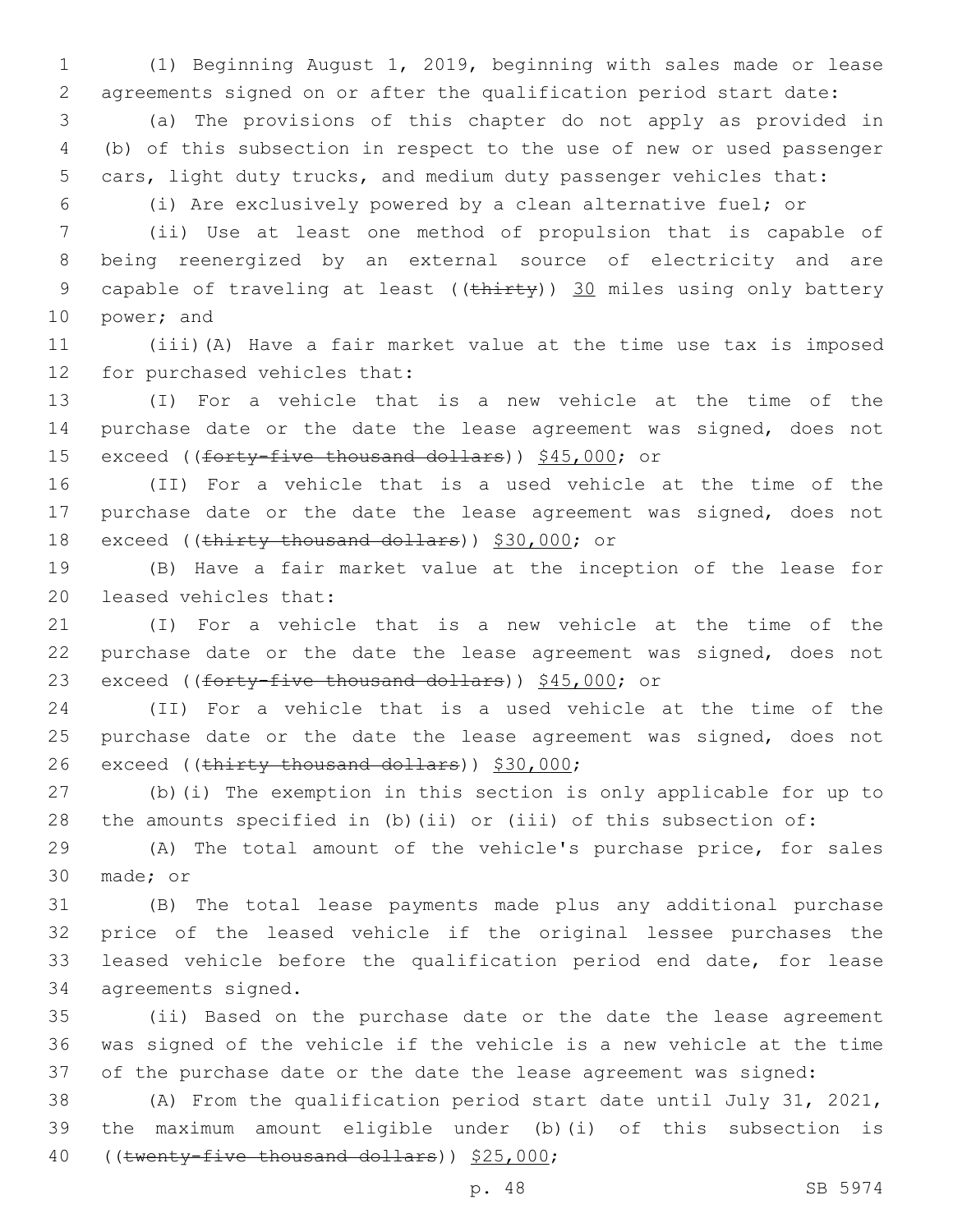(1) Beginning August 1, 2019, beginning with sales made or lease agreements signed on or after the qualification period start date:

(a) The provisions of this chapter do not apply as provided in (b) of this subsection in respect to the use of new or used passenger cars, light duty trucks, and medium duty passenger vehicles that:

(i) Are exclusively powered by a clean alternative fuel; or

(ii) Use at least one method of propulsion that is capable of being reenergized by an external source of electricity and are capable of traveling at least ((~~thirty~~)) 30 miles using only battery power; and

(iii)(A) Have a fair market value at the time use tax is imposed for purchased vehicles that:

(I) For a vehicle that is a new vehicle at the time of the purchase date or the date the lease agreement was signed, does not exceed ((~~forty-five thousand dollars~~)) $45,000; or

(II) For a vehicle that is a used vehicle at the time of the purchase date or the date the lease agreement was signed, does not exceed ((~~thirty thousand dollars~~)) $30,000; or

(B) Have a fair market value at the inception of the lease for leased vehicles that:

(I) For a vehicle that is a new vehicle at the time of the purchase date or the date the lease agreement was signed, does not exceed ((~~forty-five thousand dollars~~)) $45,000; or

(II) For a vehicle that is a used vehicle at the time of the purchase date or the date the lease agreement was signed, does not exceed ((~~thirty thousand dollars~~)) $30,000;

(b)(i) The exemption in this section is only applicable for up to the amounts specified in (b)(ii) or (iii) of this subsection of:

(A) The total amount of the vehicle's purchase price, for sales made; or

(B) The total lease payments made plus any additional purchase price of the leased vehicle if the original lessee purchases the leased vehicle before the qualification period end date, for lease agreements signed.

(ii) Based on the purchase date or the date the lease agreement was signed of the vehicle if the vehicle is a new vehicle at the time of the purchase date or the date the lease agreement was signed:

(A) From the qualification period start date until July 31, 2021, the maximum amount eligible under (b)(i) of this subsection is ((~~twenty-five thousand dollars~~)) $25,000;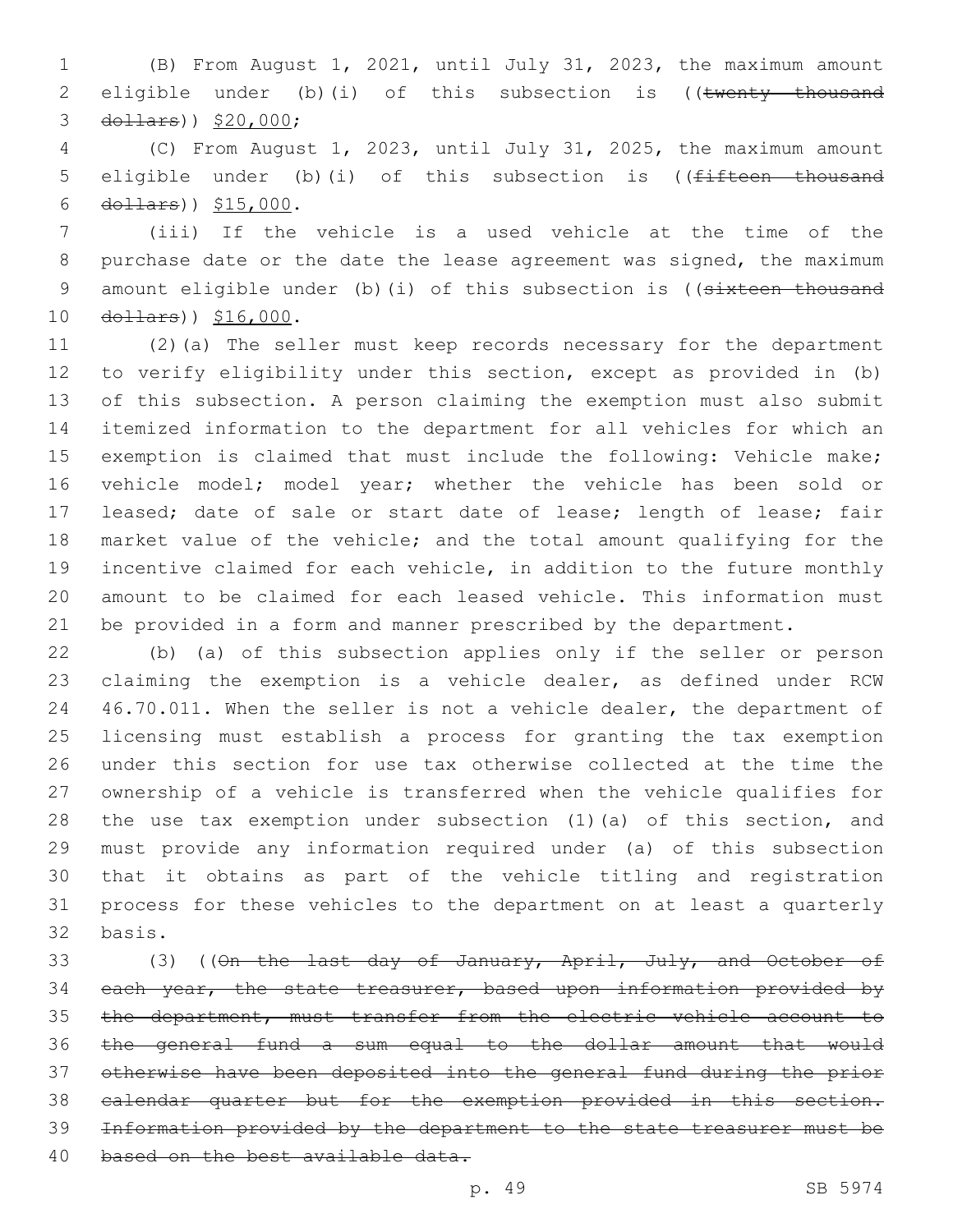(B) From August 1, 2021, until July 31, 2023, the maximum amount eligible under (b)(i) of this subsection is ((~~twenty thousand dollars~~)) $20,000;

(C) From August 1, 2023, until July 31, 2025, the maximum amount eligible under (b)(i) of this subsection is ((~~fifteen thousand dollars~~)) $15,000.

(iii) If the vehicle is a used vehicle at the time of the purchase date or the date the lease agreement was signed, the maximum amount eligible under (b)(i) of this subsection is ((~~sixteen thousand dollars~~)) $16,000.

(2)(a) The seller must keep records necessary for the department to verify eligibility under this section, except as provided in (b) of this subsection. A person claiming the exemption must also submit itemized information to the department for all vehicles for which an exemption is claimed that must include the following: Vehicle make; vehicle model; model year; whether the vehicle has been sold or leased; date of sale or start date of lease; length of lease; fair market value of the vehicle; and the total amount qualifying for the incentive claimed for each vehicle, in addition to the future monthly amount to be claimed for each leased vehicle. This information must be provided in a form and manner prescribed by the department.

(b) (a) of this subsection applies only if the seller or person claiming the exemption is a vehicle dealer, as defined under RCW 46.70.011. When the seller is not a vehicle dealer, the department of licensing must establish a process for granting the tax exemption under this section for use tax otherwise collected at the time the ownership of a vehicle is transferred when the vehicle qualifies for the use tax exemption under subsection (1)(a) of this section, and must provide any information required under (a) of this subsection that it obtains as part of the vehicle titling and registration process for these vehicles to the department on at least a quarterly basis.

(3) ((~~On the last day of January, April, July, and October of each year, the state treasurer, based upon information provided by the department, must transfer from the electric vehicle account to the general fund a sum equal to the dollar amount that would otherwise have been deposited into the general fund during the prior calendar quarter but for the exemption provided in this section. Information provided by the department to the state treasurer must be based on the best available data.~~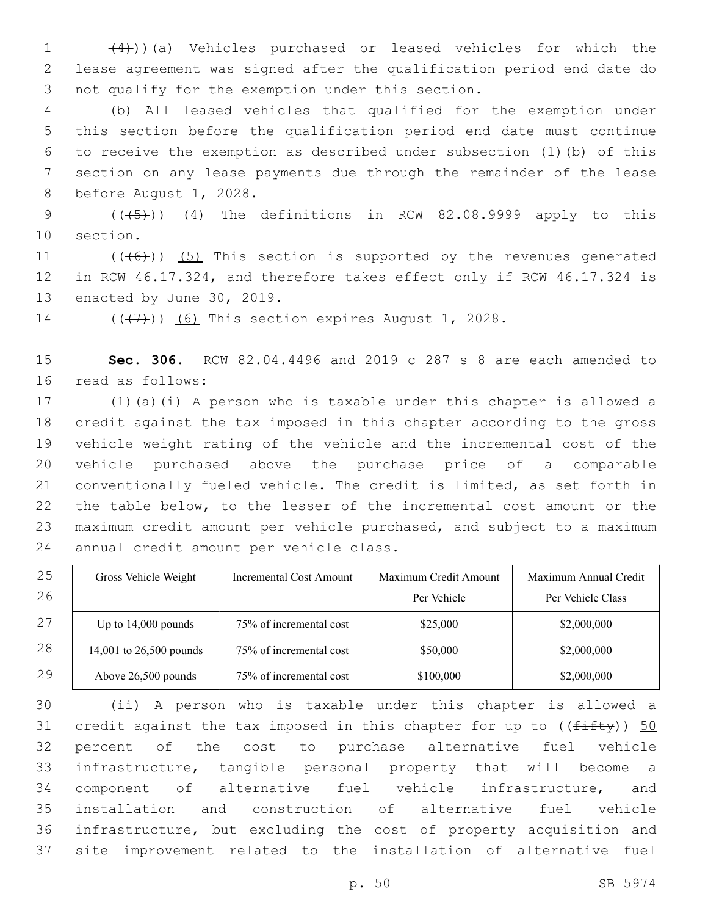(4)))(a) Vehicles purchased or leased vehicles for which the lease agreement was signed after the qualification period end date do not qualify for the exemption under this section.

(b) All leased vehicles that qualified for the exemption under this section before the qualification period end date must continue to receive the exemption as described under subsection (1)(b) of this section on any lease payments due through the remainder of the lease before August 1, 2028.

(((5))) (4) The definitions in RCW 82.08.9999 apply to this section.

(((6))) (5) This section is supported by the revenues generated in RCW 46.17.324, and therefore takes effect only if RCW 46.17.324 is enacted by June 30, 2019.

(((7))) (6) This section expires August 1, 2028.

**Sec. 306.** RCW 82.04.4496 and 2019 c 287 s 8 are each amended to read as follows:

(1)(a)(i) A person who is taxable under this chapter is allowed a credit against the tax imposed in this chapter according to the gross vehicle weight rating of the vehicle and the incremental cost of the vehicle purchased above the purchase price of a comparable conventionally fueled vehicle. The credit is limited, as set forth in the table below, to the lesser of the incremental cost amount or the maximum credit amount per vehicle purchased, and subject to a maximum annual credit amount per vehicle class.

| Gross Vehicle Weight | Incremental Cost Amount | Maximum Credit Amount Per Vehicle | Maximum Annual Credit Per Vehicle Class |
| --- | --- | --- | --- |
| Up to 14,000 pounds | 75% of incremental cost | $25,000 | $2,000,000 |
| 14,001 to 26,500 pounds | 75% of incremental cost | $50,000 | $2,000,000 |
| Above 26,500 pounds | 75% of incremental cost | $100,000 | $2,000,000 |

(ii) A person who is taxable under this chapter is allowed a credit against the tax imposed in this chapter for up to ((fifty)) 50 percent of the cost to purchase alternative fuel vehicle infrastructure, tangible personal property that will become a component of alternative fuel vehicle infrastructure, and installation and construction of alternative fuel vehicle infrastructure, but excluding the cost of property acquisition and site improvement related to the installation of alternative fuel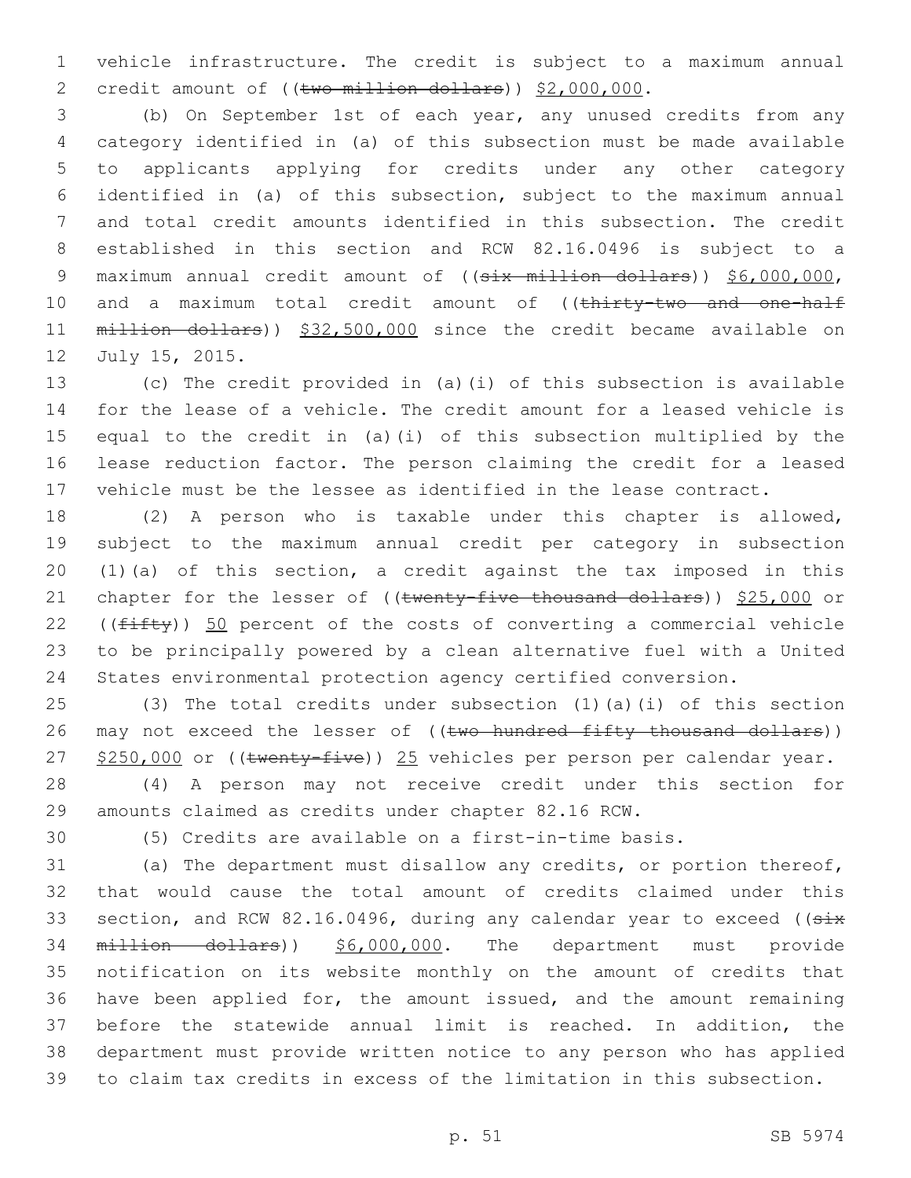vehicle infrastructure. The credit is subject to a maximum annual credit amount of ((~~two million dollars~~)) $2,000,000.

(b) On September 1st of each year, any unused credits from any category identified in (a) of this subsection must be made available to applicants applying for credits under any other category identified in (a) of this subsection, subject to the maximum annual and total credit amounts identified in this subsection. The credit established in this section and RCW 82.16.0496 is subject to a maximum annual credit amount of ((~~six million dollars~~)) $6,000,000, and a maximum total credit amount of ((~~thirty-two and one-half million dollars~~)) $32,500,000 since the credit became available on July 15, 2015.

(c) The credit provided in (a)(i) of this subsection is available for the lease of a vehicle. The credit amount for a leased vehicle is equal to the credit in (a)(i) of this subsection multiplied by the lease reduction factor. The person claiming the credit for a leased vehicle must be the lessee as identified in the lease contract.

(2) A person who is taxable under this chapter is allowed, subject to the maximum annual credit per category in subsection (1)(a) of this section, a credit against the tax imposed in this chapter for the lesser of ((~~twenty-five thousand dollars~~)) $25,000 or ((~~fifty~~)) 50 percent of the costs of converting a commercial vehicle to be principally powered by a clean alternative fuel with a United States environmental protection agency certified conversion.

(3) The total credits under subsection (1)(a)(i) of this section may not exceed the lesser of ((~~two hundred fifty thousand dollars~~)) $250,000 or ((~~twenty-five~~)) 25 vehicles per person per calendar year.

(4) A person may not receive credit under this section for amounts claimed as credits under chapter 82.16 RCW.

(5) Credits are available on a first-in-time basis.

(a) The department must disallow any credits, or portion thereof, that would cause the total amount of credits claimed under this section, and RCW 82.16.0496, during any calendar year to exceed ((~~six million dollars~~)) $6,000,000. The department must provide notification on its website monthly on the amount of credits that have been applied for, the amount issued, and the amount remaining before the statewide annual limit is reached. In addition, the department must provide written notice to any person who has applied to claim tax credits in excess of the limitation in this subsection.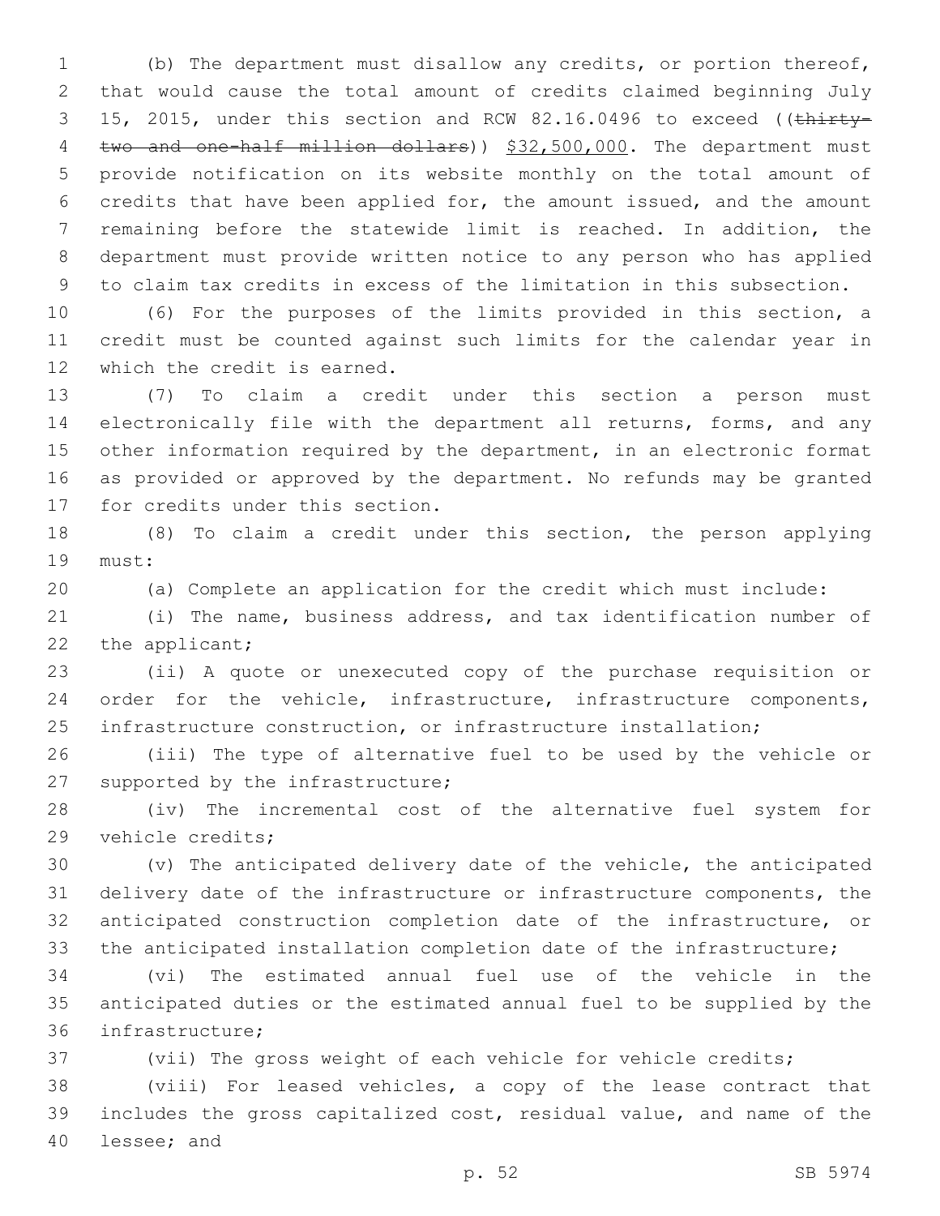(b) The department must disallow any credits, or portion thereof, that would cause the total amount of credits claimed beginning July 15, 2015, under this section and RCW 82.16.0496 to exceed ((~~thirty-two and one-half million dollars~~)) <u>$32,500,000</u>. The department must provide notification on its website monthly on the total amount of credits that have been applied for, the amount issued, and the amount remaining before the statewide limit is reached. In addition, the department must provide written notice to any person who has applied to claim tax credits in excess of the limitation in this subsection.

(6) For the purposes of the limits provided in this section, a credit must be counted against such limits for the calendar year in which the credit is earned.

(7) To claim a credit under this section a person must electronically file with the department all returns, forms, and any other information required by the department, in an electronic format as provided or approved by the department. No refunds may be granted for credits under this section.

(8) To claim a credit under this section, the person applying must:

(a) Complete an application for the credit which must include:

(i) The name, business address, and tax identification number of the applicant;

(ii) A quote or unexecuted copy of the purchase requisition or order for the vehicle, infrastructure, infrastructure components, infrastructure construction, or infrastructure installation;

(iii) The type of alternative fuel to be used by the vehicle or supported by the infrastructure;

(iv) The incremental cost of the alternative fuel system for vehicle credits;

(v) The anticipated delivery date of the vehicle, the anticipated delivery date of the infrastructure or infrastructure components, the anticipated construction completion date of the infrastructure, or the anticipated installation completion date of the infrastructure;

(vi) The estimated annual fuel use of the vehicle in the anticipated duties or the estimated annual fuel to be supplied by the infrastructure;

(vii) The gross weight of each vehicle for vehicle credits;

(viii) For leased vehicles, a copy of the lease contract that includes the gross capitalized cost, residual value, and name of the lessee; and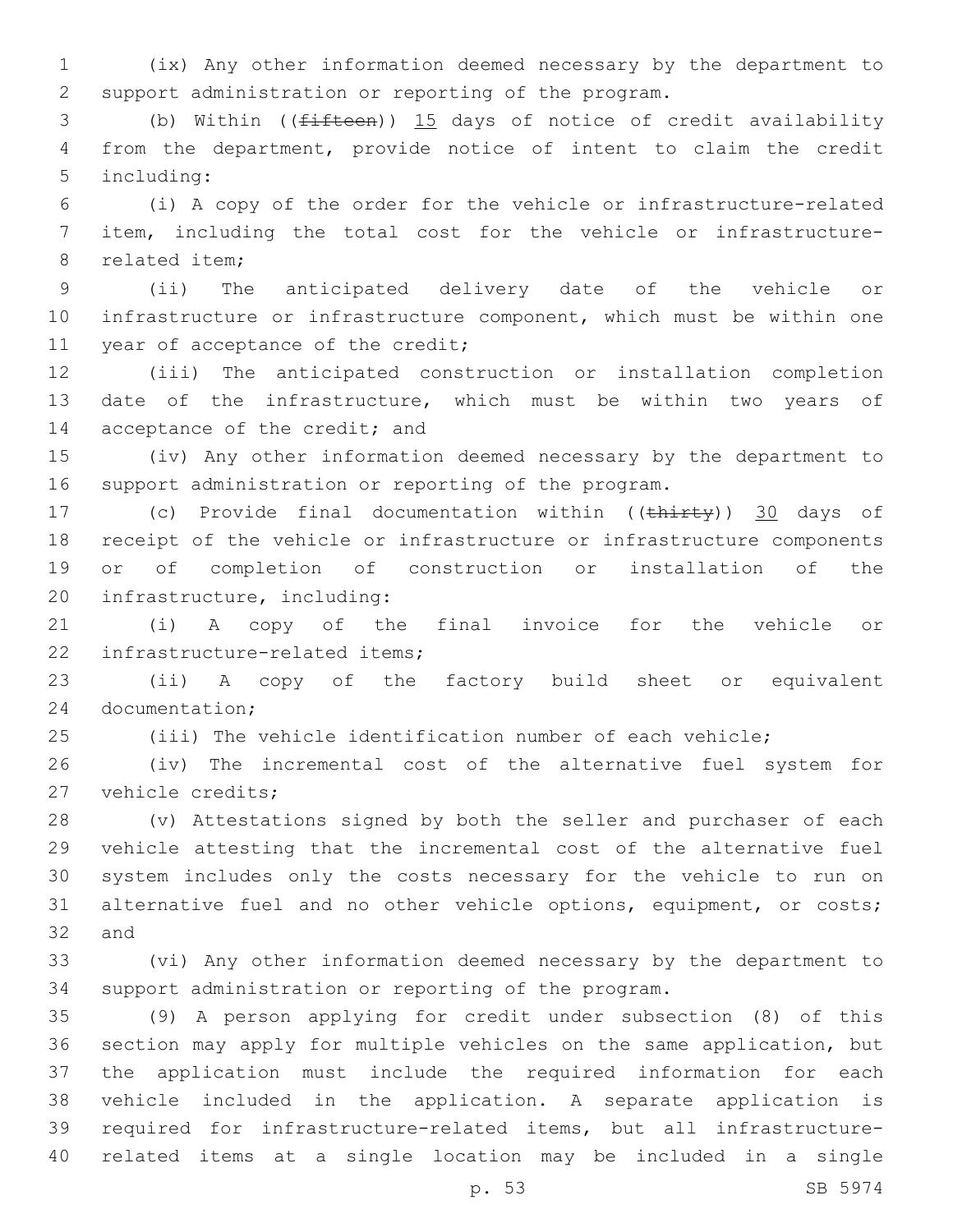(ix) Any other information deemed necessary by the department to support administration or reporting of the program.

(b) Within ((~~fifteen~~)) 15 days of notice of credit availability from the department, provide notice of intent to claim the credit including:

(i) A copy of the order for the vehicle or infrastructure-related item, including the total cost for the vehicle or infrastructure-related item;

(ii) The anticipated delivery date of the vehicle or infrastructure or infrastructure component, which must be within one year of acceptance of the credit;

(iii) The anticipated construction or installation completion date of the infrastructure, which must be within two years of acceptance of the credit; and

(iv) Any other information deemed necessary by the department to support administration or reporting of the program.

(c) Provide final documentation within ((~~thirty~~)) 30 days of receipt of the vehicle or infrastructure or infrastructure components or of completion of construction or installation of the infrastructure, including:

(i) A copy of the final invoice for the vehicle or infrastructure-related items;

(ii) A copy of the factory build sheet or equivalent documentation;

(iii) The vehicle identification number of each vehicle;

(iv) The incremental cost of the alternative fuel system for vehicle credits;

(v) Attestations signed by both the seller and purchaser of each vehicle attesting that the incremental cost of the alternative fuel system includes only the costs necessary for the vehicle to run on alternative fuel and no other vehicle options, equipment, or costs; and

(vi) Any other information deemed necessary by the department to support administration or reporting of the program.

(9) A person applying for credit under subsection (8) of this section may apply for multiple vehicles on the same application, but the application must include the required information for each vehicle included in the application. A separate application is required for infrastructure-related items, but all infrastructure-related items at a single location may be included in a single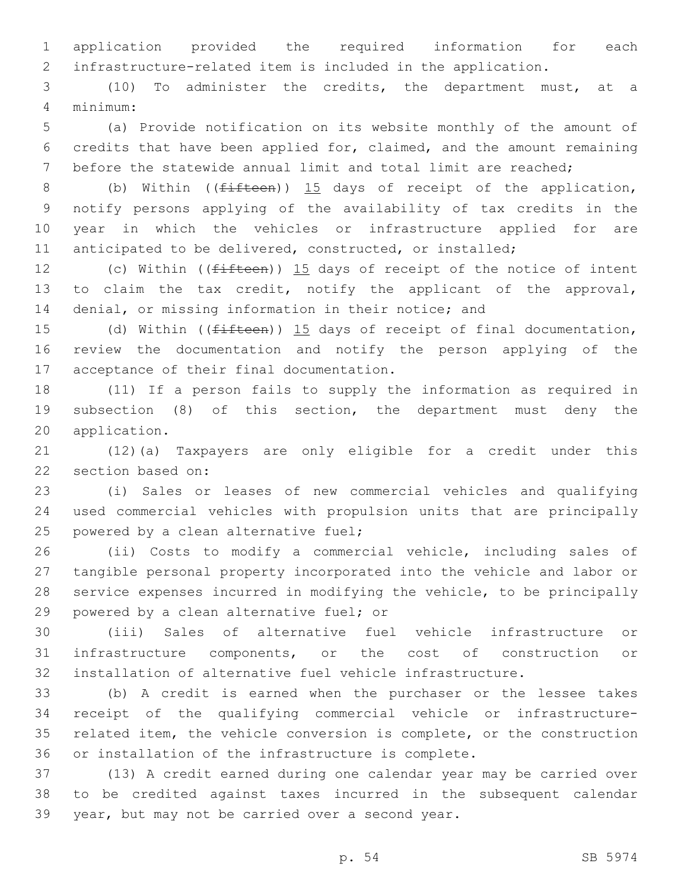application provided the required information for each infrastructure-related item is included in the application.

(10) To administer the credits, the department must, at a minimum:

(a) Provide notification on its website monthly of the amount of credits that have been applied for, claimed, and the amount remaining before the statewide annual limit and total limit are reached;

(b) Within ((~~fifteen~~)) 15 days of receipt of the application, notify persons applying of the availability of tax credits in the year in which the vehicles or infrastructure applied for are anticipated to be delivered, constructed, or installed;

(c) Within ((~~fifteen~~)) 15 days of receipt of the notice of intent to claim the tax credit, notify the applicant of the approval, denial, or missing information in their notice; and

(d) Within ((~~fifteen~~)) 15 days of receipt of final documentation, review the documentation and notify the person applying of the acceptance of their final documentation.

(11) If a person fails to supply the information as required in subsection (8) of this section, the department must deny the application.

(12)(a) Taxpayers are only eligible for a credit under this section based on:

(i) Sales or leases of new commercial vehicles and qualifying used commercial vehicles with propulsion units that are principally powered by a clean alternative fuel;

(ii) Costs to modify a commercial vehicle, including sales of tangible personal property incorporated into the vehicle and labor or service expenses incurred in modifying the vehicle, to be principally powered by a clean alternative fuel; or

(iii) Sales of alternative fuel vehicle infrastructure or infrastructure components, or the cost of construction or installation of alternative fuel vehicle infrastructure.

(b) A credit is earned when the purchaser or the lessee takes receipt of the qualifying commercial vehicle or infrastructure-related item, the vehicle conversion is complete, or the construction or installation of the infrastructure is complete.

(13) A credit earned during one calendar year may be carried over to be credited against taxes incurred in the subsequent calendar year, but may not be carried over a second year.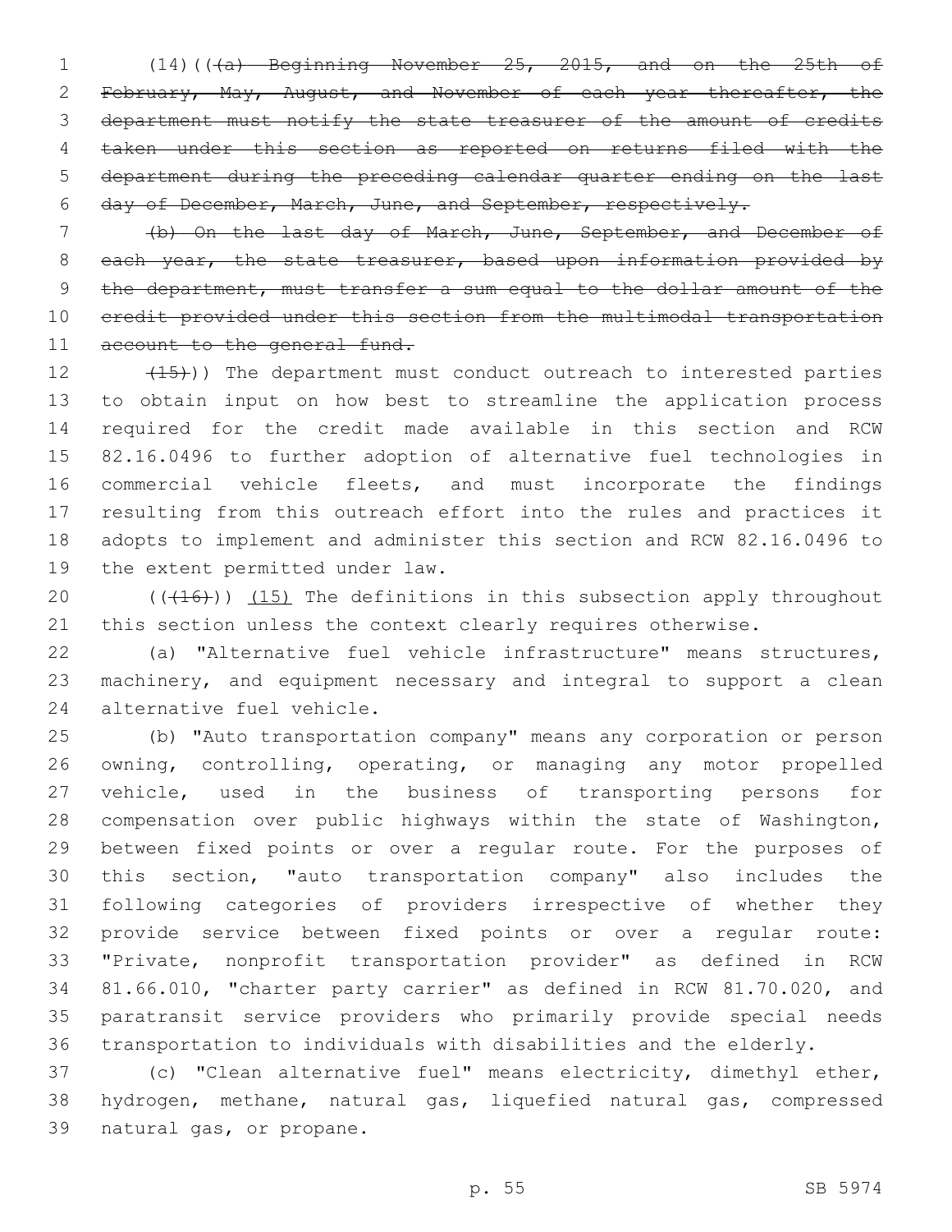(14)((~~(a) Beginning November 25, 2015, and on the 25th of February, May, August, and November of each year thereafter, the department must notify the state treasurer of the amount of credits taken under this section as reported on returns filed with the department during the preceding calendar quarter ending on the last day of December, March, June, and September, respectively.~~

~~(b) On the last day of March, June, September, and December of each year, the state treasurer, based upon information provided by the department, must transfer a sum equal to the dollar amount of the credit provided under this section from the multimodal transportation account to the general fund.~~

~~(15)~~)) The department must conduct outreach to interested parties to obtain input on how best to streamline the application process required for the credit made available in this section and RCW 82.16.0496 to further adoption of alternative fuel technologies in commercial vehicle fleets, and must incorporate the findings resulting from this outreach effort into the rules and practices it adopts to implement and administer this section and RCW 82.16.0496 to the extent permitted under law.

((~~(16)~~)) <u>(15)</u> The definitions in this subsection apply throughout this section unless the context clearly requires otherwise.

(a) "Alternative fuel vehicle infrastructure" means structures, machinery, and equipment necessary and integral to support a clean alternative fuel vehicle.

(b) "Auto transportation company" means any corporation or person owning, controlling, operating, or managing any motor propelled vehicle, used in the business of transporting persons for compensation over public highways within the state of Washington, between fixed points or over a regular route. For the purposes of this section, "auto transportation company" also includes the following categories of providers irrespective of whether they provide service between fixed points or over a regular route: "Private, nonprofit transportation provider" as defined in RCW 81.66.010, "charter party carrier" as defined in RCW 81.70.020, and paratransit service providers who primarily provide special needs transportation to individuals with disabilities and the elderly.

(c) "Clean alternative fuel" means electricity, dimethyl ether, hydrogen, methane, natural gas, liquefied natural gas, compressed natural gas, or propane.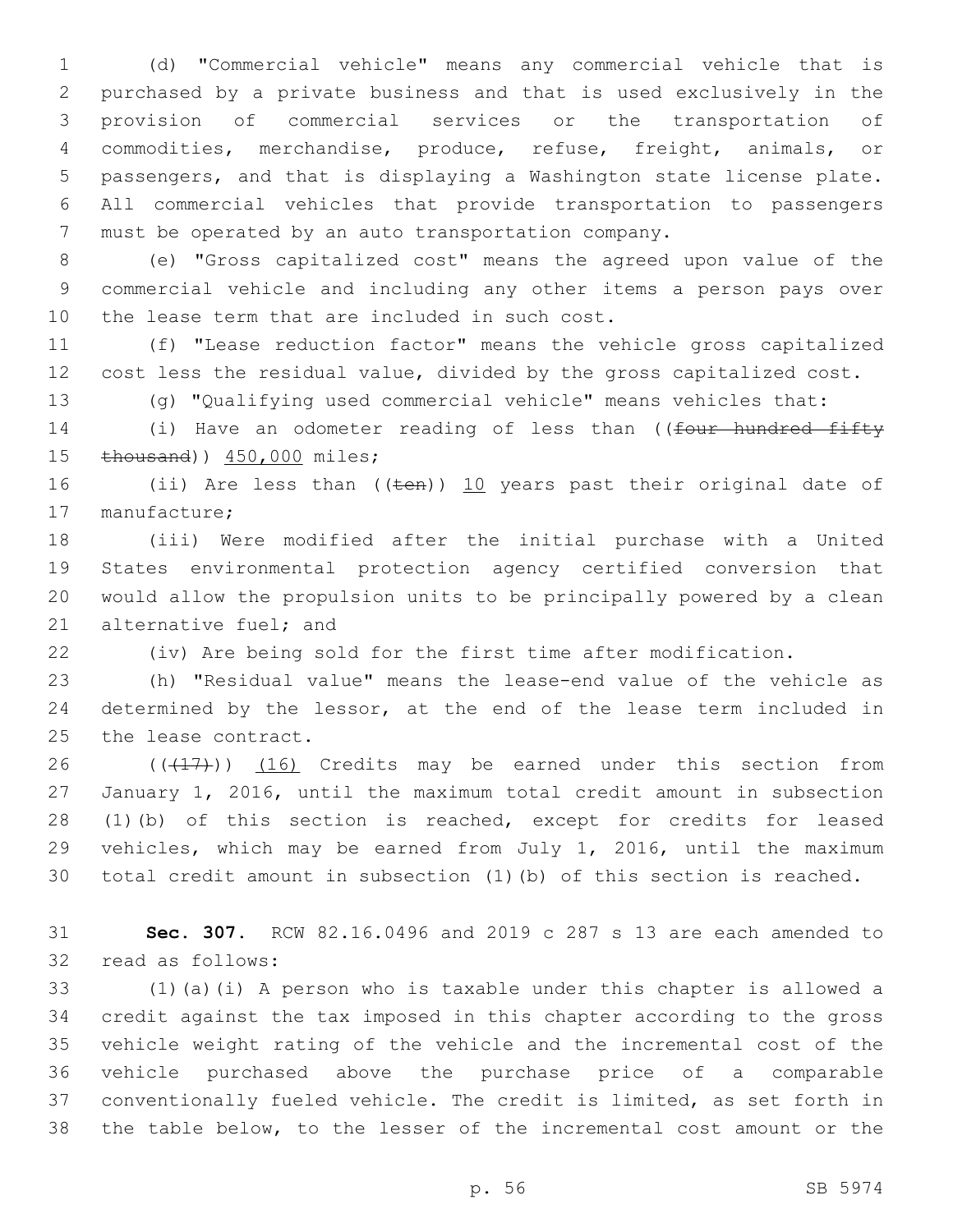(d) "Commercial vehicle" means any commercial vehicle that is purchased by a private business and that is used exclusively in the provision of commercial services or the transportation of commodities, merchandise, produce, refuse, freight, animals, or passengers, and that is displaying a Washington state license plate. All commercial vehicles that provide transportation to passengers must be operated by an auto transportation company.

(e) "Gross capitalized cost" means the agreed upon value of the commercial vehicle and including any other items a person pays over the lease term that are included in such cost.

(f) "Lease reduction factor" means the vehicle gross capitalized cost less the residual value, divided by the gross capitalized cost.

(g) "Qualifying used commercial vehicle" means vehicles that:

(i) Have an odometer reading of less than ((~~four hundred fifty thousand~~)) 450,000 miles;

(ii) Are less than ((~~ten~~)) 10 years past their original date of manufacture;

(iii) Were modified after the initial purchase with a United States environmental protection agency certified conversion that would allow the propulsion units to be principally powered by a clean alternative fuel; and

(iv) Are being sold for the first time after modification.

(h) "Residual value" means the lease-end value of the vehicle as determined by the lessor, at the end of the lease term included in the lease contract.

((~~(17)~~)) (16) Credits may be earned under this section from January 1, 2016, until the maximum total credit amount in subsection (1)(b) of this section is reached, except for credits for leased vehicles, which may be earned from July 1, 2016, until the maximum total credit amount in subsection (1)(b) of this section is reached.

**Sec. 307.** RCW 82.16.0496 and 2019 c 287 s 13 are each amended to read as follows:

(1)(a)(i) A person who is taxable under this chapter is allowed a credit against the tax imposed in this chapter according to the gross vehicle weight rating of the vehicle and the incremental cost of the vehicle purchased above the purchase price of a comparable conventionally fueled vehicle. The credit is limited, as set forth in the table below, to the lesser of the incremental cost amount or the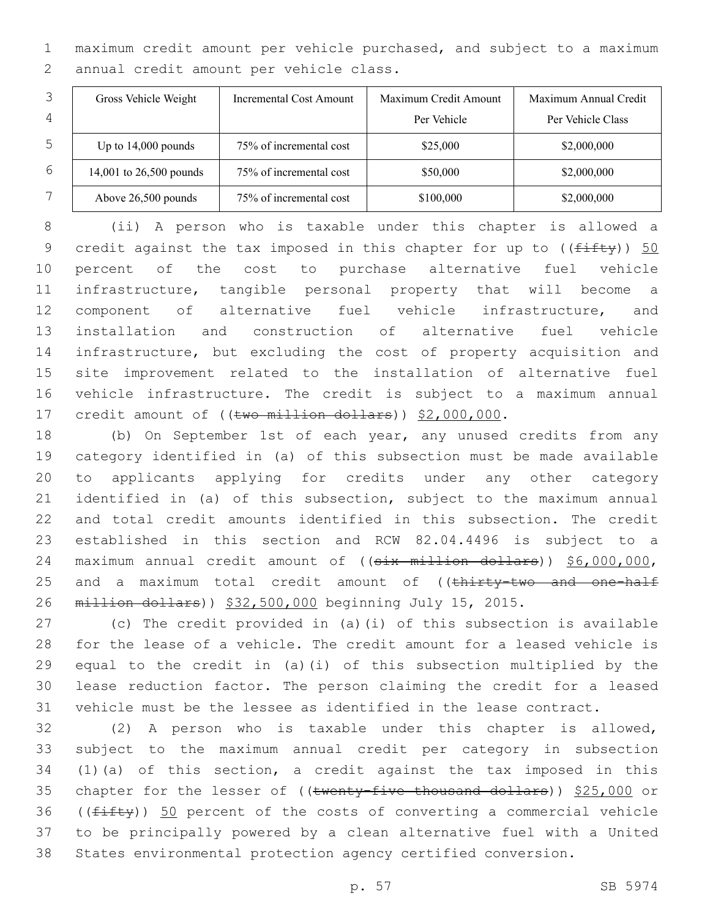maximum credit amount per vehicle purchased, and subject to a maximum annual credit amount per vehicle class.

| Gross Vehicle Weight | Incremental Cost Amount | Maximum Credit Amount Per Vehicle | Maximum Annual Credit Per Vehicle Class |
|---|---|---|---|
| Up to 14,000 pounds | 75% of incremental cost | $25,000 | $2,000,000 |
| 14,001 to 26,500 pounds | 75% of incremental cost | $50,000 | $2,000,000 |
| Above 26,500 pounds | 75% of incremental cost | $100,000 | $2,000,000 |

(ii) A person who is taxable under this chapter is allowed a credit against the tax imposed in this chapter for up to ((~~fifty~~)) 50 percent of the cost to purchase alternative fuel vehicle infrastructure, tangible personal property that will become a component of alternative fuel vehicle infrastructure, and installation and construction of alternative fuel vehicle infrastructure, but excluding the cost of property acquisition and site improvement related to the installation of alternative fuel vehicle infrastructure. The credit is subject to a maximum annual credit amount of ((~~two million dollars~~)) $2,000,000.

(b) On September 1st of each year, any unused credits from any category identified in (a) of this subsection must be made available to applicants applying for credits under any other category identified in (a) of this subsection, subject to the maximum annual and total credit amounts identified in this subsection. The credit established in this section and RCW 82.04.4496 is subject to a maximum annual credit amount of ((~~six million dollars~~)) $6,000,000, and a maximum total credit amount of ((~~thirty-two and one-half million dollars~~)) $32,500,000 beginning July 15, 2015.

(c) The credit provided in (a)(i) of this subsection is available for the lease of a vehicle. The credit amount for a leased vehicle is equal to the credit in (a)(i) of this subsection multiplied by the lease reduction factor. The person claiming the credit for a leased vehicle must be the lessee as identified in the lease contract.

(2) A person who is taxable under this chapter is allowed, subject to the maximum annual credit per category in subsection (1)(a) of this section, a credit against the tax imposed in this chapter for the lesser of ((~~twenty-five thousand dollars~~)) $25,000 or ((~~fifty~~)) 50 percent of the costs of converting a commercial vehicle to be principally powered by a clean alternative fuel with a United States environmental protection agency certified conversion.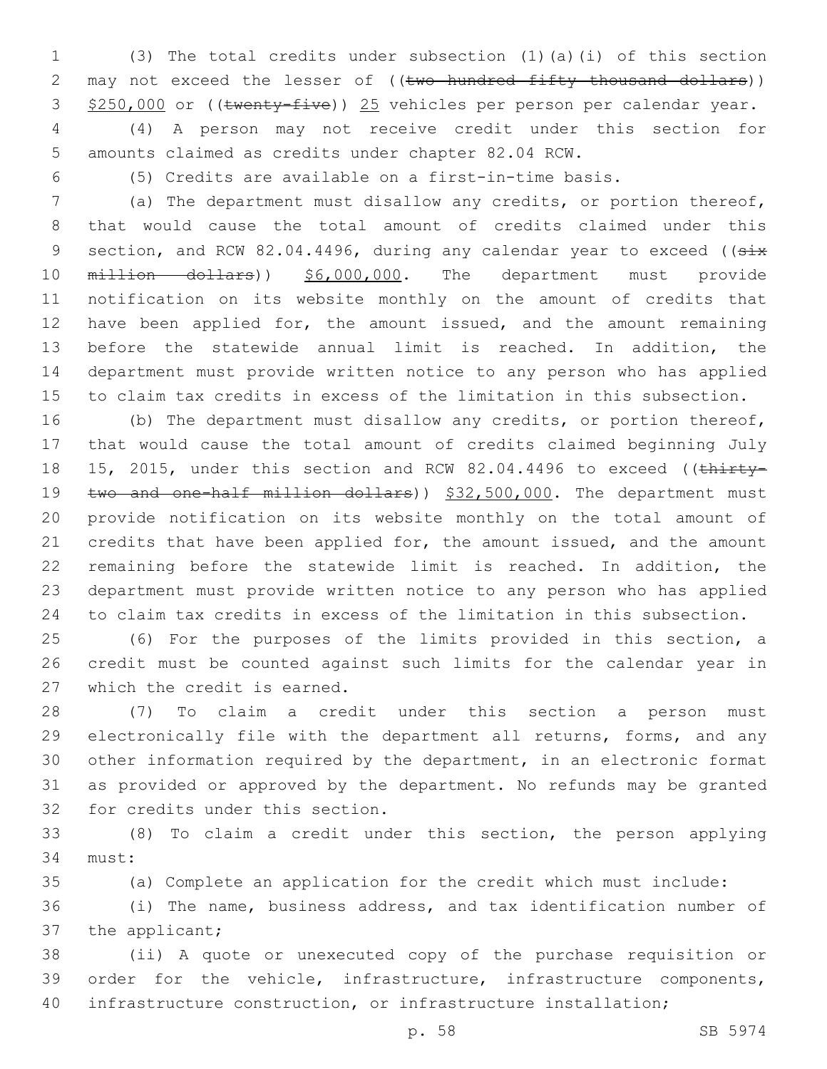(3) The total credits under subsection (1)(a)(i) of this section may not exceed the lesser of ((~~two hundred fifty thousand dollars~~)) <u>$250,000</u> or ((~~twenty-five~~)) <u>25</u> vehicles per person per calendar year.

(4) A person may not receive credit under this section for amounts claimed as credits under chapter 82.04 RCW.

(5) Credits are available on a first-in-time basis.

(a) The department must disallow any credits, or portion thereof, that would cause the total amount of credits claimed under this section, and RCW 82.04.4496, during any calendar year to exceed ((~~six million dollars~~)) <u>$6,000,000</u>. The department must provide notification on its website monthly on the amount of credits that have been applied for, the amount issued, and the amount remaining before the statewide annual limit is reached. In addition, the department must provide written notice to any person who has applied to claim tax credits in excess of the limitation in this subsection.

(b) The department must disallow any credits, or portion thereof, that would cause the total amount of credits claimed beginning July 15, 2015, under this section and RCW 82.04.4496 to exceed ((~~thirty-two and one-half million dollars~~)) <u>$32,500,000</u>. The department must provide notification on its website monthly on the total amount of credits that have been applied for, the amount issued, and the amount remaining before the statewide limit is reached. In addition, the department must provide written notice to any person who has applied to claim tax credits in excess of the limitation in this subsection.

(6) For the purposes of the limits provided in this section, a credit must be counted against such limits for the calendar year in which the credit is earned.

(7) To claim a credit under this section a person must electronically file with the department all returns, forms, and any other information required by the department, in an electronic format as provided or approved by the department. No refunds may be granted for credits under this section.

(8) To claim a credit under this section, the person applying must:

(a) Complete an application for the credit which must include:

(i) The name, business address, and tax identification number of the applicant;

(ii) A quote or unexecuted copy of the purchase requisition or order for the vehicle, infrastructure, infrastructure components, infrastructure construction, or infrastructure installation;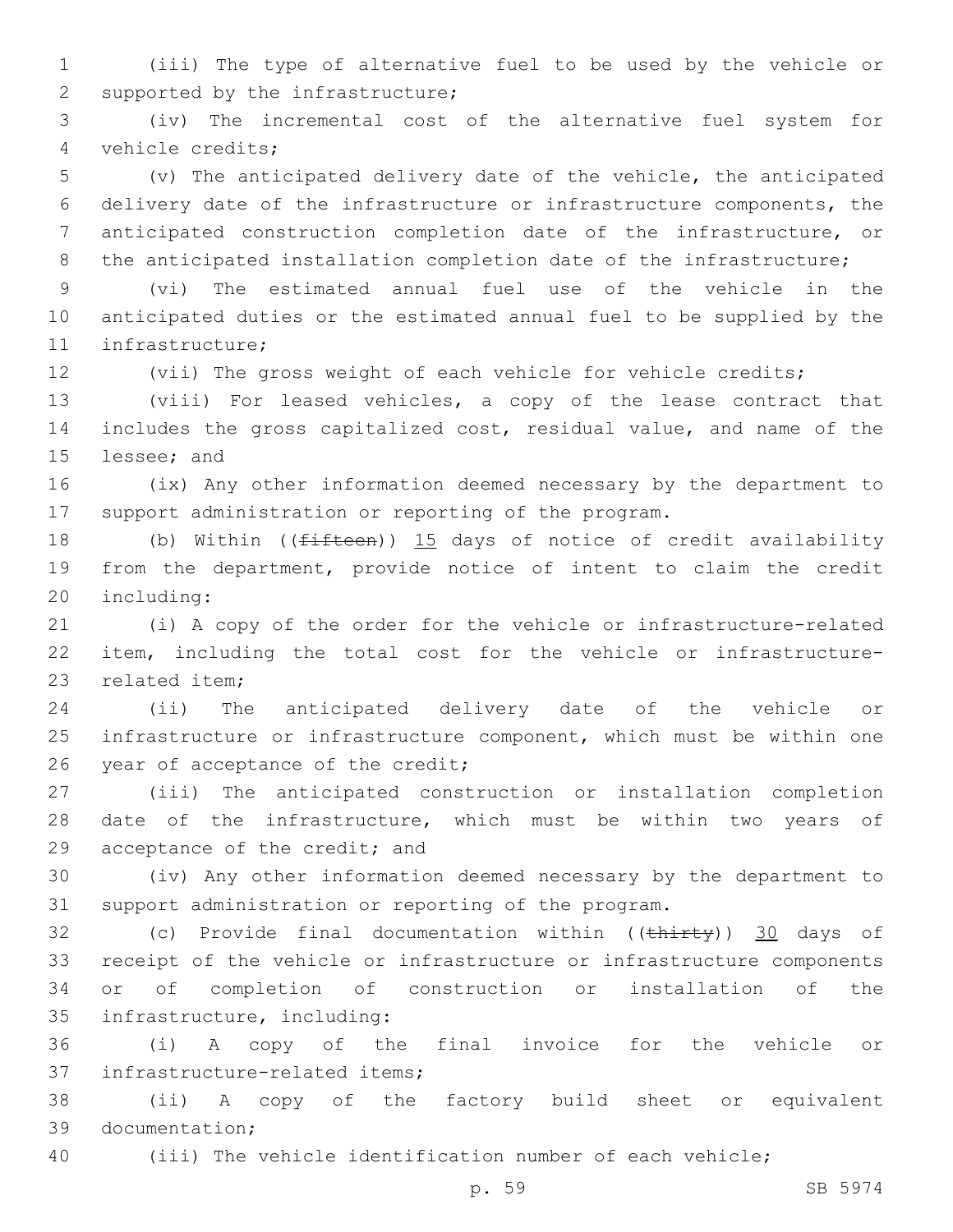(iii) The type of alternative fuel to be used by the vehicle or supported by the infrastructure;

(iv) The incremental cost of the alternative fuel system for vehicle credits;

(v) The anticipated delivery date of the vehicle, the anticipated delivery date of the infrastructure or infrastructure components, the anticipated construction completion date of the infrastructure, or the anticipated installation completion date of the infrastructure;

(vi) The estimated annual fuel use of the vehicle in the anticipated duties or the estimated annual fuel to be supplied by the infrastructure;

(vii) The gross weight of each vehicle for vehicle credits;

(viii) For leased vehicles, a copy of the lease contract that includes the gross capitalized cost, residual value, and name of the lessee; and

(ix) Any other information deemed necessary by the department to support administration or reporting of the program.

(b) Within ((~~fifteen~~)) 15 days of notice of credit availability from the department, provide notice of intent to claim the credit including:

(i) A copy of the order for the vehicle or infrastructure-related item, including the total cost for the vehicle or infrastructure-related item;

(ii) The anticipated delivery date of the vehicle or infrastructure or infrastructure component, which must be within one year of acceptance of the credit;

(iii) The anticipated construction or installation completion date of the infrastructure, which must be within two years of acceptance of the credit; and

(iv) Any other information deemed necessary by the department to support administration or reporting of the program.

(c) Provide final documentation within ((~~thirty~~)) 30 days of receipt of the vehicle or infrastructure or infrastructure components or of completion of construction or installation of the infrastructure, including:

(i) A copy of the final invoice for the vehicle or infrastructure-related items;

(ii) A copy of the factory build sheet or equivalent documentation;

(iii) The vehicle identification number of each vehicle;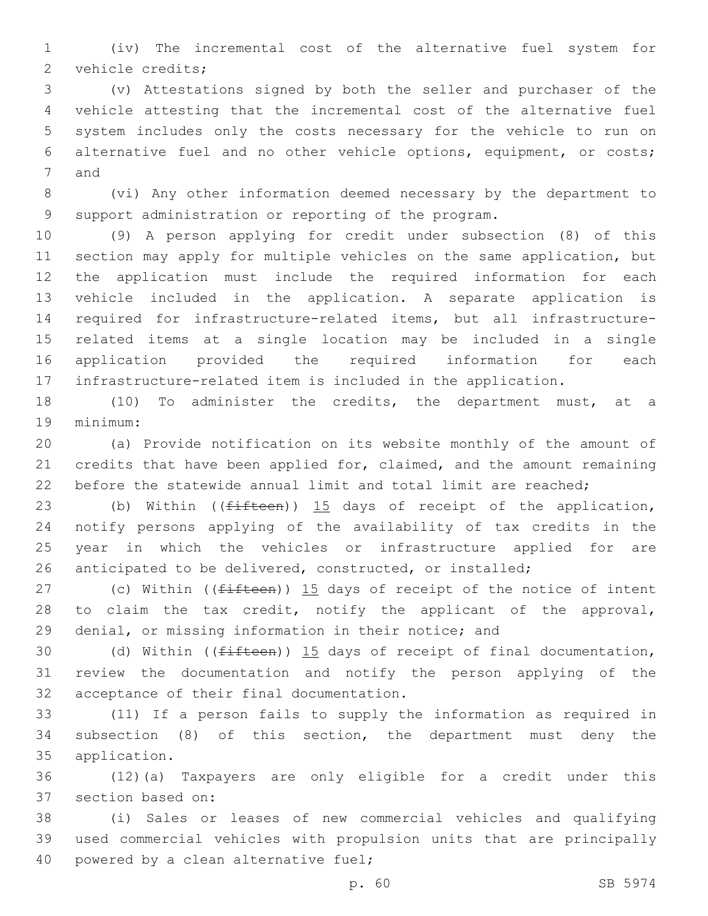(iv) The incremental cost of the alternative fuel system for vehicle credits;

(v) Attestations signed by both the seller and purchaser of the vehicle attesting that the incremental cost of the alternative fuel system includes only the costs necessary for the vehicle to run on alternative fuel and no other vehicle options, equipment, or costs; and

(vi) Any other information deemed necessary by the department to support administration or reporting of the program.

(9) A person applying for credit under subsection (8) of this section may apply for multiple vehicles on the same application, but the application must include the required information for each vehicle included in the application. A separate application is required for infrastructure-related items, but all infrastructure-related items at a single location may be included in a single application provided the required information for each infrastructure-related item is included in the application.

(10) To administer the credits, the department must, at a minimum:

(a) Provide notification on its website monthly of the amount of credits that have been applied for, claimed, and the amount remaining before the statewide annual limit and total limit are reached;

(b) Within ((~~fifteen~~)) 15 days of receipt of the application, notify persons applying of the availability of tax credits in the year in which the vehicles or infrastructure applied for are anticipated to be delivered, constructed, or installed;

(c) Within ((~~fifteen~~)) 15 days of receipt of the notice of intent to claim the tax credit, notify the applicant of the approval, denial, or missing information in their notice; and

(d) Within ((~~fifteen~~)) 15 days of receipt of final documentation, review the documentation and notify the person applying of the acceptance of their final documentation.

(11) If a person fails to supply the information as required in subsection (8) of this section, the department must deny the application.

(12)(a) Taxpayers are only eligible for a credit under this section based on:

(i) Sales or leases of new commercial vehicles and qualifying used commercial vehicles with propulsion units that are principally powered by a clean alternative fuel;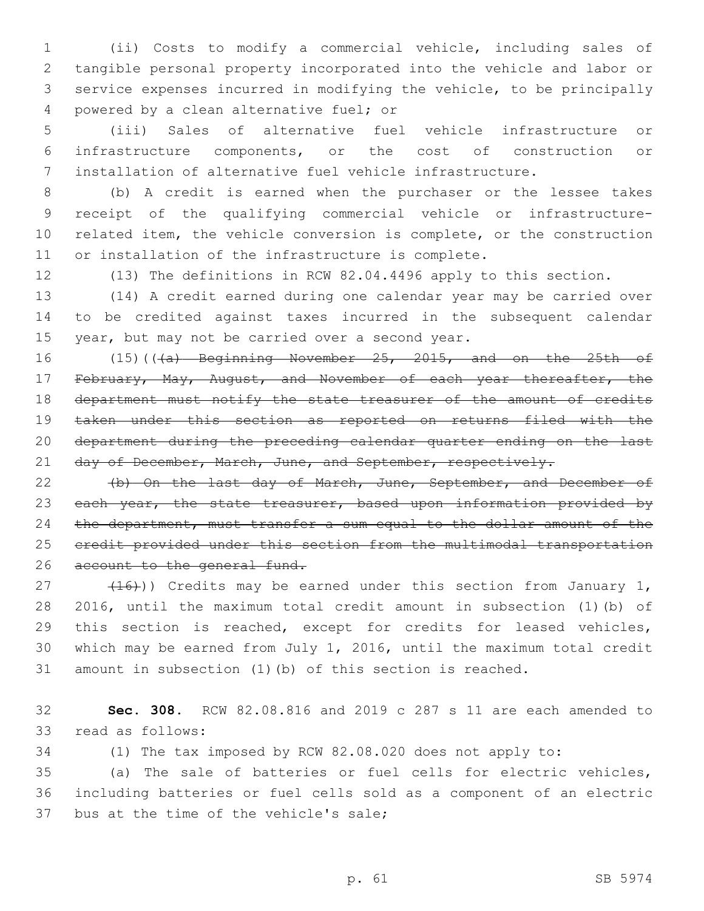(ii) Costs to modify a commercial vehicle, including sales of tangible personal property incorporated into the vehicle and labor or service expenses incurred in modifying the vehicle, to be principally powered by a clean alternative fuel; or

(iii) Sales of alternative fuel vehicle infrastructure or infrastructure components, or the cost of construction or installation of alternative fuel vehicle infrastructure.

(b) A credit is earned when the purchaser or the lessee takes receipt of the qualifying commercial vehicle or infrastructure-related item, the vehicle conversion is complete, or the construction or installation of the infrastructure is complete.

(13) The definitions in RCW 82.04.4496 apply to this section.

(14) A credit earned during one calendar year may be carried over to be credited against taxes incurred in the subsequent calendar year, but may not be carried over a second year.

(15)((~~(a) Beginning November 25, 2015, and on the 25th of February, May, August, and November of each year thereafter, the department must notify the state treasurer of the amount of credits taken under this section as reported on returns filed with the department during the preceding calendar quarter ending on the last day of December, March, June, and September, respectively.~~

~~(b) On the last day of March, June, September, and December of each year, the state treasurer, based upon information provided by the department, must transfer a sum equal to the dollar amount of the credit provided under this section from the multimodal transportation account to the general fund.~~

~~(16)~~)) Credits may be earned under this section from January 1, 2016, until the maximum total credit amount in subsection (1)(b) of this section is reached, except for credits for leased vehicles, which may be earned from July 1, 2016, until the maximum total credit amount in subsection (1)(b) of this section is reached.

**Sec. 308.** RCW 82.08.816 and 2019 c 287 s 11 are each amended to read as follows:

(1) The tax imposed by RCW 82.08.020 does not apply to:

(a) The sale of batteries or fuel cells for electric vehicles, including batteries or fuel cells sold as a component of an electric bus at the time of the vehicle's sale;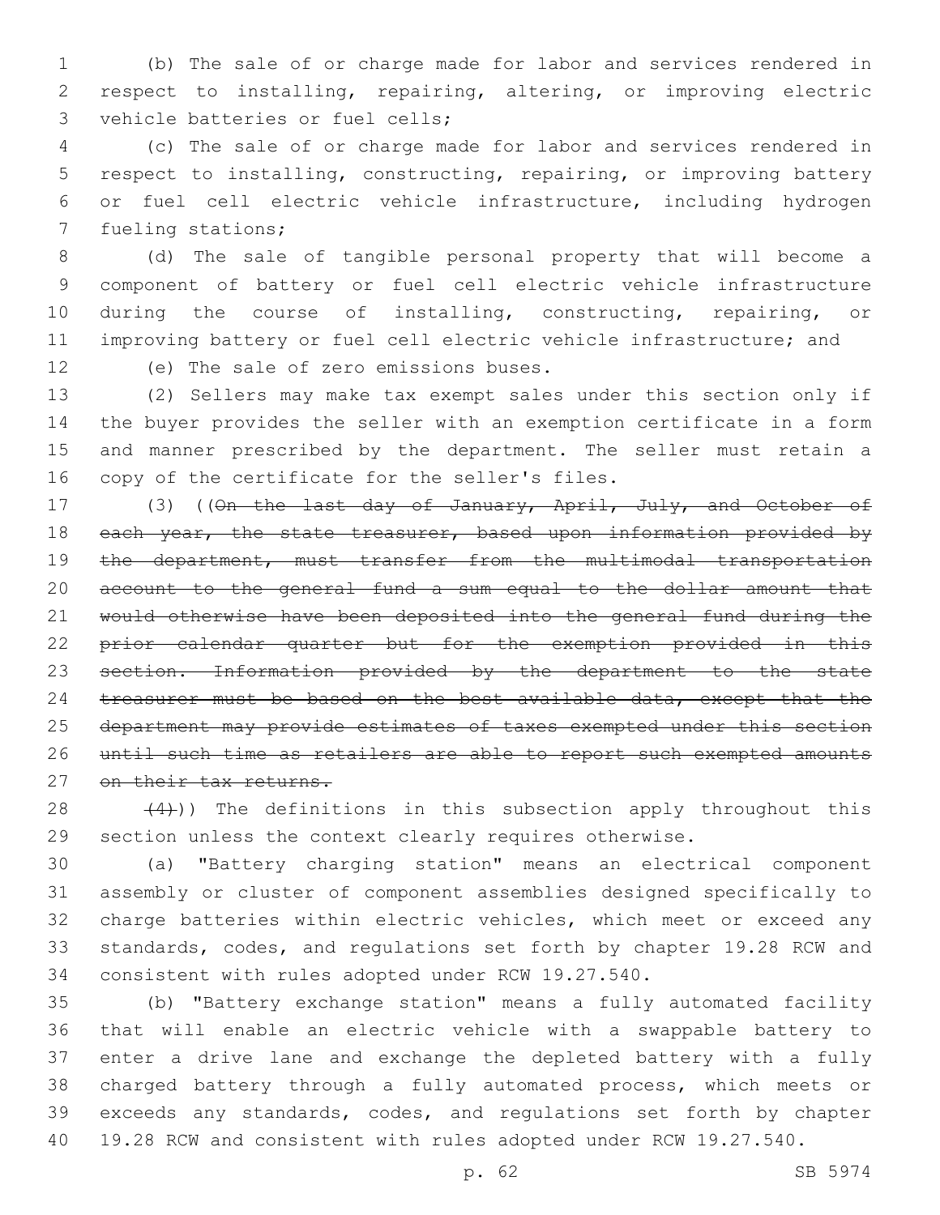(b) The sale of or charge made for labor and services rendered in respect to installing, repairing, altering, or improving electric vehicle batteries or fuel cells;

(c) The sale of or charge made for labor and services rendered in respect to installing, constructing, repairing, or improving battery or fuel cell electric vehicle infrastructure, including hydrogen fueling stations;

(d) The sale of tangible personal property that will become a component of battery or fuel cell electric vehicle infrastructure during the course of installing, constructing, repairing, or improving battery or fuel cell electric vehicle infrastructure; and

(e) The sale of zero emissions buses.

(2) Sellers may make tax exempt sales under this section only if the buyer provides the seller with an exemption certificate in a form and manner prescribed by the department. The seller must retain a copy of the certificate for the seller's files.

(3) ((~~On the last day of January, April, July, and October of each year, the state treasurer, based upon information provided by the department, must transfer from the multimodal transportation account to the general fund a sum equal to the dollar amount that would otherwise have been deposited into the general fund during the prior calendar quarter but for the exemption provided in this section. Information provided by the department to the state treasurer must be based on the best available data, except that the department may provide estimates of taxes exempted under this section until such time as retailers are able to report such exempted amounts on their tax returns.~~

~~(4)~~)) The definitions in this subsection apply throughout this section unless the context clearly requires otherwise.

(a) "Battery charging station" means an electrical component assembly or cluster of component assemblies designed specifically to charge batteries within electric vehicles, which meet or exceed any standards, codes, and regulations set forth by chapter 19.28 RCW and consistent with rules adopted under RCW 19.27.540.

(b) "Battery exchange station" means a fully automated facility that will enable an electric vehicle with a swappable battery to enter a drive lane and exchange the depleted battery with a fully charged battery through a fully automated process, which meets or exceeds any standards, codes, and regulations set forth by chapter 19.28 RCW and consistent with rules adopted under RCW 19.27.540.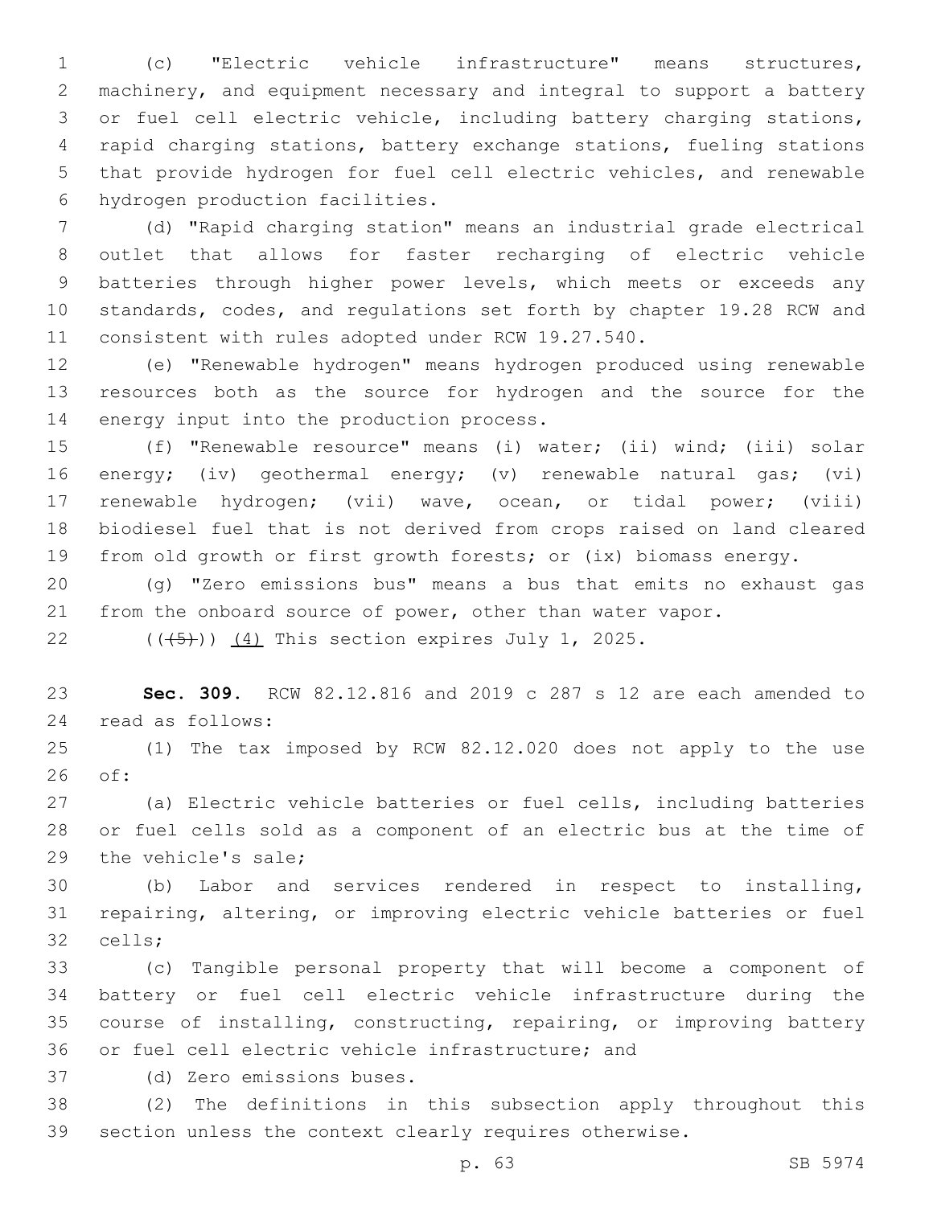(c) "Electric vehicle infrastructure" means structures, machinery, and equipment necessary and integral to support a battery or fuel cell electric vehicle, including battery charging stations, rapid charging stations, battery exchange stations, fueling stations that provide hydrogen for fuel cell electric vehicles, and renewable hydrogen production facilities.

(d) "Rapid charging station" means an industrial grade electrical outlet that allows for faster recharging of electric vehicle batteries through higher power levels, which meets or exceeds any standards, codes, and regulations set forth by chapter 19.28 RCW and consistent with rules adopted under RCW 19.27.540.

(e) "Renewable hydrogen" means hydrogen produced using renewable resources both as the source for hydrogen and the source for the energy input into the production process.

(f) "Renewable resource" means (i) water; (ii) wind; (iii) solar energy; (iv) geothermal energy; (v) renewable natural gas; (vi) renewable hydrogen; (vii) wave, ocean, or tidal power; (viii) biodiesel fuel that is not derived from crops raised on land cleared from old growth or first growth forests; or (ix) biomass energy.

(g) "Zero emissions bus" means a bus that emits no exhaust gas from the onboard source of power, other than water vapor.

~~((5))~~ (4) This section expires July 1, 2025.

**Sec. 309.** RCW 82.12.816 and 2019 c 287 s 12 are each amended to read as follows:

(1) The tax imposed by RCW 82.12.020 does not apply to the use of:

(a) Electric vehicle batteries or fuel cells, including batteries or fuel cells sold as a component of an electric bus at the time of the vehicle's sale;

(b) Labor and services rendered in respect to installing, repairing, altering, or improving electric vehicle batteries or fuel cells;

(c) Tangible personal property that will become a component of battery or fuel cell electric vehicle infrastructure during the course of installing, constructing, repairing, or improving battery or fuel cell electric vehicle infrastructure; and

(d) Zero emissions buses.

(2) The definitions in this subsection apply throughout this section unless the context clearly requires otherwise.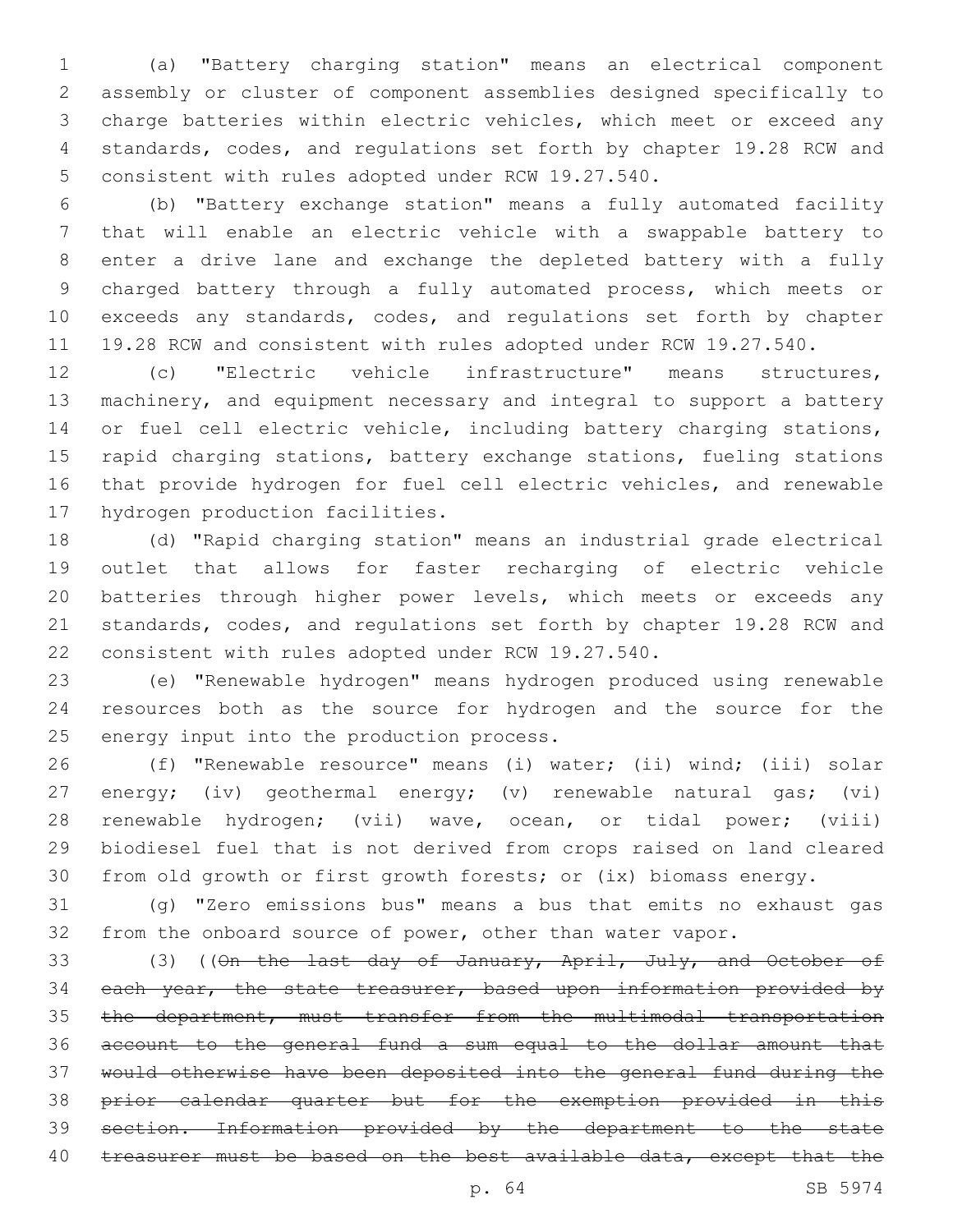(a) "Battery charging station" means an electrical component assembly or cluster of component assemblies designed specifically to charge batteries within electric vehicles, which meet or exceed any standards, codes, and regulations set forth by chapter 19.28 RCW and consistent with rules adopted under RCW 19.27.540.

(b) "Battery exchange station" means a fully automated facility that will enable an electric vehicle with a swappable battery to enter a drive lane and exchange the depleted battery with a fully charged battery through a fully automated process, which meets or exceeds any standards, codes, and regulations set forth by chapter 19.28 RCW and consistent with rules adopted under RCW 19.27.540.

(c) "Electric vehicle infrastructure" means structures, machinery, and equipment necessary and integral to support a battery or fuel cell electric vehicle, including battery charging stations, rapid charging stations, battery exchange stations, fueling stations that provide hydrogen for fuel cell electric vehicles, and renewable hydrogen production facilities.

(d) "Rapid charging station" means an industrial grade electrical outlet that allows for faster recharging of electric vehicle batteries through higher power levels, which meets or exceeds any standards, codes, and regulations set forth by chapter 19.28 RCW and consistent with rules adopted under RCW 19.27.540.

(e) "Renewable hydrogen" means hydrogen produced using renewable resources both as the source for hydrogen and the source for the energy input into the production process.

(f) "Renewable resource" means (i) water; (ii) wind; (iii) solar energy; (iv) geothermal energy; (v) renewable natural gas; (vi) renewable hydrogen; (vii) wave, ocean, or tidal power; (viii) biodiesel fuel that is not derived from crops raised on land cleared from old growth or first growth forests; or (ix) biomass energy.

(g) "Zero emissions bus" means a bus that emits no exhaust gas from the onboard source of power, other than water vapor.

(3) ((~~On the last day of January, April, July, and October of each year, the state treasurer, based upon information provided by the department, must transfer from the multimodal transportation account to the general fund a sum equal to the dollar amount that would otherwise have been deposited into the general fund during the prior calendar quarter but for the exemption provided in this section. Information provided by the department to the state treasurer must be based on the best available data, except that the~~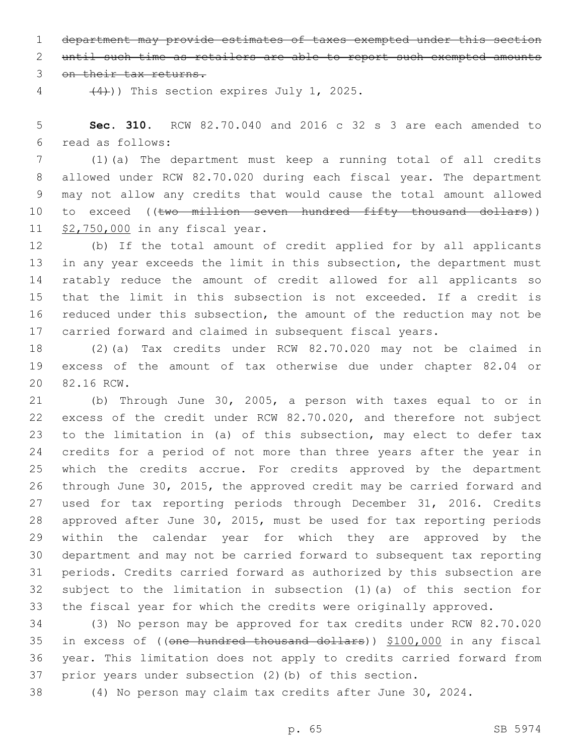~~department may provide estimates of taxes exempted under this section until such time as retailers are able to report such exempted amounts on their tax returns.~~

~~(4)~~)) This section expires July 1, 2025.

**Sec. 310.** RCW 82.70.040 and 2016 c 32 s 3 are each amended to read as follows:

(1)(a) The department must keep a running total of all credits allowed under RCW 82.70.020 during each fiscal year. The department may not allow any credits that would cause the total amount allowed to exceed ((~~two million seven hundred fifty thousand dollars~~)) <u>$2,750,000</u> in any fiscal year.

(b) If the total amount of credit applied for by all applicants in any year exceeds the limit in this subsection, the department must ratably reduce the amount of credit allowed for all applicants so that the limit in this subsection is not exceeded. If a credit is reduced under this subsection, the amount of the reduction may not be carried forward and claimed in subsequent fiscal years.

(2)(a) Tax credits under RCW 82.70.020 may not be claimed in excess of the amount of tax otherwise due under chapter 82.04 or 82.16 RCW.

(b) Through June 30, 2005, a person with taxes equal to or in excess of the credit under RCW 82.70.020, and therefore not subject to the limitation in (a) of this subsection, may elect to defer tax credits for a period of not more than three years after the year in which the credits accrue. For credits approved by the department through June 30, 2015, the approved credit may be carried forward and used for tax reporting periods through December 31, 2016. Credits approved after June 30, 2015, must be used for tax reporting periods within the calendar year for which they are approved by the department and may not be carried forward to subsequent tax reporting periods. Credits carried forward as authorized by this subsection are subject to the limitation in subsection (1)(a) of this section for the fiscal year for which the credits were originally approved.

(3) No person may be approved for tax credits under RCW 82.70.020 in excess of ((~~one hundred thousand dollars~~)) <u>$100,000</u> in any fiscal year. This limitation does not apply to credits carried forward from prior years under subsection (2)(b) of this section.

(4) No person may claim tax credits after June 30, 2024.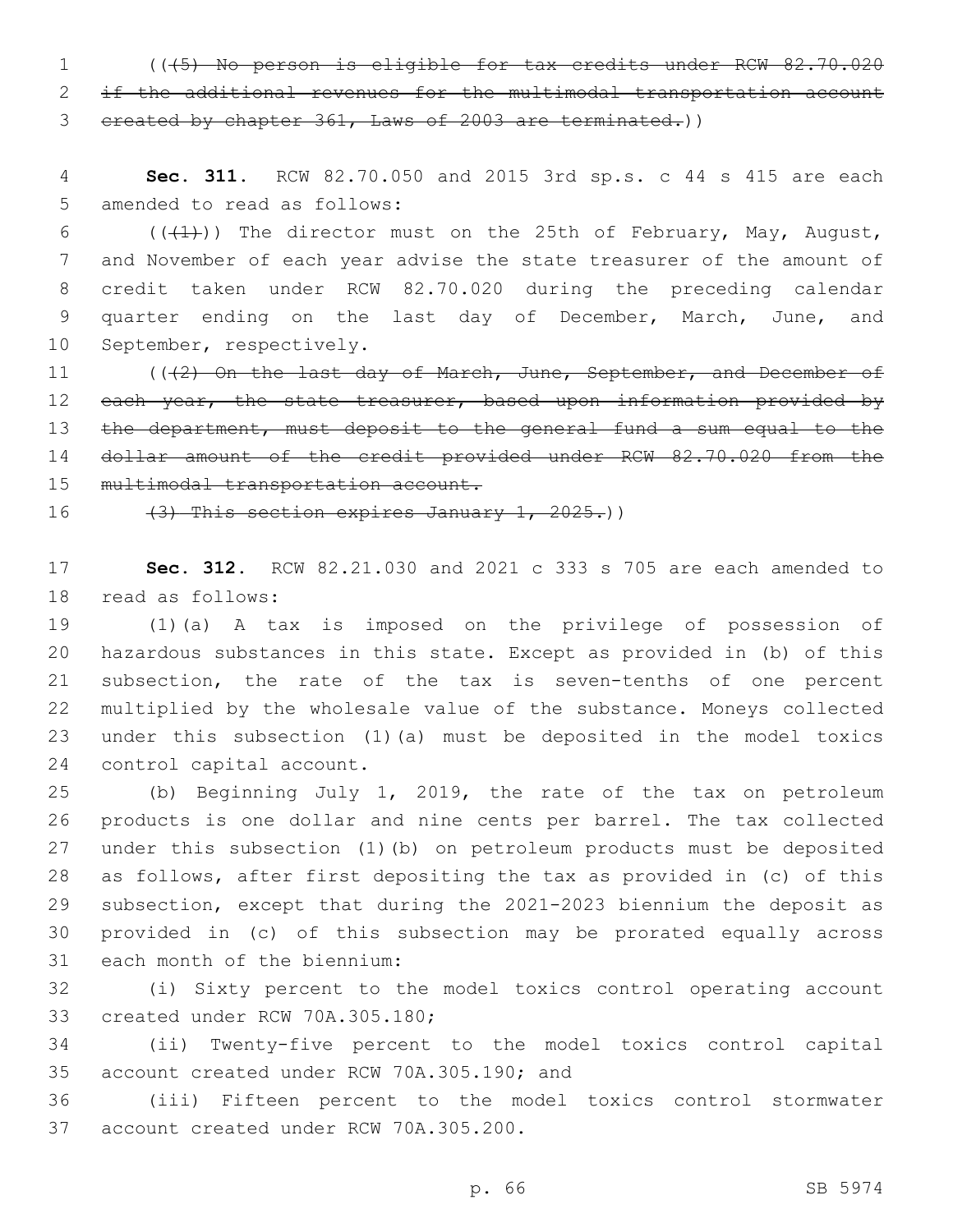((~~(5) No person is eligible for tax credits under RCW 82.70.020 if the additional revenues for the multimodal transportation account created by chapter 361, Laws of 2003 are terminated.~~))

**Sec. 311.** RCW 82.70.050 and 2015 3rd sp.s. c 44 s 415 are each amended to read as follows:

((~~(1)~~)) The director must on the 25th of February, May, August, and November of each year advise the state treasurer of the amount of credit taken under RCW 82.70.020 during the preceding calendar quarter ending on the last day of December, March, June, and September, respectively.

((~~(2) On the last day of March, June, September, and December of each year, the state treasurer, based upon information provided by the department, must deposit to the general fund a sum equal to the dollar amount of the credit provided under RCW 82.70.020 from the multimodal transportation account.~~

~~(3) This section expires January 1, 2025.~~))

**Sec. 312.** RCW 82.21.030 and 2021 c 333 s 705 are each amended to read as follows:

(1)(a) A tax is imposed on the privilege of possession of hazardous substances in this state. Except as provided in (b) of this subsection, the rate of the tax is seven-tenths of one percent multiplied by the wholesale value of the substance. Moneys collected under this subsection (1)(a) must be deposited in the model toxics control capital account.

(b) Beginning July 1, 2019, the rate of the tax on petroleum products is one dollar and nine cents per barrel. The tax collected under this subsection (1)(b) on petroleum products must be deposited as follows, after first depositing the tax as provided in (c) of this subsection, except that during the 2021-2023 biennium the deposit as provided in (c) of this subsection may be prorated equally across each month of the biennium:

(i) Sixty percent to the model toxics control operating account created under RCW 70A.305.180;

(ii) Twenty-five percent to the model toxics control capital account created under RCW 70A.305.190; and

(iii) Fifteen percent to the model toxics control stormwater account created under RCW 70A.305.200.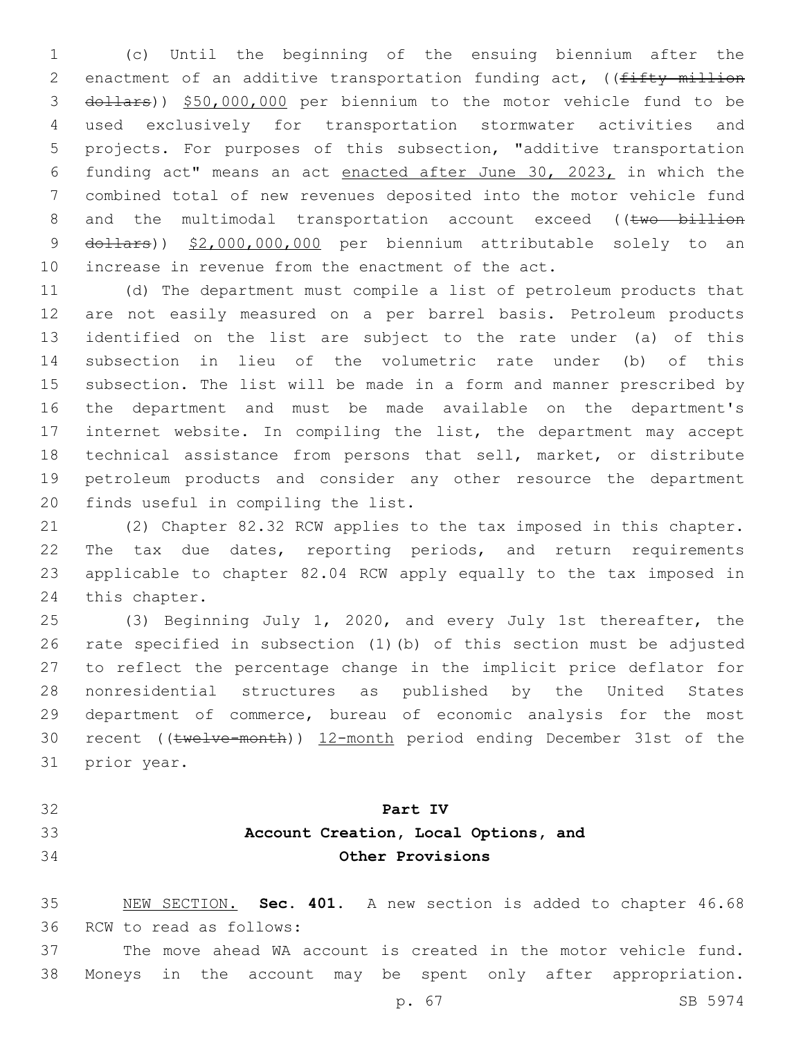(c) Until the beginning of the ensuing biennium after the enactment of an additive transportation funding act, ((~~fifty million dollars~~)) <u>$50,000,000</u> per biennium to the motor vehicle fund to be used exclusively for transportation stormwater activities and projects. For purposes of this subsection, "additive transportation funding act" means an act <u>enacted after June 30, 2023,</u> in which the combined total of new revenues deposited into the motor vehicle fund and the multimodal transportation account exceed ((~~two billion dollars~~)) <u>$2,000,000,000</u> per biennium attributable solely to an increase in revenue from the enactment of the act.

(d) The department must compile a list of petroleum products that are not easily measured on a per barrel basis. Petroleum products identified on the list are subject to the rate under (a) of this subsection in lieu of the volumetric rate under (b) of this subsection. The list will be made in a form and manner prescribed by the department and must be made available on the department's internet website. In compiling the list, the department may accept technical assistance from persons that sell, market, or distribute petroleum products and consider any other resource the department finds useful in compiling the list.

(2) Chapter 82.32 RCW applies to the tax imposed in this chapter. The tax due dates, reporting periods, and return requirements applicable to chapter 82.04 RCW apply equally to the tax imposed in this chapter.

(3) Beginning July 1, 2020, and every July 1st thereafter, the rate specified in subsection (1)(b) of this section must be adjusted to reflect the percentage change in the implicit price deflator for nonresidential structures as published by the United States department of commerce, bureau of economic analysis for the most recent ((~~twelve-month~~)) <u>12-month</u> period ending December 31st of the prior year.

## Part IV
## Account Creation, Local Options, and Other Provisions

<u>NEW SECTION.</u> **Sec. 401.** A new section is added to chapter 46.68 RCW to read as follows:

The move ahead WA account is created in the motor vehicle fund. Moneys in the account may be spent only after appropriation.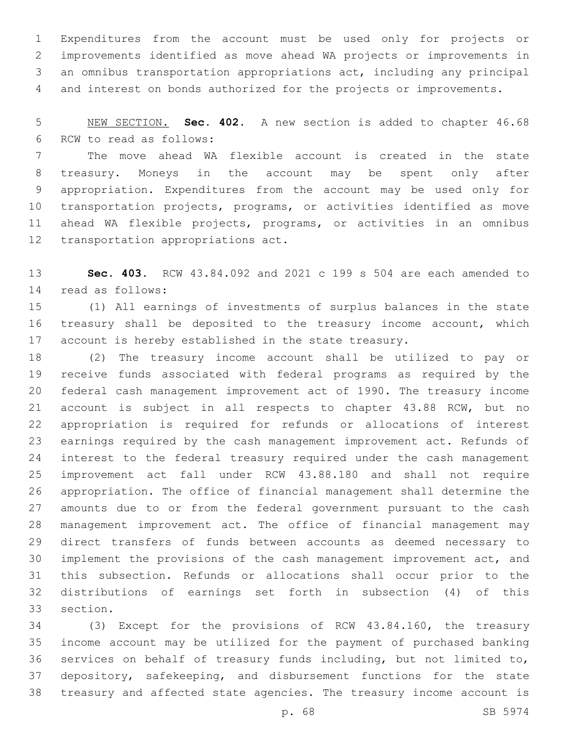Expenditures from the account must be used only for projects or improvements identified as move ahead WA projects or improvements in an omnibus transportation appropriations act, including any principal and interest on bonds authorized for the projects or improvements.

NEW SECTION. **Sec. 402.** A new section is added to chapter 46.68 RCW to read as follows:

The move ahead WA flexible account is created in the state treasury. Moneys in the account may be spent only after appropriation. Expenditures from the account may be used only for transportation projects, programs, or activities identified as move ahead WA flexible projects, programs, or activities in an omnibus transportation appropriations act.

**Sec. 403.** RCW 43.84.092 and 2021 c 199 s 504 are each amended to read as follows:

(1) All earnings of investments of surplus balances in the state treasury shall be deposited to the treasury income account, which account is hereby established in the state treasury.

(2) The treasury income account shall be utilized to pay or receive funds associated with federal programs as required by the federal cash management improvement act of 1990. The treasury income account is subject in all respects to chapter 43.88 RCW, but no appropriation is required for refunds or allocations of interest earnings required by the cash management improvement act. Refunds of interest to the federal treasury required under the cash management improvement act fall under RCW 43.88.180 and shall not require appropriation. The office of financial management shall determine the amounts due to or from the federal government pursuant to the cash management improvement act. The office of financial management may direct transfers of funds between accounts as deemed necessary to implement the provisions of the cash management improvement act, and this subsection. Refunds or allocations shall occur prior to the distributions of earnings set forth in subsection (4) of this section.

(3) Except for the provisions of RCW 43.84.160, the treasury income account may be utilized for the payment of purchased banking services on behalf of treasury funds including, but not limited to, depository, safekeeping, and disbursement functions for the state treasury and affected state agencies. The treasury income account is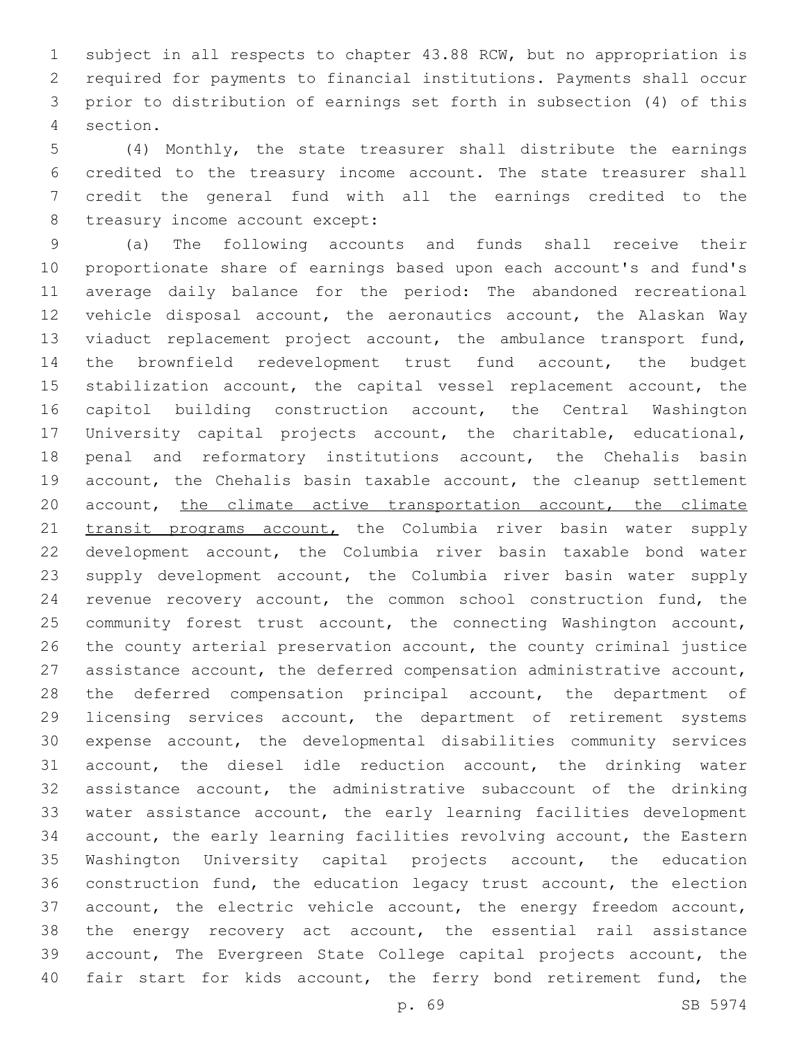subject in all respects to chapter 43.88 RCW, but no appropriation is required for payments to financial institutions. Payments shall occur prior to distribution of earnings set forth in subsection (4) of this section.

(4) Monthly, the state treasurer shall distribute the earnings credited to the treasury income account. The state treasurer shall credit the general fund with all the earnings credited to the treasury income account except:

(a) The following accounts and funds shall receive their proportionate share of earnings based upon each account's and fund's average daily balance for the period: The abandoned recreational vehicle disposal account, the aeronautics account, the Alaskan Way viaduct replacement project account, the ambulance transport fund, the brownfield redevelopment trust fund account, the budget stabilization account, the capital vessel replacement account, the capitol building construction account, the Central Washington University capital projects account, the charitable, educational, penal and reformatory institutions account, the Chehalis basin account, the Chehalis basin taxable account, the cleanup settlement account, <u>the climate active transportation account, the climate transit programs account,</u> the Columbia river basin water supply development account, the Columbia river basin taxable bond water supply development account, the Columbia river basin water supply revenue recovery account, the common school construction fund, the community forest trust account, the connecting Washington account, the county arterial preservation account, the county criminal justice assistance account, the deferred compensation administrative account, the deferred compensation principal account, the department of licensing services account, the department of retirement systems expense account, the developmental disabilities community services account, the diesel idle reduction account, the drinking water assistance account, the administrative subaccount of the drinking water assistance account, the early learning facilities development account, the early learning facilities revolving account, the Eastern Washington University capital projects account, the education construction fund, the education legacy trust account, the election account, the electric vehicle account, the energy freedom account, the energy recovery act account, the essential rail assistance account, The Evergreen State College capital projects account, the fair start for kids account, the ferry bond retirement fund, the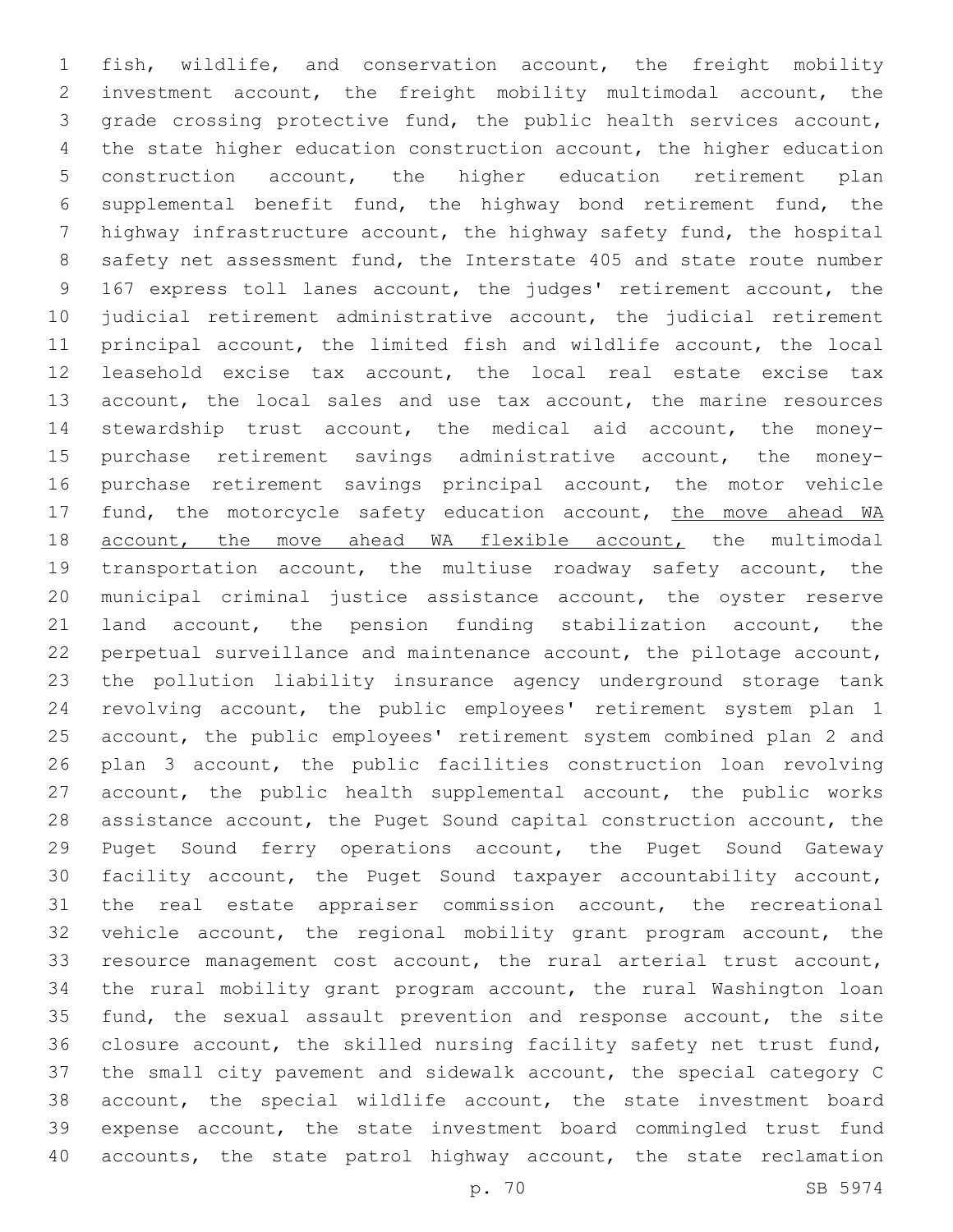fish, wildlife, and conservation account, the freight mobility investment account, the freight mobility multimodal account, the grade crossing protective fund, the public health services account, the state higher education construction account, the higher education construction account, the higher education retirement plan supplemental benefit fund, the highway bond retirement fund, the highway infrastructure account, the highway safety fund, the hospital safety net assessment fund, the Interstate 405 and state route number 167 express toll lanes account, the judges' retirement account, the judicial retirement administrative account, the judicial retirement principal account, the limited fish and wildlife account, the local leasehold excise tax account, the local real estate excise tax account, the local sales and use tax account, the marine resources stewardship trust account, the medical aid account, the money-purchase retirement savings administrative account, the money-purchase retirement savings principal account, the motor vehicle fund, the motorcycle safety education account, <u>the move ahead WA account, the move ahead WA flexible account,</u> the multimodal transportation account, the multiuse roadway safety account, the municipal criminal justice assistance account, the oyster reserve land account, the pension funding stabilization account, the perpetual surveillance and maintenance account, the pilotage account, the pollution liability insurance agency underground storage tank revolving account, the public employees' retirement system plan 1 account, the public employees' retirement system combined plan 2 and plan 3 account, the public facilities construction loan revolving account, the public health supplemental account, the public works assistance account, the Puget Sound capital construction account, the Puget Sound ferry operations account, the Puget Sound Gateway facility account, the Puget Sound taxpayer accountability account, the real estate appraiser commission account, the recreational vehicle account, the regional mobility grant program account, the resource management cost account, the rural arterial trust account, the rural mobility grant program account, the rural Washington loan fund, the sexual assault prevention and response account, the site closure account, the skilled nursing facility safety net trust fund, the small city pavement and sidewalk account, the special category C account, the special wildlife account, the state investment board expense account, the state investment board commingled trust fund accounts, the state patrol highway account, the state reclamation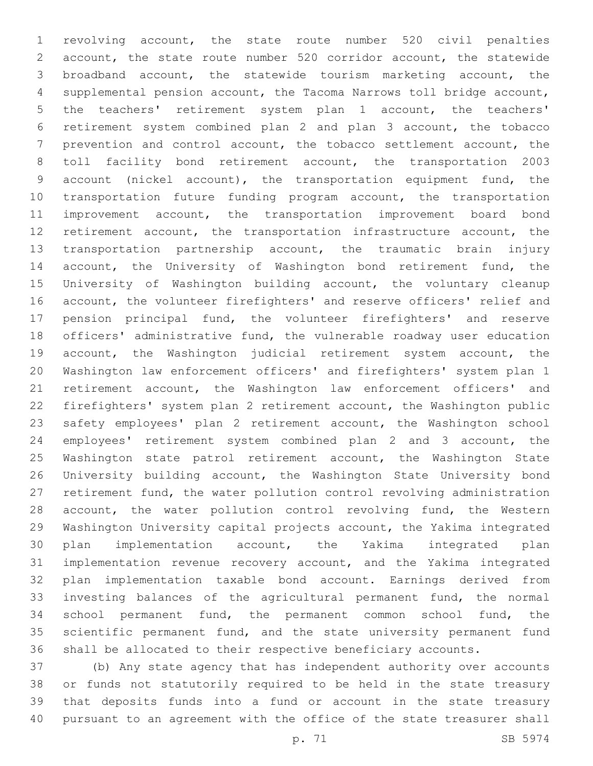revolving account, the state route number 520 civil penalties account, the state route number 520 corridor account, the statewide broadband account, the statewide tourism marketing account, the supplemental pension account, the Tacoma Narrows toll bridge account, the teachers' retirement system plan 1 account, the teachers' retirement system combined plan 2 and plan 3 account, the tobacco prevention and control account, the tobacco settlement account, the toll facility bond retirement account, the transportation 2003 account (nickel account), the transportation equipment fund, the transportation future funding program account, the transportation improvement account, the transportation improvement board bond retirement account, the transportation infrastructure account, the transportation partnership account, the traumatic brain injury account, the University of Washington bond retirement fund, the University of Washington building account, the voluntary cleanup account, the volunteer firefighters' and reserve officers' relief and pension principal fund, the volunteer firefighters' and reserve officers' administrative fund, the vulnerable roadway user education account, the Washington judicial retirement system account, the Washington law enforcement officers' and firefighters' system plan 1 retirement account, the Washington law enforcement officers' and firefighters' system plan 2 retirement account, the Washington public safety employees' plan 2 retirement account, the Washington school employees' retirement system combined plan 2 and 3 account, the Washington state patrol retirement account, the Washington State University building account, the Washington State University bond retirement fund, the water pollution control revolving administration account, the water pollution control revolving fund, the Western Washington University capital projects account, the Yakima integrated plan implementation account, the Yakima integrated plan implementation revenue recovery account, and the Yakima integrated plan implementation taxable bond account. Earnings derived from investing balances of the agricultural permanent fund, the normal school permanent fund, the permanent common school fund, the scientific permanent fund, and the state university permanent fund shall be allocated to their respective beneficiary accounts.

(b) Any state agency that has independent authority over accounts or funds not statutorily required to be held in the state treasury that deposits funds into a fund or account in the state treasury pursuant to an agreement with the office of the state treasurer shall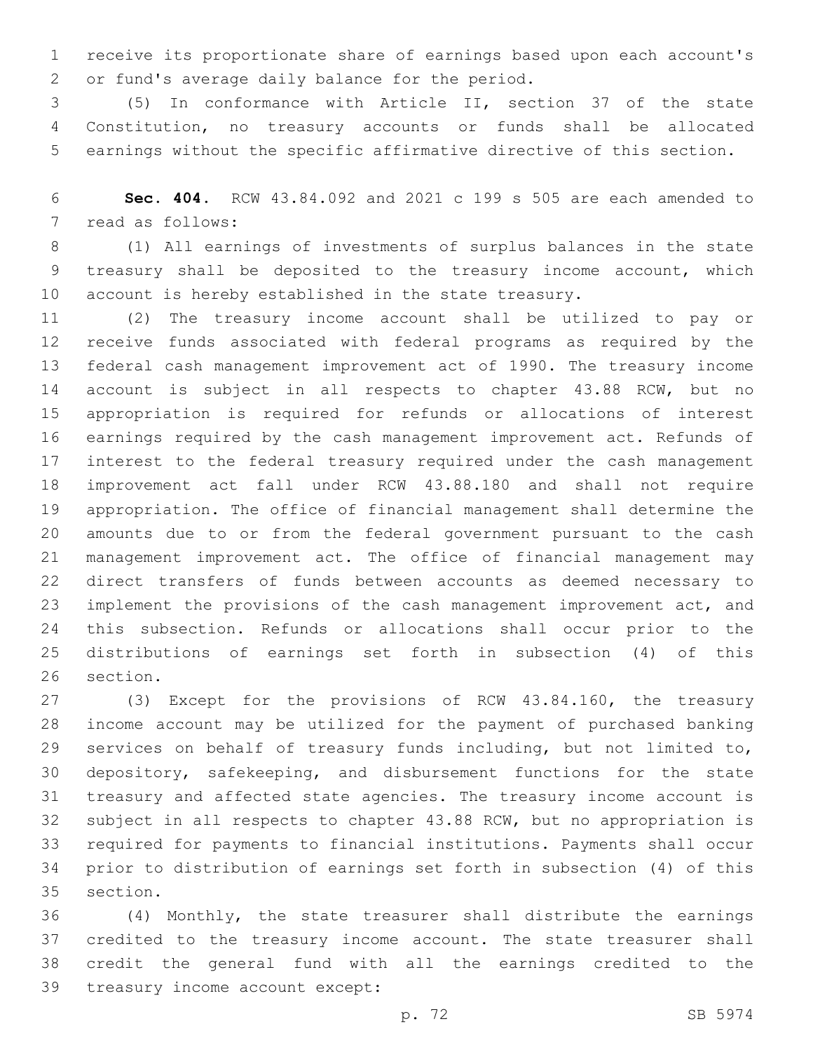receive its proportionate share of earnings based upon each account's or fund's average daily balance for the period.

(5) In conformance with Article II, section 37 of the state Constitution, no treasury accounts or funds shall be allocated earnings without the specific affirmative directive of this section.

**Sec. 404.** RCW 43.84.092 and 2021 c 199 s 505 are each amended to read as follows:

(1) All earnings of investments of surplus balances in the state treasury shall be deposited to the treasury income account, which account is hereby established in the state treasury.

(2) The treasury income account shall be utilized to pay or receive funds associated with federal programs as required by the federal cash management improvement act of 1990. The treasury income account is subject in all respects to chapter 43.88 RCW, but no appropriation is required for refunds or allocations of interest earnings required by the cash management improvement act. Refunds of interest to the federal treasury required under the cash management improvement act fall under RCW 43.88.180 and shall not require appropriation. The office of financial management shall determine the amounts due to or from the federal government pursuant to the cash management improvement act. The office of financial management may direct transfers of funds between accounts as deemed necessary to implement the provisions of the cash management improvement act, and this subsection. Refunds or allocations shall occur prior to the distributions of earnings set forth in subsection (4) of this section.

(3) Except for the provisions of RCW 43.84.160, the treasury income account may be utilized for the payment of purchased banking services on behalf of treasury funds including, but not limited to, depository, safekeeping, and disbursement functions for the state treasury and affected state agencies. The treasury income account is subject in all respects to chapter 43.88 RCW, but no appropriation is required for payments to financial institutions. Payments shall occur prior to distribution of earnings set forth in subsection (4) of this section.

(4) Monthly, the state treasurer shall distribute the earnings credited to the treasury income account. The state treasurer shall credit the general fund with all the earnings credited to the treasury income account except: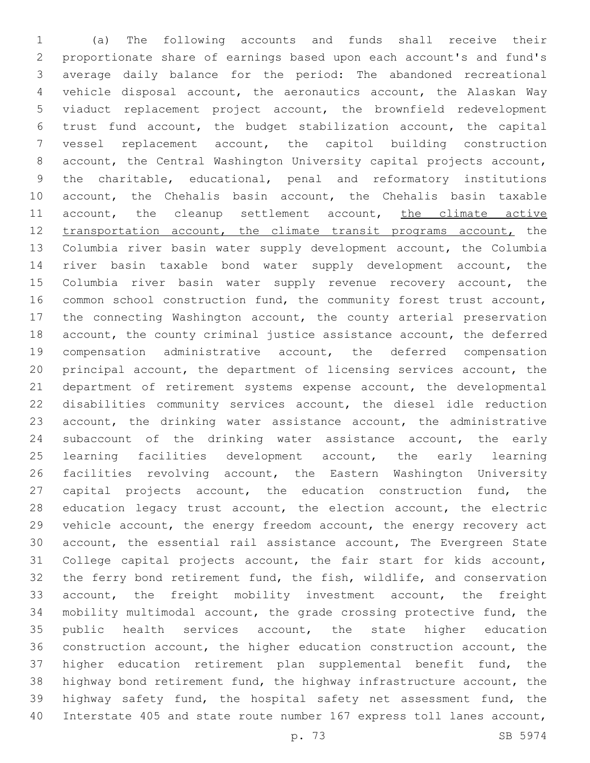(a) The following accounts and funds shall receive their proportionate share of earnings based upon each account's and fund's average daily balance for the period: The abandoned recreational vehicle disposal account, the aeronautics account, the Alaskan Way viaduct replacement project account, the brownfield redevelopment trust fund account, the budget stabilization account, the capital vessel replacement account, the capitol building construction account, the Central Washington University capital projects account, the charitable, educational, penal and reformatory institutions account, the Chehalis basin account, the Chehalis basin taxable account, the cleanup settlement account, <u>the climate active transportation account, the climate transit programs account,</u> the Columbia river basin water supply development account, the Columbia river basin taxable bond water supply development account, the Columbia river basin water supply revenue recovery account, the common school construction fund, the community forest trust account, the connecting Washington account, the county arterial preservation account, the county criminal justice assistance account, the deferred compensation administrative account, the deferred compensation principal account, the department of licensing services account, the department of retirement systems expense account, the developmental disabilities community services account, the diesel idle reduction account, the drinking water assistance account, the administrative subaccount of the drinking water assistance account, the early learning facilities development account, the early learning facilities revolving account, the Eastern Washington University capital projects account, the education construction fund, the education legacy trust account, the election account, the electric vehicle account, the energy freedom account, the energy recovery act account, the essential rail assistance account, The Evergreen State College capital projects account, the fair start for kids account, the ferry bond retirement fund, the fish, wildlife, and conservation account, the freight mobility investment account, the freight mobility multimodal account, the grade crossing protective fund, the public health services account, the state higher education construction account, the higher education construction account, the higher education retirement plan supplemental benefit fund, the highway bond retirement fund, the highway infrastructure account, the highway safety fund, the hospital safety net assessment fund, the Interstate 405 and state route number 167 express toll lanes account,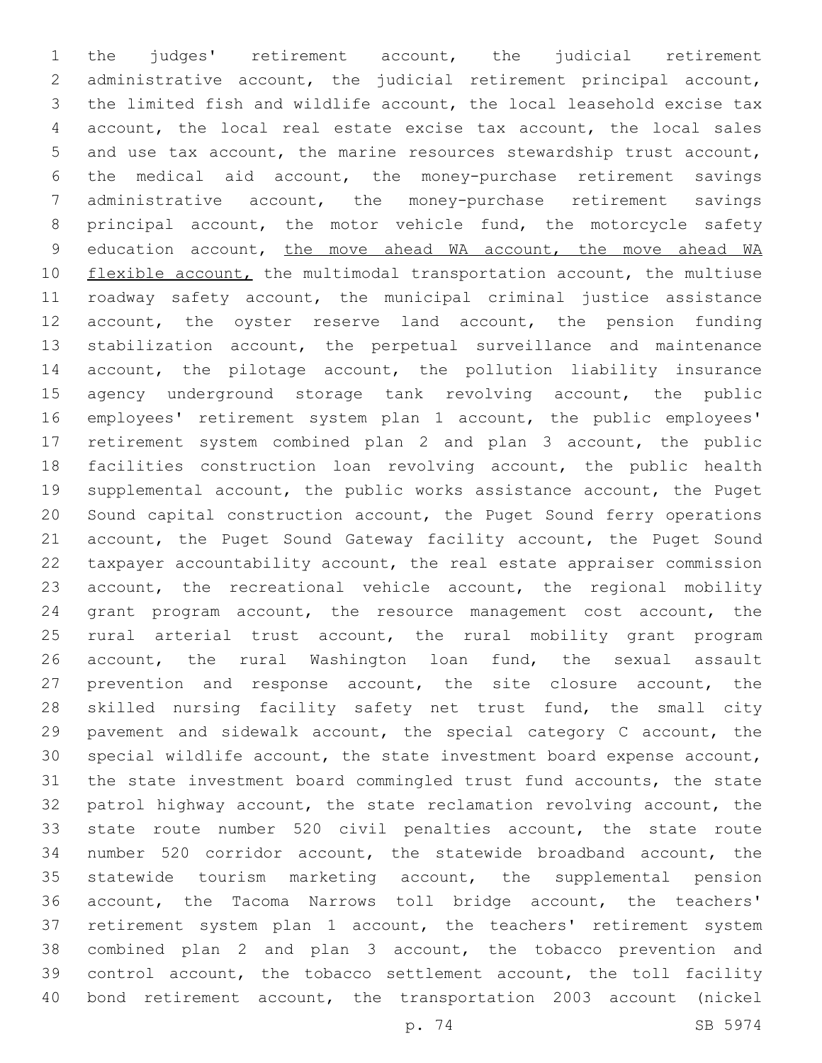the judges' retirement account, the judicial retirement administrative account, the judicial retirement principal account, the limited fish and wildlife account, the local leasehold excise tax account, the local real estate excise tax account, the local sales and use tax account, the marine resources stewardship trust account, the medical aid account, the money-purchase retirement savings administrative account, the money-purchase retirement savings principal account, the motor vehicle fund, the motorcycle safety education account, <u>the move ahead WA account, the move ahead WA flexible account,</u> the multimodal transportation account, the multiuse roadway safety account, the municipal criminal justice assistance account, the oyster reserve land account, the pension funding stabilization account, the perpetual surveillance and maintenance account, the pilotage account, the pollution liability insurance agency underground storage tank revolving account, the public employees' retirement system plan 1 account, the public employees' retirement system combined plan 2 and plan 3 account, the public facilities construction loan revolving account, the public health supplemental account, the public works assistance account, the Puget Sound capital construction account, the Puget Sound ferry operations account, the Puget Sound Gateway facility account, the Puget Sound taxpayer accountability account, the real estate appraiser commission account, the recreational vehicle account, the regional mobility grant program account, the resource management cost account, the rural arterial trust account, the rural mobility grant program account, the rural Washington loan fund, the sexual assault prevention and response account, the site closure account, the skilled nursing facility safety net trust fund, the small city pavement and sidewalk account, the special category C account, the special wildlife account, the state investment board expense account, the state investment board commingled trust fund accounts, the state patrol highway account, the state reclamation revolving account, the state route number 520 civil penalties account, the state route number 520 corridor account, the statewide broadband account, the statewide tourism marketing account, the supplemental pension account, the Tacoma Narrows toll bridge account, the teachers' retirement system plan 1 account, the teachers' retirement system combined plan 2 and plan 3 account, the tobacco prevention and control account, the tobacco settlement account, the toll facility bond retirement account, the transportation 2003 account (nickel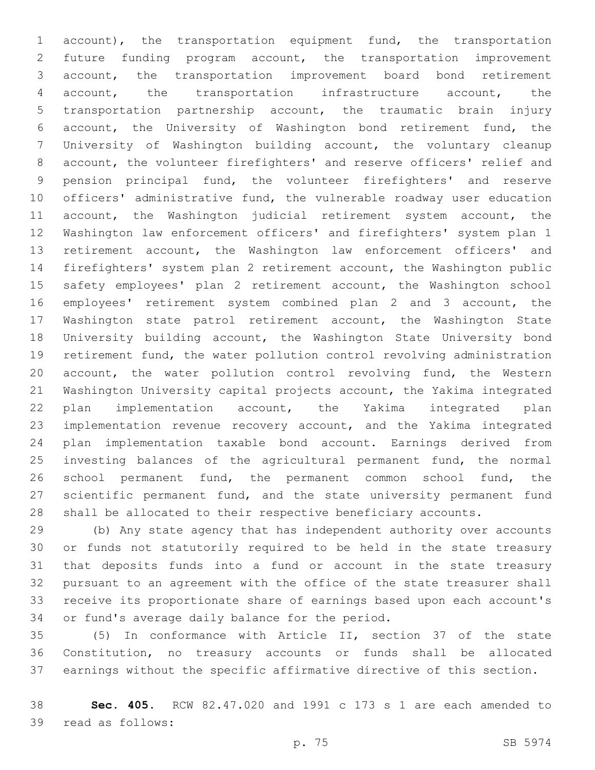account), the transportation equipment fund, the transportation future funding program account, the transportation improvement account, the transportation improvement board bond retirement account, the transportation infrastructure account, the transportation partnership account, the traumatic brain injury account, the University of Washington bond retirement fund, the University of Washington building account, the voluntary cleanup account, the volunteer firefighters' and reserve officers' relief and pension principal fund, the volunteer firefighters' and reserve officers' administrative fund, the vulnerable roadway user education account, the Washington judicial retirement system account, the Washington law enforcement officers' and firefighters' system plan 1 retirement account, the Washington law enforcement officers' and firefighters' system plan 2 retirement account, the Washington public safety employees' plan 2 retirement account, the Washington school employees' retirement system combined plan 2 and 3 account, the Washington state patrol retirement account, the Washington State University building account, the Washington State University bond retirement fund, the water pollution control revolving administration account, the water pollution control revolving fund, the Western Washington University capital projects account, the Yakima integrated plan implementation account, the Yakima integrated plan implementation revenue recovery account, and the Yakima integrated plan implementation taxable bond account. Earnings derived from investing balances of the agricultural permanent fund, the normal school permanent fund, the permanent common school fund, the scientific permanent fund, and the state university permanent fund shall be allocated to their respective beneficiary accounts.

(b) Any state agency that has independent authority over accounts or funds not statutorily required to be held in the state treasury that deposits funds into a fund or account in the state treasury pursuant to an agreement with the office of the state treasurer shall receive its proportionate share of earnings based upon each account's or fund's average daily balance for the period.

(5) In conformance with Article II, section 37 of the state Constitution, no treasury accounts or funds shall be allocated earnings without the specific affirmative directive of this section.

**Sec. 405.** RCW 82.47.020 and 1991 c 173 s 1 are each amended to read as follows: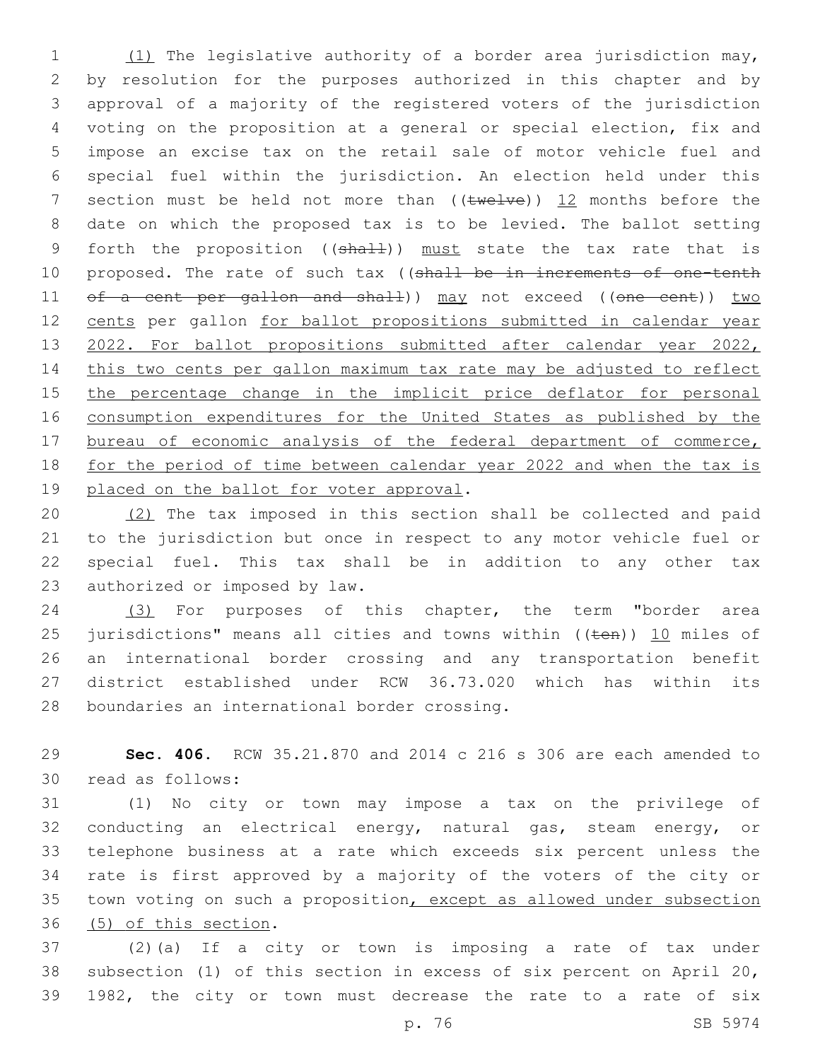(1) The legislative authority of a border area jurisdiction may, by resolution for the purposes authorized in this chapter and by approval of a majority of the registered voters of the jurisdiction voting on the proposition at a general or special election, fix and impose an excise tax on the retail sale of motor vehicle fuel and special fuel within the jurisdiction. An election held under this section must be held not more than ((twelve)) 12 months before the date on which the proposed tax is to be levied. The ballot setting forth the proposition ((shall)) must state the tax rate that is proposed. The rate of such tax ((shall be in increments of one-tenth of a cent per gallon and shall)) may not exceed ((one cent)) two cents per gallon for ballot propositions submitted in calendar year 2022. For ballot propositions submitted after calendar year 2022, this two cents per gallon maximum tax rate may be adjusted to reflect the percentage change in the implicit price deflator for personal consumption expenditures for the United States as published by the bureau of economic analysis of the federal department of commerce, for the period of time between calendar year 2022 and when the tax is placed on the ballot for voter approval.

(2) The tax imposed in this section shall be collected and paid to the jurisdiction but once in respect to any motor vehicle fuel or special fuel. This tax shall be in addition to any other tax authorized or imposed by law.

(3) For purposes of this chapter, the term "border area jurisdictions" means all cities and towns within ((ten)) 10 miles of an international border crossing and any transportation benefit district established under RCW 36.73.020 which has within its boundaries an international border crossing.

**Sec. 406.** RCW 35.21.870 and 2014 c 216 s 306 are each amended to read as follows:

(1) No city or town may impose a tax on the privilege of conducting an electrical energy, natural gas, steam energy, or telephone business at a rate which exceeds six percent unless the rate is first approved by a majority of the voters of the city or town voting on such a proposition, except as allowed under subsection (5) of this section.

(2)(a) If a city or town is imposing a rate of tax under subsection (1) of this section in excess of six percent on April 20, 1982, the city or town must decrease the rate to a rate of six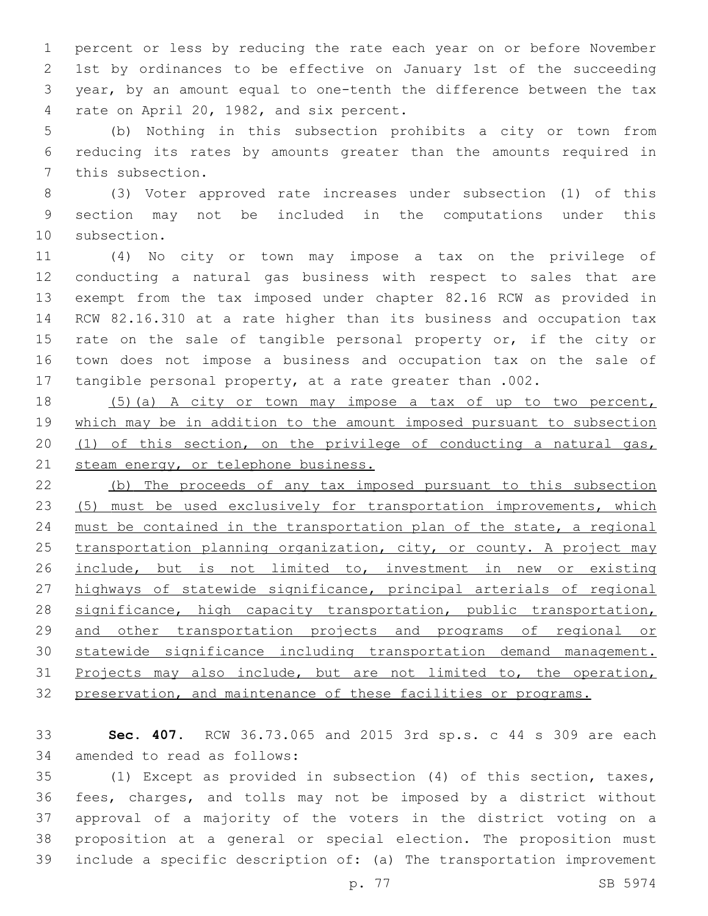percent or less by reducing the rate each year on or before November 1st by ordinances to be effective on January 1st of the succeeding year, by an amount equal to one-tenth the difference between the tax rate on April 20, 1982, and six percent.

(b) Nothing in this subsection prohibits a city or town from reducing its rates by amounts greater than the amounts required in this subsection.

(3) Voter approved rate increases under subsection (1) of this section may not be included in the computations under this subsection.

(4) No city or town may impose a tax on the privilege of conducting a natural gas business with respect to sales that are exempt from the tax imposed under chapter 82.16 RCW as provided in RCW 82.16.310 at a rate higher than its business and occupation tax rate on the sale of tangible personal property or, if the city or town does not impose a business and occupation tax on the sale of tangible personal property, at a rate greater than .002.

<u>(5)(a) A city or town may impose a tax of up to two percent, which may be in addition to the amount imposed pursuant to subsection (1) of this section, on the privilege of conducting a natural gas, steam energy, or telephone business.</u>

<u>(b) The proceeds of any tax imposed pursuant to this subsection (5) must be used exclusively for transportation improvements, which must be contained in the transportation plan of the state, a regional transportation planning organization, city, or county. A project may include, but is not limited to, investment in new or existing highways of statewide significance, principal arterials of regional significance, high capacity transportation, public transportation, and other transportation projects and programs of regional or statewide significance including transportation demand management. Projects may also include, but are not limited to, the operation, preservation, and maintenance of these facilities or programs.</u>

**Sec. 407.** RCW 36.73.065 and 2015 3rd sp.s. c 44 s 309 are each amended to read as follows:

(1) Except as provided in subsection (4) of this section, taxes, fees, charges, and tolls may not be imposed by a district without approval of a majority of the voters in the district voting on a proposition at a general or special election. The proposition must include a specific description of: (a) The transportation improvement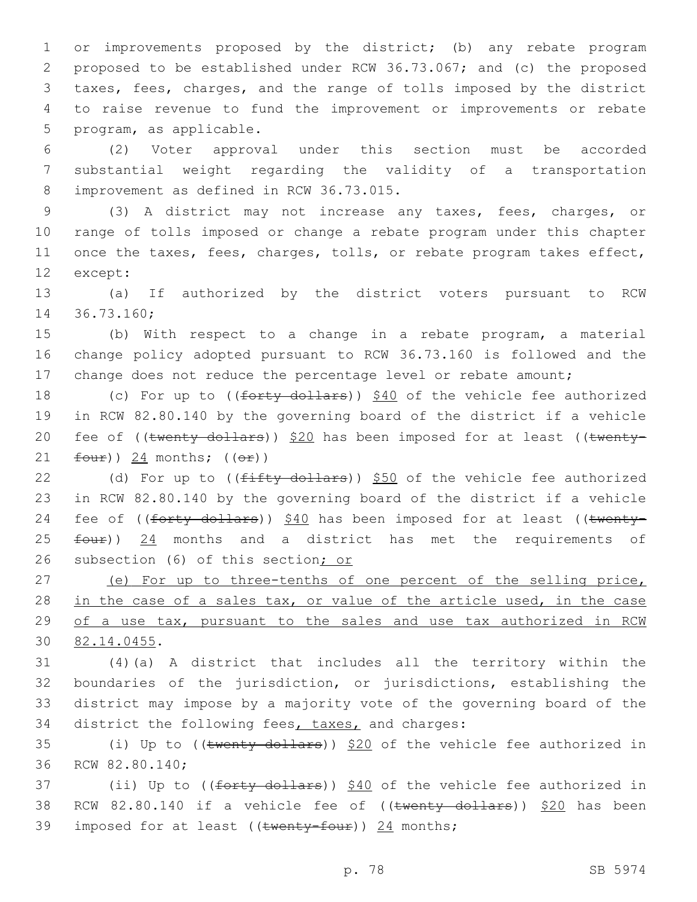or improvements proposed by the district; (b) any rebate program proposed to be established under RCW 36.73.067; and (c) the proposed taxes, fees, charges, and the range of tolls imposed by the district to raise revenue to fund the improvement or improvements or rebate program, as applicable.

(2) Voter approval under this section must be accorded substantial weight regarding the validity of a transportation improvement as defined in RCW 36.73.015.

(3) A district may not increase any taxes, fees, charges, or range of tolls imposed or change a rebate program under this chapter once the taxes, fees, charges, tolls, or rebate program takes effect, except:

(a) If authorized by the district voters pursuant to RCW 36.73.160;

(b) With respect to a change in a rebate program, a material change policy adopted pursuant to RCW 36.73.160 is followed and the change does not reduce the percentage level or rebate amount;

(c) For up to ((~~forty dollars~~)) $40 of the vehicle fee authorized in RCW 82.80.140 by the governing board of the district if a vehicle fee of ((~~twenty dollars~~)) $20 has been imposed for at least ((~~twenty-four~~)) 24 months; ((~~or~~))

(d) For up to ((~~fifty dollars~~)) $50 of the vehicle fee authorized in RCW 82.80.140 by the governing board of the district if a vehicle fee of ((~~forty dollars~~)) $40 has been imposed for at least ((~~twenty-four~~)) 24 months and a district has met the requirements of subsection (6) of this section; or

(e) For up to three-tenths of one percent of the selling price, in the case of a sales tax, or value of the article used, in the case of a use tax, pursuant to the sales and use tax authorized in RCW 82.14.0455.

(4)(a) A district that includes all the territory within the boundaries of the jurisdiction, or jurisdictions, establishing the district may impose by a majority vote of the governing board of the district the following fees, taxes, and charges:

(i) Up to ((~~twenty dollars~~)) $20 of the vehicle fee authorized in RCW 82.80.140;

(ii) Up to ((~~forty dollars~~)) $40 of the vehicle fee authorized in RCW 82.80.140 if a vehicle fee of ((~~twenty dollars~~)) $20 has been imposed for at least ((~~twenty-four~~)) 24 months;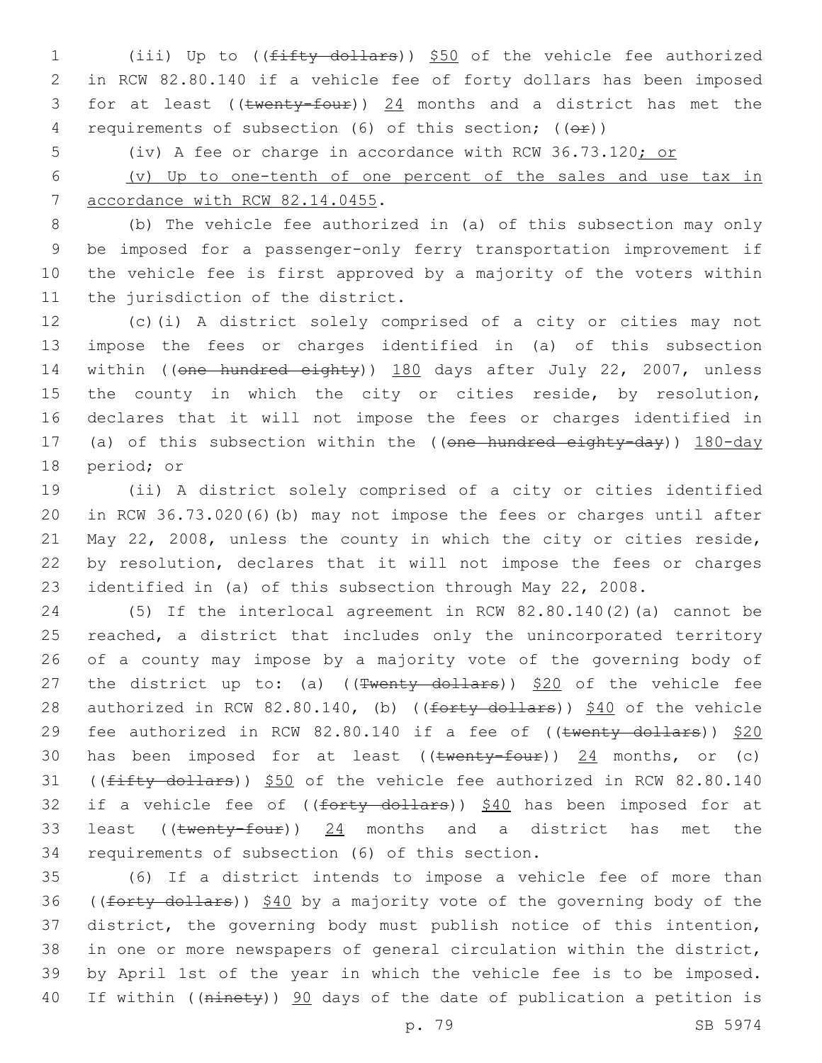(iii) Up to ((~~fifty dollars~~)) <u>$50</u> of the vehicle fee authorized in RCW 82.80.140 if a vehicle fee of forty dollars has been imposed for at least ((~~twenty-four~~)) <u>24</u> months and a district has met the requirements of subsection (6) of this section; ((~~or~~))

(iv) A fee or charge in accordance with RCW 36.73.120<u>; or</u>

<u>(v) Up to one-tenth of one percent of the sales and use tax in accordance with RCW 82.14.0455</u>.

(b) The vehicle fee authorized in (a) of this subsection may only be imposed for a passenger-only ferry transportation improvement if the vehicle fee is first approved by a majority of the voters within the jurisdiction of the district.

(c)(i) A district solely comprised of a city or cities may not impose the fees or charges identified in (a) of this subsection within ((~~one hundred eighty~~)) <u>180</u> days after July 22, 2007, unless the county in which the city or cities reside, by resolution, declares that it will not impose the fees or charges identified in (a) of this subsection within the ((~~one hundred eighty-day~~)) <u>180-day</u> period; or

(ii) A district solely comprised of a city or cities identified in RCW 36.73.020(6)(b) may not impose the fees or charges until after May 22, 2008, unless the county in which the city or cities reside, by resolution, declares that it will not impose the fees or charges identified in (a) of this subsection through May 22, 2008.

(5) If the interlocal agreement in RCW 82.80.140(2)(a) cannot be reached, a district that includes only the unincorporated territory of a county may impose by a majority vote of the governing body of the district up to: (a) ((~~Twenty dollars~~)) <u>$20</u> of the vehicle fee authorized in RCW 82.80.140, (b) ((~~forty dollars~~)) <u>$40</u> of the vehicle fee authorized in RCW 82.80.140 if a fee of ((~~twenty dollars~~)) <u>$20</u> has been imposed for at least ((~~twenty-four~~)) <u>24</u> months, or (c) ((~~fifty dollars~~)) <u>$50</u> of the vehicle fee authorized in RCW 82.80.140 if a vehicle fee of ((~~forty dollars~~)) <u>$40</u> has been imposed for at least ((~~twenty-four~~)) <u>24</u> months and a district has met the requirements of subsection (6) of this section.

(6) If a district intends to impose a vehicle fee of more than ((~~forty dollars~~)) <u>$40</u> by a majority vote of the governing body of the district, the governing body must publish notice of this intention, in one or more newspapers of general circulation within the district, by April 1st of the year in which the vehicle fee is to be imposed. If within ((~~ninety~~)) <u>90</u> days of the date of publication a petition is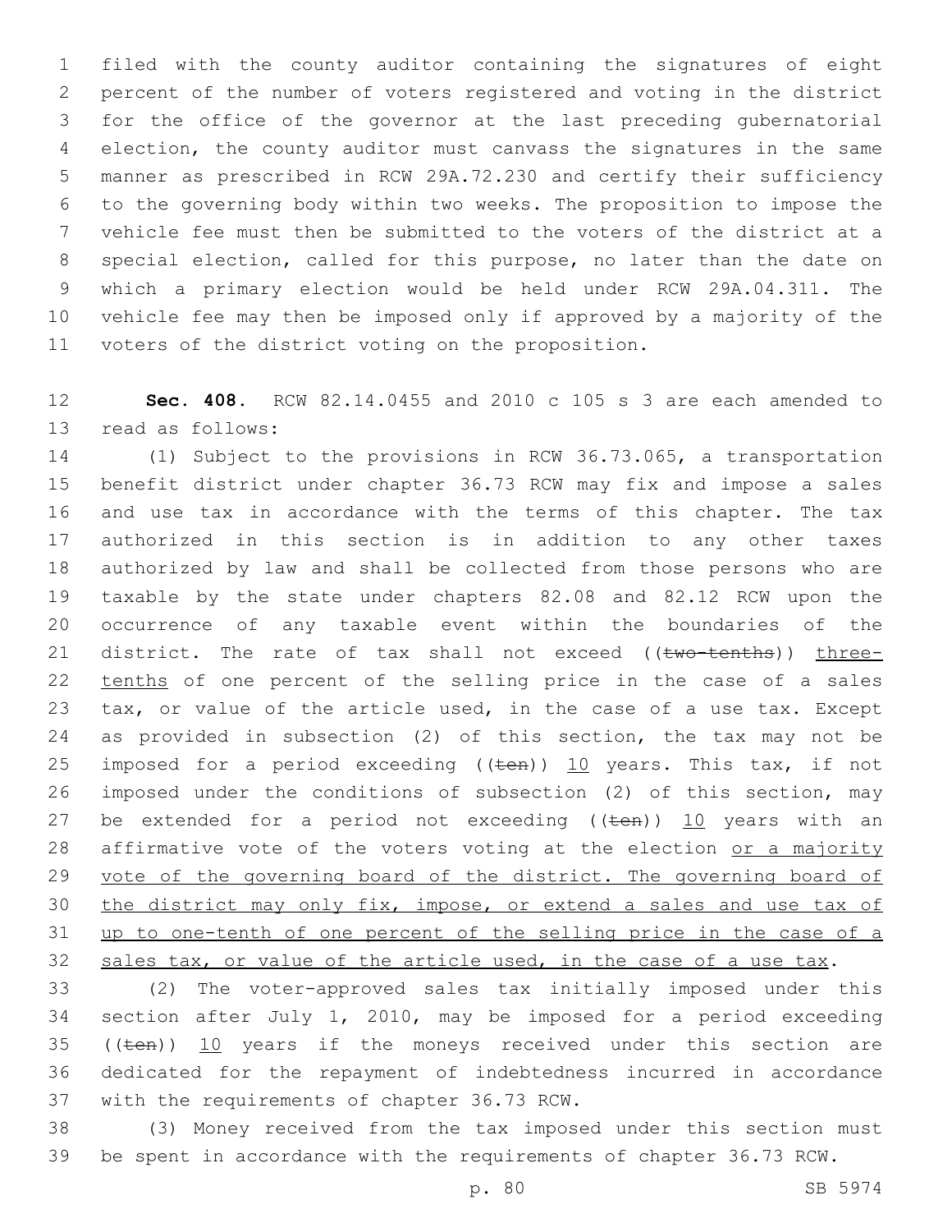filed with the county auditor containing the signatures of eight percent of the number of voters registered and voting in the district for the office of the governor at the last preceding gubernatorial election, the county auditor must canvass the signatures in the same manner as prescribed in RCW 29A.72.230 and certify their sufficiency to the governing body within two weeks. The proposition to impose the vehicle fee must then be submitted to the voters of the district at a special election, called for this purpose, no later than the date on which a primary election would be held under RCW 29A.04.311. The vehicle fee may then be imposed only if approved by a majority of the voters of the district voting on the proposition.

**Sec. 408.** RCW 82.14.0455 and 2010 c 105 s 3 are each amended to read as follows:

(1) Subject to the provisions in RCW 36.73.065, a transportation benefit district under chapter 36.73 RCW may fix and impose a sales and use tax in accordance with the terms of this chapter. The tax authorized in this section is in addition to any other taxes authorized by law and shall be collected from those persons who are taxable by the state under chapters 82.08 and 82.12 RCW upon the occurrence of any taxable event within the boundaries of the district. The rate of tax shall not exceed ((~~two-tenths~~)) <u>three-tenths</u> of one percent of the selling price in the case of a sales tax, or value of the article used, in the case of a use tax. Except as provided in subsection (2) of this section, the tax may not be imposed for a period exceeding ((~~ten~~)) <u>10</u> years. This tax, if not imposed under the conditions of subsection (2) of this section, may be extended for a period not exceeding ((~~ten~~)) <u>10</u> years with an affirmative vote of the voters voting at the election <u>or a majority vote of the governing board of the district. The governing board of the district may only fix, impose, or extend a sales and use tax of up to one-tenth of one percent of the selling price in the case of a sales tax, or value of the article used, in the case of a use tax</u>.

(2) The voter-approved sales tax initially imposed under this section after July 1, 2010, may be imposed for a period exceeding ((~~ten~~)) <u>10</u> years if the moneys received under this section are dedicated for the repayment of indebtedness incurred in accordance with the requirements of chapter 36.73 RCW.

(3) Money received from the tax imposed under this section must be spent in accordance with the requirements of chapter 36.73 RCW.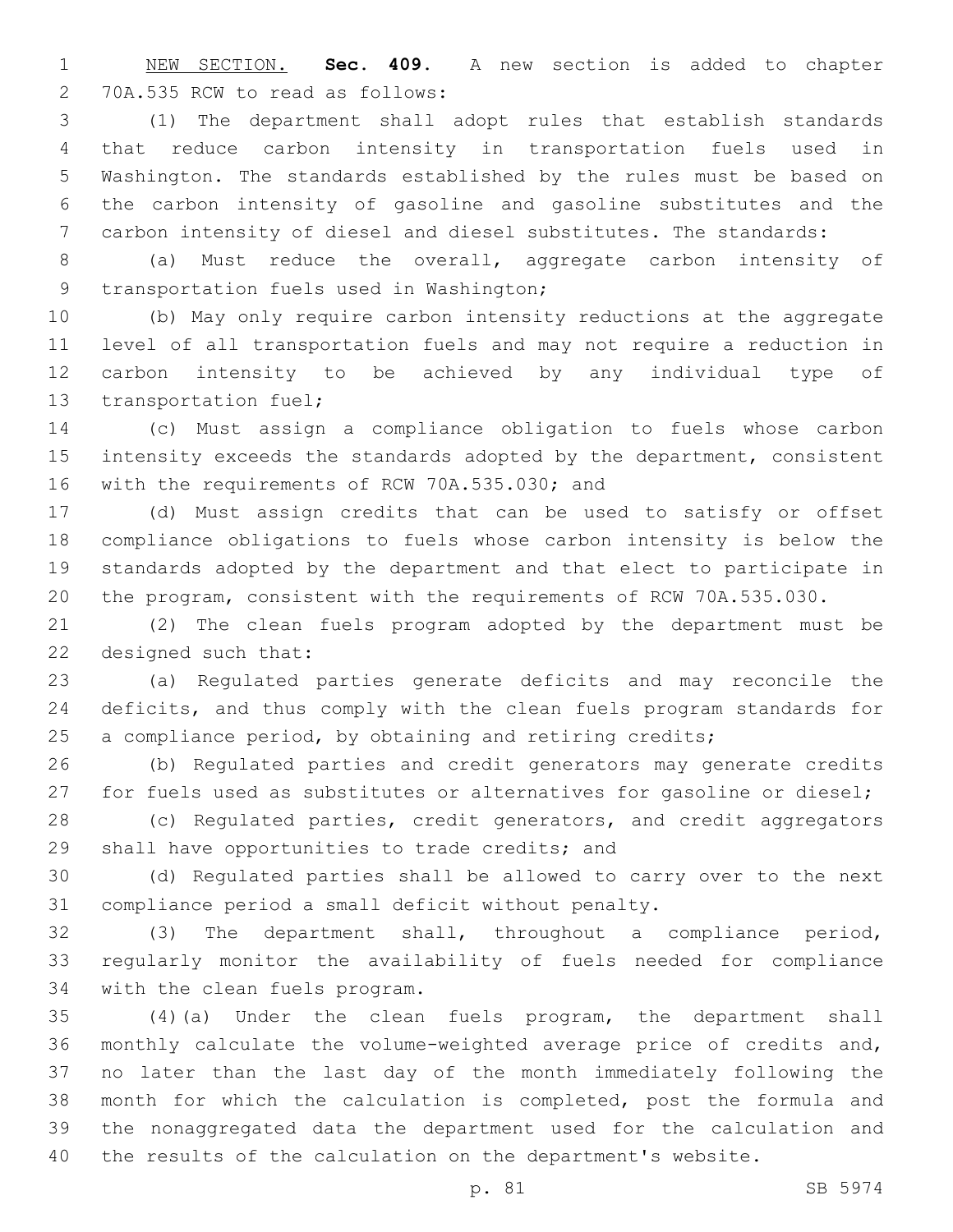NEW SECTION. **Sec. 409.** A new section is added to chapter 70A.535 RCW to read as follows:

(1) The department shall adopt rules that establish standards that reduce carbon intensity in transportation fuels used in Washington. The standards established by the rules must be based on the carbon intensity of gasoline and gasoline substitutes and the carbon intensity of diesel and diesel substitutes. The standards:

(a) Must reduce the overall, aggregate carbon intensity of transportation fuels used in Washington;

(b) May only require carbon intensity reductions at the aggregate level of all transportation fuels and may not require a reduction in carbon intensity to be achieved by any individual type of transportation fuel;

(c) Must assign a compliance obligation to fuels whose carbon intensity exceeds the standards adopted by the department, consistent with the requirements of RCW 70A.535.030; and

(d) Must assign credits that can be used to satisfy or offset compliance obligations to fuels whose carbon intensity is below the standards adopted by the department and that elect to participate in the program, consistent with the requirements of RCW 70A.535.030.

(2) The clean fuels program adopted by the department must be designed such that:

(a) Regulated parties generate deficits and may reconcile the deficits, and thus comply with the clean fuels program standards for a compliance period, by obtaining and retiring credits;

(b) Regulated parties and credit generators may generate credits for fuels used as substitutes or alternatives for gasoline or diesel;

(c) Regulated parties, credit generators, and credit aggregators shall have opportunities to trade credits; and

(d) Regulated parties shall be allowed to carry over to the next compliance period a small deficit without penalty.

(3) The department shall, throughout a compliance period, regularly monitor the availability of fuels needed for compliance with the clean fuels program.

(4)(a) Under the clean fuels program, the department shall monthly calculate the volume-weighted average price of credits and, no later than the last day of the month immediately following the month for which the calculation is completed, post the formula and the nonaggregated data the department used for the calculation and the results of the calculation on the department's website.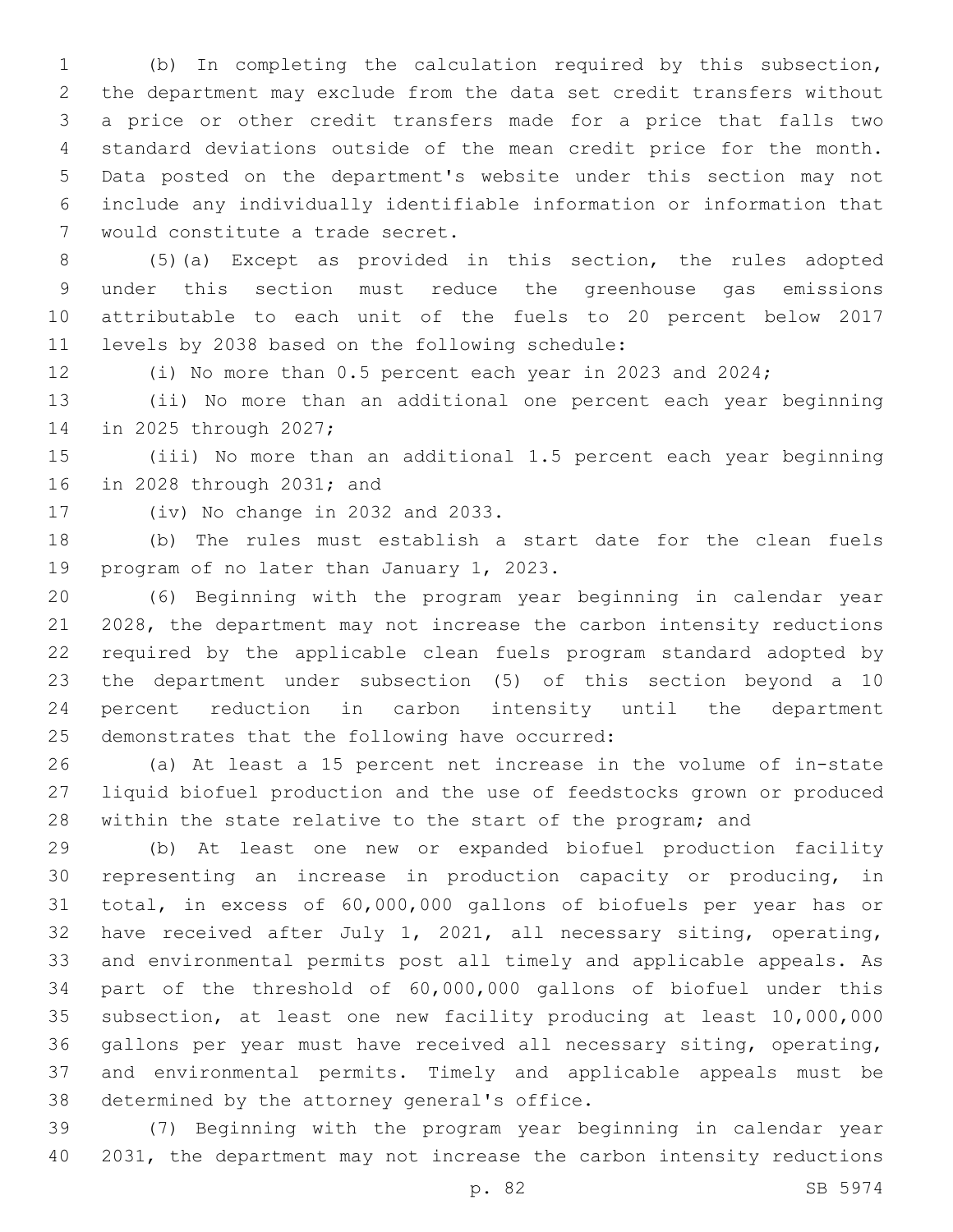(b) In completing the calculation required by this subsection, the department may exclude from the data set credit transfers without a price or other credit transfers made for a price that falls two standard deviations outside of the mean credit price for the month. Data posted on the department's website under this section may not include any individually identifiable information or information that would constitute a trade secret.

(5)(a) Except as provided in this section, the rules adopted under this section must reduce the greenhouse gas emissions attributable to each unit of the fuels to 20 percent below 2017 levels by 2038 based on the following schedule:

(i) No more than 0.5 percent each year in 2023 and 2024;

(ii) No more than an additional one percent each year beginning in 2025 through 2027;

(iii) No more than an additional 1.5 percent each year beginning in 2028 through 2031; and

(iv) No change in 2032 and 2033.

(b) The rules must establish a start date for the clean fuels program of no later than January 1, 2023.

(6) Beginning with the program year beginning in calendar year 2028, the department may not increase the carbon intensity reductions required by the applicable clean fuels program standard adopted by the department under subsection (5) of this section beyond a 10 percent reduction in carbon intensity until the department demonstrates that the following have occurred:

(a) At least a 15 percent net increase in the volume of in-state liquid biofuel production and the use of feedstocks grown or produced within the state relative to the start of the program; and

(b) At least one new or expanded biofuel production facility representing an increase in production capacity or producing, in total, in excess of 60,000,000 gallons of biofuels per year has or have received after July 1, 2021, all necessary siting, operating, and environmental permits post all timely and applicable appeals. As part of the threshold of 60,000,000 gallons of biofuel under this subsection, at least one new facility producing at least 10,000,000 gallons per year must have received all necessary siting, operating, and environmental permits. Timely and applicable appeals must be determined by the attorney general's office.

(7) Beginning with the program year beginning in calendar year 2031, the department may not increase the carbon intensity reductions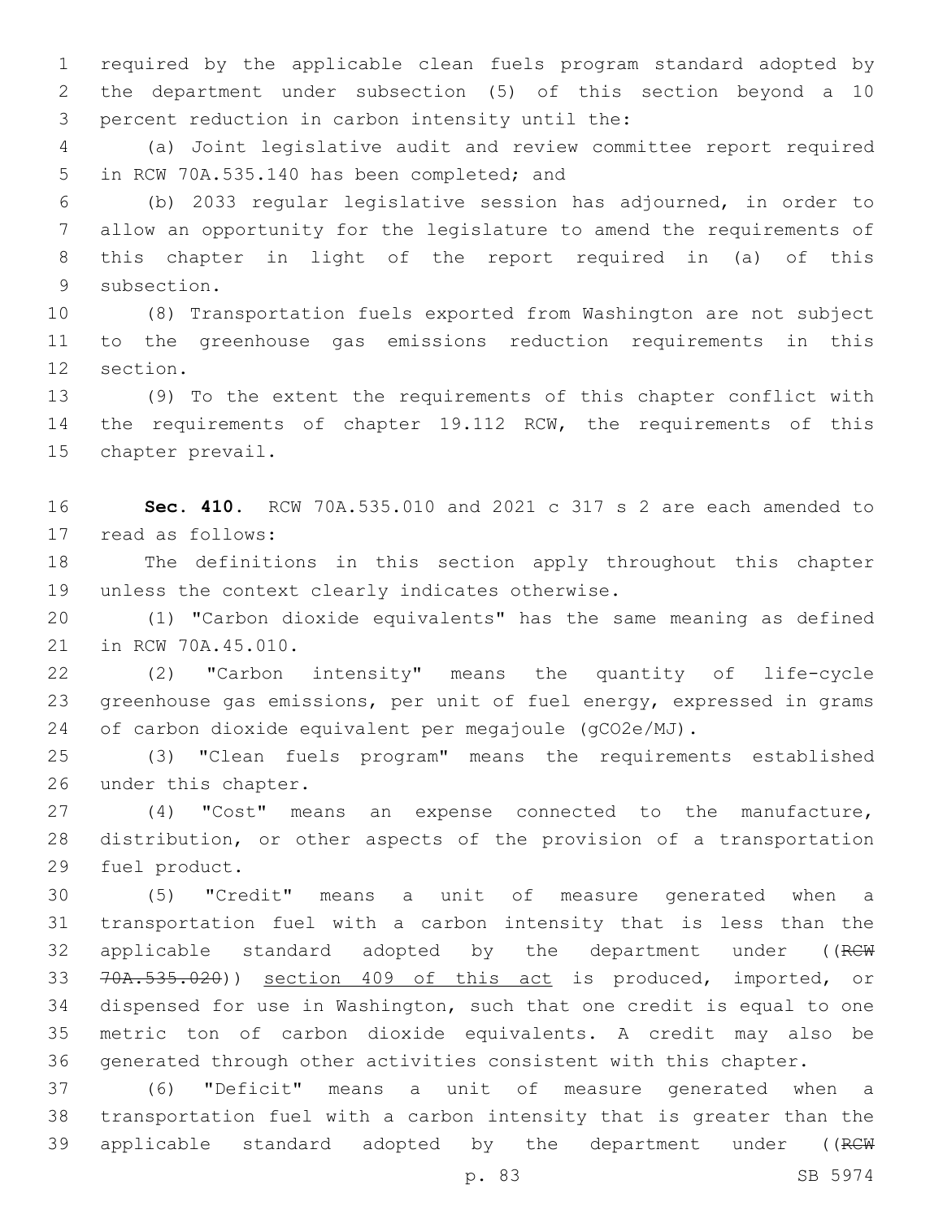required by the applicable clean fuels program standard adopted by the department under subsection (5) of this section beyond a 10 percent reduction in carbon intensity until the:

(a) Joint legislative audit and review committee report required in RCW 70A.535.140 has been completed; and

(b) 2033 regular legislative session has adjourned, in order to allow an opportunity for the legislature to amend the requirements of this chapter in light of the report required in (a) of this subsection.

(8) Transportation fuels exported from Washington are not subject to the greenhouse gas emissions reduction requirements in this section.

(9) To the extent the requirements of this chapter conflict with the requirements of chapter 19.112 RCW, the requirements of this chapter prevail.

**Sec. 410.** RCW 70A.535.010 and 2021 c 317 s 2 are each amended to read as follows:

The definitions in this section apply throughout this chapter unless the context clearly indicates otherwise.

(1) "Carbon dioxide equivalents" has the same meaning as defined in RCW 70A.45.010.

(2) "Carbon intensity" means the quantity of life-cycle greenhouse gas emissions, per unit of fuel energy, expressed in grams of carbon dioxide equivalent per megajoule (gCO2e/MJ).

(3) "Clean fuels program" means the requirements established under this chapter.

(4) "Cost" means an expense connected to the manufacture, distribution, or other aspects of the provision of a transportation fuel product.

(5) "Credit" means a unit of measure generated when a transportation fuel with a carbon intensity that is less than the applicable standard adopted by the department under ((~~RCW 70A.535.020~~)) <u>section 409 of this act</u> is produced, imported, or dispensed for use in Washington, such that one credit is equal to one metric ton of carbon dioxide equivalents. A credit may also be generated through other activities consistent with this chapter.

(6) "Deficit" means a unit of measure generated when a transportation fuel with a carbon intensity that is greater than the applicable standard adopted by the department under ((~~RCW~~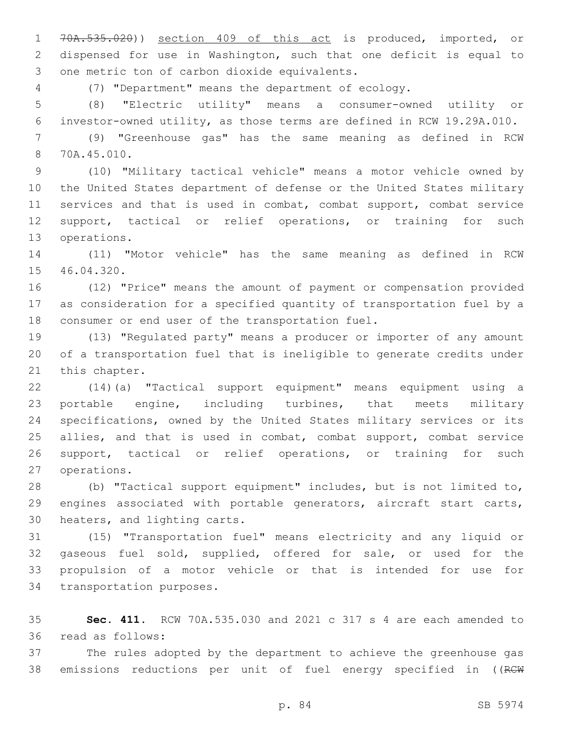~~70A.535.020~~)) <u>section 409 of this act</u> is produced, imported, or dispensed for use in Washington, such that one deficit is equal to one metric ton of carbon dioxide equivalents.

(7) "Department" means the department of ecology.

(8) "Electric utility" means a consumer-owned utility or investor-owned utility, as those terms are defined in RCW 19.29A.010.

(9) "Greenhouse gas" has the same meaning as defined in RCW 70A.45.010.

(10) "Military tactical vehicle" means a motor vehicle owned by the United States department of defense or the United States military services and that is used in combat, combat support, combat service support, tactical or relief operations, or training for such operations.

(11) "Motor vehicle" has the same meaning as defined in RCW 46.04.320.

(12) "Price" means the amount of payment or compensation provided as consideration for a specified quantity of transportation fuel by a consumer or end user of the transportation fuel.

(13) "Regulated party" means a producer or importer of any amount of a transportation fuel that is ineligible to generate credits under this chapter.

(14)(a) "Tactical support equipment" means equipment using a portable engine, including turbines, that meets military specifications, owned by the United States military services or its allies, and that is used in combat, combat support, combat service support, tactical or relief operations, or training for such operations.

(b) "Tactical support equipment" includes, but is not limited to, engines associated with portable generators, aircraft start carts, heaters, and lighting carts.

(15) "Transportation fuel" means electricity and any liquid or gaseous fuel sold, supplied, offered for sale, or used for the propulsion of a motor vehicle or that is intended for use for transportation purposes.

**Sec. 411.** RCW 70A.535.030 and 2021 c 317 s 4 are each amended to read as follows:

The rules adopted by the department to achieve the greenhouse gas emissions reductions per unit of fuel energy specified in ((~~RCW~~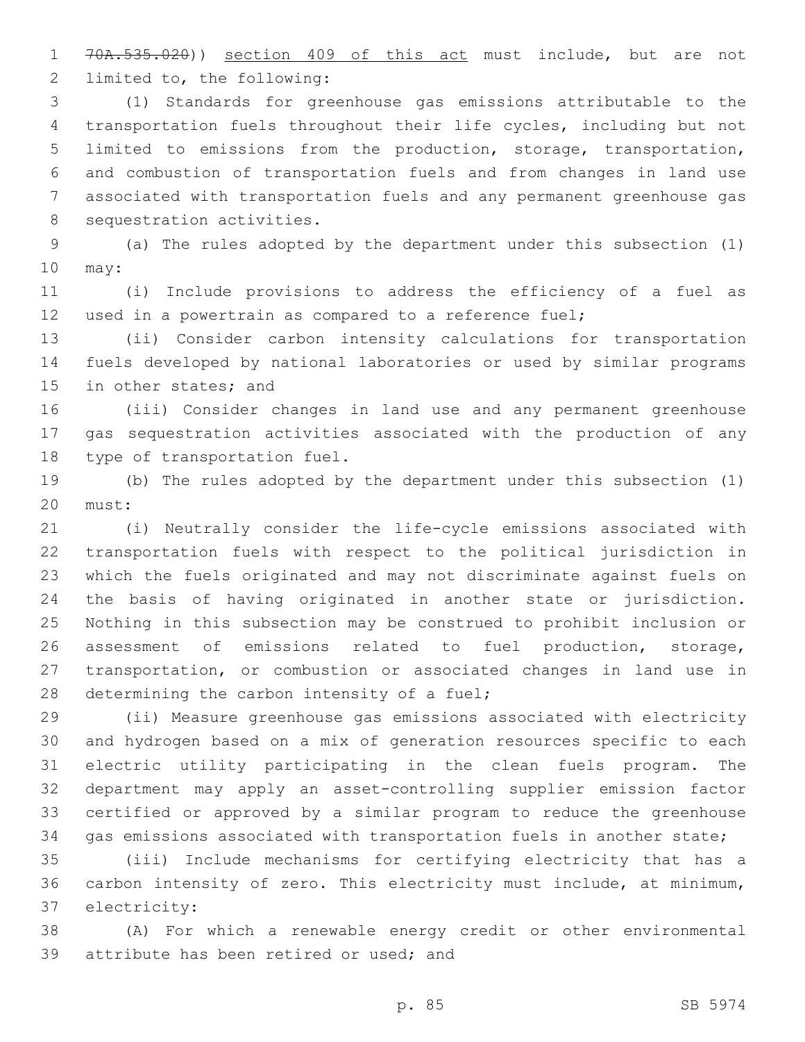~~70A.535.020~~)) section 409 of this act must include, but are not limited to, the following:

(1) Standards for greenhouse gas emissions attributable to the transportation fuels throughout their life cycles, including but not limited to emissions from the production, storage, transportation, and combustion of transportation fuels and from changes in land use associated with transportation fuels and any permanent greenhouse gas sequestration activities.

(a) The rules adopted by the department under this subsection (1) may:

(i) Include provisions to address the efficiency of a fuel as used in a powertrain as compared to a reference fuel;

(ii) Consider carbon intensity calculations for transportation fuels developed by national laboratories or used by similar programs in other states; and

(iii) Consider changes in land use and any permanent greenhouse gas sequestration activities associated with the production of any type of transportation fuel.

(b) The rules adopted by the department under this subsection (1) must:

(i) Neutrally consider the life-cycle emissions associated with transportation fuels with respect to the political jurisdiction in which the fuels originated and may not discriminate against fuels on the basis of having originated in another state or jurisdiction. Nothing in this subsection may be construed to prohibit inclusion or assessment of emissions related to fuel production, storage, transportation, or combustion or associated changes in land use in determining the carbon intensity of a fuel;

(ii) Measure greenhouse gas emissions associated with electricity and hydrogen based on a mix of generation resources specific to each electric utility participating in the clean fuels program. The department may apply an asset-controlling supplier emission factor certified or approved by a similar program to reduce the greenhouse gas emissions associated with transportation fuels in another state;

(iii) Include mechanisms for certifying electricity that has a carbon intensity of zero. This electricity must include, at minimum, electricity:

(A) For which a renewable energy credit or other environmental attribute has been retired or used; and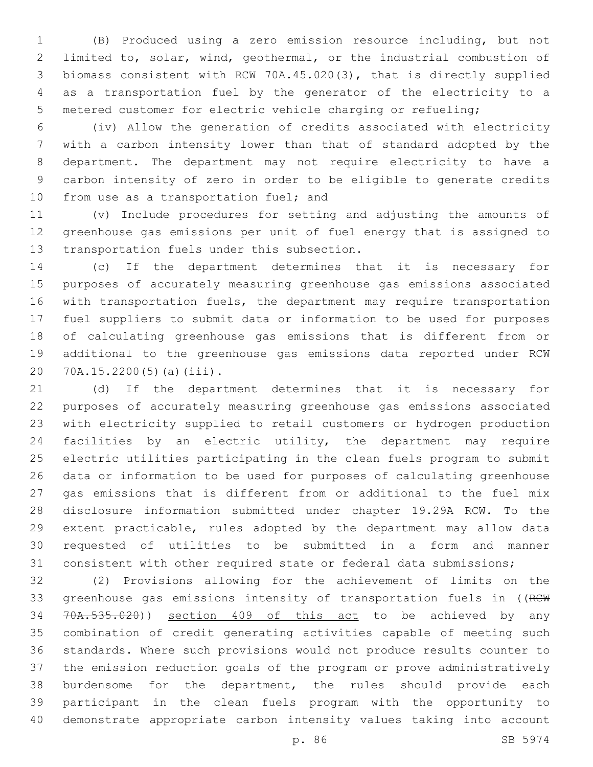(B) Produced using a zero emission resource including, but not limited to, solar, wind, geothermal, or the industrial combustion of biomass consistent with RCW 70A.45.020(3), that is directly supplied as a transportation fuel by the generator of the electricity to a metered customer for electric vehicle charging or refueling;

(iv) Allow the generation of credits associated with electricity with a carbon intensity lower than that of standard adopted by the department. The department may not require electricity to have a carbon intensity of zero in order to be eligible to generate credits from use as a transportation fuel; and

(v) Include procedures for setting and adjusting the amounts of greenhouse gas emissions per unit of fuel energy that is assigned to transportation fuels under this subsection.

(c) If the department determines that it is necessary for purposes of accurately measuring greenhouse gas emissions associated with transportation fuels, the department may require transportation fuel suppliers to submit data or information to be used for purposes of calculating greenhouse gas emissions that is different from or additional to the greenhouse gas emissions data reported under RCW 70A.15.2200(5)(a)(iii).

(d) If the department determines that it is necessary for purposes of accurately measuring greenhouse gas emissions associated with electricity supplied to retail customers or hydrogen production facilities by an electric utility, the department may require electric utilities participating in the clean fuels program to submit data or information to be used for purposes of calculating greenhouse gas emissions that is different from or additional to the fuel mix disclosure information submitted under chapter 19.29A RCW. To the extent practicable, rules adopted by the department may allow data requested of utilities to be submitted in a form and manner consistent with other required state or federal data submissions;

(2) Provisions allowing for the achievement of limits on the greenhouse gas emissions intensity of transportation fuels in ((~~RCW 70A.535.020~~)) <u>section 409 of this act</u> to be achieved by any combination of credit generating activities capable of meeting such standards. Where such provisions would not produce results counter to the emission reduction goals of the program or prove administratively burdensome for the department, the rules should provide each participant in the clean fuels program with the opportunity to demonstrate appropriate carbon intensity values taking into account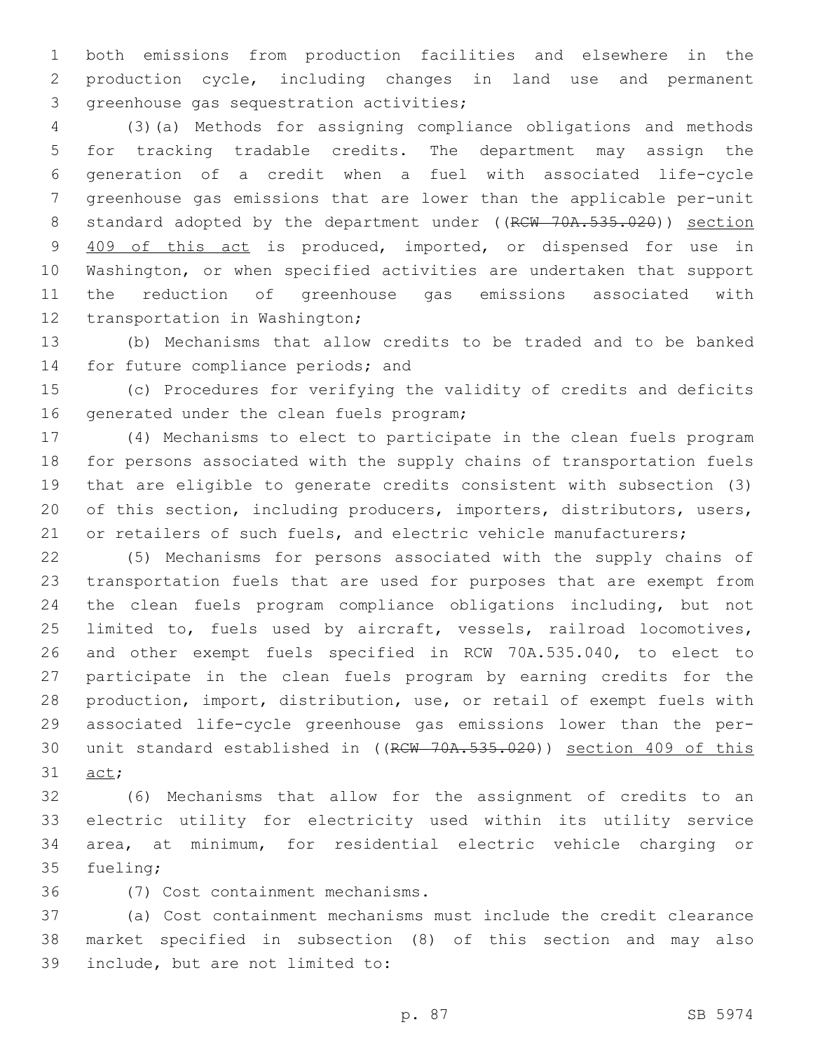both emissions from production facilities and elsewhere in the production cycle, including changes in land use and permanent greenhouse gas sequestration activities;

(3)(a) Methods for assigning compliance obligations and methods for tracking tradable credits. The department may assign the generation of a credit when a fuel with associated life-cycle greenhouse gas emissions that are lower than the applicable per-unit standard adopted by the department under ((~~RCW 70A.535.020~~)) section 409 of this act is produced, imported, or dispensed for use in Washington, or when specified activities are undertaken that support the reduction of greenhouse gas emissions associated with transportation in Washington;

(b) Mechanisms that allow credits to be traded and to be banked for future compliance periods; and

(c) Procedures for verifying the validity of credits and deficits generated under the clean fuels program;

(4) Mechanisms to elect to participate in the clean fuels program for persons associated with the supply chains of transportation fuels that are eligible to generate credits consistent with subsection (3) of this section, including producers, importers, distributors, users, or retailers of such fuels, and electric vehicle manufacturers;

(5) Mechanisms for persons associated with the supply chains of transportation fuels that are used for purposes that are exempt from the clean fuels program compliance obligations including, but not limited to, fuels used by aircraft, vessels, railroad locomotives, and other exempt fuels specified in RCW 70A.535.040, to elect to participate in the clean fuels program by earning credits for the production, import, distribution, use, or retail of exempt fuels with associated life-cycle greenhouse gas emissions lower than the per-unit standard established in ((~~RCW 70A.535.020~~)) section 409 of this act;

(6) Mechanisms that allow for the assignment of credits to an electric utility for electricity used within its utility service area, at minimum, for residential electric vehicle charging or fueling;

(7) Cost containment mechanisms.

(a) Cost containment mechanisms must include the credit clearance market specified in subsection (8) of this section and may also include, but are not limited to: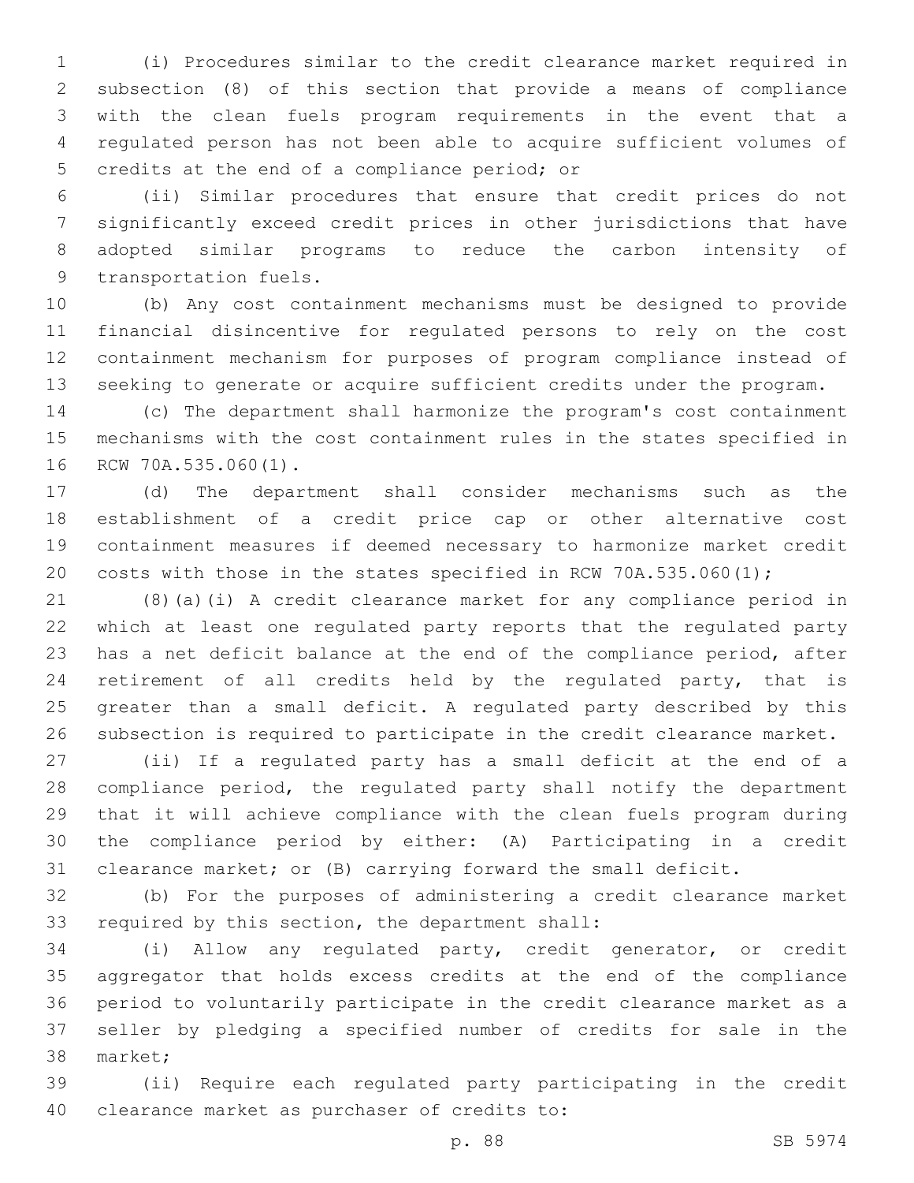(i) Procedures similar to the credit clearance market required in subsection (8) of this section that provide a means of compliance with the clean fuels program requirements in the event that a regulated person has not been able to acquire sufficient volumes of credits at the end of a compliance period; or

(ii) Similar procedures that ensure that credit prices do not significantly exceed credit prices in other jurisdictions that have adopted similar programs to reduce the carbon intensity of transportation fuels.

(b) Any cost containment mechanisms must be designed to provide financial disincentive for regulated persons to rely on the cost containment mechanism for purposes of program compliance instead of seeking to generate or acquire sufficient credits under the program.

(c) The department shall harmonize the program's cost containment mechanisms with the cost containment rules in the states specified in RCW 70A.535.060(1).

(d) The department shall consider mechanisms such as the establishment of a credit price cap or other alternative cost containment measures if deemed necessary to harmonize market credit costs with those in the states specified in RCW 70A.535.060(1);

(8)(a)(i) A credit clearance market for any compliance period in which at least one regulated party reports that the regulated party has a net deficit balance at the end of the compliance period, after retirement of all credits held by the regulated party, that is greater than a small deficit. A regulated party described by this subsection is required to participate in the credit clearance market.

(ii) If a regulated party has a small deficit at the end of a compliance period, the regulated party shall notify the department that it will achieve compliance with the clean fuels program during the compliance period by either: (A) Participating in a credit clearance market; or (B) carrying forward the small deficit.

(b) For the purposes of administering a credit clearance market required by this section, the department shall:

(i) Allow any regulated party, credit generator, or credit aggregator that holds excess credits at the end of the compliance period to voluntarily participate in the credit clearance market as a seller by pledging a specified number of credits for sale in the market;

(ii) Require each regulated party participating in the credit clearance market as purchaser of credits to: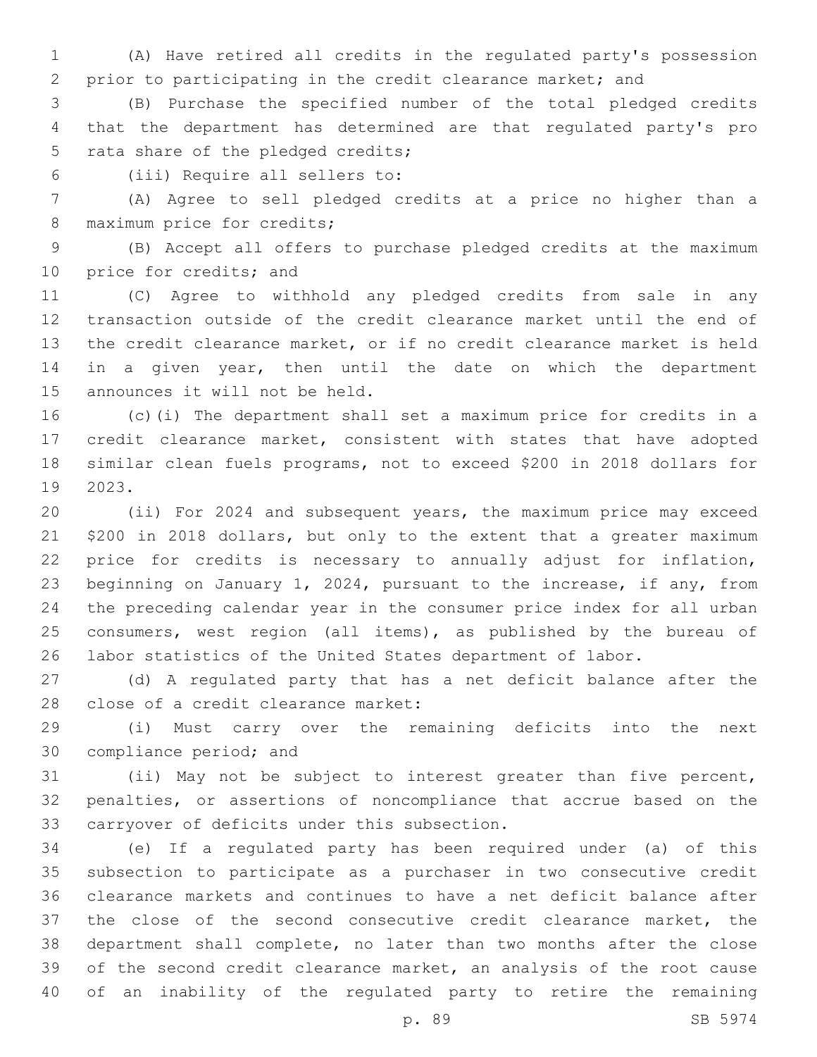(A) Have retired all credits in the regulated party's possession prior to participating in the credit clearance market; and

(B) Purchase the specified number of the total pledged credits that the department has determined are that regulated party's pro rata share of the pledged credits;

(iii) Require all sellers to:

(A) Agree to sell pledged credits at a price no higher than a maximum price for credits;

(B) Accept all offers to purchase pledged credits at the maximum price for credits; and

(C) Agree to withhold any pledged credits from sale in any transaction outside of the credit clearance market until the end of the credit clearance market, or if no credit clearance market is held in a given year, then until the date on which the department announces it will not be held.

(c)(i) The department shall set a maximum price for credits in a credit clearance market, consistent with states that have adopted similar clean fuels programs, not to exceed $200 in 2018 dollars for 2023.

(ii) For 2024 and subsequent years, the maximum price may exceed $200 in 2018 dollars, but only to the extent that a greater maximum price for credits is necessary to annually adjust for inflation, beginning on January 1, 2024, pursuant to the increase, if any, from the preceding calendar year in the consumer price index for all urban consumers, west region (all items), as published by the bureau of labor statistics of the United States department of labor.

(d) A regulated party that has a net deficit balance after the close of a credit clearance market:

(i) Must carry over the remaining deficits into the next compliance period; and

(ii) May not be subject to interest greater than five percent, penalties, or assertions of noncompliance that accrue based on the carryover of deficits under this subsection.

(e) If a regulated party has been required under (a) of this subsection to participate as a purchaser in two consecutive credit clearance markets and continues to have a net deficit balance after the close of the second consecutive credit clearance market, the department shall complete, no later than two months after the close of the second credit clearance market, an analysis of the root cause of an inability of the regulated party to retire the remaining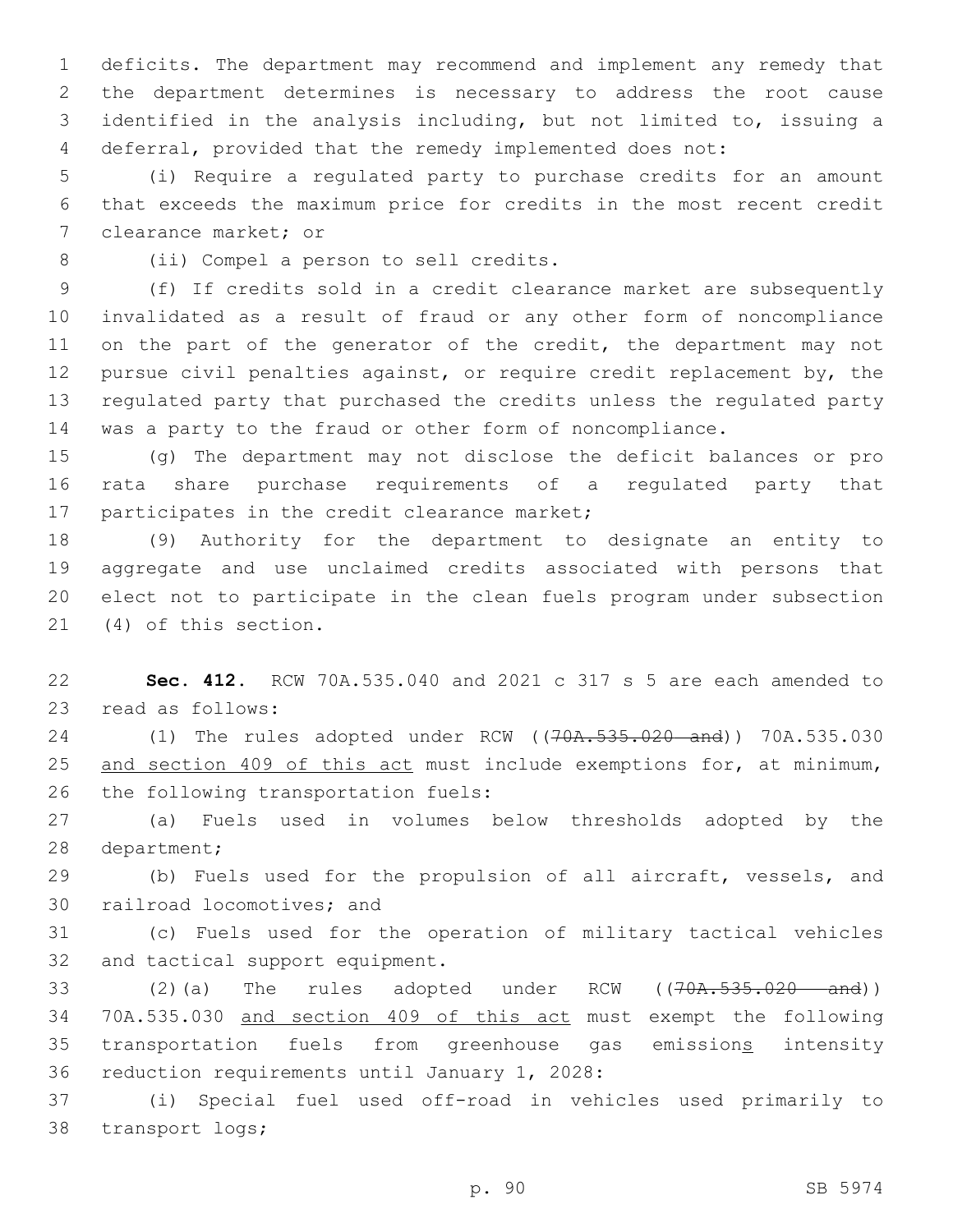deficits. The department may recommend and implement any remedy that the department determines is necessary to address the root cause identified in the analysis including, but not limited to, issuing a deferral, provided that the remedy implemented does not:

(i) Require a regulated party to purchase credits for an amount that exceeds the maximum price for credits in the most recent credit clearance market; or

(ii) Compel a person to sell credits.

(f) If credits sold in a credit clearance market are subsequently invalidated as a result of fraud or any other form of noncompliance on the part of the generator of the credit, the department may not pursue civil penalties against, or require credit replacement by, the regulated party that purchased the credits unless the regulated party was a party to the fraud or other form of noncompliance.

(g) The department may not disclose the deficit balances or pro rata share purchase requirements of a regulated party that participates in the credit clearance market;

(9) Authority for the department to designate an entity to aggregate and use unclaimed credits associated with persons that elect not to participate in the clean fuels program under subsection (4) of this section.

**Sec. 412.** RCW 70A.535.040 and 2021 c 317 s 5 are each amended to read as follows:

(1) The rules adopted under RCW ((~~70A.535.020 and~~)) 70A.535.030 <u>and section 409 of this act</u> must include exemptions for, at minimum, the following transportation fuels:

(a) Fuels used in volumes below thresholds adopted by the department;

(b) Fuels used for the propulsion of all aircraft, vessels, and railroad locomotives; and

(c) Fuels used for the operation of military tactical vehicles and tactical support equipment.

(2)(a) The rules adopted under RCW ((~~70A.535.020 and~~)) 70A.535.030 <u>and section 409 of this act</u> must exempt the following transportation fuels from greenhouse gas emission<u>s</u> intensity reduction requirements until January 1, 2028:

(i) Special fuel used off-road in vehicles used primarily to transport logs;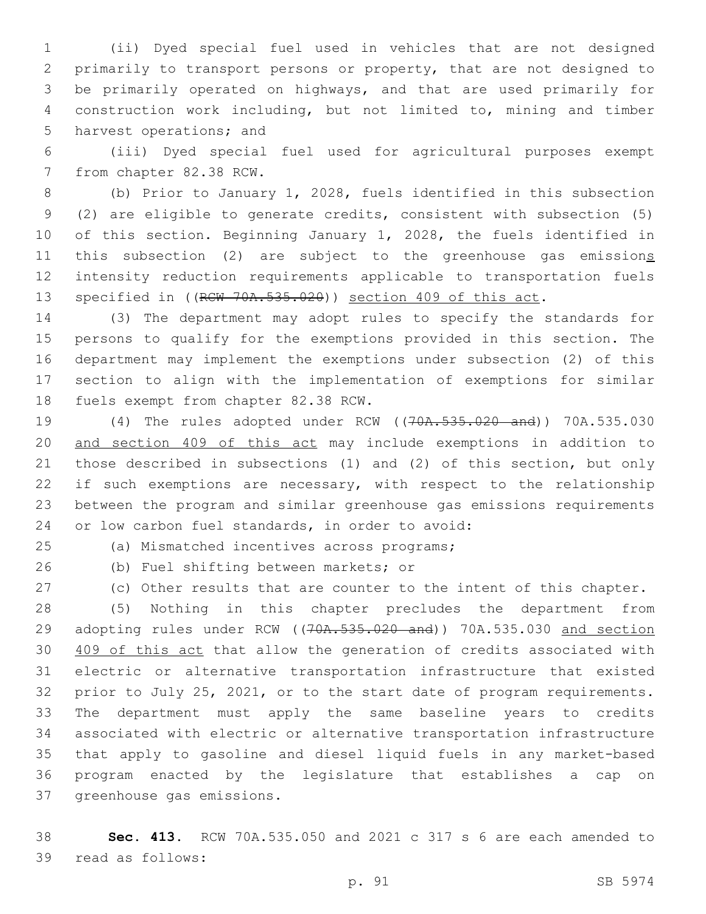(ii) Dyed special fuel used in vehicles that are not designed primarily to transport persons or property, that are not designed to be primarily operated on highways, and that are used primarily for construction work including, but not limited to, mining and timber harvest operations; and

(iii) Dyed special fuel used for agricultural purposes exempt from chapter 82.38 RCW.

(b) Prior to January 1, 2028, fuels identified in this subsection (2) are eligible to generate credits, consistent with subsection (5) of this section. Beginning January 1, 2028, the fuels identified in this subsection (2) are subject to the greenhouse gas emissions intensity reduction requirements applicable to transportation fuels specified in ((~~RCW 70A.535.020~~)) section 409 of this act.

(3) The department may adopt rules to specify the standards for persons to qualify for the exemptions provided in this section. The department may implement the exemptions under subsection (2) of this section to align with the implementation of exemptions for similar fuels exempt from chapter 82.38 RCW.

(4) The rules adopted under RCW ((~~70A.535.020 and~~)) 70A.535.030 and section 409 of this act may include exemptions in addition to those described in subsections (1) and (2) of this section, but only if such exemptions are necessary, with respect to the relationship between the program and similar greenhouse gas emissions requirements or low carbon fuel standards, in order to avoid:

(a) Mismatched incentives across programs;

(b) Fuel shifting between markets; or

(c) Other results that are counter to the intent of this chapter.

(5) Nothing in this chapter precludes the department from adopting rules under RCW ((~~70A.535.020 and~~)) 70A.535.030 and section 409 of this act that allow the generation of credits associated with electric or alternative transportation infrastructure that existed prior to July 25, 2021, or to the start date of program requirements. The department must apply the same baseline years to credits associated with electric or alternative transportation infrastructure that apply to gasoline and diesel liquid fuels in any market-based program enacted by the legislature that establishes a cap on greenhouse gas emissions.

**Sec. 413.** RCW 70A.535.050 and 2021 c 317 s 6 are each amended to read as follows: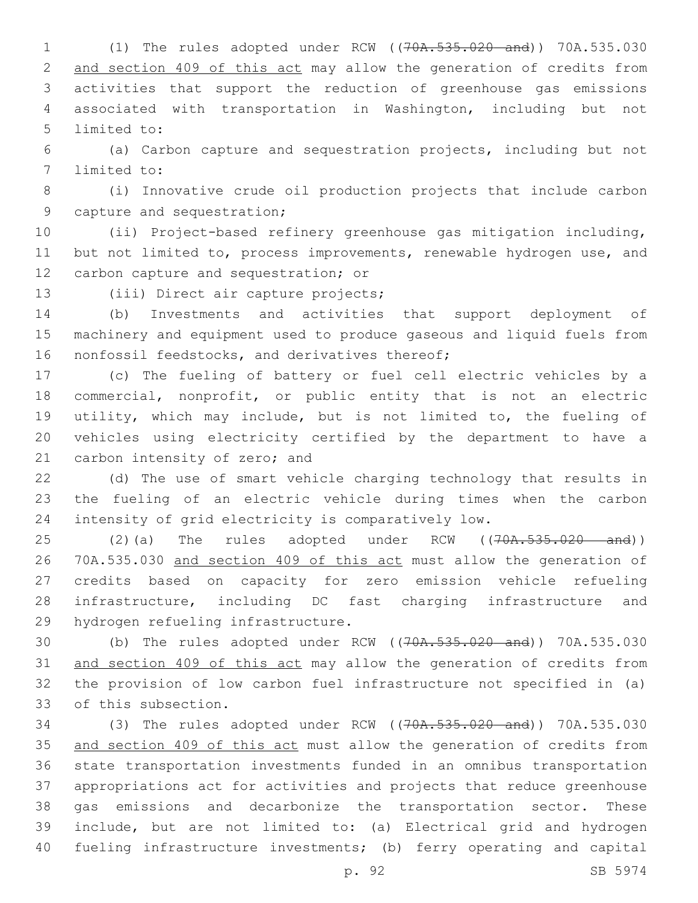(1) The rules adopted under RCW ((~~70A.535.020 and~~)) 70A.535.030 and section 409 of this act may allow the generation of credits from activities that support the reduction of greenhouse gas emissions associated with transportation in Washington, including but not limited to:

(a) Carbon capture and sequestration projects, including but not limited to:

(i) Innovative crude oil production projects that include carbon capture and sequestration;

(ii) Project-based refinery greenhouse gas mitigation including, but not limited to, process improvements, renewable hydrogen use, and carbon capture and sequestration; or

(iii) Direct air capture projects;

(b) Investments and activities that support deployment of machinery and equipment used to produce gaseous and liquid fuels from nonfossil feedstocks, and derivatives thereof;

(c) The fueling of battery or fuel cell electric vehicles by a commercial, nonprofit, or public entity that is not an electric utility, which may include, but is not limited to, the fueling of vehicles using electricity certified by the department to have a carbon intensity of zero; and

(d) The use of smart vehicle charging technology that results in the fueling of an electric vehicle during times when the carbon intensity of grid electricity is comparatively low.

(2)(a) The rules adopted under RCW ((~~70A.535.020 and~~)) 70A.535.030 and section 409 of this act must allow the generation of credits based on capacity for zero emission vehicle refueling infrastructure, including DC fast charging infrastructure and hydrogen refueling infrastructure.

(b) The rules adopted under RCW ((~~70A.535.020 and~~)) 70A.535.030 and section 409 of this act may allow the generation of credits from the provision of low carbon fuel infrastructure not specified in (a) of this subsection.

(3) The rules adopted under RCW ((~~70A.535.020 and~~)) 70A.535.030 and section 409 of this act must allow the generation of credits from state transportation investments funded in an omnibus transportation appropriations act for activities and projects that reduce greenhouse gas emissions and decarbonize the transportation sector. These include, but are not limited to: (a) Electrical grid and hydrogen fueling infrastructure investments; (b) ferry operating and capital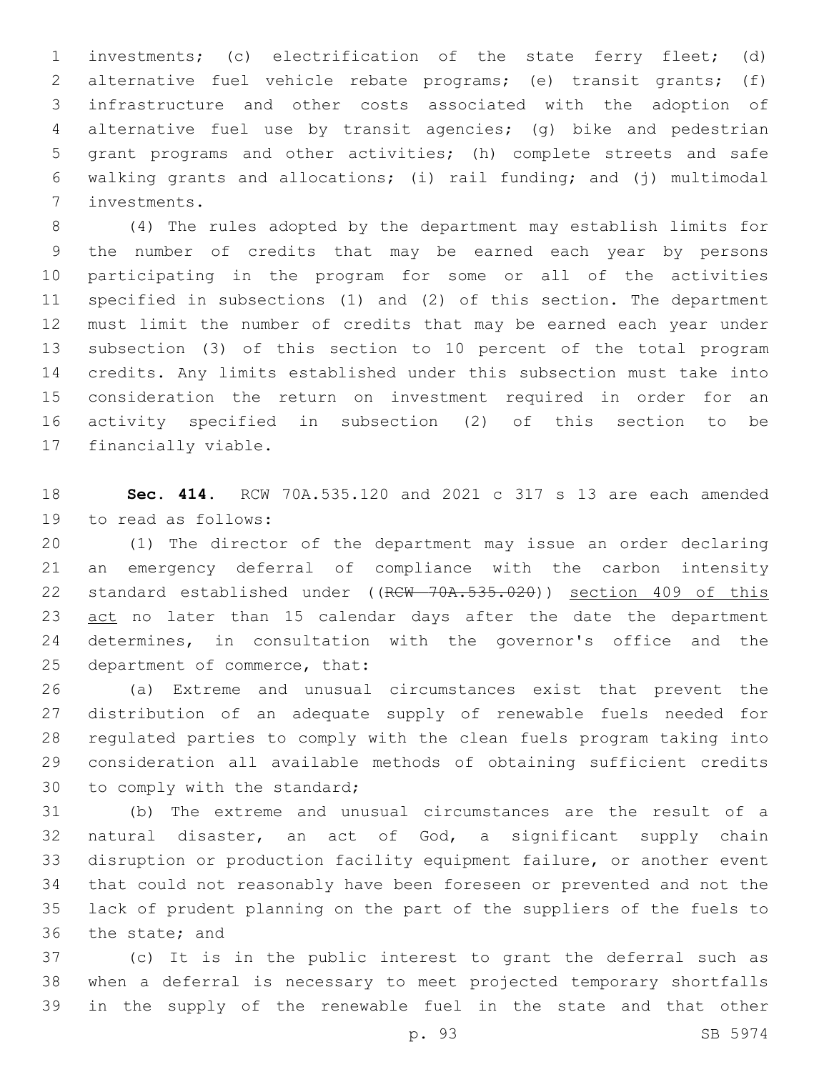investments; (c) electrification of the state ferry fleet; (d) alternative fuel vehicle rebate programs; (e) transit grants; (f) infrastructure and other costs associated with the adoption of alternative fuel use by transit agencies; (g) bike and pedestrian grant programs and other activities; (h) complete streets and safe walking grants and allocations; (i) rail funding; and (j) multimodal investments.

(4) The rules adopted by the department may establish limits for the number of credits that may be earned each year by persons participating in the program for some or all of the activities specified in subsections (1) and (2) of this section. The department must limit the number of credits that may be earned each year under subsection (3) of this section to 10 percent of the total program credits. Any limits established under this subsection must take into consideration the return on investment required in order for an activity specified in subsection (2) of this section to be financially viable.

**Sec. 414.** RCW 70A.535.120 and 2021 c 317 s 13 are each amended to read as follows:

(1) The director of the department may issue an order declaring an emergency deferral of compliance with the carbon intensity standard established under ((~~RCW 70A.535.020~~)) <u>section 409 of this act</u> no later than 15 calendar days after the date the department determines, in consultation with the governor's office and the department of commerce, that:

(a) Extreme and unusual circumstances exist that prevent the distribution of an adequate supply of renewable fuels needed for regulated parties to comply with the clean fuels program taking into consideration all available methods of obtaining sufficient credits to comply with the standard;

(b) The extreme and unusual circumstances are the result of a natural disaster, an act of God, a significant supply chain disruption or production facility equipment failure, or another event that could not reasonably have been foreseen or prevented and not the lack of prudent planning on the part of the suppliers of the fuels to the state; and

(c) It is in the public interest to grant the deferral such as when a deferral is necessary to meet projected temporary shortfalls in the supply of the renewable fuel in the state and that other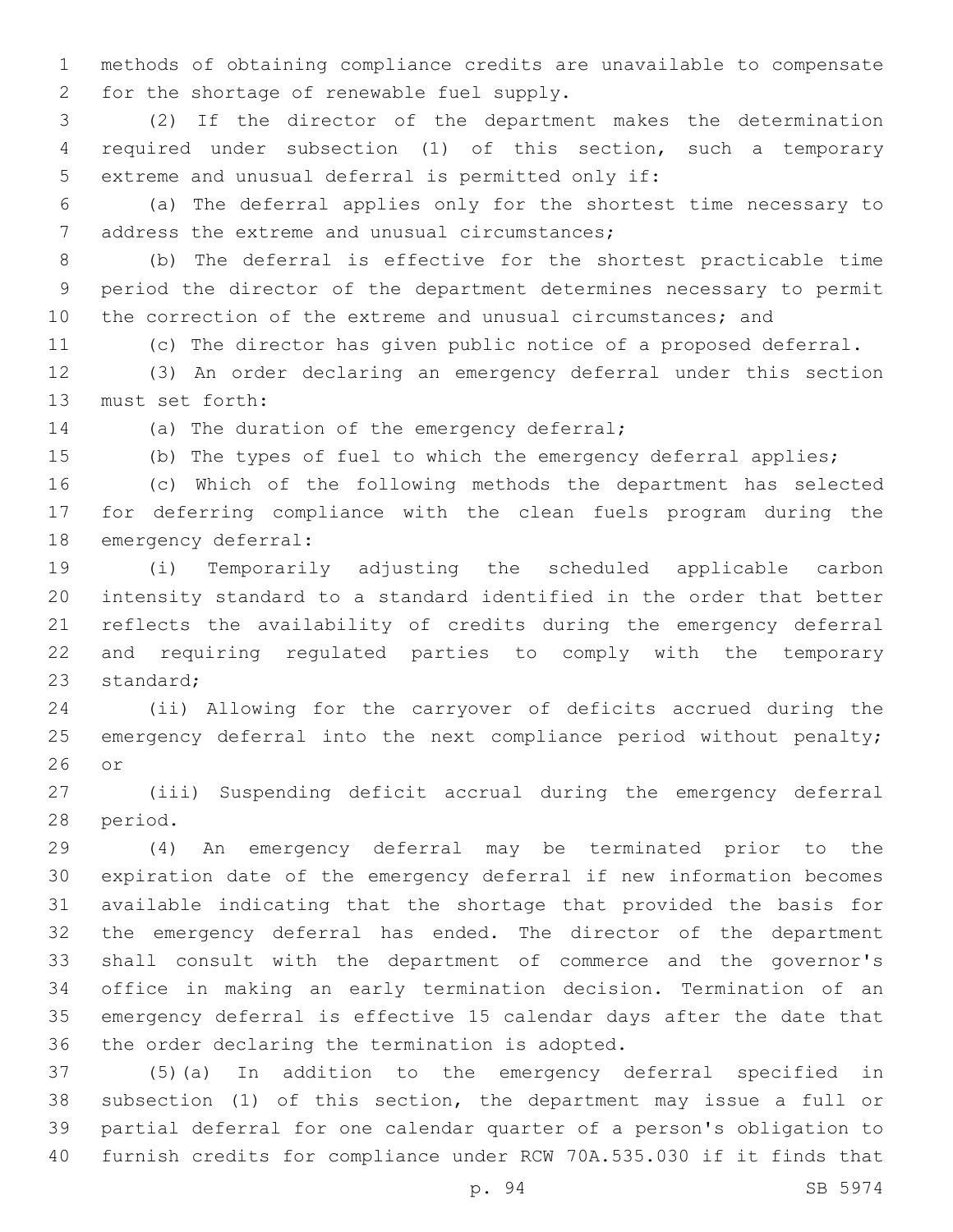methods of obtaining compliance credits are unavailable to compensate for the shortage of renewable fuel supply.

(2) If the director of the department makes the determination required under subsection (1) of this section, such a temporary extreme and unusual deferral is permitted only if:

(a) The deferral applies only for the shortest time necessary to address the extreme and unusual circumstances;

(b) The deferral is effective for the shortest practicable time period the director of the department determines necessary to permit the correction of the extreme and unusual circumstances; and

(c) The director has given public notice of a proposed deferral.

(3) An order declaring an emergency deferral under this section must set forth:

(a) The duration of the emergency deferral;

(b) The types of fuel to which the emergency deferral applies;

(c) Which of the following methods the department has selected for deferring compliance with the clean fuels program during the emergency deferral:

(i) Temporarily adjusting the scheduled applicable carbon intensity standard to a standard identified in the order that better reflects the availability of credits during the emergency deferral and requiring regulated parties to comply with the temporary standard;

(ii) Allowing for the carryover of deficits accrued during the emergency deferral into the next compliance period without penalty; or

(iii) Suspending deficit accrual during the emergency deferral period.

(4) An emergency deferral may be terminated prior to the expiration date of the emergency deferral if new information becomes available indicating that the shortage that provided the basis for the emergency deferral has ended. The director of the department shall consult with the department of commerce and the governor's office in making an early termination decision. Termination of an emergency deferral is effective 15 calendar days after the date that the order declaring the termination is adopted.

(5)(a) In addition to the emergency deferral specified in subsection (1) of this section, the department may issue a full or partial deferral for one calendar quarter of a person's obligation to furnish credits for compliance under RCW 70A.535.030 if it finds that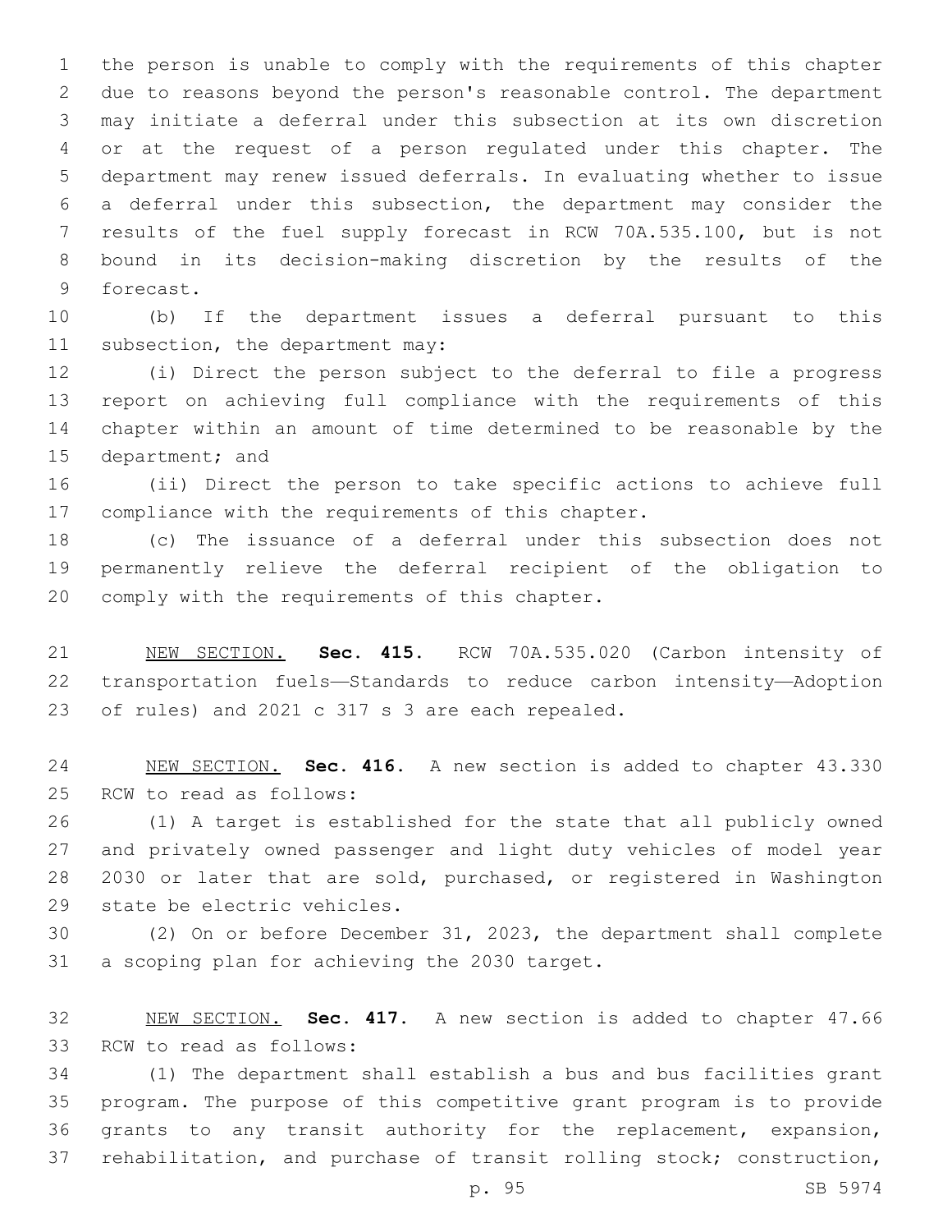the person is unable to comply with the requirements of this chapter due to reasons beyond the person's reasonable control. The department may initiate a deferral under this subsection at its own discretion or at the request of a person regulated under this chapter. The department may renew issued deferrals. In evaluating whether to issue a deferral under this subsection, the department may consider the results of the fuel supply forecast in RCW 70A.535.100, but is not bound in its decision-making discretion by the results of the forecast.

(b) If the department issues a deferral pursuant to this subsection, the department may:

(i) Direct the person subject to the deferral to file a progress report on achieving full compliance with the requirements of this chapter within an amount of time determined to be reasonable by the department; and

(ii) Direct the person to take specific actions to achieve full compliance with the requirements of this chapter.

(c) The issuance of a deferral under this subsection does not permanently relieve the deferral recipient of the obligation to comply with the requirements of this chapter.

NEW SECTION. **Sec. 415.** RCW 70A.535.020 (Carbon intensity of transportation fuels—Standards to reduce carbon intensity—Adoption of rules) and 2021 c 317 s 3 are each repealed.

NEW SECTION. **Sec. 416.** A new section is added to chapter 43.330 RCW to read as follows:

(1) A target is established for the state that all publicly owned and privately owned passenger and light duty vehicles of model year 2030 or later that are sold, purchased, or registered in Washington state be electric vehicles.

(2) On or before December 31, 2023, the department shall complete a scoping plan for achieving the 2030 target.

NEW SECTION. **Sec. 417.** A new section is added to chapter 47.66 RCW to read as follows:

(1) The department shall establish a bus and bus facilities grant program. The purpose of this competitive grant program is to provide grants to any transit authority for the replacement, expansion, rehabilitation, and purchase of transit rolling stock; construction,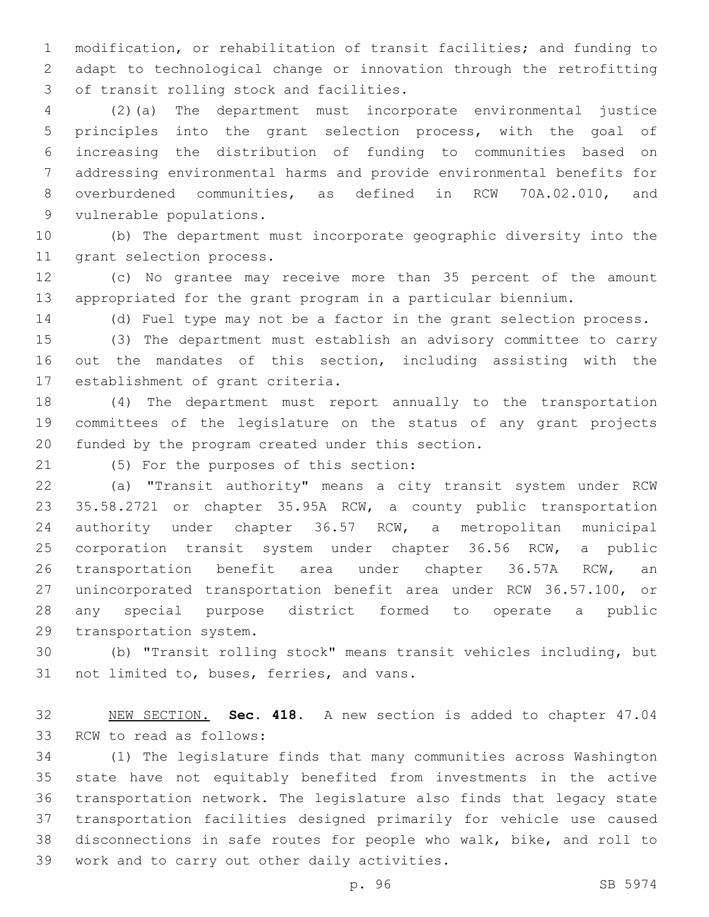modification, or rehabilitation of transit facilities; and funding to adapt to technological change or innovation through the retrofitting of transit rolling stock and facilities.

(2)(a) The department must incorporate environmental justice principles into the grant selection process, with the goal of increasing the distribution of funding to communities based on addressing environmental harms and provide environmental benefits for overburdened communities, as defined in RCW 70A.02.010, and vulnerable populations.

(b) The department must incorporate geographic diversity into the grant selection process.

(c) No grantee may receive more than 35 percent of the amount appropriated for the grant program in a particular biennium.

(d) Fuel type may not be a factor in the grant selection process.

(3) The department must establish an advisory committee to carry out the mandates of this section, including assisting with the establishment of grant criteria.

(4) The department must report annually to the transportation committees of the legislature on the status of any grant projects funded by the program created under this section.

(5) For the purposes of this section:

(a) "Transit authority" means a city transit system under RCW 35.58.2721 or chapter 35.95A RCW, a county public transportation authority under chapter 36.57 RCW, a metropolitan municipal corporation transit system under chapter 36.56 RCW, a public transportation benefit area under chapter 36.57A RCW, an unincorporated transportation benefit area under RCW 36.57.100, or any special purpose district formed to operate a public transportation system.

(b) "Transit rolling stock" means transit vehicles including, but not limited to, buses, ferries, and vans.

NEW SECTION. **Sec. 418.** A new section is added to chapter 47.04 RCW to read as follows:

(1) The legislature finds that many communities across Washington state have not equitably benefited from investments in the active transportation network. The legislature also finds that legacy state transportation facilities designed primarily for vehicle use caused disconnections in safe routes for people who walk, bike, and roll to work and to carry out other daily activities.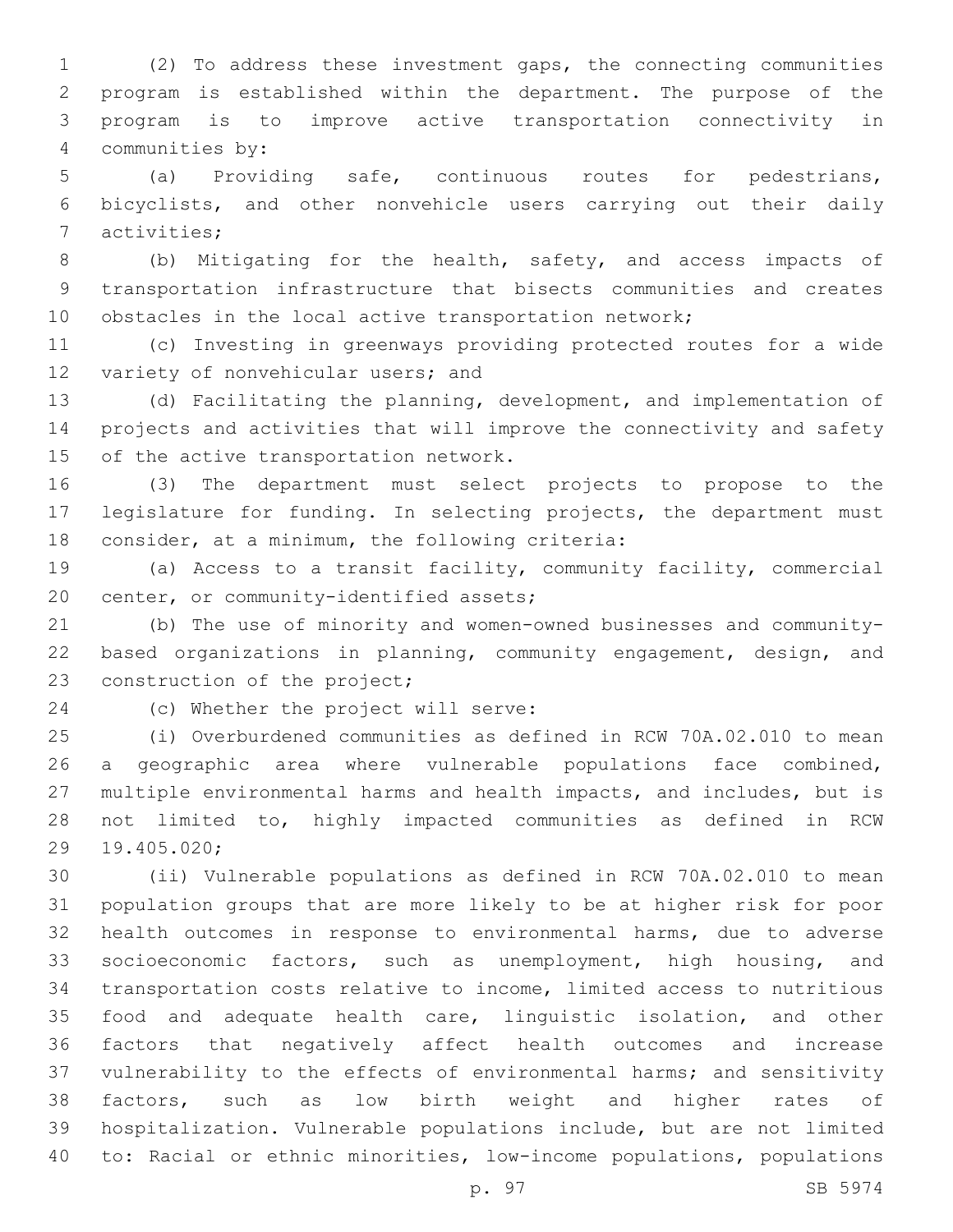(2) To address these investment gaps, the connecting communities program is established within the department. The purpose of the program is to improve active transportation connectivity in communities by:

(a) Providing safe, continuous routes for pedestrians, bicyclists, and other nonvehicle users carrying out their daily activities;

(b) Mitigating for the health, safety, and access impacts of transportation infrastructure that bisects communities and creates obstacles in the local active transportation network;

(c) Investing in greenways providing protected routes for a wide variety of nonvehicular users; and

(d) Facilitating the planning, development, and implementation of projects and activities that will improve the connectivity and safety of the active transportation network.

(3) The department must select projects to propose to the legislature for funding. In selecting projects, the department must consider, at a minimum, the following criteria:

(a) Access to a transit facility, community facility, commercial center, or community-identified assets;

(b) The use of minority and women-owned businesses and community-based organizations in planning, community engagement, design, and construction of the project;

(c) Whether the project will serve:

(i) Overburdened communities as defined in RCW 70A.02.010 to mean a geographic area where vulnerable populations face combined, multiple environmental harms and health impacts, and includes, but is not limited to, highly impacted communities as defined in RCW 19.405.020;

(ii) Vulnerable populations as defined in RCW 70A.02.010 to mean population groups that are more likely to be at higher risk for poor health outcomes in response to environmental harms, due to adverse socioeconomic factors, such as unemployment, high housing, and transportation costs relative to income, limited access to nutritious food and adequate health care, linguistic isolation, and other factors that negatively affect health outcomes and increase vulnerability to the effects of environmental harms; and sensitivity factors, such as low birth weight and higher rates of hospitalization. Vulnerable populations include, but are not limited to: Racial or ethnic minorities, low-income populations, populations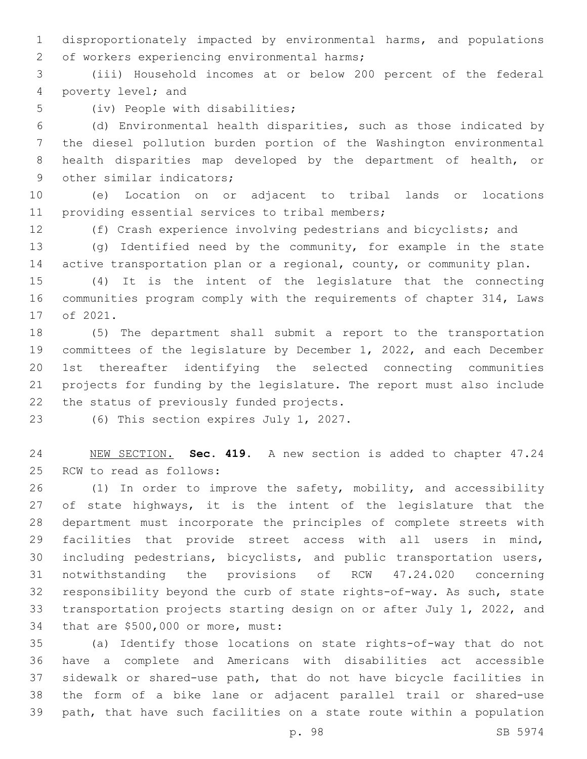disproportionately impacted by environmental harms, and populations of workers experiencing environmental harms;

(iii) Household incomes at or below 200 percent of the federal poverty level; and

(iv) People with disabilities;

(d) Environmental health disparities, such as those indicated by the diesel pollution burden portion of the Washington environmental health disparities map developed by the department of health, or other similar indicators;

(e) Location on or adjacent to tribal lands or locations providing essential services to tribal members;

(f) Crash experience involving pedestrians and bicyclists; and

(g) Identified need by the community, for example in the state active transportation plan or a regional, county, or community plan.

(4) It is the intent of the legislature that the connecting communities program comply with the requirements of chapter 314, Laws of 2021.

(5) The department shall submit a report to the transportation committees of the legislature by December 1, 2022, and each December 1st thereafter identifying the selected connecting communities projects for funding by the legislature. The report must also include the status of previously funded projects.

(6) This section expires July 1, 2027.

NEW SECTION. **Sec. 419.** A new section is added to chapter 47.24 RCW to read as follows:

(1) In order to improve the safety, mobility, and accessibility of state highways, it is the intent of the legislature that the department must incorporate the principles of complete streets with facilities that provide street access with all users in mind, including pedestrians, bicyclists, and public transportation users, notwithstanding the provisions of RCW 47.24.020 concerning responsibility beyond the curb of state rights-of-way. As such, state transportation projects starting design on or after July 1, 2022, and that are $500,000 or more, must:

(a) Identify those locations on state rights-of-way that do not have a complete and Americans with disabilities act accessible sidewalk or shared-use path, that do not have bicycle facilities in the form of a bike lane or adjacent parallel trail or shared-use path, that have such facilities on a state route within a population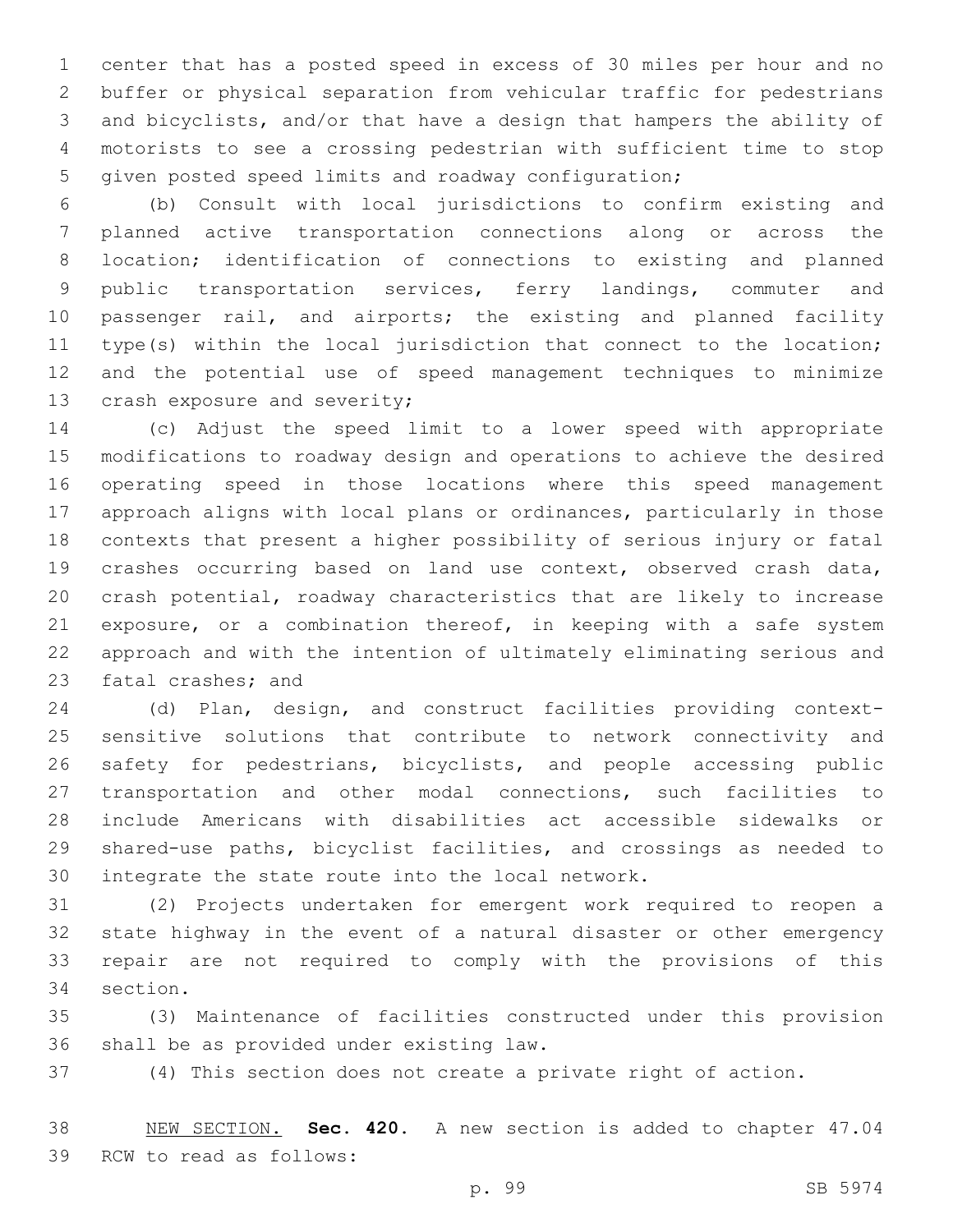center that has a posted speed in excess of 30 miles per hour and no buffer or physical separation from vehicular traffic for pedestrians and bicyclists, and/or that have a design that hampers the ability of motorists to see a crossing pedestrian with sufficient time to stop given posted speed limits and roadway configuration;

(b) Consult with local jurisdictions to confirm existing and planned active transportation connections along or across the location; identification of connections to existing and planned public transportation services, ferry landings, commuter and passenger rail, and airports; the existing and planned facility type(s) within the local jurisdiction that connect to the location; and the potential use of speed management techniques to minimize crash exposure and severity;

(c) Adjust the speed limit to a lower speed with appropriate modifications to roadway design and operations to achieve the desired operating speed in those locations where this speed management approach aligns with local plans or ordinances, particularly in those contexts that present a higher possibility of serious injury or fatal crashes occurring based on land use context, observed crash data, crash potential, roadway characteristics that are likely to increase exposure, or a combination thereof, in keeping with a safe system approach and with the intention of ultimately eliminating serious and fatal crashes; and

(d) Plan, design, and construct facilities providing context-sensitive solutions that contribute to network connectivity and safety for pedestrians, bicyclists, and people accessing public transportation and other modal connections, such facilities to include Americans with disabilities act accessible sidewalks or shared-use paths, bicyclist facilities, and crossings as needed to integrate the state route into the local network.

(2) Projects undertaken for emergent work required to reopen a state highway in the event of a natural disaster or other emergency repair are not required to comply with the provisions of this section.

(3) Maintenance of facilities constructed under this provision shall be as provided under existing law.

(4) This section does not create a private right of action.

NEW SECTION. **Sec. 420.** A new section is added to chapter 47.04 RCW to read as follows: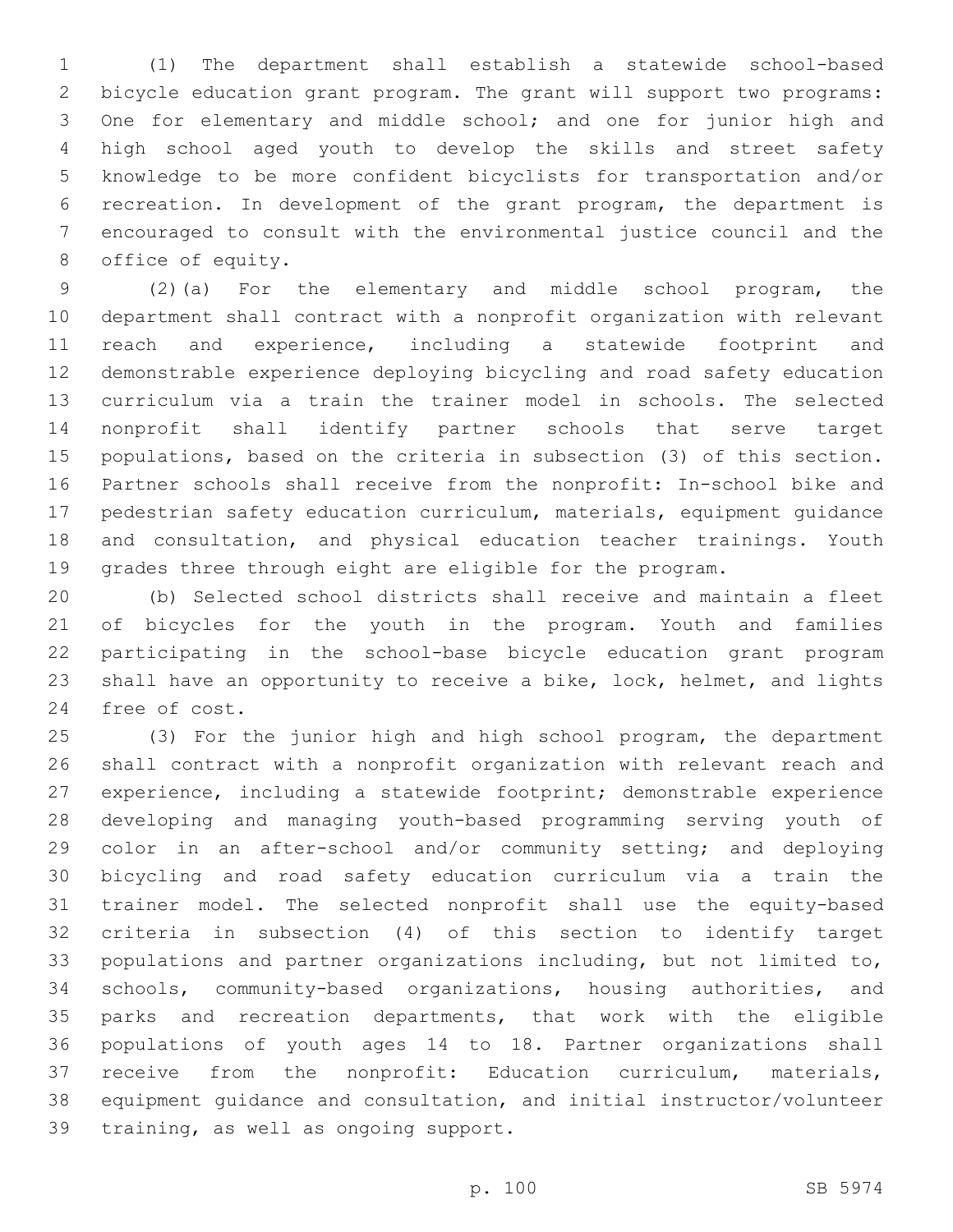(1) The department shall establish a statewide school-based bicycle education grant program. The grant will support two programs: One for elementary and middle school; and one for junior high and high school aged youth to develop the skills and street safety knowledge to be more confident bicyclists for transportation and/or recreation. In development of the grant program, the department is encouraged to consult with the environmental justice council and the office of equity.

(2)(a) For the elementary and middle school program, the department shall contract with a nonprofit organization with relevant reach and experience, including a statewide footprint and demonstrable experience deploying bicycling and road safety education curriculum via a train the trainer model in schools. The selected nonprofit shall identify partner schools that serve target populations, based on the criteria in subsection (3) of this section. Partner schools shall receive from the nonprofit: In-school bike and pedestrian safety education curriculum, materials, equipment guidance and consultation, and physical education teacher trainings. Youth grades three through eight are eligible for the program.

(b) Selected school districts shall receive and maintain a fleet of bicycles for the youth in the program. Youth and families participating in the school-base bicycle education grant program shall have an opportunity to receive a bike, lock, helmet, and lights free of cost.

(3) For the junior high and high school program, the department shall contract with a nonprofit organization with relevant reach and experience, including a statewide footprint; demonstrable experience developing and managing youth-based programming serving youth of color in an after-school and/or community setting; and deploying bicycling and road safety education curriculum via a train the trainer model. The selected nonprofit shall use the equity-based criteria in subsection (4) of this section to identify target populations and partner organizations including, but not limited to, schools, community-based organizations, housing authorities, and parks and recreation departments, that work with the eligible populations of youth ages 14 to 18. Partner organizations shall receive from the nonprofit: Education curriculum, materials, equipment guidance and consultation, and initial instructor/volunteer training, as well as ongoing support.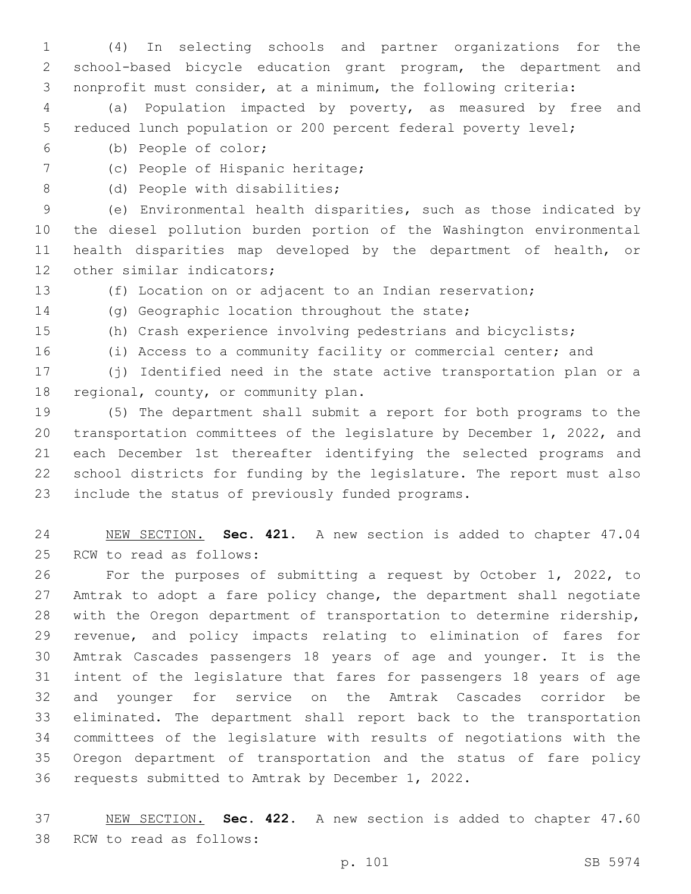(4) In selecting schools and partner organizations for the school-based bicycle education grant program, the department and nonprofit must consider, at a minimum, the following criteria:

(a) Population impacted by poverty, as measured by free and reduced lunch population or 200 percent federal poverty level;

(b) People of color;

(c) People of Hispanic heritage;

(d) People with disabilities;

(e) Environmental health disparities, such as those indicated by the diesel pollution burden portion of the Washington environmental health disparities map developed by the department of health, or other similar indicators;

(f) Location on or adjacent to an Indian reservation;

(g) Geographic location throughout the state;

(h) Crash experience involving pedestrians and bicyclists;

(i) Access to a community facility or commercial center; and

(j) Identified need in the state active transportation plan or a regional, county, or community plan.

(5) The department shall submit a report for both programs to the transportation committees of the legislature by December 1, 2022, and each December 1st thereafter identifying the selected programs and school districts for funding by the legislature. The report must also include the status of previously funded programs.

NEW SECTION. **Sec. 421.** A new section is added to chapter 47.04 RCW to read as follows:

For the purposes of submitting a request by October 1, 2022, to Amtrak to adopt a fare policy change, the department shall negotiate with the Oregon department of transportation to determine ridership, revenue, and policy impacts relating to elimination of fares for Amtrak Cascades passengers 18 years of age and younger. It is the intent of the legislature that fares for passengers 18 years of age and younger for service on the Amtrak Cascades corridor be eliminated. The department shall report back to the transportation committees of the legislature with results of negotiations with the Oregon department of transportation and the status of fare policy requests submitted to Amtrak by December 1, 2022.

NEW SECTION. **Sec. 422.** A new section is added to chapter 47.60 RCW to read as follows: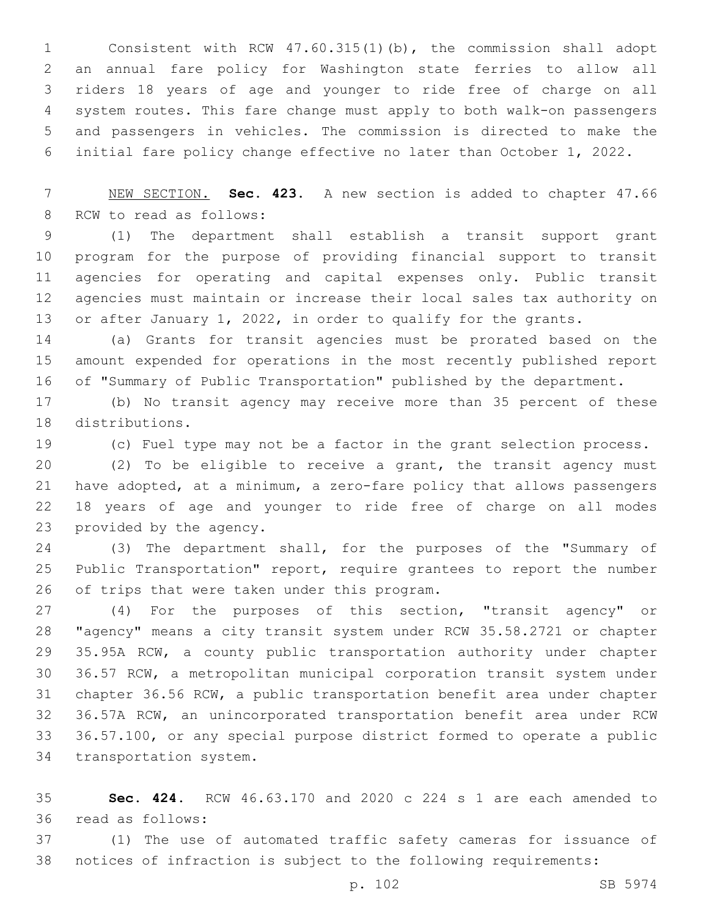Consistent with RCW 47.60.315(1)(b), the commission shall adopt an annual fare policy for Washington state ferries to allow all riders 18 years of age and younger to ride free of charge on all system routes. This fare change must apply to both walk-on passengers and passengers in vehicles. The commission is directed to make the initial fare policy change effective no later than October 1, 2022.

NEW SECTION. **Sec. 423.** A new section is added to chapter 47.66 RCW to read as follows:

(1) The department shall establish a transit support grant program for the purpose of providing financial support to transit agencies for operating and capital expenses only. Public transit agencies must maintain or increase their local sales tax authority on or after January 1, 2022, in order to qualify for the grants.

(a) Grants for transit agencies must be prorated based on the amount expended for operations in the most recently published report of "Summary of Public Transportation" published by the department.

(b) No transit agency may receive more than 35 percent of these distributions.

(c) Fuel type may not be a factor in the grant selection process.

(2) To be eligible to receive a grant, the transit agency must have adopted, at a minimum, a zero-fare policy that allows passengers 18 years of age and younger to ride free of charge on all modes provided by the agency.

(3) The department shall, for the purposes of the "Summary of Public Transportation" report, require grantees to report the number of trips that were taken under this program.

(4) For the purposes of this section, "transit agency" or "agency" means a city transit system under RCW 35.58.2721 or chapter 35.95A RCW, a county public transportation authority under chapter 36.57 RCW, a metropolitan municipal corporation transit system under chapter 36.56 RCW, a public transportation benefit area under chapter 36.57A RCW, an unincorporated transportation benefit area under RCW 36.57.100, or any special purpose district formed to operate a public transportation system.

**Sec. 424.** RCW 46.63.170 and 2020 c 224 s 1 are each amended to read as follows:

(1) The use of automated traffic safety cameras for issuance of notices of infraction is subject to the following requirements: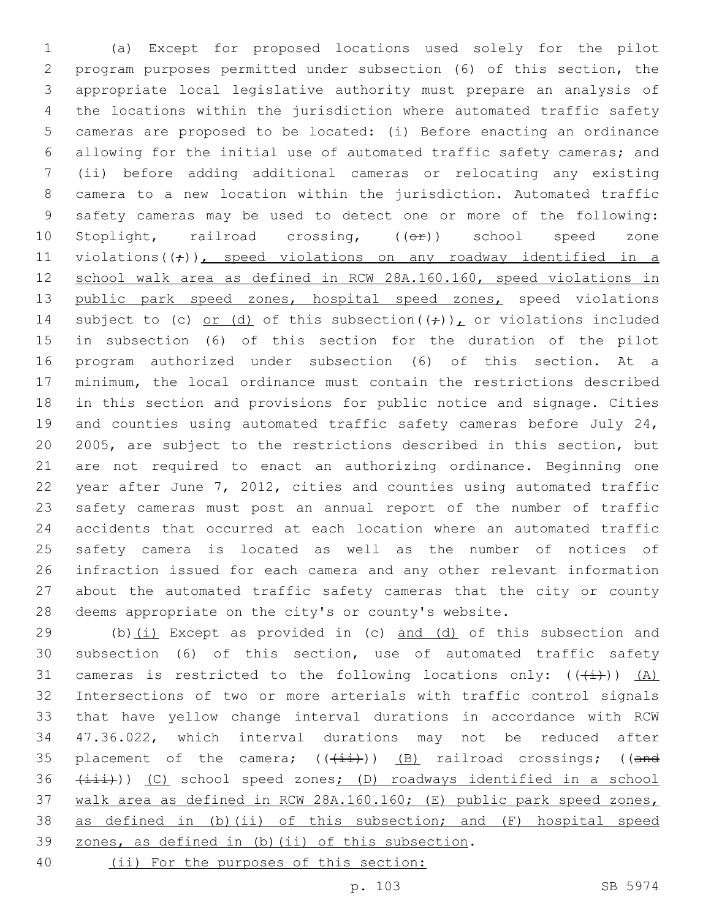(a) Except for proposed locations used solely for the pilot program purposes permitted under subsection (6) of this section, the appropriate local legislative authority must prepare an analysis of the locations within the jurisdiction where automated traffic safety cameras are proposed to be located: (i) Before enacting an ordinance allowing for the initial use of automated traffic safety cameras; and (ii) before adding additional cameras or relocating any existing camera to a new location within the jurisdiction. Automated traffic safety cameras may be used to detect one or more of the following: Stoplight, railroad crossing, ((~~or~~)) school speed zone violations((~~;~~))<u>, speed violations on any roadway identified in a school walk area as defined in RCW 28A.160.160, speed violations in public park speed zones, hospital speed zones,</u> speed violations subject to (c) <u>or (d)</u> of this subsection((~~;~~))<u>,</u> or violations included in subsection (6) of this section for the duration of the pilot program authorized under subsection (6) of this section. At a minimum, the local ordinance must contain the restrictions described in this section and provisions for public notice and signage. Cities and counties using automated traffic safety cameras before July 24, 2005, are subject to the restrictions described in this section, but are not required to enact an authorizing ordinance. Beginning one year after June 7, 2012, cities and counties using automated traffic safety cameras must post an annual report of the number of traffic accidents that occurred at each location where an automated traffic safety camera is located as well as the number of notices of infraction issued for each camera and any other relevant information about the automated traffic safety cameras that the city or county deems appropriate on the city's or county's website.

(b)<u>(i)</u> Except as provided in (c) <u>and (d)</u> of this subsection and subsection (6) of this section, use of automated traffic safety cameras is restricted to the following locations only: ((~~(i)~~)) <u>(A)</u> Intersections of two or more arterials with traffic control signals that have yellow change interval durations in accordance with RCW 47.36.022, which interval durations may not be reduced after placement of the camera; ((~~(ii)~~)) <u>(B)</u> railroad crossings; ((~~and (iii)~~)) <u>(C)</u> school speed zones<u>; (D) roadways identified in a school walk area as defined in RCW 28A.160.160; (E) public park speed zones, as defined in (b)(ii) of this subsection; and (F) hospital speed zones, as defined in (b)(ii) of this subsection</u>.

<u>(ii) For the purposes of this section:</u>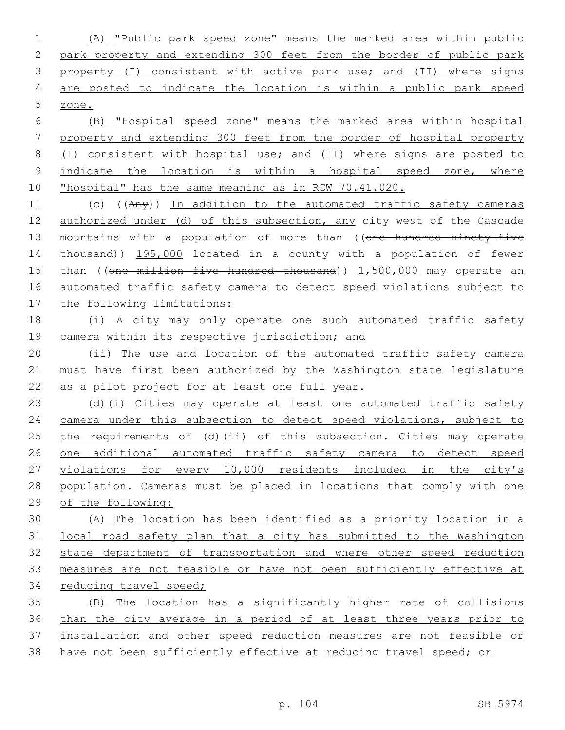(A) "Public park speed zone" means the marked area within public park property and extending 300 feet from the border of public park property (I) consistent with active park use; and (II) where signs are posted to indicate the location is within a public park speed zone.

(B) "Hospital speed zone" means the marked area within hospital property and extending 300 feet from the border of hospital property (I) consistent with hospital use; and (II) where signs are posted to indicate the location is within a hospital speed zone, where "hospital" has the same meaning as in RCW 70.41.020.

(c) ((~~Any~~)) In addition to the automated traffic safety cameras authorized under (d) of this subsection, any city west of the Cascade mountains with a population of more than ((~~one hundred ninety-five thousand~~)) 195,000 located in a county with a population of fewer than ((~~one million five hundred thousand~~)) 1,500,000 may operate an automated traffic safety camera to detect speed violations subject to the following limitations:

(i) A city may only operate one such automated traffic safety camera within its respective jurisdiction; and

(ii) The use and location of the automated traffic safety camera must have first been authorized by the Washington state legislature as a pilot project for at least one full year.

(d)(i) Cities may operate at least one automated traffic safety camera under this subsection to detect speed violations, subject to the requirements of (d)(ii) of this subsection. Cities may operate one additional automated traffic safety camera to detect speed violations for every 10,000 residents included in the city's population. Cameras must be placed in locations that comply with one of the following:

(A) The location has been identified as a priority location in a local road safety plan that a city has submitted to the Washington state department of transportation and where other speed reduction measures are not feasible or have not been sufficiently effective at reducing travel speed;

(B) The location has a significantly higher rate of collisions than the city average in a period of at least three years prior to installation and other speed reduction measures are not feasible or have not been sufficiently effective at reducing travel speed; or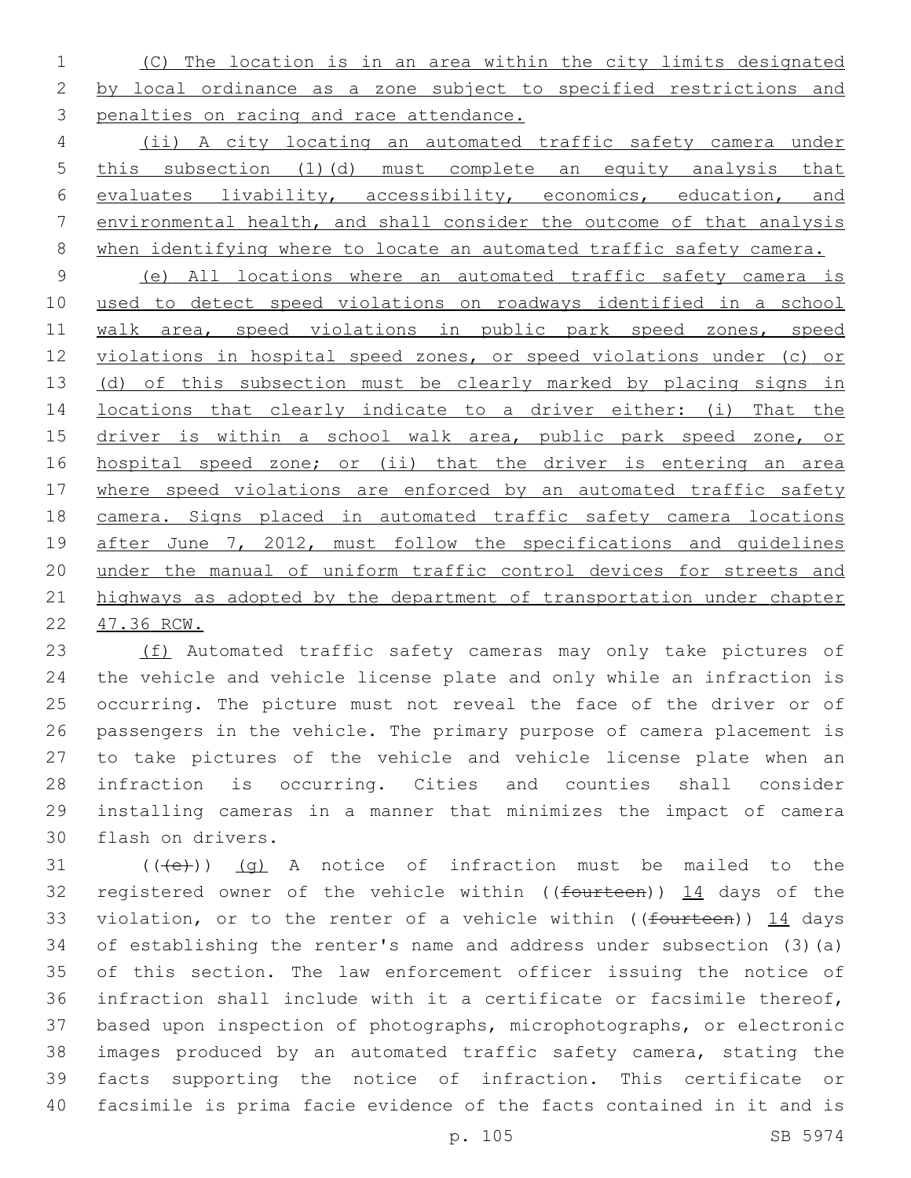(C) The location is in an area within the city limits designated by local ordinance as a zone subject to specified restrictions and penalties on racing and race attendance.

(ii) A city locating an automated traffic safety camera under this subsection (1)(d) must complete an equity analysis that evaluates livability, accessibility, economics, education, and environmental health, and shall consider the outcome of that analysis when identifying where to locate an automated traffic safety camera.

(e) All locations where an automated traffic safety camera is used to detect speed violations on roadways identified in a school walk area, speed violations in public park speed zones, speed violations in hospital speed zones, or speed violations under (c) or (d) of this subsection must be clearly marked by placing signs in locations that clearly indicate to a driver either: (i) That the driver is within a school walk area, public park speed zone, or hospital speed zone; or (ii) that the driver is entering an area where speed violations are enforced by an automated traffic safety camera. Signs placed in automated traffic safety camera locations after June 7, 2012, must follow the specifications and guidelines under the manual of uniform traffic control devices for streets and highways as adopted by the department of transportation under chapter 47.36 RCW.

(f) Automated traffic safety cameras may only take pictures of the vehicle and vehicle license plate and only while an infraction is occurring. The picture must not reveal the face of the driver or of passengers in the vehicle. The primary purpose of camera placement is to take pictures of the vehicle and vehicle license plate when an infraction is occurring. Cities and counties shall consider installing cameras in a manner that minimizes the impact of camera flash on drivers.

(((e))) (g) A notice of infraction must be mailed to the registered owner of the vehicle within ((fourteen)) 14 days of the violation, or to the renter of a vehicle within ((fourteen)) 14 days of establishing the renter's name and address under subsection (3)(a) of this section. The law enforcement officer issuing the notice of infraction shall include with it a certificate or facsimile thereof, based upon inspection of photographs, microphotographs, or electronic images produced by an automated traffic safety camera, stating the facts supporting the notice of infraction. This certificate or facsimile is prima facie evidence of the facts contained in it and is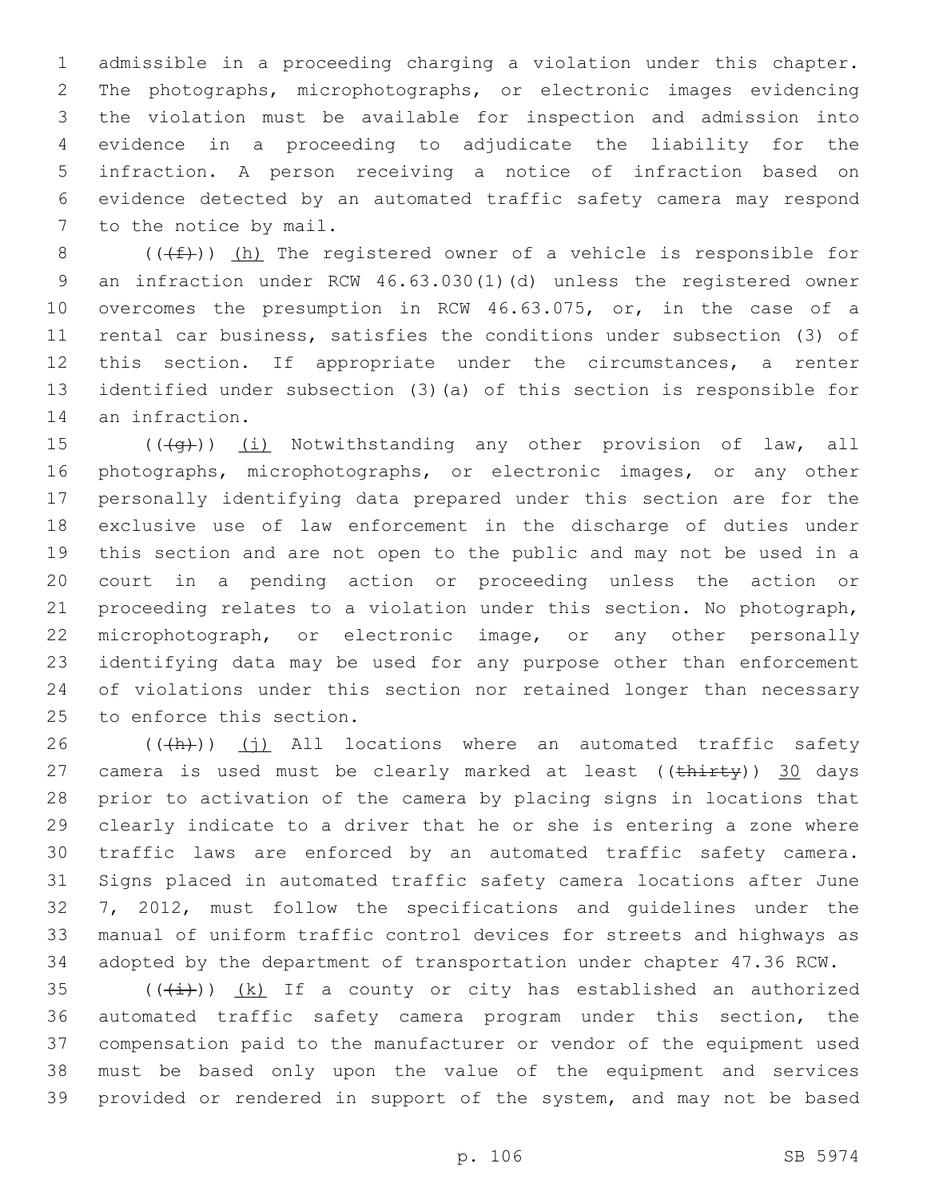admissible in a proceeding charging a violation under this chapter. The photographs, microphotographs, or electronic images evidencing the violation must be available for inspection and admission into evidence in a proceeding to adjudicate the liability for the infraction. A person receiving a notice of infraction based on evidence detected by an automated traffic safety camera may respond to the notice by mail.

(((f))) (h) The registered owner of a vehicle is responsible for an infraction under RCW 46.63.030(1)(d) unless the registered owner overcomes the presumption in RCW 46.63.075, or, in the case of a rental car business, satisfies the conditions under subsection (3) of this section. If appropriate under the circumstances, a renter identified under subsection (3)(a) of this section is responsible for an infraction.

(((g))) (i) Notwithstanding any other provision of law, all photographs, microphotographs, or electronic images, or any other personally identifying data prepared under this section are for the exclusive use of law enforcement in the discharge of duties under this section and are not open to the public and may not be used in a court in a pending action or proceeding unless the action or proceeding relates to a violation under this section. No photograph, microphotograph, or electronic image, or any other personally identifying data may be used for any purpose other than enforcement of violations under this section nor retained longer than necessary to enforce this section.

(((h))) (j) All locations where an automated traffic safety camera is used must be clearly marked at least ((thirty)) 30 days prior to activation of the camera by placing signs in locations that clearly indicate to a driver that he or she is entering a zone where traffic laws are enforced by an automated traffic safety camera. Signs placed in automated traffic safety camera locations after June 7, 2012, must follow the specifications and guidelines under the manual of uniform traffic control devices for streets and highways as adopted by the department of transportation under chapter 47.36 RCW.

(((i))) (k) If a county or city has established an authorized automated traffic safety camera program under this section, the compensation paid to the manufacturer or vendor of the equipment used must be based only upon the value of the equipment and services provided or rendered in support of the system, and may not be based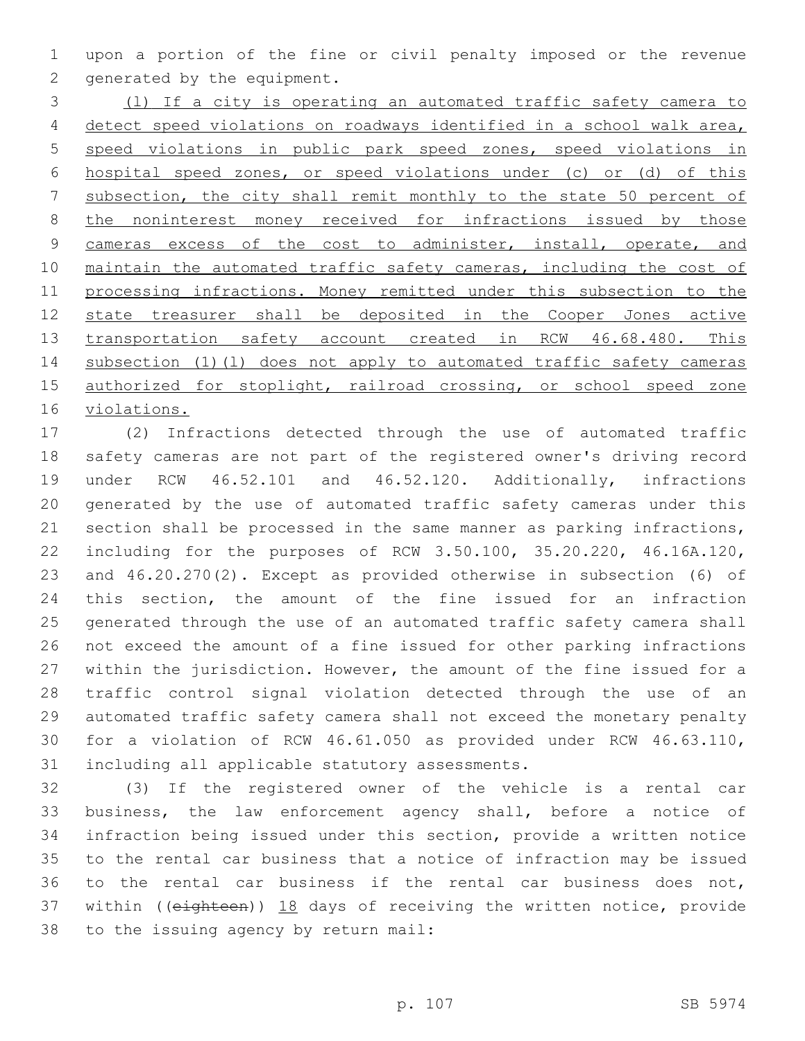upon a portion of the fine or civil penalty imposed or the revenue generated by the equipment.

(l) If a city is operating an automated traffic safety camera to detect speed violations on roadways identified in a school walk area, speed violations in public park speed zones, speed violations in hospital speed zones, or speed violations under (c) or (d) of this subsection, the city shall remit monthly to the state 50 percent of the noninterest money received for infractions issued by those cameras excess of the cost to administer, install, operate, and maintain the automated traffic safety cameras, including the cost of processing infractions. Money remitted under this subsection to the state treasurer shall be deposited in the Cooper Jones active transportation safety account created in RCW 46.68.480. This subsection (1)(l) does not apply to automated traffic safety cameras authorized for stoplight, railroad crossing, or school speed zone violations.

(2) Infractions detected through the use of automated traffic safety cameras are not part of the registered owner's driving record under RCW 46.52.101 and 46.52.120. Additionally, infractions generated by the use of automated traffic safety cameras under this section shall be processed in the same manner as parking infractions, including for the purposes of RCW 3.50.100, 35.20.220, 46.16A.120, and 46.20.270(2). Except as provided otherwise in subsection (6) of this section, the amount of the fine issued for an infraction generated through the use of an automated traffic safety camera shall not exceed the amount of a fine issued for other parking infractions within the jurisdiction. However, the amount of the fine issued for a traffic control signal violation detected through the use of an automated traffic safety camera shall not exceed the monetary penalty for a violation of RCW 46.61.050 as provided under RCW 46.63.110, including all applicable statutory assessments.

(3) If the registered owner of the vehicle is a rental car business, the law enforcement agency shall, before a notice of infraction being issued under this section, provide a written notice to the rental car business that a notice of infraction may be issued to the rental car business if the rental car business does not, within ((~~eighteen~~)) 18 days of receiving the written notice, provide to the issuing agency by return mail: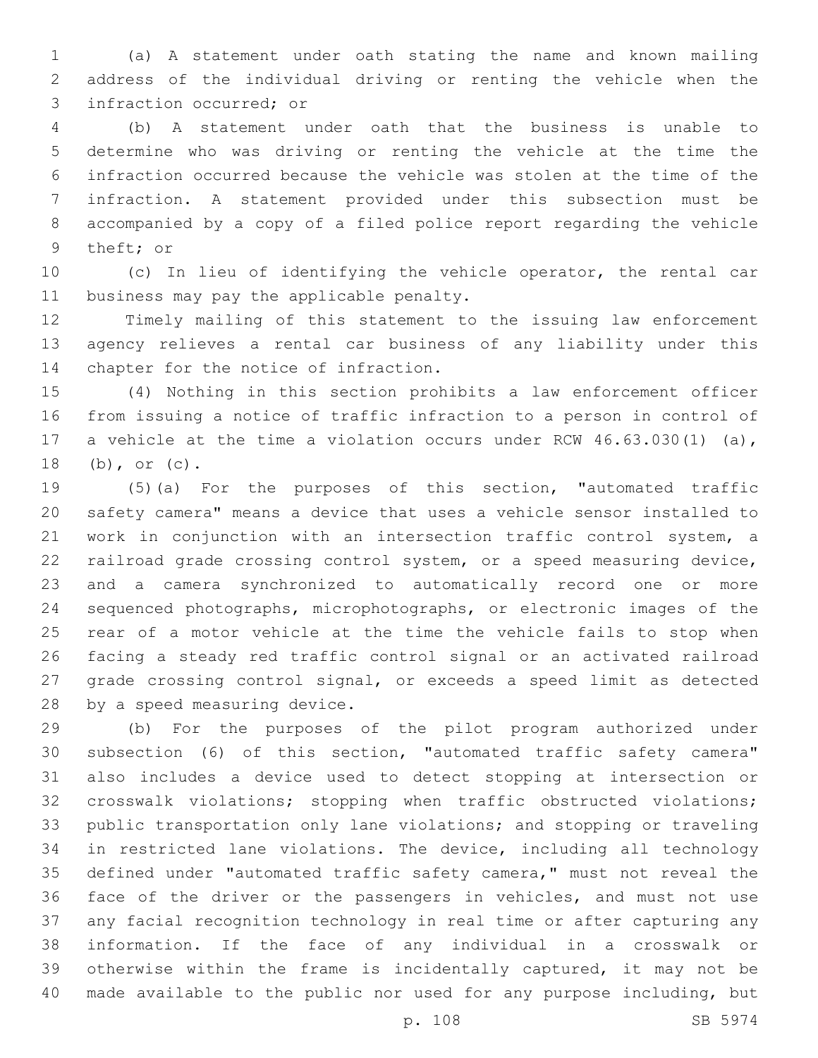(a) A statement under oath stating the name and known mailing address of the individual driving or renting the vehicle when the infraction occurred; or

(b) A statement under oath that the business is unable to determine who was driving or renting the vehicle at the time the infraction occurred because the vehicle was stolen at the time of the infraction. A statement provided under this subsection must be accompanied by a copy of a filed police report regarding the vehicle theft; or

(c) In lieu of identifying the vehicle operator, the rental car business may pay the applicable penalty.

Timely mailing of this statement to the issuing law enforcement agency relieves a rental car business of any liability under this chapter for the notice of infraction.

(4) Nothing in this section prohibits a law enforcement officer from issuing a notice of traffic infraction to a person in control of a vehicle at the time a violation occurs under RCW 46.63.030(1) (a), (b), or (c).

(5)(a) For the purposes of this section, "automated traffic safety camera" means a device that uses a vehicle sensor installed to work in conjunction with an intersection traffic control system, a railroad grade crossing control system, or a speed measuring device, and a camera synchronized to automatically record one or more sequenced photographs, microphotographs, or electronic images of the rear of a motor vehicle at the time the vehicle fails to stop when facing a steady red traffic control signal or an activated railroad grade crossing control signal, or exceeds a speed limit as detected by a speed measuring device.

(b) For the purposes of the pilot program authorized under subsection (6) of this section, "automated traffic safety camera" also includes a device used to detect stopping at intersection or crosswalk violations; stopping when traffic obstructed violations; public transportation only lane violations; and stopping or traveling in restricted lane violations. The device, including all technology defined under "automated traffic safety camera," must not reveal the face of the driver or the passengers in vehicles, and must not use any facial recognition technology in real time or after capturing any information. If the face of any individual in a crosswalk or otherwise within the frame is incidentally captured, it may not be made available to the public nor used for any purpose including, but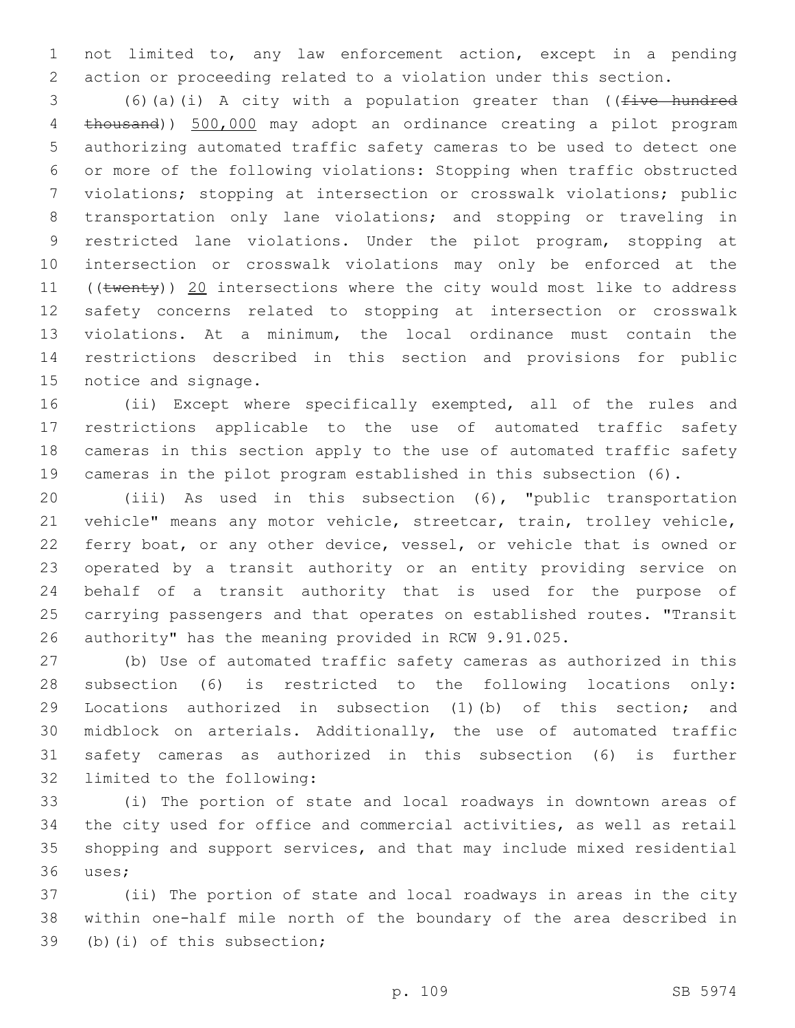not limited to, any law enforcement action, except in a pending action or proceeding related to a violation under this section.

(6)(a)(i) A city with a population greater than ((~~five hundred thousand~~)) 500,000 may adopt an ordinance creating a pilot program authorizing automated traffic safety cameras to be used to detect one or more of the following violations: Stopping when traffic obstructed violations; stopping at intersection or crosswalk violations; public transportation only lane violations; and stopping or traveling in restricted lane violations. Under the pilot program, stopping at intersection or crosswalk violations may only be enforced at the ((~~twenty~~)) 20 intersections where the city would most like to address safety concerns related to stopping at intersection or crosswalk violations. At a minimum, the local ordinance must contain the restrictions described in this section and provisions for public notice and signage.

(ii) Except where specifically exempted, all of the rules and restrictions applicable to the use of automated traffic safety cameras in this section apply to the use of automated traffic safety cameras in the pilot program established in this subsection (6).

(iii) As used in this subsection (6), "public transportation vehicle" means any motor vehicle, streetcar, train, trolley vehicle, ferry boat, or any other device, vessel, or vehicle that is owned or operated by a transit authority or an entity providing service on behalf of a transit authority that is used for the purpose of carrying passengers and that operates on established routes. "Transit authority" has the meaning provided in RCW 9.91.025.

(b) Use of automated traffic safety cameras as authorized in this subsection (6) is restricted to the following locations only: Locations authorized in subsection (1)(b) of this section; and midblock on arterials. Additionally, the use of automated traffic safety cameras as authorized in this subsection (6) is further limited to the following:

(i) The portion of state and local roadways in downtown areas of the city used for office and commercial activities, as well as retail shopping and support services, and that may include mixed residential uses;

(ii) The portion of state and local roadways in areas in the city within one-half mile north of the boundary of the area described in (b)(i) of this subsection;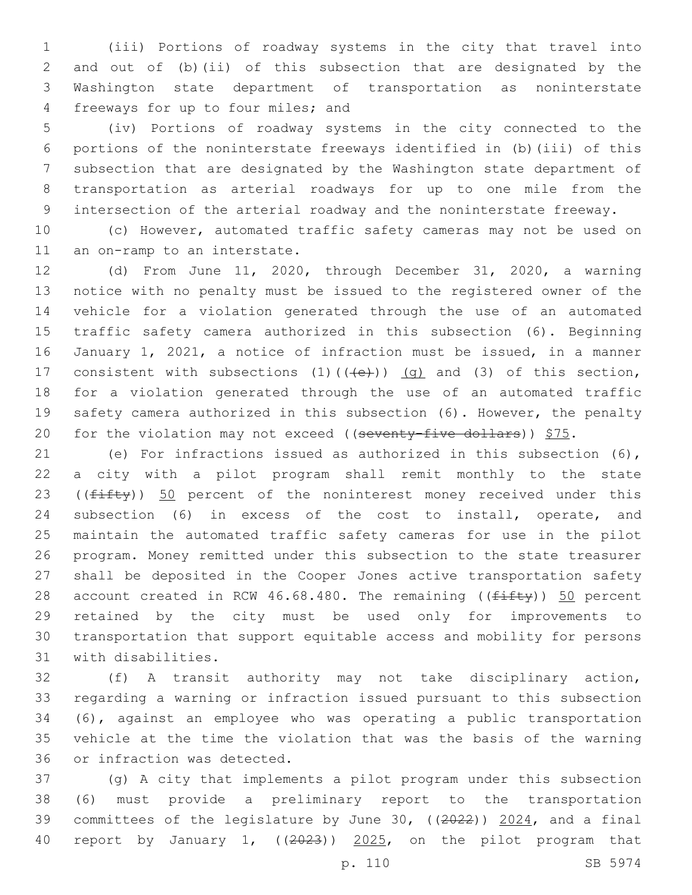(iii) Portions of roadway systems in the city that travel into and out of (b)(ii) of this subsection that are designated by the Washington state department of transportation as noninterstate freeways for up to four miles; and

(iv) Portions of roadway systems in the city connected to the portions of the noninterstate freeways identified in (b)(iii) of this subsection that are designated by the Washington state department of transportation as arterial roadways for up to one mile from the intersection of the arterial roadway and the noninterstate freeway.

(c) However, automated traffic safety cameras may not be used on an on-ramp to an interstate.

(d) From June 11, 2020, through December 31, 2020, a warning notice with no penalty must be issued to the registered owner of the vehicle for a violation generated through the use of an automated traffic safety camera authorized in this subsection (6). Beginning January 1, 2021, a notice of infraction must be issued, in a manner consistent with subsections (1)((~~(e)~~)) (g) and (3) of this section, for a violation generated through the use of an automated traffic safety camera authorized in this subsection (6). However, the penalty for the violation may not exceed ((~~seventy-five dollars~~)) $75.

(e) For infractions issued as authorized in this subsection (6), a city with a pilot program shall remit monthly to the state ((~~fifty~~)) 50 percent of the noninterest money received under this subsection (6) in excess of the cost to install, operate, and maintain the automated traffic safety cameras for use in the pilot program. Money remitted under this subsection to the state treasurer shall be deposited in the Cooper Jones active transportation safety account created in RCW 46.68.480. The remaining ((~~fifty~~)) 50 percent retained by the city must be used only for improvements to transportation that support equitable access and mobility for persons with disabilities.

(f) A transit authority may not take disciplinary action, regarding a warning or infraction issued pursuant to this subsection (6), against an employee who was operating a public transportation vehicle at the time the violation that was the basis of the warning or infraction was detected.

(g) A city that implements a pilot program under this subsection (6) must provide a preliminary report to the transportation committees of the legislature by June 30, ((~~2022~~)) 2024, and a final report by January 1, ((~~2023~~)) 2025, on the pilot program that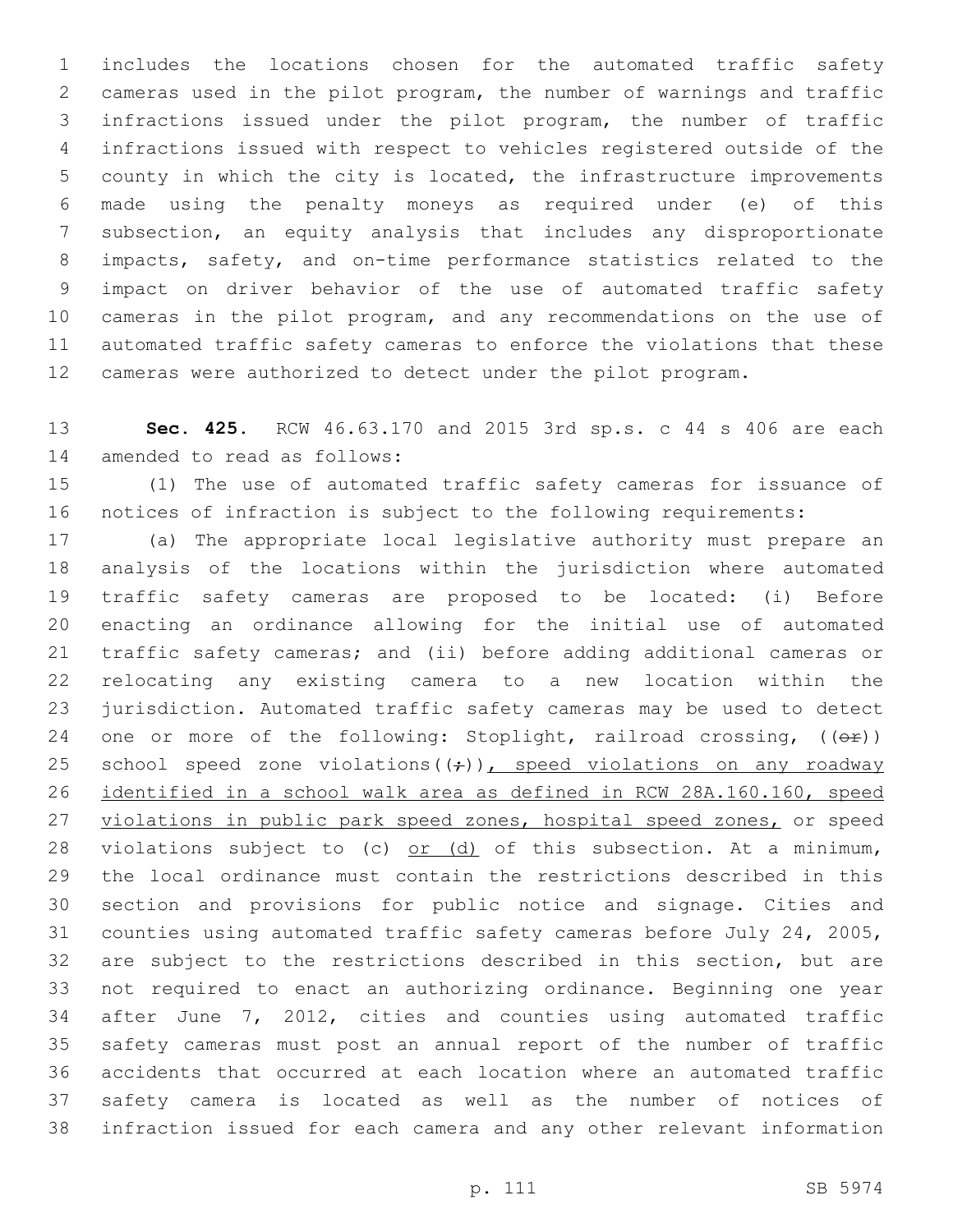includes the locations chosen for the automated traffic safety cameras used in the pilot program, the number of warnings and traffic infractions issued under the pilot program, the number of traffic infractions issued with respect to vehicles registered outside of the county in which the city is located, the infrastructure improvements made using the penalty moneys as required under (e) of this subsection, an equity analysis that includes any disproportionate impacts, safety, and on-time performance statistics related to the impact on driver behavior of the use of automated traffic safety cameras in the pilot program, and any recommendations on the use of automated traffic safety cameras to enforce the violations that these cameras were authorized to detect under the pilot program.

**Sec. 425.** RCW 46.63.170 and 2015 3rd sp.s. c 44 s 406 are each amended to read as follows:

(1) The use of automated traffic safety cameras for issuance of notices of infraction is subject to the following requirements:

(a) The appropriate local legislative authority must prepare an analysis of the locations within the jurisdiction where automated traffic safety cameras are proposed to be located: (i) Before enacting an ordinance allowing for the initial use of automated traffic safety cameras; and (ii) before adding additional cameras or relocating any existing camera to a new location within the jurisdiction. Automated traffic safety cameras may be used to detect one or more of the following: Stoplight, railroad crossing, ((~~or~~)) school speed zone violations((~~;~~)), <u>speed violations on any roadway identified in a school walk area as defined in RCW 28A.160.160, speed violations in public park speed zones, hospital speed zones,</u> or speed violations subject to (c) <u>or (d)</u> of this subsection. At a minimum, the local ordinance must contain the restrictions described in this section and provisions for public notice and signage. Cities and counties using automated traffic safety cameras before July 24, 2005, are subject to the restrictions described in this section, but are not required to enact an authorizing ordinance. Beginning one year after June 7, 2012, cities and counties using automated traffic safety cameras must post an annual report of the number of traffic accidents that occurred at each location where an automated traffic safety camera is located as well as the number of notices of infraction issued for each camera and any other relevant information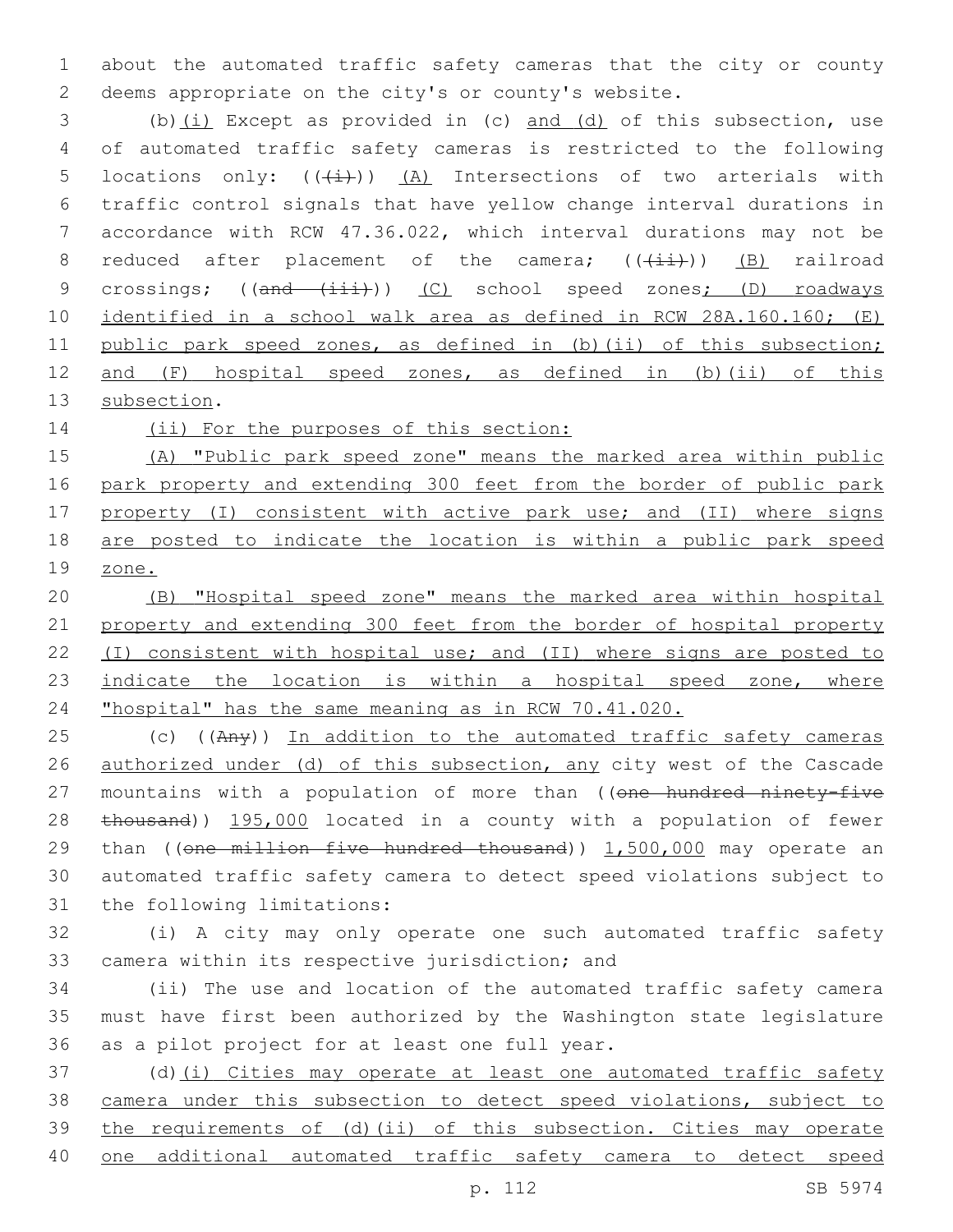about the automated traffic safety cameras that the city or county deems appropriate on the city's or county's website.

(b)(i) Except as provided in (c) and (d) of this subsection, use of automated traffic safety cameras is restricted to the following locations only: ((~~(i)~~)) (A) Intersections of two arterials with traffic control signals that have yellow change interval durations in accordance with RCW 47.36.022, which interval durations may not be reduced after placement of the camera; ((~~(ii)~~)) (B) railroad crossings; ((~~and (iii)~~)) (C) school speed zones; (D) roadways identified in a school walk area as defined in RCW 28A.160.160; (E) public park speed zones, as defined in (b)(ii) of this subsection; and (F) hospital speed zones, as defined in (b)(ii) of this subsection.

(ii) For the purposes of this section:

(A) "Public park speed zone" means the marked area within public park property and extending 300 feet from the border of public park property (I) consistent with active park use; and (II) where signs are posted to indicate the location is within a public park speed zone.

(B) "Hospital speed zone" means the marked area within hospital property and extending 300 feet from the border of hospital property (I) consistent with hospital use; and (II) where signs are posted to indicate the location is within a hospital speed zone, where "hospital" has the same meaning as in RCW 70.41.020.

(c) ((~~Any~~)) In addition to the automated traffic safety cameras authorized under (d) of this subsection, any city west of the Cascade mountains with a population of more than ((~~one hundred ninety-five thousand~~)) 195,000 located in a county with a population of fewer than ((~~one million five hundred thousand~~)) 1,500,000 may operate an automated traffic safety camera to detect speed violations subject to the following limitations:

(i) A city may only operate one such automated traffic safety camera within its respective jurisdiction; and

(ii) The use and location of the automated traffic safety camera must have first been authorized by the Washington state legislature as a pilot project for at least one full year.

(d)(i) Cities may operate at least one automated traffic safety camera under this subsection to detect speed violations, subject to the requirements of (d)(ii) of this subsection. Cities may operate one additional automated traffic safety camera to detect speed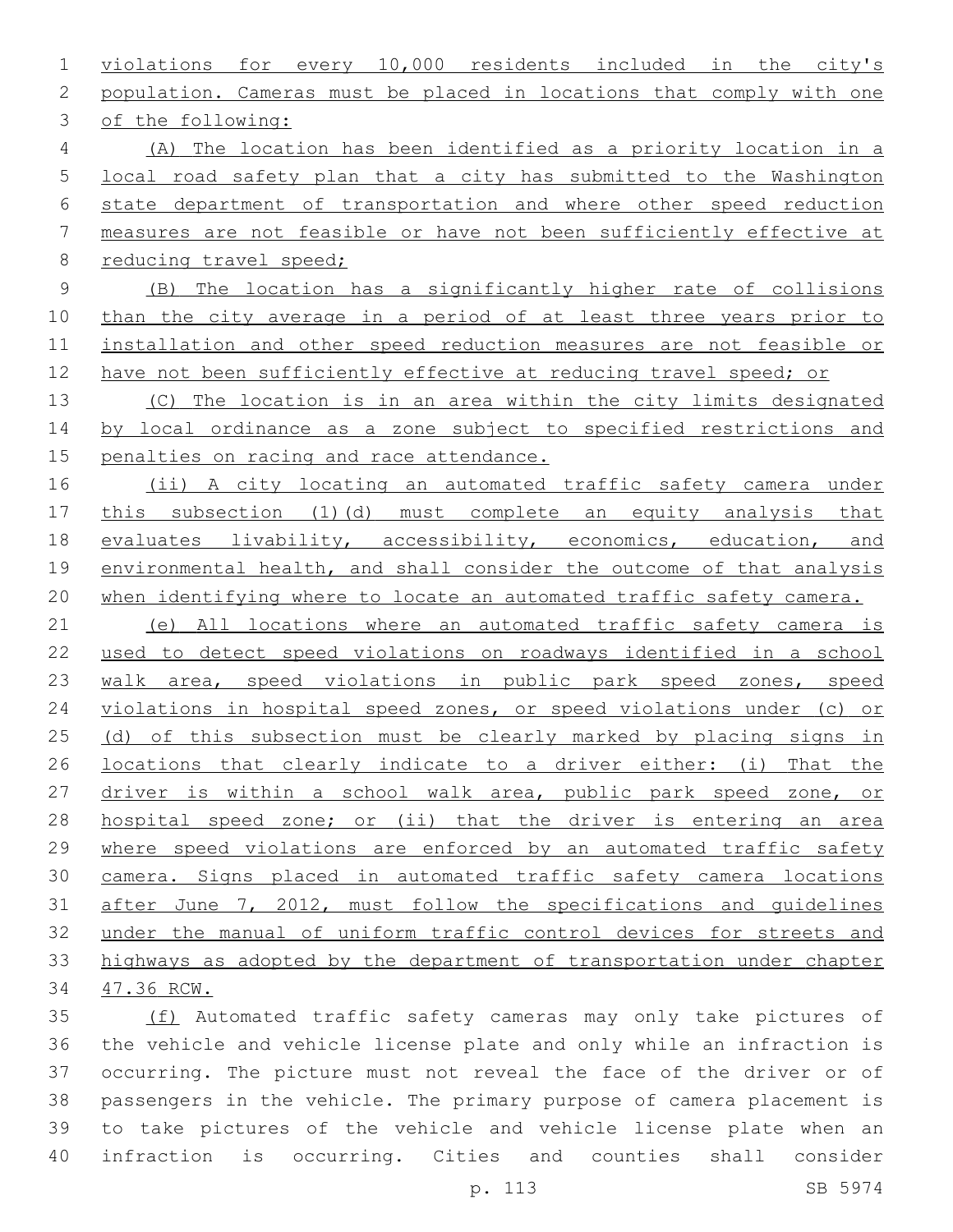violations for every 10,000 residents included in the city's population. Cameras must be placed in locations that comply with one of the following:

(A) The location has been identified as a priority location in a local road safety plan that a city has submitted to the Washington state department of transportation and where other speed reduction measures are not feasible or have not been sufficiently effective at reducing travel speed;

(B) The location has a significantly higher rate of collisions than the city average in a period of at least three years prior to installation and other speed reduction measures are not feasible or have not been sufficiently effective at reducing travel speed; or

(C) The location is in an area within the city limits designated by local ordinance as a zone subject to specified restrictions and penalties on racing and race attendance.

(ii) A city locating an automated traffic safety camera under this subsection (1)(d) must complete an equity analysis that evaluates livability, accessibility, economics, education, and environmental health, and shall consider the outcome of that analysis when identifying where to locate an automated traffic safety camera.

(e) All locations where an automated traffic safety camera is used to detect speed violations on roadways identified in a school walk area, speed violations in public park speed zones, speed violations in hospital speed zones, or speed violations under (c) or (d) of this subsection must be clearly marked by placing signs in locations that clearly indicate to a driver either: (i) That the driver is within a school walk area, public park speed zone, or hospital speed zone; or (ii) that the driver is entering an area where speed violations are enforced by an automated traffic safety camera. Signs placed in automated traffic safety camera locations after June 7, 2012, must follow the specifications and guidelines under the manual of uniform traffic control devices for streets and highways as adopted by the department of transportation under chapter 47.36 RCW.

(f) Automated traffic safety cameras may only take pictures of the vehicle and vehicle license plate and only while an infraction is occurring. The picture must not reveal the face of the driver or of passengers in the vehicle. The primary purpose of camera placement is to take pictures of the vehicle and vehicle license plate when an infraction is occurring. Cities and counties shall consider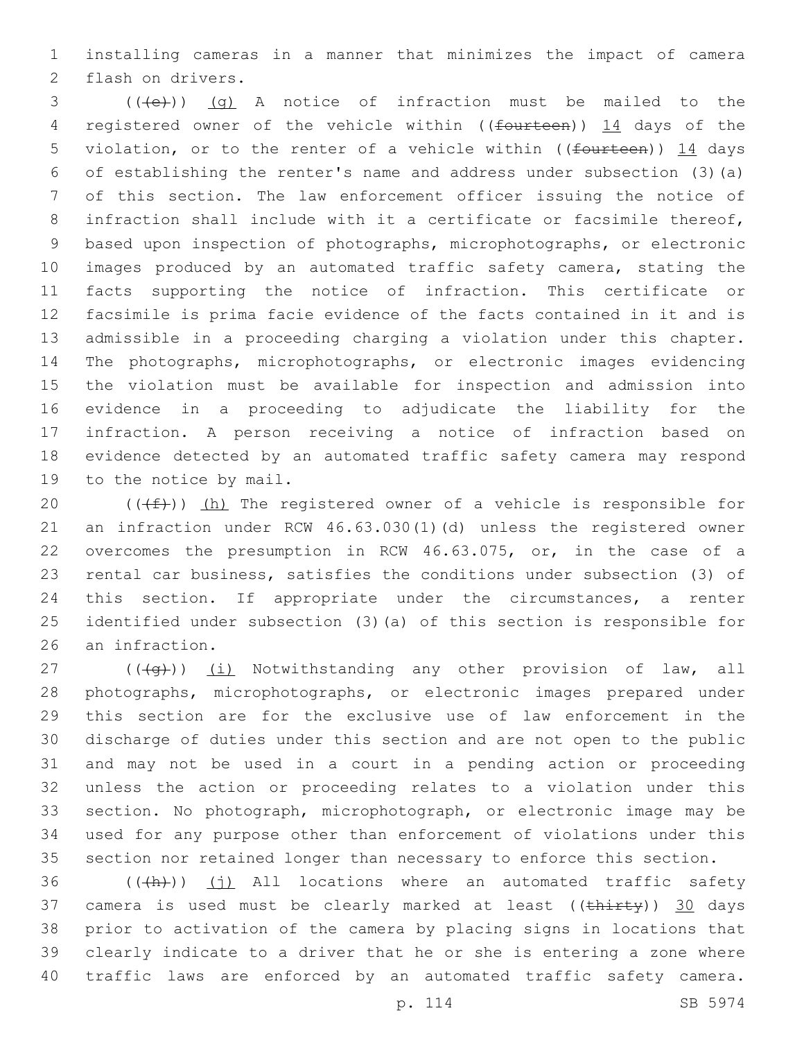installing cameras in a manner that minimizes the impact of camera flash on drivers.

((~~(e)~~)) (g) A notice of infraction must be mailed to the registered owner of the vehicle within ((~~fourteen~~)) 14 days of the violation, or to the renter of a vehicle within ((~~fourteen~~)) 14 days of establishing the renter's name and address under subsection (3)(a) of this section. The law enforcement officer issuing the notice of infraction shall include with it a certificate or facsimile thereof, based upon inspection of photographs, microphotographs, or electronic images produced by an automated traffic safety camera, stating the facts supporting the notice of infraction. This certificate or facsimile is prima facie evidence of the facts contained in it and is admissible in a proceeding charging a violation under this chapter. The photographs, microphotographs, or electronic images evidencing the violation must be available for inspection and admission into evidence in a proceeding to adjudicate the liability for the infraction. A person receiving a notice of infraction based on evidence detected by an automated traffic safety camera may respond to the notice by mail.

((~~(f)~~)) (h) The registered owner of a vehicle is responsible for an infraction under RCW 46.63.030(1)(d) unless the registered owner overcomes the presumption in RCW 46.63.075, or, in the case of a rental car business, satisfies the conditions under subsection (3) of this section. If appropriate under the circumstances, a renter identified under subsection (3)(a) of this section is responsible for an infraction.

((~~(g)~~)) (i) Notwithstanding any other provision of law, all photographs, microphotographs, or electronic images prepared under this section are for the exclusive use of law enforcement in the discharge of duties under this section and are not open to the public and may not be used in a court in a pending action or proceeding unless the action or proceeding relates to a violation under this section. No photograph, microphotograph, or electronic image may be used for any purpose other than enforcement of violations under this section nor retained longer than necessary to enforce this section.

((~~(h)~~)) (j) All locations where an automated traffic safety camera is used must be clearly marked at least ((~~thirty~~)) 30 days prior to activation of the camera by placing signs in locations that clearly indicate to a driver that he or she is entering a zone where traffic laws are enforced by an automated traffic safety camera.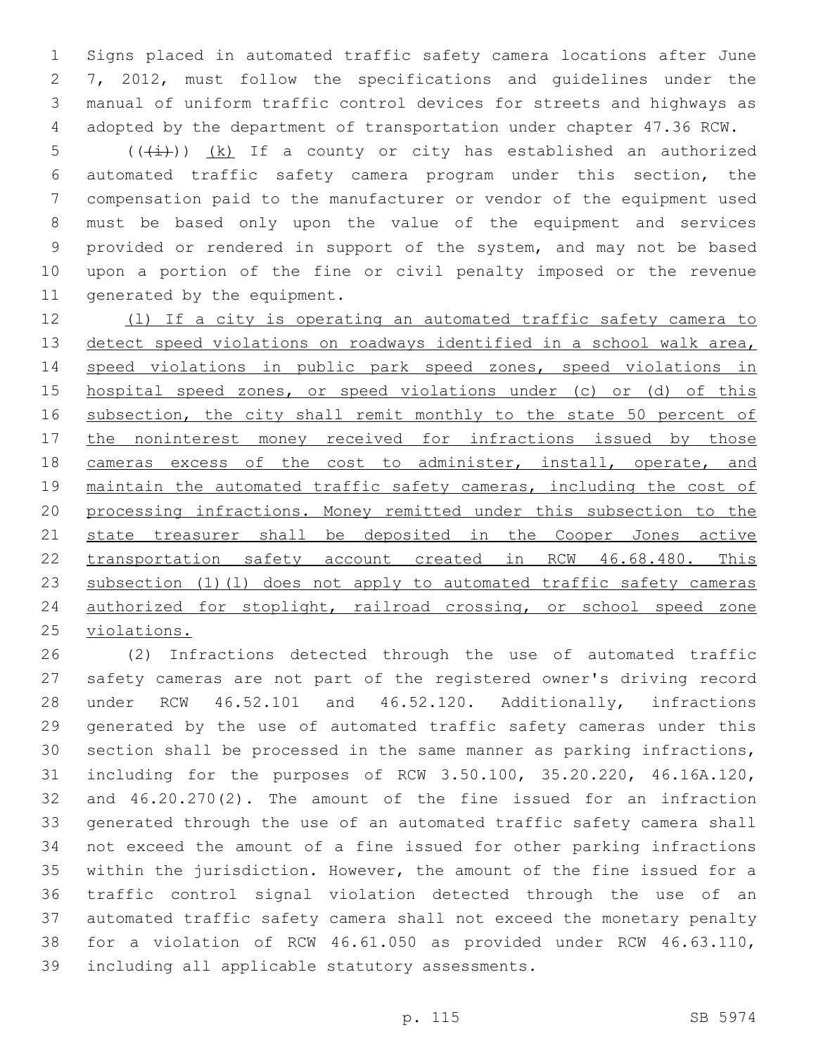Signs placed in automated traffic safety camera locations after June 7, 2012, must follow the specifications and guidelines under the manual of uniform traffic control devices for streets and highways as adopted by the department of transportation under chapter 47.36 RCW.

(((i))) (k) If a county or city has established an authorized automated traffic safety camera program under this section, the compensation paid to the manufacturer or vendor of the equipment used must be based only upon the value of the equipment and services provided or rendered in support of the system, and may not be based upon a portion of the fine or civil penalty imposed or the revenue generated by the equipment.

(l) If a city is operating an automated traffic safety camera to detect speed violations on roadways identified in a school walk area, speed violations in public park speed zones, speed violations in hospital speed zones, or speed violations under (c) or (d) of this subsection, the city shall remit monthly to the state 50 percent of the noninterest money received for infractions issued by those cameras excess of the cost to administer, install, operate, and maintain the automated traffic safety cameras, including the cost of processing infractions. Money remitted under this subsection to the state treasurer shall be deposited in the Cooper Jones active transportation safety account created in RCW 46.68.480. This subsection (1)(l) does not apply to automated traffic safety cameras authorized for stoplight, railroad crossing, or school speed zone violations.

(2) Infractions detected through the use of automated traffic safety cameras are not part of the registered owner's driving record under RCW 46.52.101 and 46.52.120. Additionally, infractions generated by the use of automated traffic safety cameras under this section shall be processed in the same manner as parking infractions, including for the purposes of RCW 3.50.100, 35.20.220, 46.16A.120, and 46.20.270(2). The amount of the fine issued for an infraction generated through the use of an automated traffic safety camera shall not exceed the amount of a fine issued for other parking infractions within the jurisdiction. However, the amount of the fine issued for a traffic control signal violation detected through the use of an automated traffic safety camera shall not exceed the monetary penalty for a violation of RCW 46.61.050 as provided under RCW 46.63.110, including all applicable statutory assessments.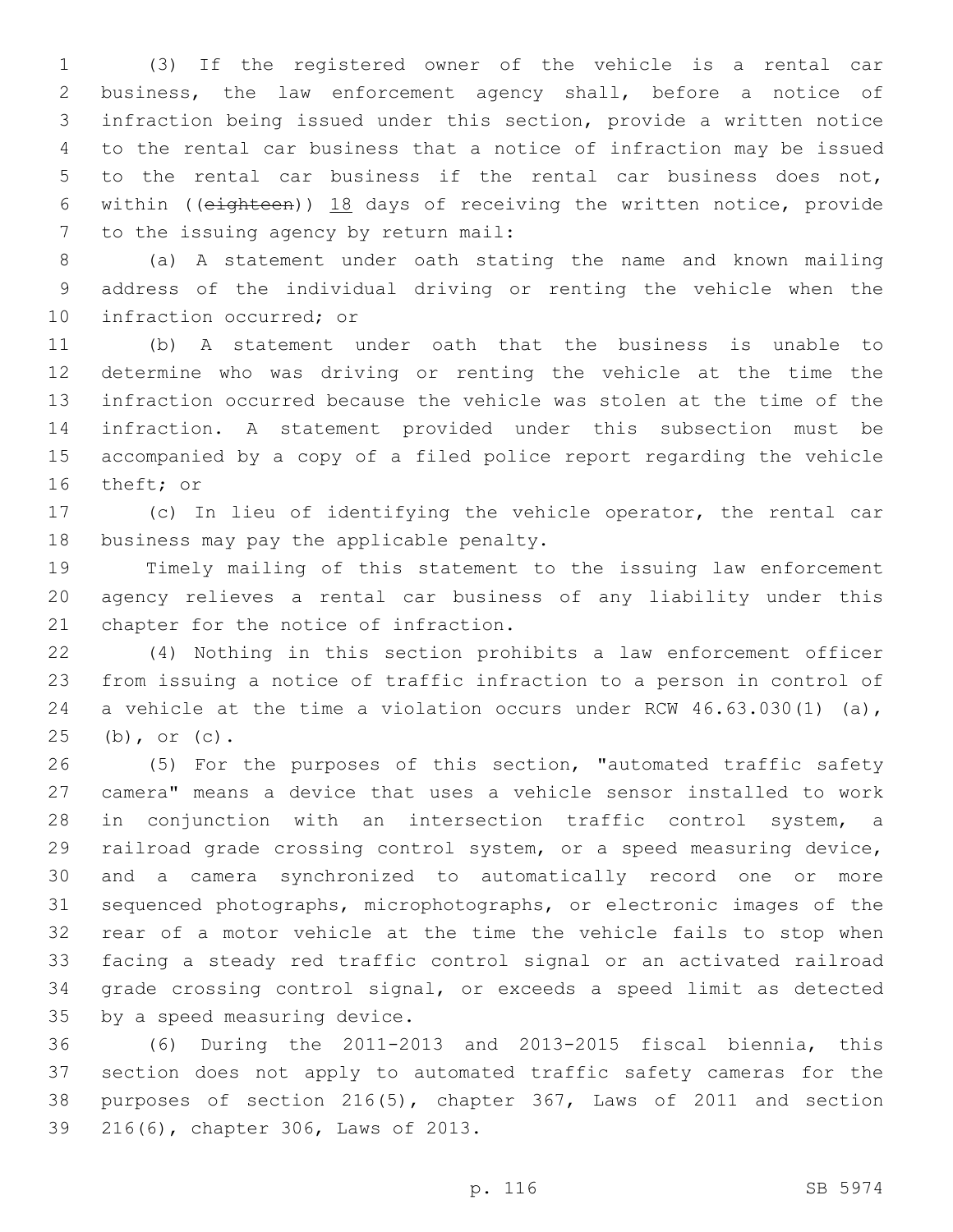(3) If the registered owner of the vehicle is a rental car business, the law enforcement agency shall, before a notice of infraction being issued under this section, provide a written notice to the rental car business that a notice of infraction may be issued to the rental car business if the rental car business does not, within ((~~eighteen~~)) 18 days of receiving the written notice, provide to the issuing agency by return mail:

(a) A statement under oath stating the name and known mailing address of the individual driving or renting the vehicle when the infraction occurred; or

(b) A statement under oath that the business is unable to determine who was driving or renting the vehicle at the time the infraction occurred because the vehicle was stolen at the time of the infraction. A statement provided under this subsection must be accompanied by a copy of a filed police report regarding the vehicle theft; or

(c) In lieu of identifying the vehicle operator, the rental car business may pay the applicable penalty.

Timely mailing of this statement to the issuing law enforcement agency relieves a rental car business of any liability under this chapter for the notice of infraction.

(4) Nothing in this section prohibits a law enforcement officer from issuing a notice of traffic infraction to a person in control of a vehicle at the time a violation occurs under RCW 46.63.030(1) (a), (b), or (c).

(5) For the purposes of this section, "automated traffic safety camera" means a device that uses a vehicle sensor installed to work in conjunction with an intersection traffic control system, a railroad grade crossing control system, or a speed measuring device, and a camera synchronized to automatically record one or more sequenced photographs, microphotographs, or electronic images of the rear of a motor vehicle at the time the vehicle fails to stop when facing a steady red traffic control signal or an activated railroad grade crossing control signal, or exceeds a speed limit as detected by a speed measuring device.

(6) During the 2011-2013 and 2013-2015 fiscal biennia, this section does not apply to automated traffic safety cameras for the purposes of section 216(5), chapter 367, Laws of 2011 and section 216(6), chapter 306, Laws of 2013.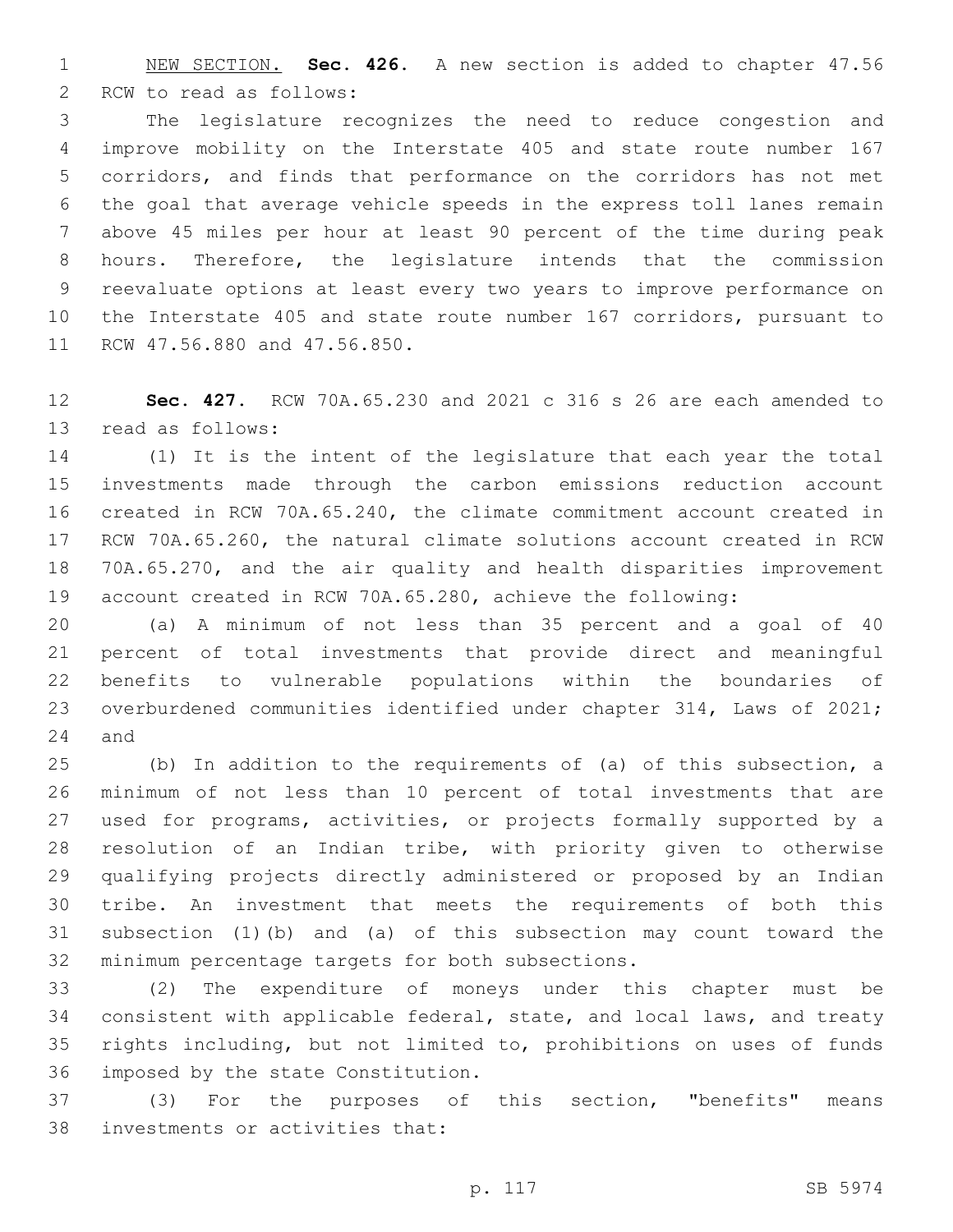NEW SECTION. **Sec. 426.** A new section is added to chapter 47.56 RCW to read as follows:

The legislature recognizes the need to reduce congestion and improve mobility on the Interstate 405 and state route number 167 corridors, and finds that performance on the corridors has not met the goal that average vehicle speeds in the express toll lanes remain above 45 miles per hour at least 90 percent of the time during peak hours. Therefore, the legislature intends that the commission reevaluate options at least every two years to improve performance on the Interstate 405 and state route number 167 corridors, pursuant to RCW 47.56.880 and 47.56.850.

**Sec. 427.** RCW 70A.65.230 and 2021 c 316 s 26 are each amended to read as follows:

(1) It is the intent of the legislature that each year the total investments made through the carbon emissions reduction account created in RCW 70A.65.240, the climate commitment account created in RCW 70A.65.260, the natural climate solutions account created in RCW 70A.65.270, and the air quality and health disparities improvement account created in RCW 70A.65.280, achieve the following:

(a) A minimum of not less than 35 percent and a goal of 40 percent of total investments that provide direct and meaningful benefits to vulnerable populations within the boundaries of overburdened communities identified under chapter 314, Laws of 2021; and

(b) In addition to the requirements of (a) of this subsection, a minimum of not less than 10 percent of total investments that are used for programs, activities, or projects formally supported by a resolution of an Indian tribe, with priority given to otherwise qualifying projects directly administered or proposed by an Indian tribe. An investment that meets the requirements of both this subsection (1)(b) and (a) of this subsection may count toward the minimum percentage targets for both subsections.

(2) The expenditure of moneys under this chapter must be consistent with applicable federal, state, and local laws, and treaty rights including, but not limited to, prohibitions on uses of funds imposed by the state Constitution.

(3) For the purposes of this section, "benefits" means investments or activities that: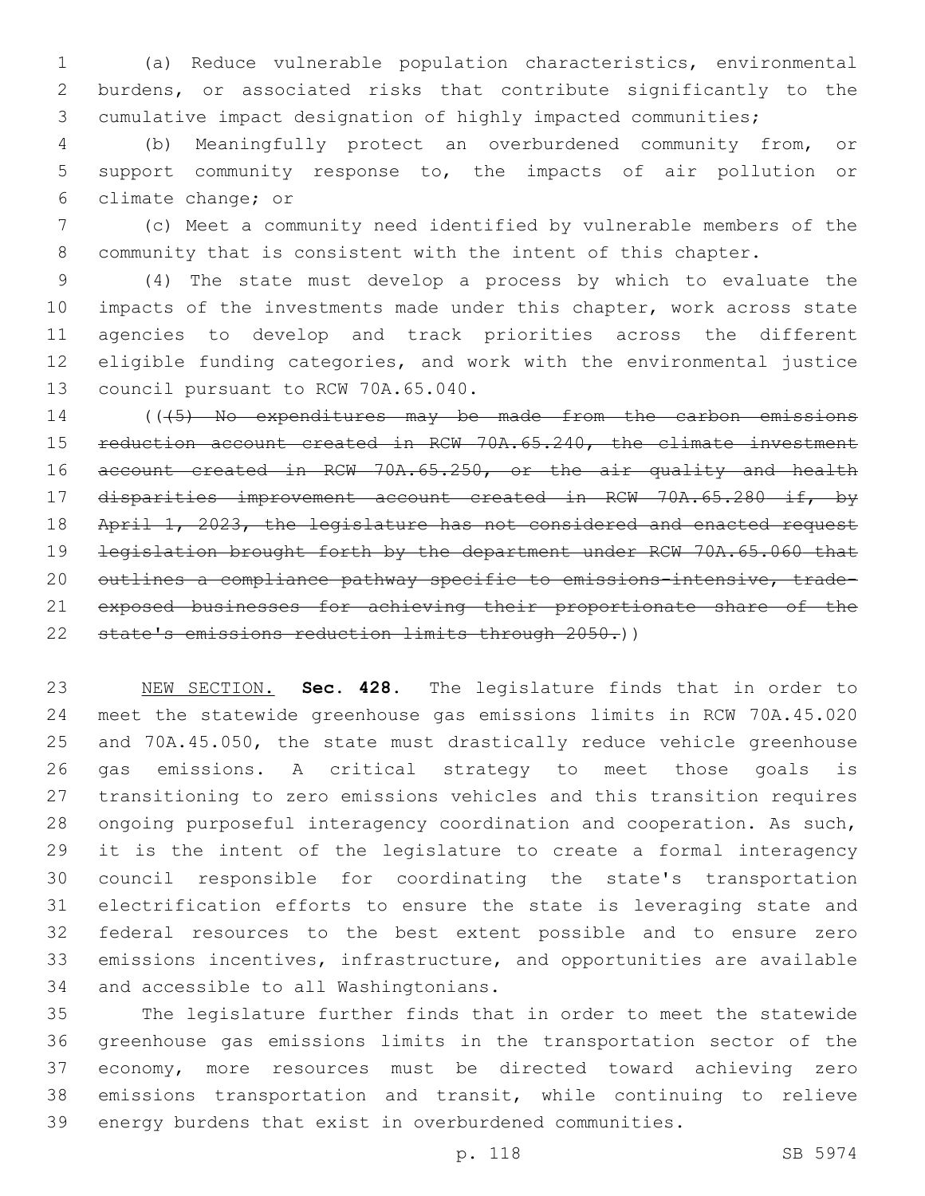(a) Reduce vulnerable population characteristics, environmental burdens, or associated risks that contribute significantly to the cumulative impact designation of highly impacted communities;

(b) Meaningfully protect an overburdened community from, or support community response to, the impacts of air pollution or climate change; or

(c) Meet a community need identified by vulnerable members of the community that is consistent with the intent of this chapter.

(4) The state must develop a process by which to evaluate the impacts of the investments made under this chapter, work across state agencies to develop and track priorities across the different eligible funding categories, and work with the environmental justice council pursuant to RCW 70A.65.040.

(( ~~(5) No expenditures may be made from the carbon emissions reduction account created in RCW 70A.65.240, the climate investment account created in RCW 70A.65.250, or the air quality and health disparities improvement account created in RCW 70A.65.280 if, by April 1, 2023, the legislature has not considered and enacted request legislation brought forth by the department under RCW 70A.65.060 that outlines a compliance pathway specific to emissions-intensive, trade-exposed businesses for achieving their proportionate share of the state's emissions reduction limits through 2050.~~ ))

NEW SECTION. **Sec. 428.** The legislature finds that in order to meet the statewide greenhouse gas emissions limits in RCW 70A.45.020 and 70A.45.050, the state must drastically reduce vehicle greenhouse gas emissions. A critical strategy to meet those goals is transitioning to zero emissions vehicles and this transition requires ongoing purposeful interagency coordination and cooperation. As such, it is the intent of the legislature to create a formal interagency council responsible for coordinating the state's transportation electrification efforts to ensure the state is leveraging state and federal resources to the best extent possible and to ensure zero emissions incentives, infrastructure, and opportunities are available and accessible to all Washingtonians.

The legislature further finds that in order to meet the statewide greenhouse gas emissions limits in the transportation sector of the economy, more resources must be directed toward achieving zero emissions transportation and transit, while continuing to relieve energy burdens that exist in overburdened communities.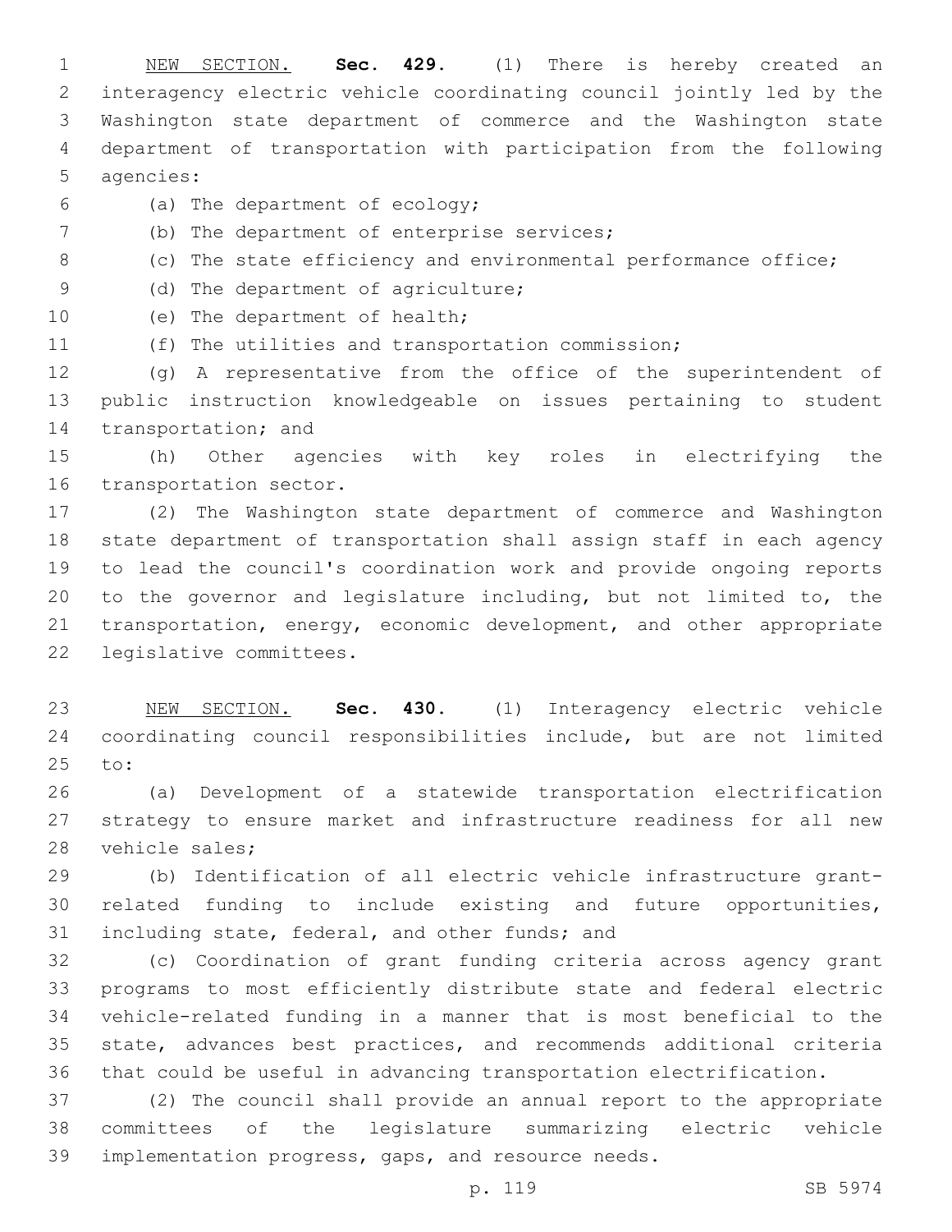NEW SECTION. **Sec. 429.** (1) There is hereby created an interagency electric vehicle coordinating council jointly led by the Washington state department of commerce and the Washington state department of transportation with participation from the following agencies:

(a) The department of ecology;

(b) The department of enterprise services;

(c) The state efficiency and environmental performance office;

(d) The department of agriculture;

(e) The department of health;

(f) The utilities and transportation commission;

(g) A representative from the office of the superintendent of public instruction knowledgeable on issues pertaining to student transportation; and

(h) Other agencies with key roles in electrifying the transportation sector.

(2) The Washington state department of commerce and Washington state department of transportation shall assign staff in each agency to lead the council's coordination work and provide ongoing reports to the governor and legislature including, but not limited to, the transportation, energy, economic development, and other appropriate legislative committees.

NEW SECTION. **Sec. 430.** (1) Interagency electric vehicle coordinating council responsibilities include, but are not limited to:

(a) Development of a statewide transportation electrification strategy to ensure market and infrastructure readiness for all new vehicle sales;

(b) Identification of all electric vehicle infrastructure grant-related funding to include existing and future opportunities, including state, federal, and other funds; and

(c) Coordination of grant funding criteria across agency grant programs to most efficiently distribute state and federal electric vehicle-related funding in a manner that is most beneficial to the state, advances best practices, and recommends additional criteria that could be useful in advancing transportation electrification.

(2) The council shall provide an annual report to the appropriate committees of the legislature summarizing electric vehicle implementation progress, gaps, and resource needs.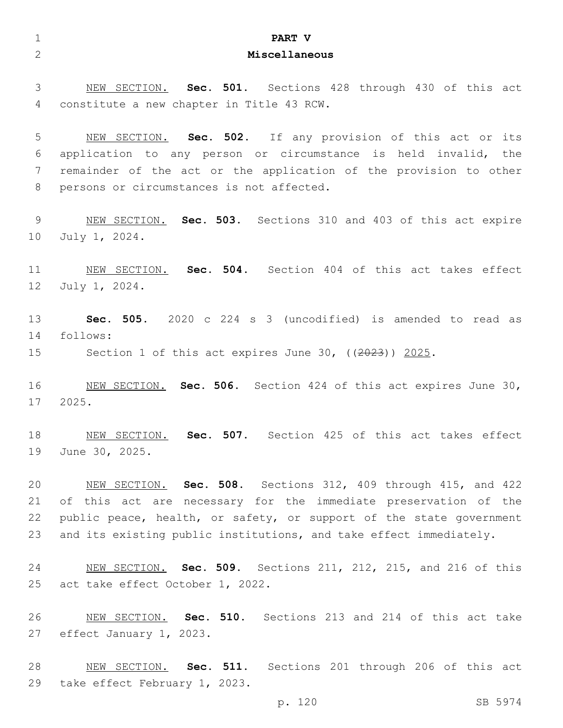# PART V
## Miscellaneous

NEW SECTION. **Sec. 501.** Sections 428 through 430 of this act constitute a new chapter in Title 43 RCW.

NEW SECTION. **Sec. 502.** If any provision of this act or its application to any person or circumstance is held invalid, the remainder of the act or the application of the provision to other persons or circumstances is not affected.

NEW SECTION. **Sec. 503.** Sections 310 and 403 of this act expire July 1, 2024.

NEW SECTION. **Sec. 504.** Section 404 of this act takes effect July 1, 2024.

**Sec. 505.** 2020 c 224 s 3 (uncodified) is amended to read as follows:

Section 1 of this act expires June 30, ((~~2023~~)) 2025.

NEW SECTION. **Sec. 506.** Section 424 of this act expires June 30, 2025.

NEW SECTION. **Sec. 507.** Section 425 of this act takes effect June 30, 2025.

NEW SECTION. **Sec. 508.** Sections 312, 409 through 415, and 422 of this act are necessary for the immediate preservation of the public peace, health, or safety, or support of the state government and its existing public institutions, and take effect immediately.

NEW SECTION. **Sec. 509.** Sections 211, 212, 215, and 216 of this act take effect October 1, 2022.

NEW SECTION. **Sec. 510.** Sections 213 and 214 of this act take effect January 1, 2023.

NEW SECTION. **Sec. 511.** Sections 201 through 206 of this act take effect February 1, 2023.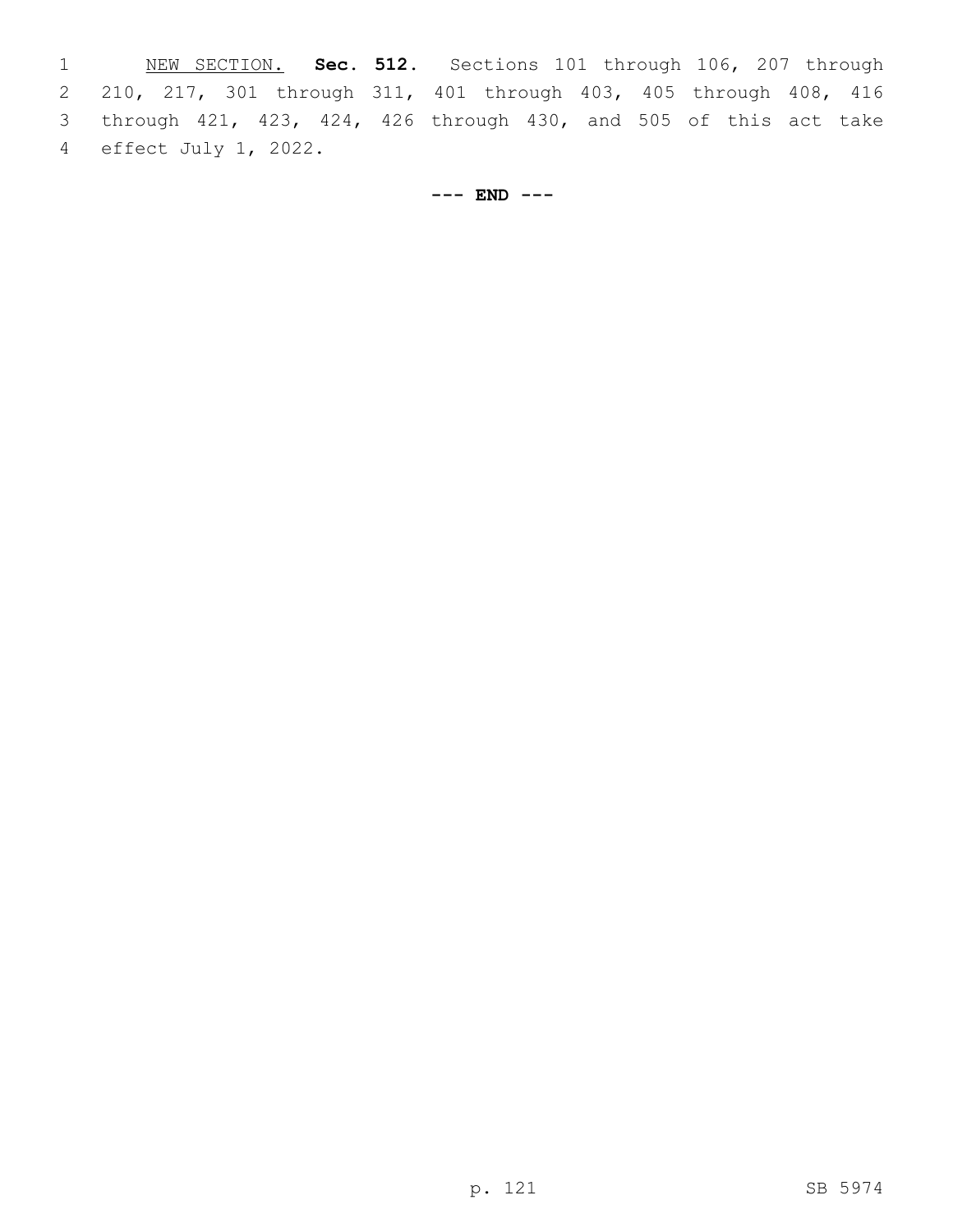NEW SECTION. **Sec. 512.** Sections 101 through 106, 207 through 210, 217, 301 through 311, 401 through 403, 405 through 408, 416 through 421, 423, 424, 426 through 430, and 505 of this act take effect July 1, 2022.

**--- END ---**